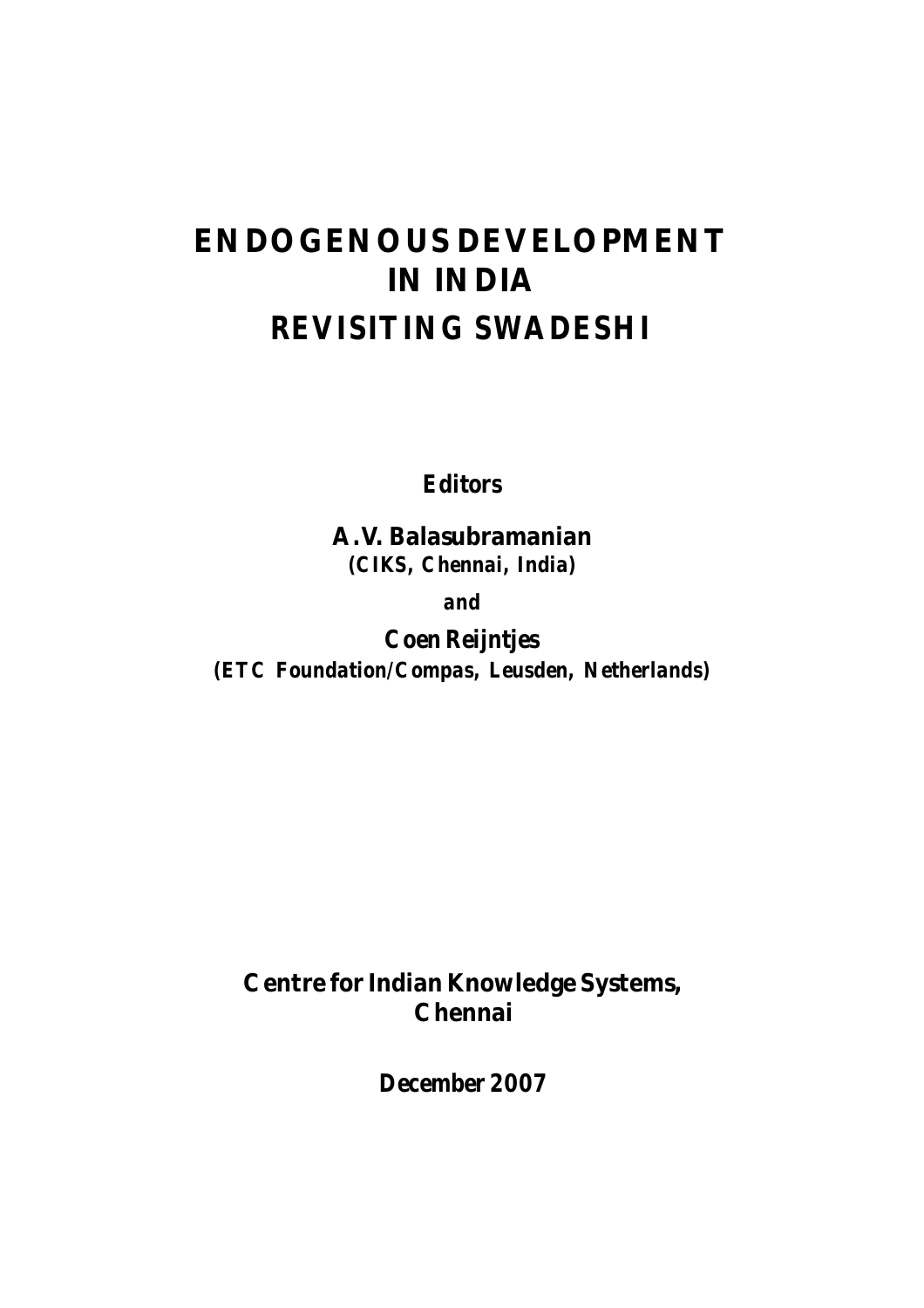# ENDOGENOUS DEVELOPMENT IN INDIA
# REVISITING SWADESHI

**Editors**

**A.V. Balasubramanian**
***(CIKS, Chennai, India)***

***and***

**Coen Reijntjes**
***(ETC Foundation/Compas, Leusden, Netherlands)***

**Centre for Indian Knowledge Systems, Chennai**

**December 2007**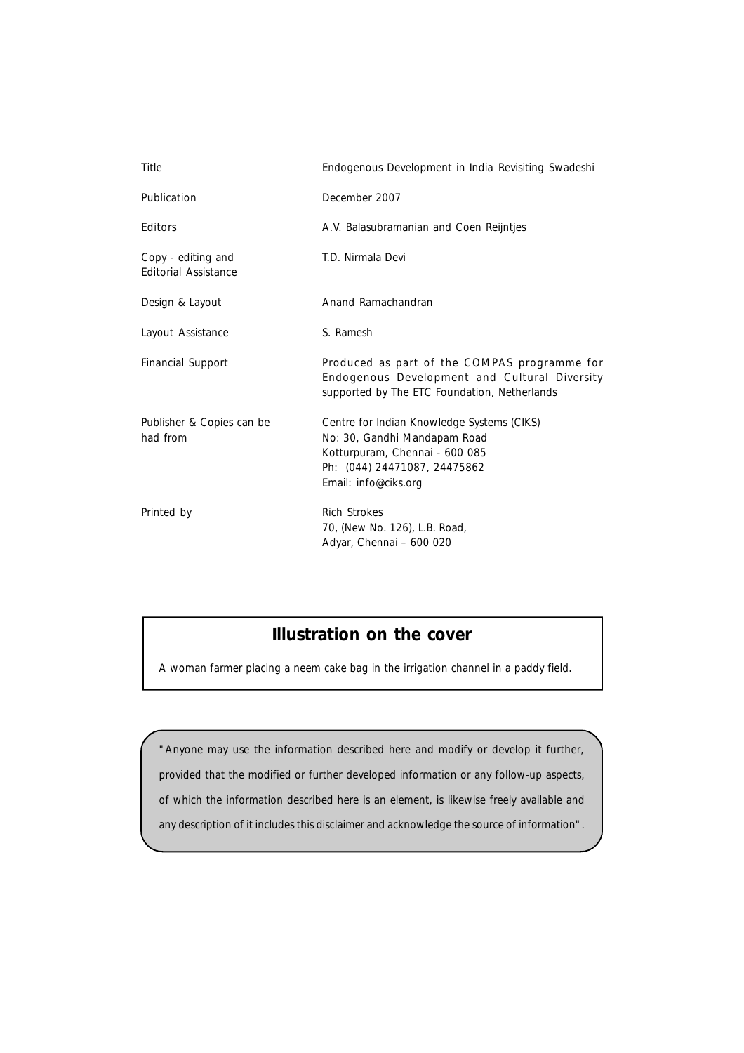| | |
|---|---|
| Title | Endogenous Development in India Revisiting Swadeshi |
| Publication | December 2007 |
| Editors | A.V. Balasubramanian and Coen Reijntjes |
| Copy - editing and Editorial Assistance | T.D. Nirmala Devi |
| Design & Layout | Anand Ramachandran |
| Layout Assistance | S. Ramesh |
| Financial Support | Produced as part of the COMPAS programme for Endogenous Development and Cultural Diversity supported by The ETC Foundation, Netherlands |
| Publisher & Copies can be had from | Centre for Indian Knowledge Systems (CIKS)<br>No: 30, Gandhi Mandapam Road<br>Kotturpuram, Chennai - 600 085<br>Ph: (044) 24471087, 24475862<br>Email: info@ciks.org |
| Printed by | Rich Strokes<br>70, (New No. 126), L.B. Road,<br>Adyar, Chennai – 600 020 |

## Illustration on the cover

A woman farmer placing a neem cake bag in the irrigation channel in a paddy field.

"Anyone may use the information described here and modify or develop it further, provided that the modified or further developed information or any follow-up aspects, of which the information described here is an element, is likewise freely available and any description of it includes this disclaimer and acknowledge the source of information".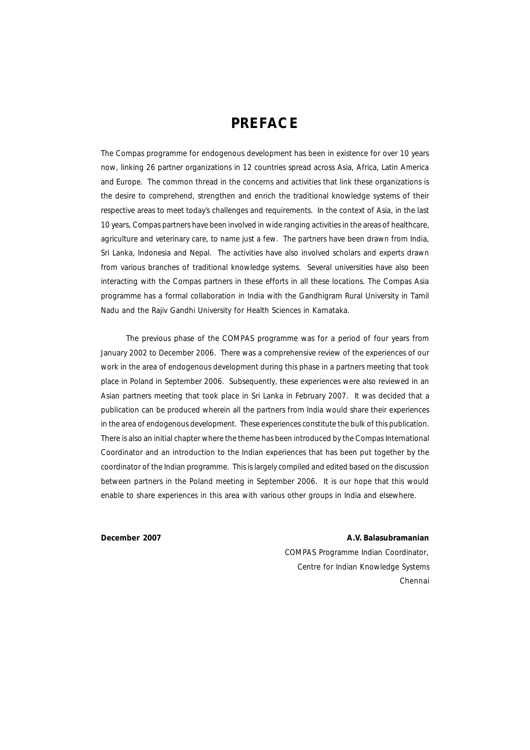# PREFACE

The Compas programme for endogenous development has been in existence for over 10 years now, linking 26 partner organizations in 12 countries spread across Asia, Africa, Latin America and Europe. The common thread in the concerns and activities that link these organizations is the desire to comprehend, strengthen and enrich the traditional knowledge systems of their respective areas to meet today's challenges and requirements. In the context of Asia, in the last 10 years, Compas partners have been involved in wide ranging activities in the areas of healthcare, agriculture and veterinary care, to name just a few. The partners have been drawn from India, Sri Lanka, Indonesia and Nepal. The activities have also involved scholars and experts drawn from various branches of traditional knowledge systems. Several universities have also been interacting with the Compas partners in these efforts in all these locations. The Compas Asia programme has a formal collaboration in India with the Gandhigram Rural University in Tamil Nadu and the Rajiv Gandhi University for Health Sciences in Karnataka.

The previous phase of the COMPAS programme was for a period of four years from January 2002 to December 2006. There was a comprehensive review of the experiences of our work in the area of endogenous development during this phase in a partners meeting that took place in Poland in September 2006. Subsequently, these experiences were also reviewed in an Asian partners meeting that took place in Sri Lanka in February 2007. It was decided that a publication can be produced wherein all the partners from India would share their experiences in the area of endogenous development. These experiences constitute the bulk of this publication. There is also an initial chapter where the theme has been introduced by the Compas International Coordinator and an introduction to the Indian experiences that has been put together by the coordinator of the Indian programme. This is largely compiled and edited based on the discussion between partners in the Poland meeting in September 2006. It is our hope that this would enable to share experiences in this area with various other groups in India and elsewhere.

**December 2007**

**A.V. Balasubramanian**
COMPAS Programme Indian Coordinator,
Centre for Indian Knowledge Systems
Chennai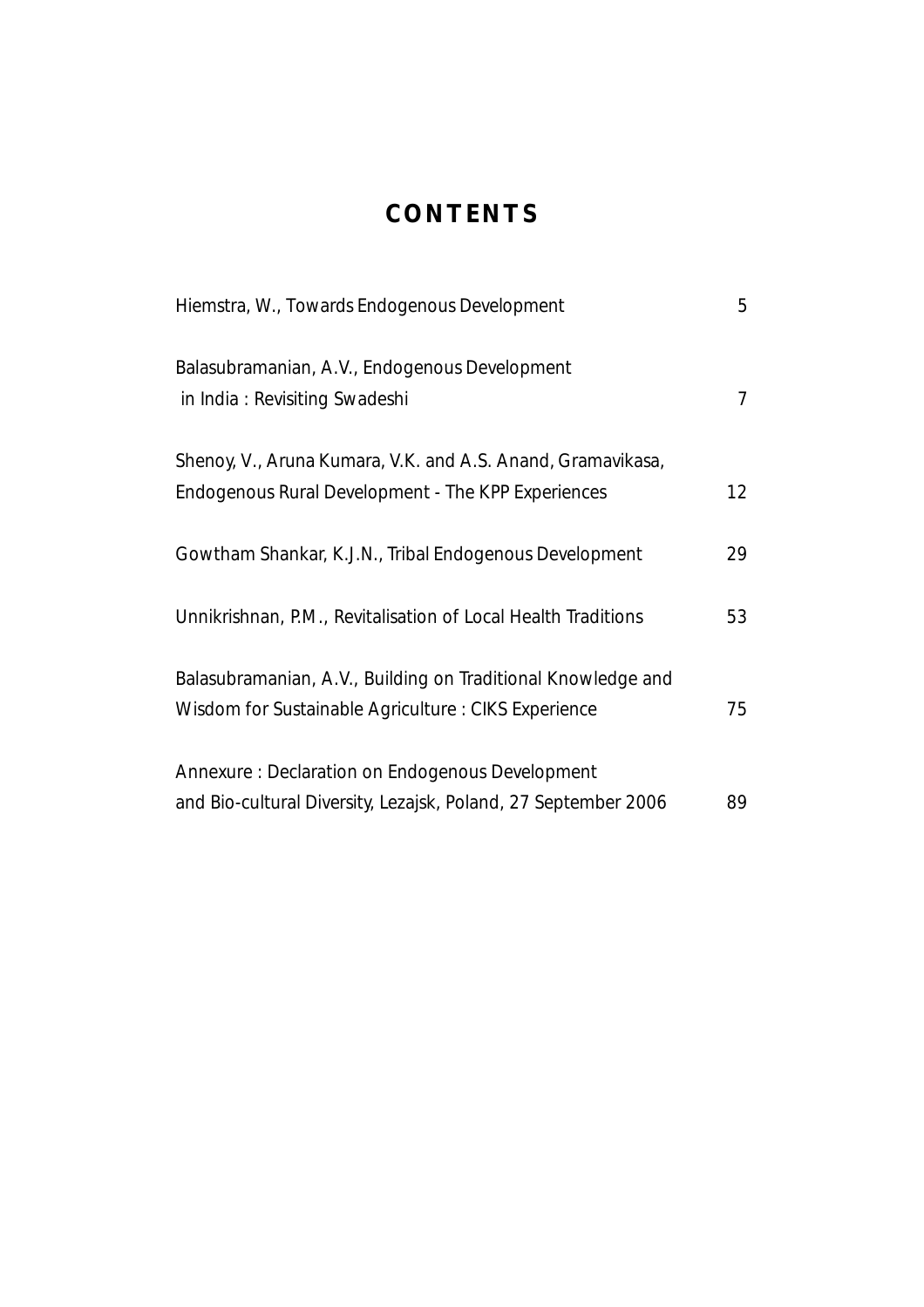# CONTENTS

| | |
|---|---|
| Hiemstra, W., Towards Endogenous Development | 5 |
| Balasubramanian, A.V., Endogenous Development in India : Revisiting Swadeshi | 7 |
| Shenoy, V., Aruna Kumara, V.K. and A.S. Anand, Gramavikasa, Endogenous Rural Development - The KPP Experiences | 12 |
| Gowtham Shankar, K.J.N., Tribal Endogenous Development | 29 |
| Unnikrishnan, P.M., Revitalisation of Local Health Traditions | 53 |
| Balasubramanian, A.V., Building on Traditional Knowledge and Wisdom for Sustainable Agriculture : CIKS Experience | 75 |
| Annexure : Declaration on Endogenous Development and Bio-cultural Diversity, Lezajsk, Poland, 27 September 2006 | 89 |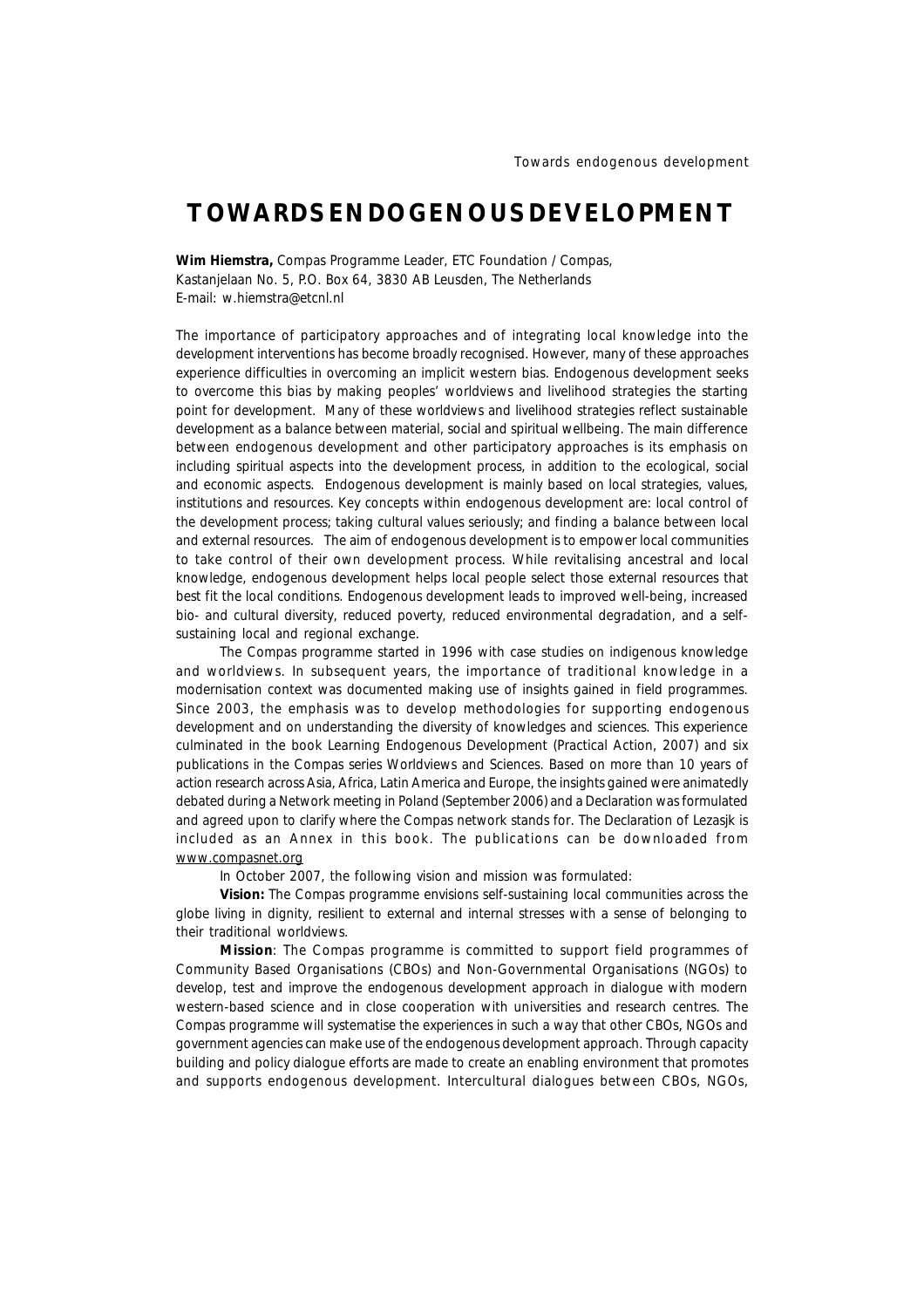# TOWARDS ENDOGENOUS DEVELOPMENT

**Wim Hiemstra,** Compas Programme Leader, ETC Foundation / Compas, Kastanjelaan No. 5, P.O. Box 64, 3830 AB Leusden, The Netherlands
E-mail: w.hiemstra@etcnl.nl

The importance of participatory approaches and of integrating local knowledge into the development interventions has become broadly recognised. However, many of these approaches experience difficulties in overcoming an implicit western bias. Endogenous development seeks to overcome this bias by making peoples' worldviews and livelihood strategies the starting point for development. Many of these worldviews and livelihood strategies reflect sustainable development as a balance between material, social and spiritual wellbeing. The main difference between endogenous development and other participatory approaches is its emphasis on including spiritual aspects into the development process, in addition to the ecological, social and economic aspects. Endogenous development is mainly based on local strategies, values, institutions and resources. Key concepts within endogenous development are: local control of the development process; taking cultural values seriously; and finding a balance between local and external resources. The aim of endogenous development is to empower local communities to take control of their own development process. While revitalising ancestral and local knowledge, endogenous development helps local people select those external resources that best fit the local conditions. Endogenous development leads to improved well-being, increased bio- and cultural diversity, reduced poverty, reduced environmental degradation, and a self-sustaining local and regional exchange.

The Compas programme started in 1996 with case studies on indigenous knowledge and worldviews. In subsequent years, the importance of traditional knowledge in a modernisation context was documented making use of insights gained in field programmes. Since 2003, the emphasis was to develop methodologies for supporting endogenous development and on understanding the diversity of knowledges and sciences. This experience culminated in the book Learning Endogenous Development (Practical Action, 2007) and six publications in the Compas series Worldviews and Sciences. Based on more than 10 years of action research across Asia, Africa, Latin America and Europe, the insights gained were animatedly debated during a Network meeting in Poland (September 2006) and a Declaration was formulated and agreed upon to clarify where the Compas network stands for. The Declaration of Lezasjk is included as an Annex in this book. The publications can be downloaded from www.compasnet.org

In October 2007, the following vision and mission was formulated:

**Vision:** The Compas programme envisions self-sustaining local communities across the globe living in dignity, resilient to external and internal stresses with a sense of belonging to their traditional worldviews.

**Mission**: The Compas programme is committed to support field programmes of Community Based Organisations (CBOs) and Non-Governmental Organisations (NGOs) to develop, test and improve the endogenous development approach in dialogue with modern western-based science and in close cooperation with universities and research centres. The Compas programme will systematise the experiences in such a way that other CBOs, NGOs and government agencies can make use of the endogenous development approach. Through capacity building and policy dialogue efforts are made to create an enabling environment that promotes and supports endogenous development. Intercultural dialogues between CBOs, NGOs,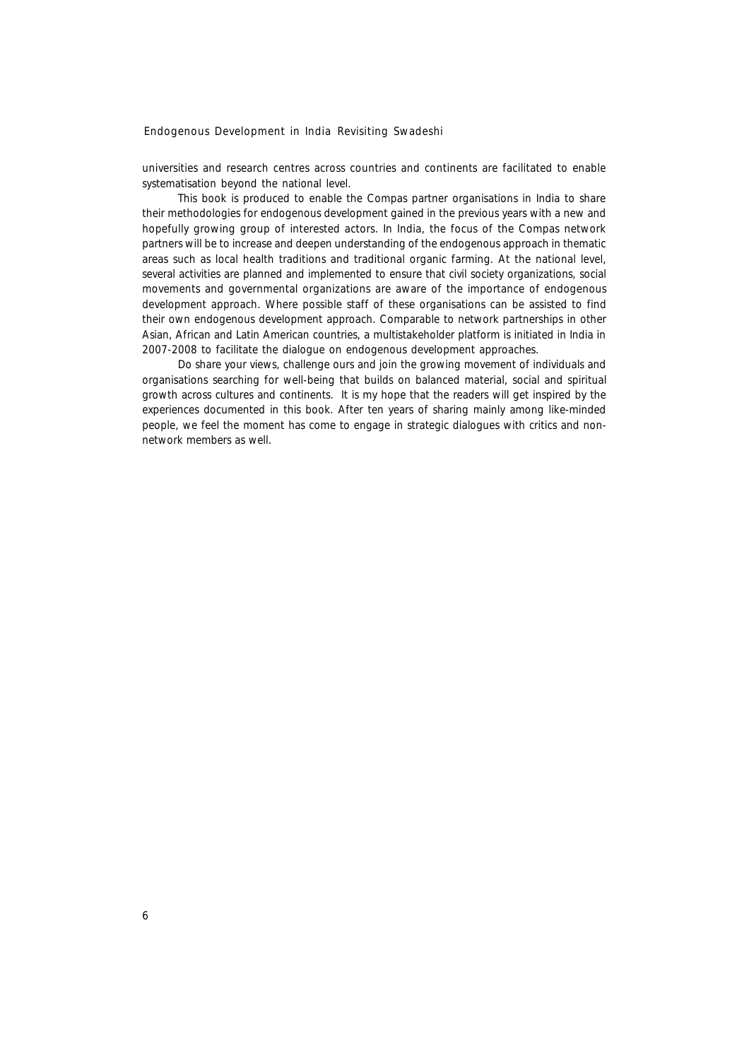universities and research centres across countries and continents are facilitated to enable systematisation beyond the national level.

This book is produced to enable the Compas partner organisations in India to share their methodologies for endogenous development gained in the previous years with a new and hopefully growing group of interested actors. In India, the focus of the Compas network partners will be to increase and deepen understanding of the endogenous approach in thematic areas such as local health traditions and traditional organic farming. At the national level, several activities are planned and implemented to ensure that civil society organizations, social movements and governmental organizations are aware of the importance of endogenous development approach. Where possible staff of these organisations can be assisted to find their own endogenous development approach. Comparable to network partnerships in other Asian, African and Latin American countries, a multistakeholder platform is initiated in India in 2007-2008 to facilitate the dialogue on endogenous development approaches.

Do share your views, challenge ours and join the growing movement of individuals and organisations searching for well-being that builds on balanced material, social and spiritual growth across cultures and continents. It is my hope that the readers will get inspired by the experiences documented in this book. After ten years of sharing mainly among like-minded people, we feel the moment has come to engage in strategic dialogues with critics and non-network members as well.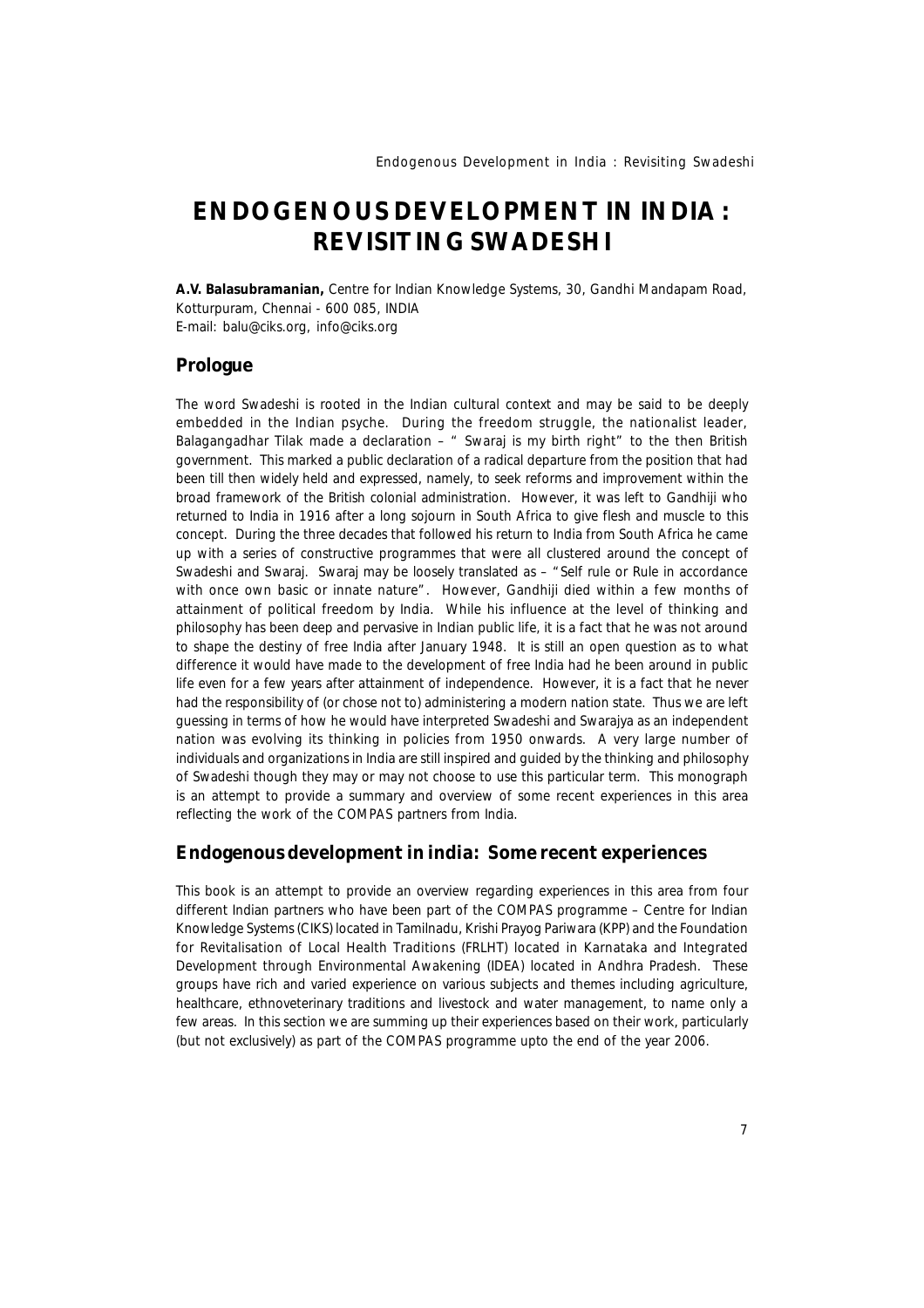# ENDOGENOUS DEVELOPMENT IN INDIA : REVISITING SWADESHI

**A.V. Balasubramanian,** Centre for Indian Knowledge Systems, 30, Gandhi Mandapam Road, Kotturpuram, Chennai - 600 085, INDIA
E-mail: balu@ciks.org, info@ciks.org

## Prologue

The word Swadeshi is rooted in the Indian cultural context and may be said to be deeply embedded in the Indian psyche. During the freedom struggle, the nationalist leader, Balagangadhar Tilak made a declaration – " Swaraj is my birth right" to the then British government. This marked a public declaration of a radical departure from the position that had been till then widely held and expressed, namely, to seek reforms and improvement within the broad framework of the British colonial administration. However, it was left to Gandhiji who returned to India in 1916 after a long sojourn in South Africa to give flesh and muscle to this concept. During the three decades that followed his return to India from South Africa he came up with a series of constructive programmes that were all clustered around the concept of Swadeshi and Swaraj. Swaraj may be loosely translated as – "Self rule or Rule in accordance with once own basic or innate nature". However, Gandhiji died within a few months of attainment of political freedom by India. While his influence at the level of thinking and philosophy has been deep and pervasive in Indian public life, it is a fact that he was not around to shape the destiny of free India after January 1948. It is still an open question as to what difference it would have made to the development of free India had he been around in public life even for a few years after attainment of independence. However, it is a fact that he never had the responsibility of (or chose not to) administering a modern nation state. Thus we are left guessing in terms of how he would have interpreted Swadeshi and Swarajya as an independent nation was evolving its thinking in policies from 1950 onwards. A very large number of individuals and organizations in India are still inspired and guided by the thinking and philosophy of Swadeshi though they may or may not choose to use this particular term. This monograph is an attempt to provide a summary and overview of some recent experiences in this area reflecting the work of the COMPAS partners from India.

## Endogenous development in india: Some recent experiences

This book is an attempt to provide an overview regarding experiences in this area from four different Indian partners who have been part of the COMPAS programme – Centre for Indian Knowledge Systems (CIKS) located in Tamilnadu, Krishi Prayog Pariwara (KPP) and the Foundation for Revitalisation of Local Health Traditions (FRLHT) located in Karnataka and Integrated Development through Environmental Awakening (IDEA) located in Andhra Pradesh. These groups have rich and varied experience on various subjects and themes including agriculture, healthcare, ethnoveterinary traditions and livestock and water management, to name only a few areas. In this section we are summing up their experiences based on their work, particularly (but not exclusively) as part of the COMPAS programme upto the end of the year 2006.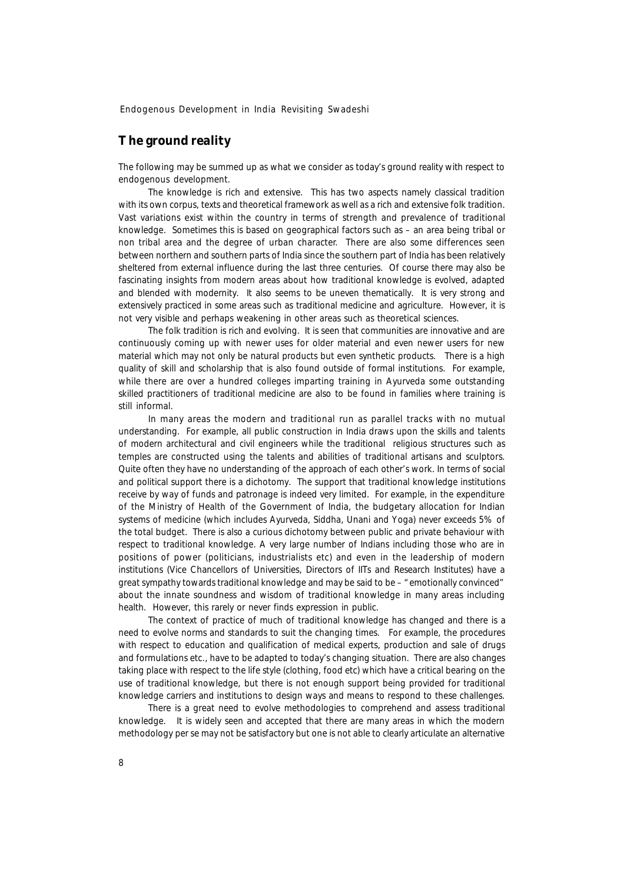## The ground reality

The following may be summed up as what we consider as today's ground reality with respect to endogenous development.

The knowledge is rich and extensive. This has two aspects namely classical tradition with its own corpus, texts and theoretical framework as well as a rich and extensive folk tradition. Vast variations exist within the country in terms of strength and prevalence of traditional knowledge. Sometimes this is based on geographical factors such as – an area being tribal or non tribal area and the degree of urban character. There are also some differences seen between northern and southern parts of India since the southern part of India has been relatively sheltered from external influence during the last three centuries. Of course there may also be fascinating insights from modern areas about how traditional knowledge is evolved, adapted and blended with modernity. It also seems to be uneven thematically. It is very strong and extensively practiced in some areas such as traditional medicine and agriculture. However, it is not very visible and perhaps weakening in other areas such as theoretical sciences.

The folk tradition is rich and evolving. It is seen that communities are innovative and are continuously coming up with newer uses for older material and even newer users for new material which may not only be natural products but even synthetic products. There is a high quality of skill and scholarship that is also found outside of formal institutions. For example, while there are over a hundred colleges imparting training in Ayurveda some outstanding skilled practitioners of traditional medicine are also to be found in families where training is still informal.

In many areas the modern and traditional run as parallel tracks with no mutual understanding. For example, all public construction in India draws upon the skills and talents of modern architectural and civil engineers while the traditional religious structures such as temples are constructed using the talents and abilities of traditional artisans and sculptors. Quite often they have no understanding of the approach of each other's work. In terms of social and political support there is a dichotomy. The support that traditional knowledge institutions receive by way of funds and patronage is indeed very limited. For example, in the expenditure of the Ministry of Health of the Government of India, the budgetary allocation for Indian systems of medicine (which includes Ayurveda, Siddha, Unani and Yoga) never exceeds 5% of the total budget. There is also a curious dichotomy between public and private behaviour with respect to traditional knowledge. A very large number of Indians including those who are in positions of power (politicians, industrialists etc) and even in the leadership of modern institutions (Vice Chancellors of Universities, Directors of IITs and Research Institutes) have a great sympathy towards traditional knowledge and may be said to be – "emotionally convinced" about the innate soundness and wisdom of traditional knowledge in many areas including health. However, this rarely or never finds expression in public.

The context of practice of much of traditional knowledge has changed and there is a need to evolve norms and standards to suit the changing times. For example, the procedures with respect to education and qualification of medical experts, production and sale of drugs and formulations etc., have to be adapted to today's changing situation. There are also changes taking place with respect to the life style (clothing, food etc) which have a critical bearing on the use of traditional knowledge, but there is not enough support being provided for traditional knowledge carriers and institutions to design ways and means to respond to these challenges.

There is a great need to evolve methodologies to comprehend and assess traditional knowledge. It is widely seen and accepted that there are many areas in which the modern methodology per se may not be satisfactory but one is not able to clearly articulate an alternative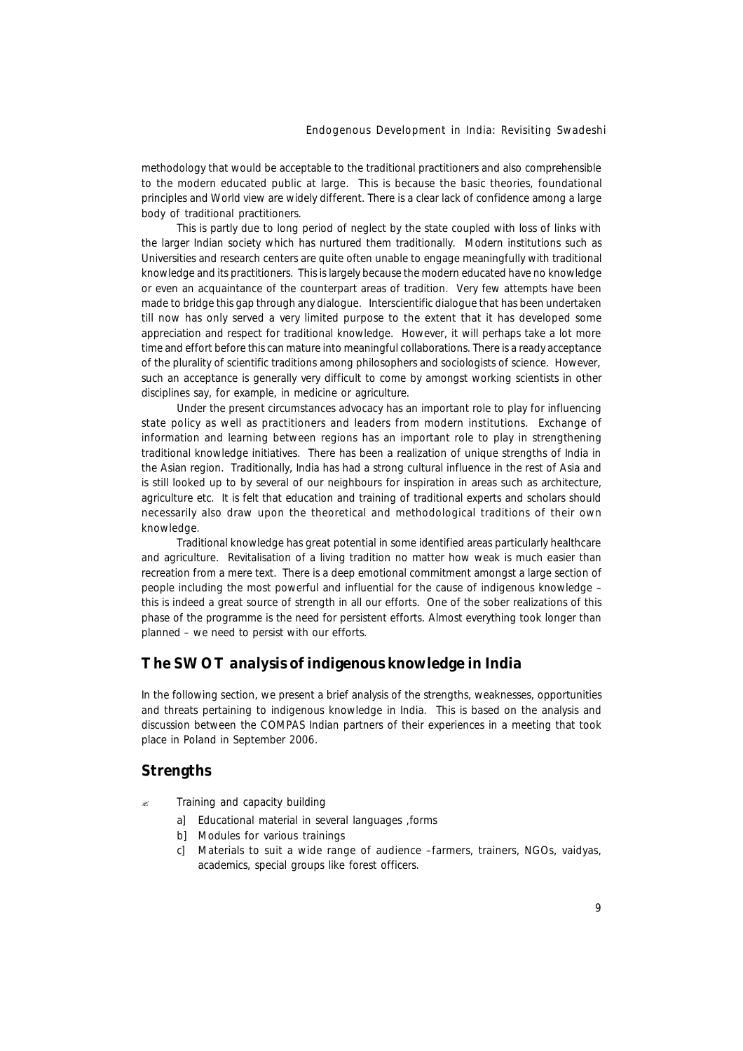methodology that would be acceptable to the traditional practitioners and also comprehensible to the modern educated public at large. This is because the basic theories, foundational principles and World view are widely different. There is a clear lack of confidence among a large body of traditional practitioners.

This is partly due to long period of neglect by the state coupled with loss of links with the larger Indian society which has nurtured them traditionally. Modern institutions such as Universities and research centers are quite often unable to engage meaningfully with traditional knowledge and its practitioners. This is largely because the modern educated have no knowledge or even an acquaintance of the counterpart areas of tradition. Very few attempts have been made to bridge this gap through any dialogue. Interscientific dialogue that has been undertaken till now has only served a very limited purpose to the extent that it has developed some appreciation and respect for traditional knowledge. However, it will perhaps take a lot more time and effort before this can mature into meaningful collaborations. There is a ready acceptance of the plurality of scientific traditions among philosophers and sociologists of science. However, such an acceptance is generally very difficult to come by amongst working scientists in other disciplines say, for example, in medicine or agriculture.

Under the present circumstances advocacy has an important role to play for influencing state policy as well as practitioners and leaders from modern institutions. Exchange of information and learning between regions has an important role to play in strengthening traditional knowledge initiatives. There has been a realization of unique strengths of India in the Asian region. Traditionally, India has had a strong cultural influence in the rest of Asia and is still looked up to by several of our neighbours for inspiration in areas such as architecture, agriculture etc. It is felt that education and training of traditional experts and scholars should necessarily also draw upon the theoretical and methodological traditions of their own knowledge.

Traditional knowledge has great potential in some identified areas particularly healthcare and agriculture. Revitalisation of a living tradition no matter how weak is much easier than recreation from a mere text. There is a deep emotional commitment amongst a large section of people including the most powerful and influential for the cause of indigenous knowledge – this is indeed a great source of strength in all our efforts. One of the sober realizations of this phase of the programme is the need for persistent efforts. Almost everything took longer than planned – we need to persist with our efforts.

## The SWOT analysis of indigenous knowledge in India

In the following section, we present a brief analysis of the strengths, weaknesses, opportunities and threats pertaining to indigenous knowledge in India. This is based on the analysis and discussion between the COMPAS Indian partners of their experiences in a meeting that took place in Poland in September 2006.

## Strengths

- Training and capacity building
  - a] Educational material in several languages ,forms
  - b] Modules for various trainings
  - c] Materials to suit a wide range of audience –farmers, trainers, NGOs, vaidyas, academics, special groups like forest officers.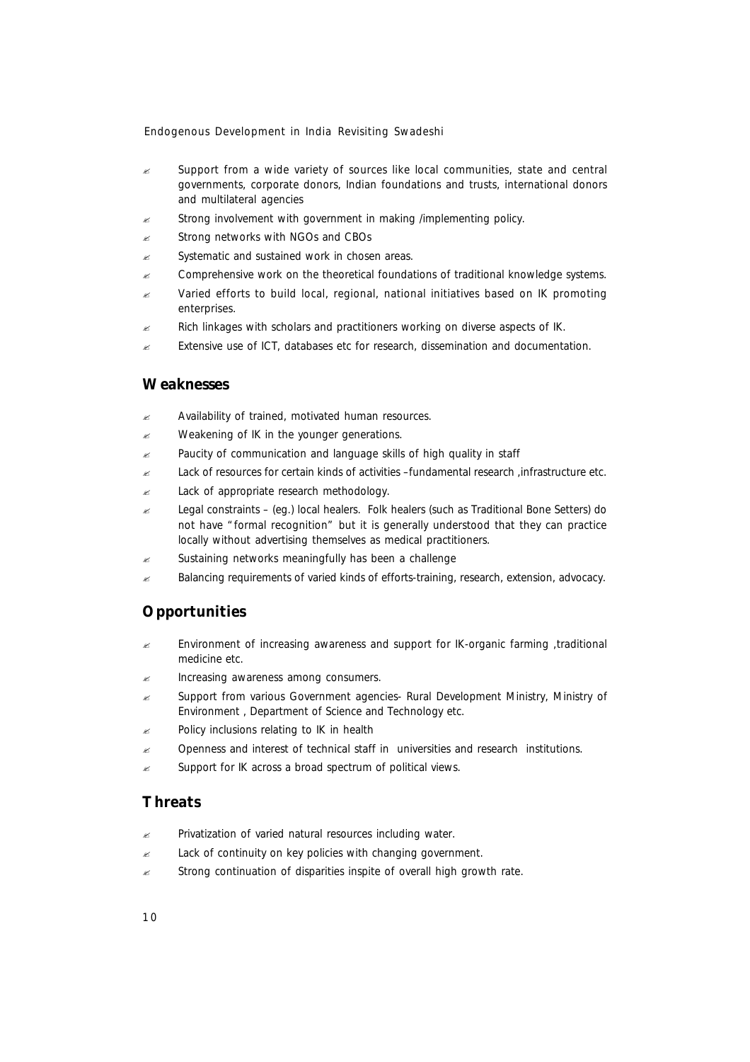- Support from a wide variety of sources like local communities, state and central governments, corporate donors, Indian foundations and trusts, international donors and multilateral agencies
- Strong involvement with government in making /implementing policy.
- Strong networks with NGOs and CBOs
- Systematic and sustained work in chosen areas.
- Comprehensive work on the theoretical foundations of traditional knowledge systems.
- Varied efforts to build local, regional, national initiatives based on IK promoting enterprises.
- Rich linkages with scholars and practitioners working on diverse aspects of IK.
- Extensive use of ICT, databases etc for research, dissemination and documentation.

## Weaknesses

- Availability of trained, motivated human resources.
- Weakening of IK in the younger generations.
- Paucity of communication and language skills of high quality in staff
- Lack of resources for certain kinds of activities –fundamental research ,infrastructure etc.
- Lack of appropriate research methodology.
- Legal constraints – (eg.) local healers. Folk healers (such as Traditional Bone Setters) do not have "formal recognition" but it is generally understood that they can practice locally without advertising themselves as medical practitioners.
- Sustaining networks meaningfully has been a challenge
- Balancing requirements of varied kinds of efforts-training, research, extension, advocacy.

## Opportunities

- Environment of increasing awareness and support for IK-organic farming ,traditional medicine etc.
- Increasing awareness among consumers.
- Support from various Government agencies- Rural Development Ministry, Ministry of Environment , Department of Science and Technology etc.
- Policy inclusions relating to IK in health
- Openness and interest of technical staff in universities and research institutions.
- Support for IK across a broad spectrum of political views.

## Threats

- Privatization of varied natural resources including water.
- Lack of continuity on key policies with changing government.
- Strong continuation of disparities inspite of overall high growth rate.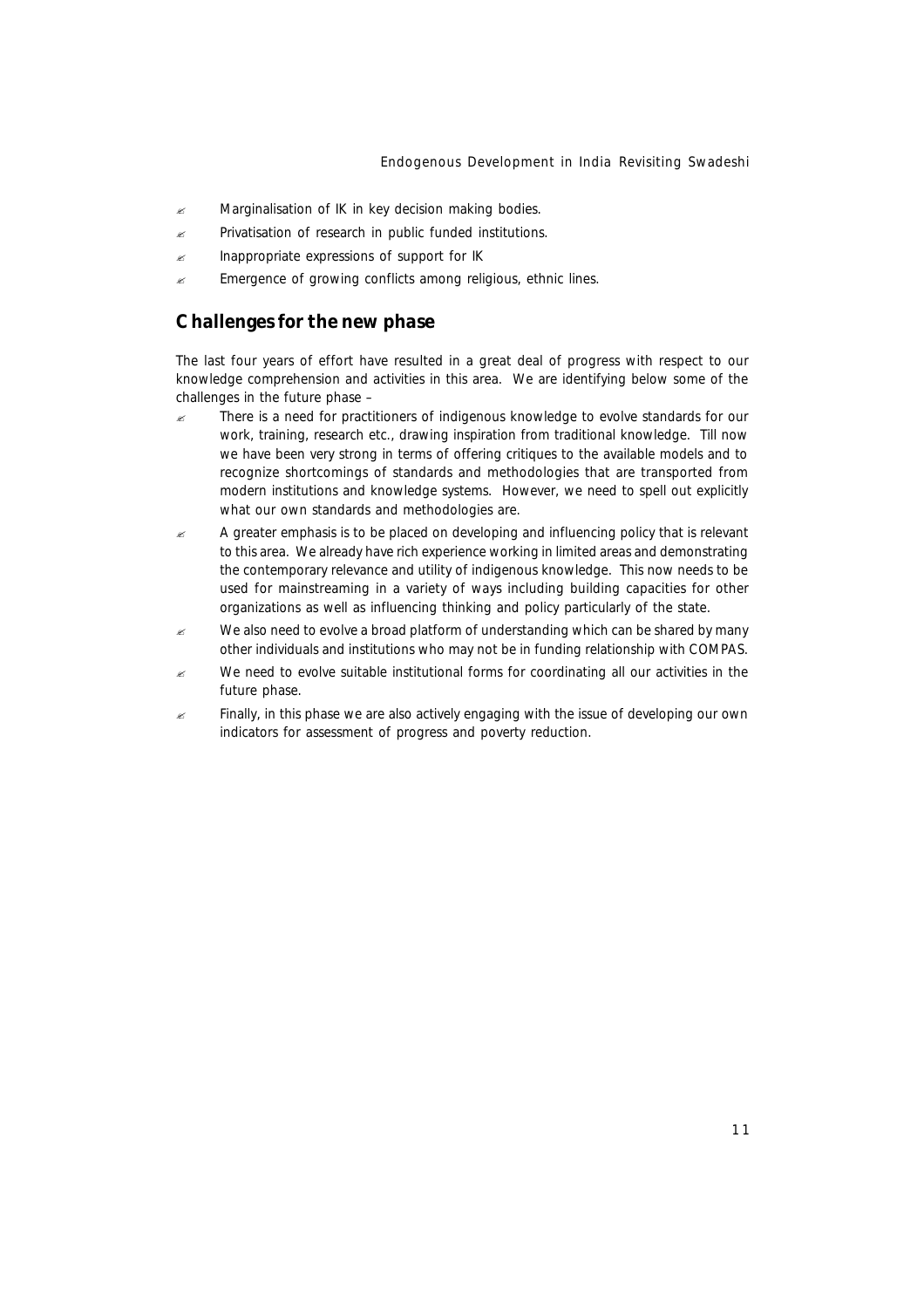- Marginalisation of IK in key decision making bodies.
- Privatisation of research in public funded institutions.
- Inappropriate expressions of support for IK
- Emergence of growing conflicts among religious, ethnic lines.

## Challenges for the new phase

The last four years of effort have resulted in a great deal of progress with respect to our knowledge comprehension and activities in this area. We are identifying below some of the challenges in the future phase –

- There is a need for practitioners of indigenous knowledge to evolve standards for our work, training, research etc., drawing inspiration from traditional knowledge. Till now we have been very strong in terms of offering critiques to the available models and to recognize shortcomings of standards and methodologies that are transported from modern institutions and knowledge systems. However, we need to spell out explicitly what our own standards and methodologies are.
- A greater emphasis is to be placed on developing and influencing policy that is relevant to this area. We already have rich experience working in limited areas and demonstrating the contemporary relevance and utility of indigenous knowledge. This now needs to be used for mainstreaming in a variety of ways including building capacities for other organizations as well as influencing thinking and policy particularly of the state.
- We also need to evolve a broad platform of understanding which can be shared by many other individuals and institutions who may not be in funding relationship with COMPAS.
- We need to evolve suitable institutional forms for coordinating all our activities in the future phase.
- Finally, in this phase we are also actively engaging with the issue of developing our own indicators for assessment of progress and poverty reduction.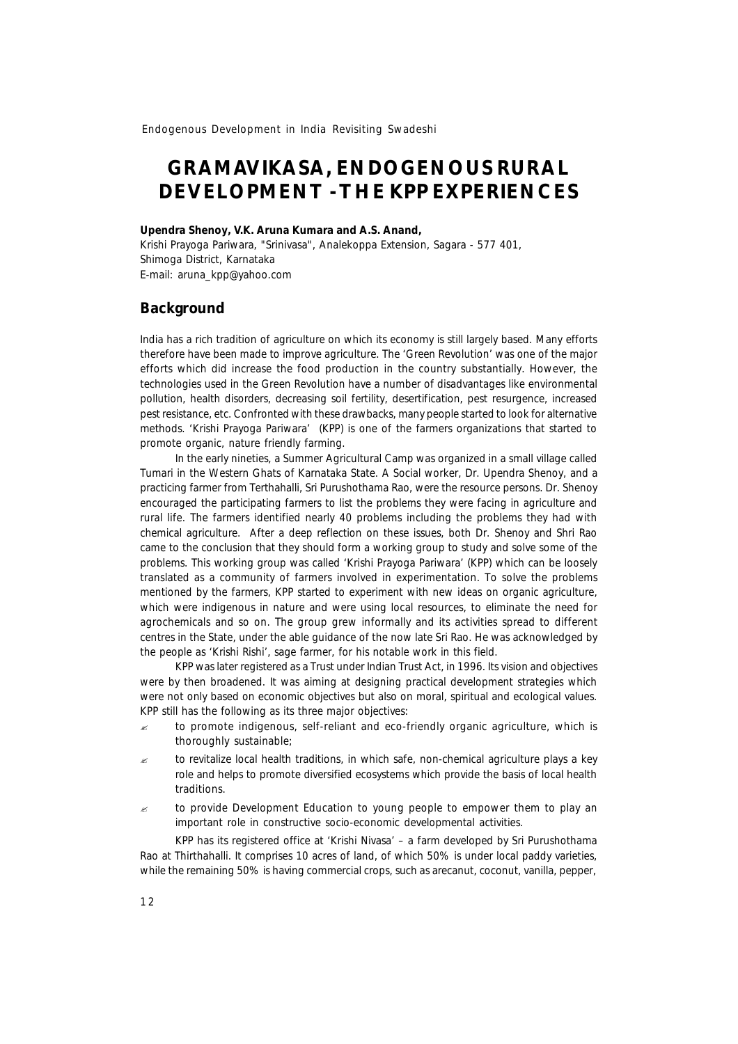# GRAMAVIKASA, ENDOGENOUS RURAL DEVELOPMENT - THE KPP EXPERIENCES

**Upendra Shenoy, V.K. Aruna Kumara and A.S. Anand,**

Krishi Prayoga Pariwara, "Srinivasa", Analekoppa Extension, Sagara - 577 401,
Shimoga District, Karnataka
E-mail: aruna_kpp@yahoo.com

## Background

India has a rich tradition of agriculture on which its economy is still largely based. Many efforts therefore have been made to improve agriculture. The 'Green Revolution' was one of the major efforts which did increase the food production in the country substantially. However, the technologies used in the Green Revolution have a number of disadvantages like environmental pollution, health disorders, decreasing soil fertility, desertification, pest resurgence, increased pest resistance, etc. Confronted with these drawbacks, many people started to look for alternative methods. 'Krishi Prayoga Pariwara' (KPP) is one of the farmers organizations that started to promote organic, nature friendly farming.

In the early nineties, a Summer Agricultural Camp was organized in a small village called Tumari in the Western Ghats of Karnataka State. A Social worker, Dr. Upendra Shenoy, and a practicing farmer from Terthahalli, Sri Purushothama Rao, were the resource persons. Dr. Shenoy encouraged the participating farmers to list the problems they were facing in agriculture and rural life. The farmers identified nearly 40 problems including the problems they had with chemical agriculture. After a deep reflection on these issues, both Dr. Shenoy and Shri Rao came to the conclusion that they should form a working group to study and solve some of the problems. This working group was called 'Krishi Prayoga Pariwara' (KPP) which can be loosely translated as a community of farmers involved in experimentation. To solve the problems mentioned by the farmers, KPP started to experiment with new ideas on organic agriculture, which were indigenous in nature and were using local resources, to eliminate the need for agrochemicals and so on. The group grew informally and its activities spread to different centres in the State, under the able guidance of the now late Sri Rao. He was acknowledged by the people as 'Krishi Rishi', sage farmer, for his notable work in this field.

KPP was later registered as a Trust under Indian Trust Act, in 1996. Its vision and objectives were by then broadened. It was aiming at designing practical development strategies which were not only based on economic objectives but also on moral, spiritual and ecological values. KPP still has the following as its three major objectives:

- to promote indigenous, self-reliant and eco-friendly organic agriculture, which is thoroughly sustainable;
- to revitalize local health traditions, in which safe, non-chemical agriculture plays a key role and helps to promote diversified ecosystems which provide the basis of local health traditions.
- to provide Development Education to young people to empower them to play an important role in constructive socio-economic developmental activities.

KPP has its registered office at 'Krishi Nivasa' – a farm developed by Sri Purushothama Rao at Thirthahalli. It comprises 10 acres of land, of which 50% is under local paddy varieties, while the remaining 50% is having commercial crops, such as arecanut, coconut, vanilla, pepper,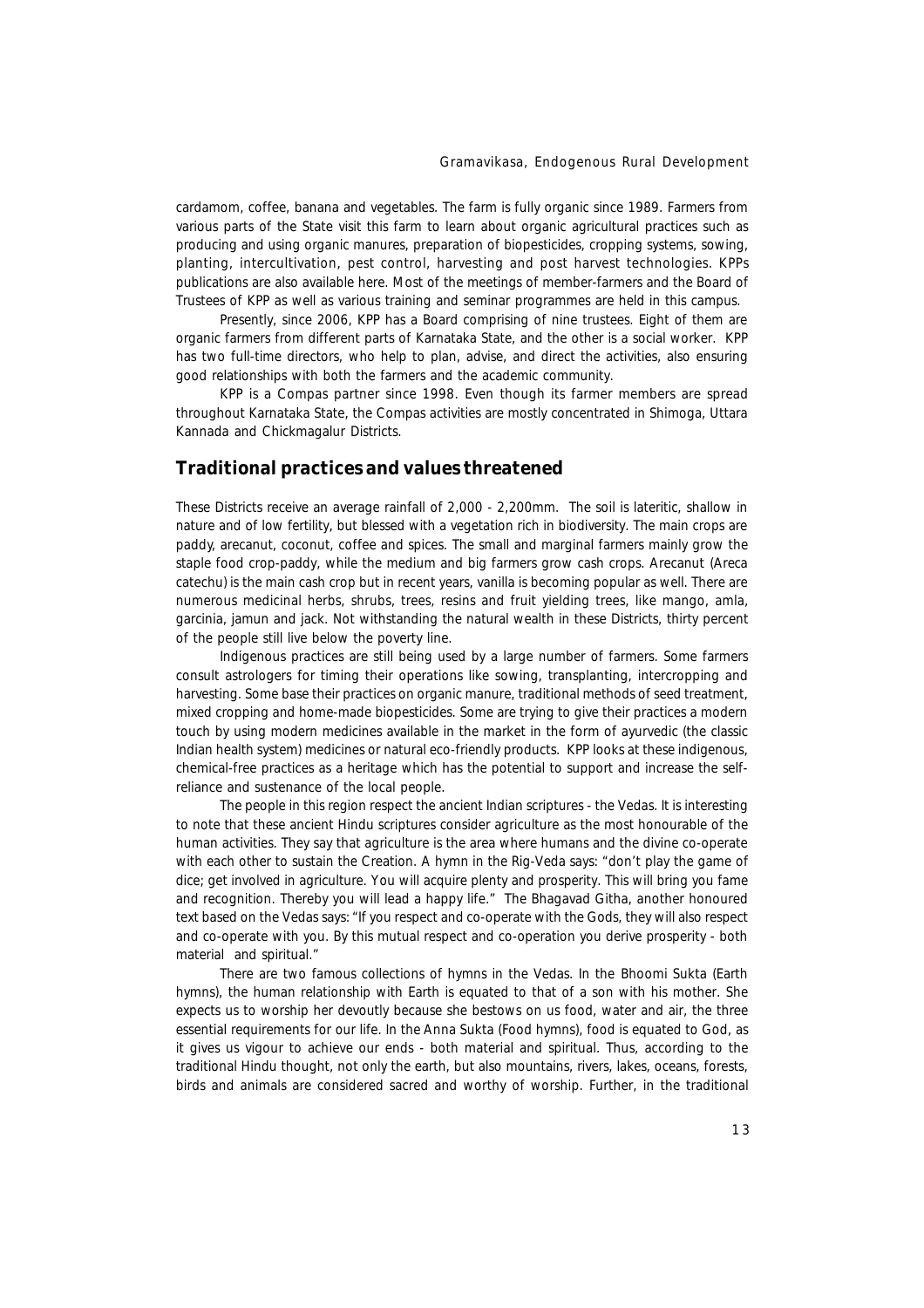cardamom, coffee, banana and vegetables. The farm is fully organic since 1989. Farmers from various parts of the State visit this farm to learn about organic agricultural practices such as producing and using organic manures, preparation of biopesticides, cropping systems, sowing, planting, intercultivation, pest control, harvesting and post harvest technologies. KPPs publications are also available here. Most of the meetings of member-farmers and the Board of Trustees of KPP as well as various training and seminar programmes are held in this campus.

Presently, since 2006, KPP has a Board comprising of nine trustees. Eight of them are organic farmers from different parts of Karnataka State, and the other is a social worker. KPP has two full-time directors, who help to plan, advise, and direct the activities, also ensuring good relationships with both the farmers and the academic community.

KPP is a Compas partner since 1998. Even though its farmer members are spread throughout Karnataka State, the Compas activities are mostly concentrated in Shimoga, Uttara Kannada and Chickmagalur Districts.

## Traditional practices and values threatened

These Districts receive an average rainfall of 2,000 - 2,200mm. The soil is lateritic, shallow in nature and of low fertility, but blessed with a vegetation rich in biodiversity. The main crops are paddy, arecanut, coconut, coffee and spices. The small and marginal farmers mainly grow the staple food crop-paddy, while the medium and big farmers grow cash crops. Arecanut (Areca catechu) is the main cash crop but in recent years, vanilla is becoming popular as well. There are numerous medicinal herbs, shrubs, trees, resins and fruit yielding trees, like mango, amla, garcinia, jamun and jack. Not withstanding the natural wealth in these Districts, thirty percent of the people still live below the poverty line.

Indigenous practices are still being used by a large number of farmers. Some farmers consult astrologers for timing their operations like sowing, transplanting, intercropping and harvesting. Some base their practices on organic manure, traditional methods of seed treatment, mixed cropping and home-made biopesticides. Some are trying to give their practices a modern touch by using modern medicines available in the market in the form of ayurvedic (the classic Indian health system) medicines or natural eco-friendly products. KPP looks at these indigenous, chemical-free practices as a heritage which has the potential to support and increase the self-reliance and sustenance of the local people.

The people in this region respect the ancient Indian scriptures - the Vedas. It is interesting to note that these ancient Hindu scriptures consider agriculture as the most honourable of the human activities. They say that agriculture is the area where humans and the divine co-operate with each other to sustain the Creation. A hymn in the Rig-Veda says: "don't play the game of dice; get involved in agriculture. You will acquire plenty and prosperity. This will bring you fame and recognition. Thereby you will lead a happy life." The Bhagavad Githa, another honoured text based on the Vedas says: "If you respect and co-operate with the Gods, they will also respect and co-operate with you. By this mutual respect and co-operation you derive prosperity - both material and spiritual."

There are two famous collections of hymns in the Vedas. In the Bhoomi Sukta (Earth hymns), the human relationship with Earth is equated to that of a son with his mother. She expects us to worship her devoutly because she bestows on us food, water and air, the three essential requirements for our life. In the Anna Sukta (Food hymns), food is equated to God, as it gives us vigour to achieve our ends - both material and spiritual. Thus, according to the traditional Hindu thought, not only the earth, but also mountains, rivers, lakes, oceans, forests, birds and animals are considered sacred and worthy of worship. Further, in the traditional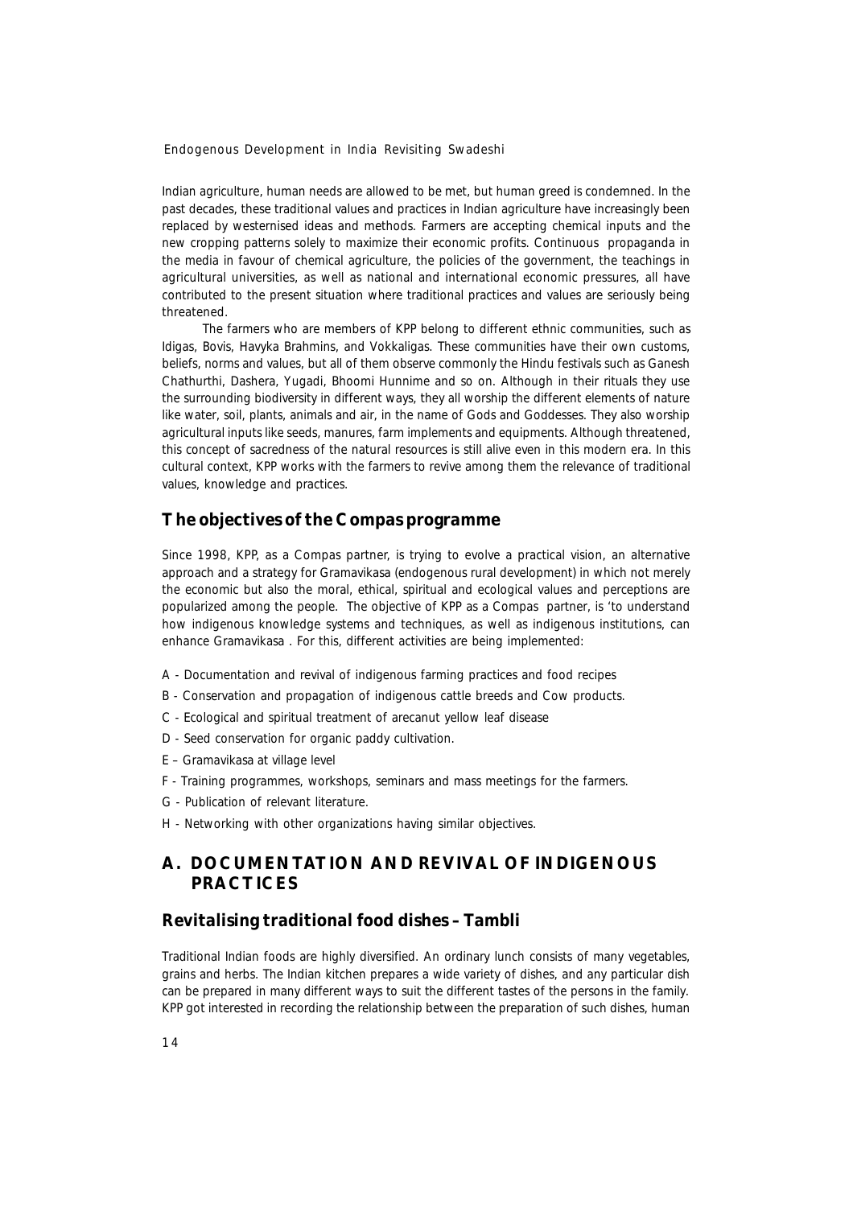Indian agriculture, human needs are allowed to be met, but human greed is condemned. In the past decades, these traditional values and practices in Indian agriculture have increasingly been replaced by westernised ideas and methods. Farmers are accepting chemical inputs and the new cropping patterns solely to maximize their economic profits. Continuous propaganda in the media in favour of chemical agriculture, the policies of the government, the teachings in agricultural universities, as well as national and international economic pressures, all have contributed to the present situation where traditional practices and values are seriously being threatened.

The farmers who are members of KPP belong to different ethnic communities, such as Idigas, Bovis, Havyka Brahmins, and Vokkaligas. These communities have their own customs, beliefs, norms and values, but all of them observe commonly the Hindu festivals such as Ganesh Chathurthi, Dashera, Yugadi, Bhoomi Hunnime and so on. Although in their rituals they use the surrounding biodiversity in different ways, they all worship the different elements of nature like water, soil, plants, animals and air, in the name of Gods and Goddesses. They also worship agricultural inputs like seeds, manures, farm implements and equipments. Although threatened, this concept of sacredness of the natural resources is still alive even in this modern era. In this cultural context, KPP works with the farmers to revive among them the relevance of traditional values, knowledge and practices.

## The objectives of the Compas programme

Since 1998, KPP, as a Compas partner, is trying to evolve a practical vision, an alternative approach and a strategy for Gramavikasa (endogenous rural development) in which not merely the economic but also the moral, ethical, spiritual and ecological values and perceptions are popularized among the people. The objective of KPP as a Compas partner, is 'to understand how indigenous knowledge systems and techniques, as well as indigenous institutions, can enhance Gramavikasa . For this, different activities are being implemented:

- A - Documentation and revival of indigenous farming practices and food recipes
- B - Conservation and propagation of indigenous cattle breeds and Cow products.
- C - Ecological and spiritual treatment of arecanut yellow leaf disease
- D - Seed conservation for organic paddy cultivation.
- E – Gramavikasa at village level
- F - Training programmes, workshops, seminars and mass meetings for the farmers.
- G - Publication of relevant literature.
- H - Networking with other organizations having similar objectives.

## A. DOCUMENTATION AND REVIVAL OF INDIGENOUS PRACTICES

### Revitalising traditional food dishes – Tambli

Traditional Indian foods are highly diversified. An ordinary lunch consists of many vegetables, grains and herbs. The Indian kitchen prepares a wide variety of dishes, and any particular dish can be prepared in many different ways to suit the different tastes of the persons in the family. KPP got interested in recording the relationship between the preparation of such dishes, human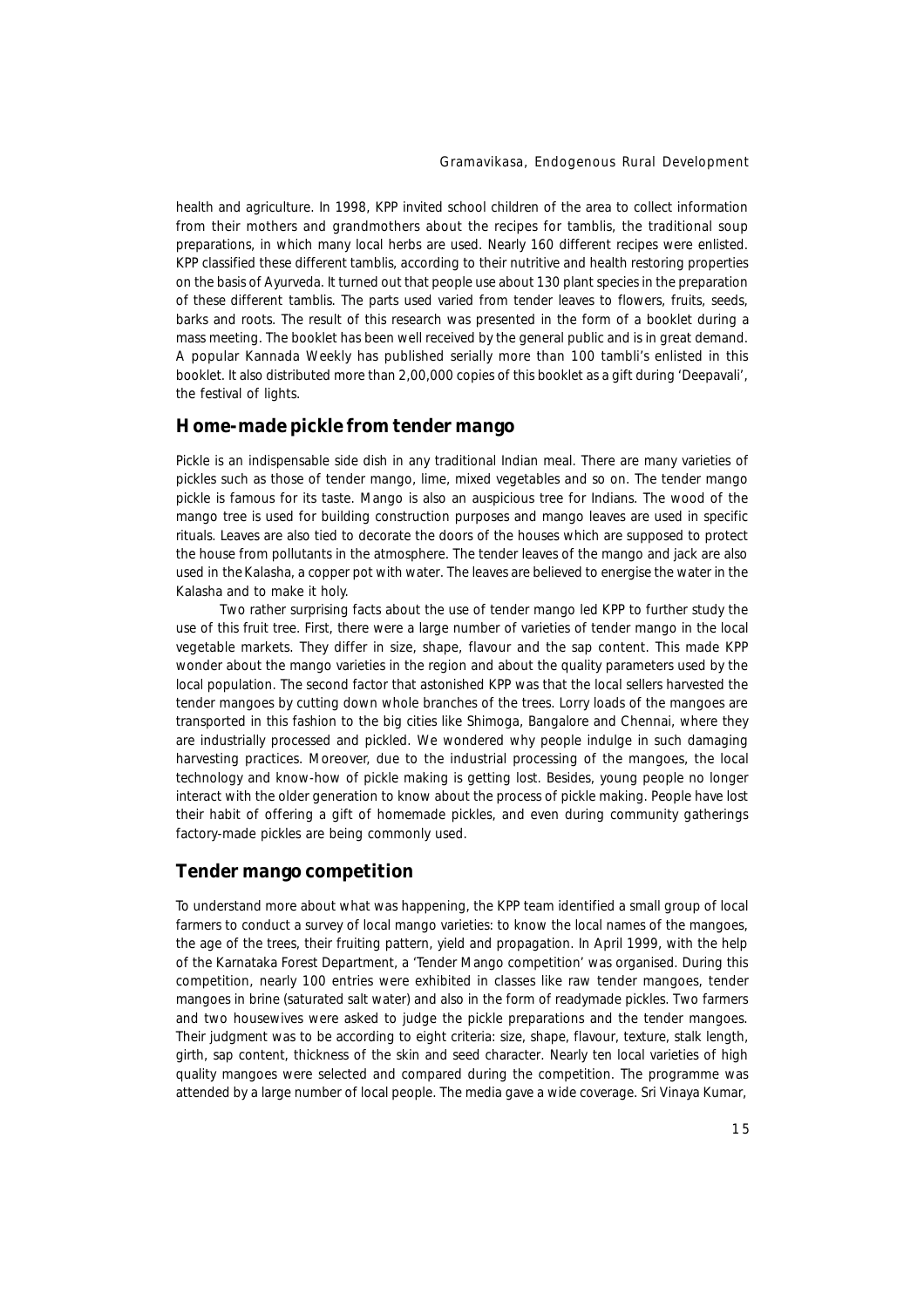health and agriculture. In 1998, KPP invited school children of the area to collect information from their mothers and grandmothers about the recipes for tamblis, the traditional soup preparations, in which many local herbs are used. Nearly 160 different recipes were enlisted. KPP classified these different tamblis, according to their nutritive and health restoring properties on the basis of Ayurveda. It turned out that people use about 130 plant species in the preparation of these different tamblis. The parts used varied from tender leaves to flowers, fruits, seeds, barks and roots. The result of this research was presented in the form of a booklet during a mass meeting. The booklet has been well received by the general public and is in great demand. A popular Kannada Weekly has published serially more than 100 tambli's enlisted in this booklet. It also distributed more than 2,00,000 copies of this booklet as a gift during 'Deepavali', the festival of lights.

## Home-made pickle from tender mango

Pickle is an indispensable side dish in any traditional Indian meal. There are many varieties of pickles such as those of tender mango, lime, mixed vegetables and so on. The tender mango pickle is famous for its taste. Mango is also an auspicious tree for Indians. The wood of the mango tree is used for building construction purposes and mango leaves are used in specific rituals. Leaves are also tied to decorate the doors of the houses which are supposed to protect the house from pollutants in the atmosphere. The tender leaves of the mango and jack are also used in the *Kalasha*, a copper pot with water. The leaves are believed to energise the water in the Kalasha and to make it holy.

Two rather surprising facts about the use of tender mango led KPP to further study the use of this fruit tree. First, there were a large number of varieties of tender mango in the local vegetable markets. They differ in size, shape, flavour and the sap content. This made KPP wonder about the mango varieties in the region and about the quality parameters used by the local population. The second factor that astonished KPP was that the local sellers harvested the tender mangoes by cutting down whole branches of the trees. Lorry loads of the mangoes are transported in this fashion to the big cities like Shimoga, Bangalore and Chennai, where they are industrially processed and pickled. We wondered why people indulge in such damaging harvesting practices. Moreover, due to the industrial processing of the mangoes, the local technology and know-how of pickle making is getting lost. Besides, young people no longer interact with the older generation to know about the process of pickle making. People have lost their habit of offering a gift of homemade pickles, and even during community gatherings factory-made pickles are being commonly used.

## Tender mango competition

To understand more about what was happening, the KPP team identified a small group of local farmers to conduct a survey of local mango varieties: to know the local names of the mangoes, the age of the trees, their fruiting pattern, yield and propagation. In April 1999, with the help of the Karnataka Forest Department, a 'Tender Mango competition' was organised. During this competition, nearly 100 entries were exhibited in classes like raw tender mangoes, tender mangoes in brine (saturated salt water) and also in the form of readymade pickles. Two farmers and two housewives were asked to judge the pickle preparations and the tender mangoes. Their judgment was to be according to eight criteria: size, shape, flavour, texture, stalk length, girth, sap content, thickness of the skin and seed character. Nearly ten local varieties of high quality mangoes were selected and compared during the competition. The programme was attended by a large number of local people. The media gave a wide coverage. Sri Vinaya Kumar,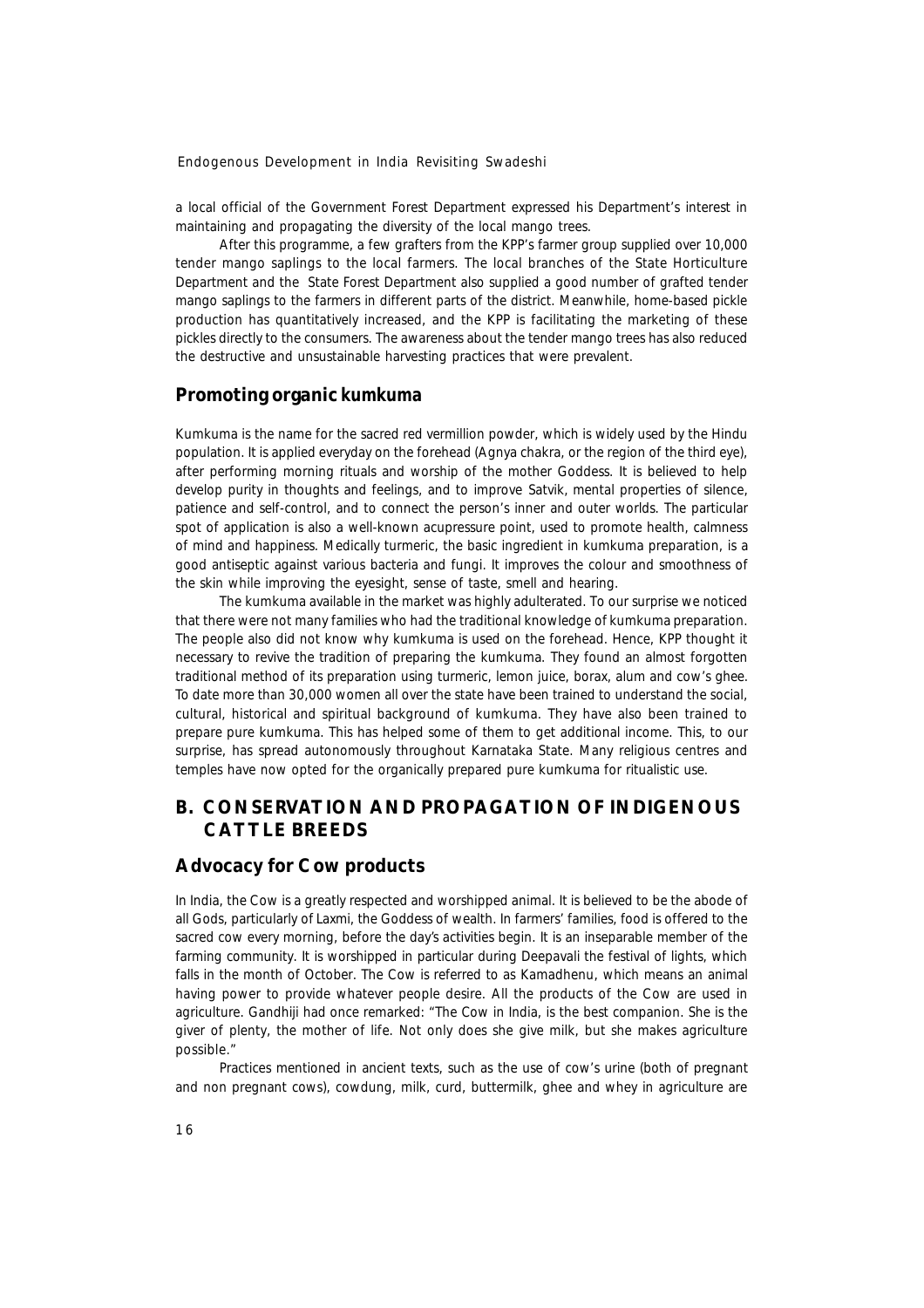a local official of the Government Forest Department expressed his Department's interest in maintaining and propagating the diversity of the local mango trees.

After this programme, a few grafters from the KPP's farmer group supplied over 10,000 tender mango saplings to the local farmers. The local branches of the State Horticulture Department and the State Forest Department also supplied a good number of grafted tender mango saplings to the farmers in different parts of the district. Meanwhile, home-based pickle production has quantitatively increased, and the KPP is facilitating the marketing of these pickles directly to the consumers. The awareness about the tender mango trees has also reduced the destructive and unsustainable harvesting practices that were prevalent.

## Promoting organic kumkuma

Kumkuma is the name for the sacred red vermillion powder, which is widely used by the Hindu population. It is applied everyday on the forehead (Agnya chakra, or the region of the third eye), after performing morning rituals and worship of the mother Goddess. It is believed to help develop purity in thoughts and feelings, and to improve Satvik, mental properties of silence, patience and self-control, and to connect the person's inner and outer worlds. The particular spot of application is also a well-known acupressure point, used to promote health, calmness of mind and happiness. Medically turmeric, the basic ingredient in kumkuma preparation, is a good antiseptic against various bacteria and fungi. It improves the colour and smoothness of the skin while improving the eyesight, sense of taste, smell and hearing.

The kumkuma available in the market was highly adulterated. To our surprise we noticed that there were not many families who had the traditional knowledge of kumkuma preparation. The people also did not know why kumkuma is used on the forehead. Hence, KPP thought it necessary to revive the tradition of preparing the kumkuma. They found an almost forgotten traditional method of its preparation using turmeric, lemon juice, borax, alum and cow's ghee. To date more than 30,000 women all over the state have been trained to understand the social, cultural, historical and spiritual background of kumkuma. They have also been trained to prepare pure kumkuma. This has helped some of them to get additional income. This, to our surprise, has spread autonomously throughout Karnataka State. Many religious centres and temples have now opted for the organically prepared pure kumkuma for ritualistic use.

# B. CONSERVATION AND PROPAGATION OF INDIGENOUS CATTLE BREEDS

## Advocacy for Cow products

In India, the Cow is a greatly respected and worshipped animal. It is believed to be the abode of all Gods, particularly of Laxmi, the Goddess of wealth. In farmers' families, food is offered to the sacred cow every morning, before the day's activities begin. It is an inseparable member of the farming community. It is worshipped in particular during Deepavali the festival of lights, which falls in the month of October. The Cow is referred to as Kamadhenu, which means an animal having power to provide whatever people desire. All the products of the Cow are used in agriculture. Gandhiji had once remarked: "The Cow in India, is the best companion. She is the giver of plenty, the mother of life. Not only does she give milk, but she makes agriculture possible."

Practices mentioned in ancient texts, such as the use of cow's urine (both of pregnant and non pregnant cows), cowdung, milk, curd, buttermilk, ghee and whey in agriculture are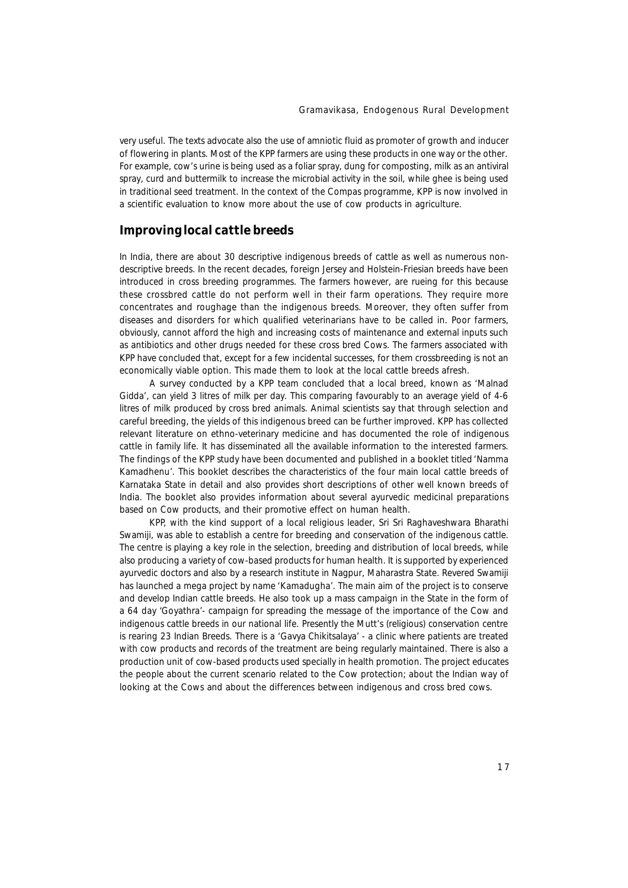very useful. The texts advocate also the use of amniotic fluid as promoter of growth and inducer of flowering in plants. Most of the KPP farmers are using these products in one way or the other. For example, cow's urine is being used as a foliar spray, dung for composting, milk as an antiviral spray, curd and buttermilk to increase the microbial activity in the soil, while ghee is being used in traditional seed treatment. In the context of the Compas programme, KPP is now involved in a scientific evaluation to know more about the use of cow products in agriculture.

## Improving local cattle breeds

In India, there are about 30 descriptive indigenous breeds of cattle as well as numerous non-descriptive breeds. In the recent decades, foreign Jersey and Holstein-Friesian breeds have been introduced in cross breeding programmes. The farmers however, are rueing for this because these crossbred cattle do not perform well in their farm operations. They require more concentrates and roughage than the indigenous breeds. Moreover, they often suffer from diseases and disorders for which qualified veterinarians have to be called in. Poor farmers, obviously, cannot afford the high and increasing costs of maintenance and external inputs such as antibiotics and other drugs needed for these cross bred Cows. The farmers associated with KPP have concluded that, except for a few incidental successes, for them crossbreeding is not an economically viable option. This made them to look at the local cattle breeds afresh.

A survey conducted by a KPP team concluded that a local breed, known as 'Malnad Gidda', can yield 3 litres of milk per day. This comparing favourably to an average yield of 4-6 litres of milk produced by cross bred animals. Animal scientists say that through selection and careful breeding, the yields of this indigenous breed can be further improved. KPP has collected relevant literature on ethno-veterinary medicine and has documented the role of indigenous cattle in family life. It has disseminated all the available information to the interested farmers. The findings of the KPP study have been documented and published in a booklet titled 'Namma Kamadhenu'. This booklet describes the characteristics of the four main local cattle breeds of Karnataka State in detail and also provides short descriptions of other well known breeds of India. The booklet also provides information about several ayurvedic medicinal preparations based on Cow products, and their promotive effect on human health.

KPP, with the kind support of a local religious leader, Sri Sri Raghaveshwara Bharathi Swamiji, was able to establish a centre for breeding and conservation of the indigenous cattle. The centre is playing a key role in the selection, breeding and distribution of local breeds, while also producing a variety of cow-based products for human health. It is supported by experienced ayurvedic doctors and also by a research institute in Nagpur, Maharastra State. Revered Swamiji has launched a mega project by name 'Kamadugha'. The main aim of the project is to conserve and develop Indian cattle breeds. He also took up a mass campaign in the State in the form of a 64 day 'Goyathra'- campaign for spreading the message of the importance of the Cow and indigenous cattle breeds in our national life. Presently the Mutt's (religious) conservation centre is rearing 23 Indian Breeds. There is a 'Gavya Chikitsalaya' - a clinic where patients are treated with cow products and records of the treatment are being regularly maintained. There is also a production unit of cow-based products used specially in health promotion. The project educates the people about the current scenario related to the Cow protection; about the Indian way of looking at the Cows and about the differences between indigenous and cross bred cows.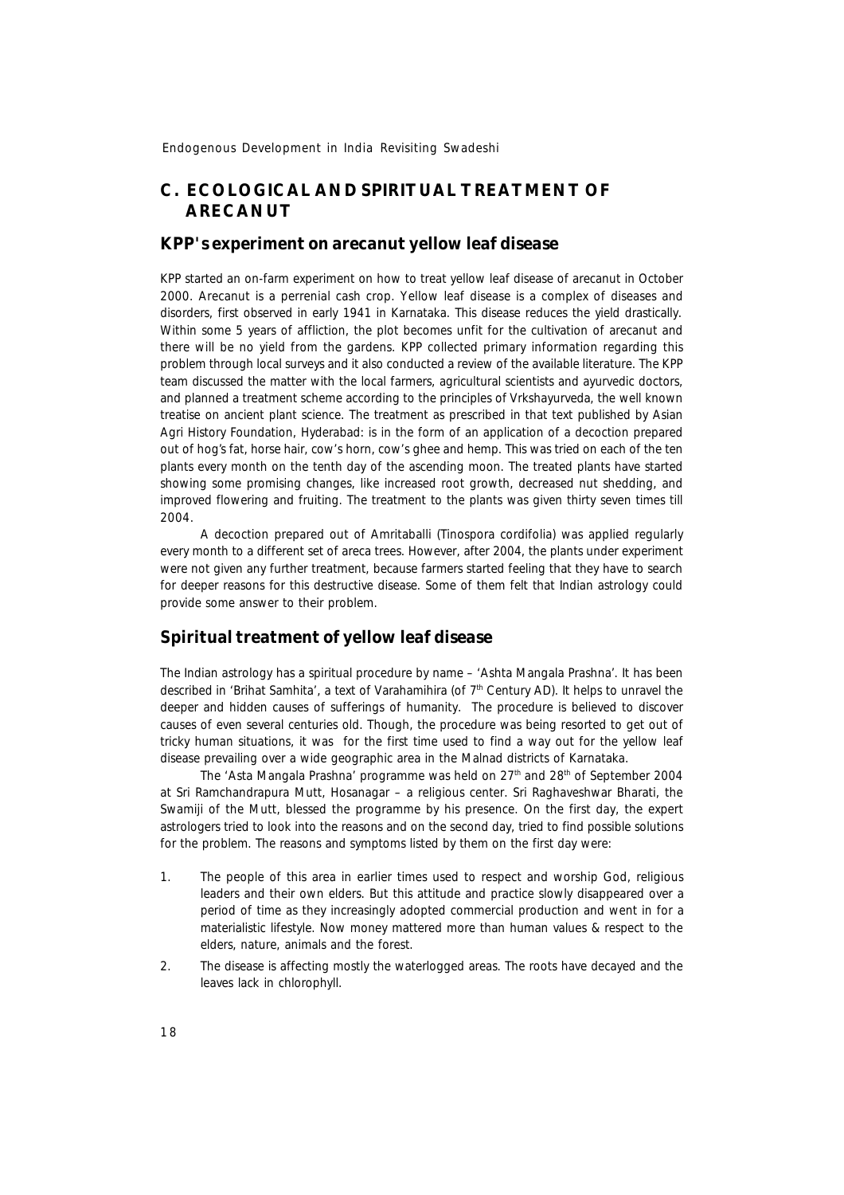## C. ECOLOGICAL AND SPIRITUAL TREATMENT OF ARECANUT

### KPP's experiment on arecanut yellow leaf disease

KPP started an on-farm experiment on how to treat yellow leaf disease of arecanut in October 2000. Arecanut is a perrenial cash crop. Yellow leaf disease is a complex of diseases and disorders, first observed in early 1941 in Karnataka. This disease reduces the yield drastically. Within some 5 years of affliction, the plot becomes unfit for the cultivation of arecanut and there will be no yield from the gardens. KPP collected primary information regarding this problem through local surveys and it also conducted a review of the available literature. The KPP team discussed the matter with the local farmers, agricultural scientists and ayurvedic doctors, and planned a treatment scheme according to the principles of Vrkshayurveda, the well known treatise on ancient plant science. The treatment as prescribed in that text published by Asian Agri History Foundation, Hyderabad: is in the form of an application of a decoction prepared out of hog's fat, horse hair, cow's horn, cow's ghee and hemp. This was tried on each of the ten plants every month on the tenth day of the ascending moon. The treated plants have started showing some promising changes, like increased root growth, decreased nut shedding, and improved flowering and fruiting. The treatment to the plants was given thirty seven times till 2004.

A decoction prepared out of Amritaballi (Tinospora cordifolia) was applied regularly every month to a different set of areca trees. However, after 2004, the plants under experiment were not given any further treatment, because farmers started feeling that they have to search for deeper reasons for this destructive disease. Some of them felt that Indian astrology could provide some answer to their problem.

### Spiritual treatment of yellow leaf disease

The Indian astrology has a spiritual procedure by name – 'Ashta Mangala Prashna'. It has been described in 'Brihat Samhita', a text of Varahamihira (of 7[th] Century AD). It helps to unravel the deeper and hidden causes of sufferings of humanity. The procedure is believed to discover causes of even several centuries old. Though, the procedure was being resorted to get out of tricky human situations, it was for the first time used to find a way out for the yellow leaf disease prevailing over a wide geographic area in the Malnad districts of Karnataka.

The 'Asta Mangala Prashna' programme was held on 27[th] and 28[th] of September 2004 at Sri Ramchandrapura Mutt, Hosanagar – a religious center. Sri Raghaveshwar Bharati, the Swamiji of the Mutt, blessed the programme by his presence. On the first day, the expert astrologers tried to look into the reasons and on the second day, tried to find possible solutions for the problem. The reasons and symptoms listed by them on the first day were:

1. The people of this area in earlier times used to respect and worship God, religious leaders and their own elders. But this attitude and practice slowly disappeared over a period of time as they increasingly adopted commercial production and went in for a materialistic lifestyle. Now money mattered more than human values & respect to the elders, nature, animals and the forest.
2. The disease is affecting mostly the waterlogged areas. The roots have decayed and the leaves lack in chlorophyll.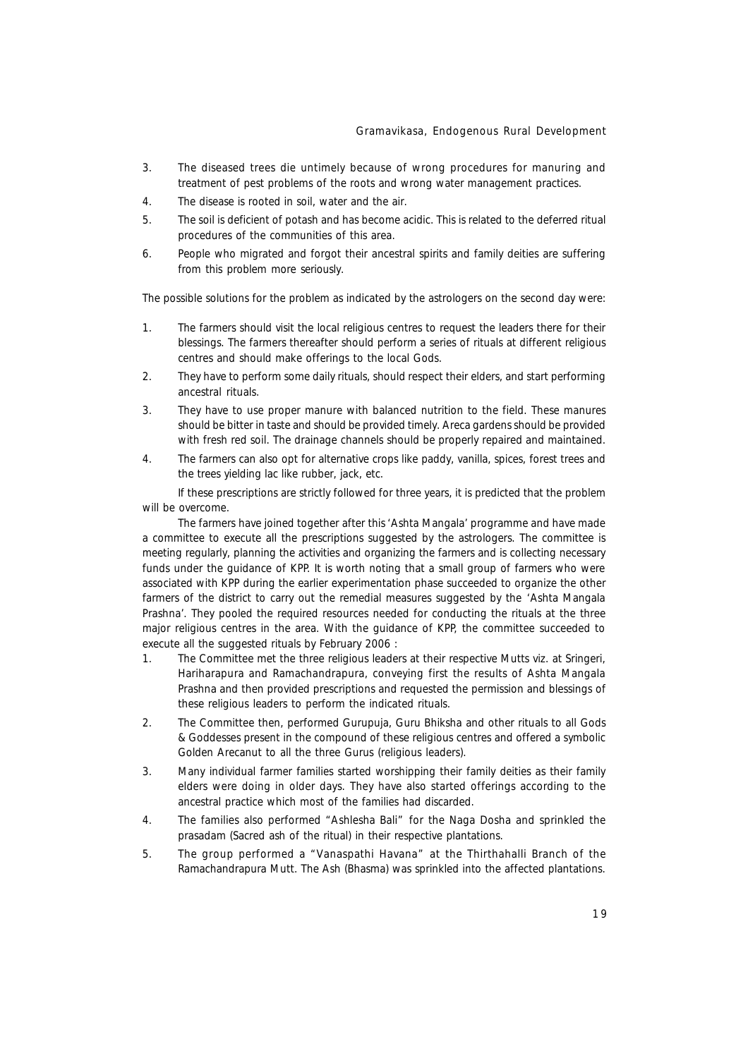3. The diseased trees die untimely because of wrong procedures for manuring and treatment of pest problems of the roots and wrong water management practices.
4. The disease is rooted in soil, water and the air.
5. The soil is deficient of potash and has become acidic. This is related to the deferred ritual procedures of the communities of this area.
6. People who migrated and forgot their ancestral spirits and family deities are suffering from this problem more seriously.

The possible solutions for the problem as indicated by the astrologers on the second day were:

1. The farmers should visit the local religious centres to request the leaders there for their blessings. The farmers thereafter should perform a series of rituals at different religious centres and should make offerings to the local Gods.
2. They have to perform some daily rituals, should respect their elders, and start performing ancestral rituals.
3. They have to use proper manure with balanced nutrition to the field. These manures should be bitter in taste and should be provided timely. Areca gardens should be provided with fresh red soil. The drainage channels should be properly repaired and maintained.
4. The farmers can also opt for alternative crops like paddy, vanilla, spices, forest trees and the trees yielding lac like rubber, jack, etc.

If these prescriptions are strictly followed for three years, it is predicted that the problem will be overcome.

The farmers have joined together after this 'Ashta Mangala' programme and have made a committee to execute all the prescriptions suggested by the astrologers. The committee is meeting regularly, planning the activities and organizing the farmers and is collecting necessary funds under the guidance of KPP. It is worth noting that a small group of farmers who were associated with KPP during the earlier experimentation phase succeeded to organize the other farmers of the district to carry out the remedial measures suggested by the 'Ashta Mangala Prashna'. They pooled the required resources needed for conducting the rituals at the three major religious centres in the area. With the guidance of KPP, the committee succeeded to execute all the suggested rituals by February 2006 :

1. The Committee met the three religious leaders at their respective Mutts viz. at Sringeri, Hariharapura and Ramachandrapura, conveying first the results of Ashta Mangala Prashna and then provided prescriptions and requested the permission and blessings of these religious leaders to perform the indicated rituals.
2. The Committee then, performed Gurupuja, Guru Bhiksha and other rituals to all Gods & Goddesses present in the compound of these religious centres and offered a symbolic Golden Arecanut to all the three Gurus (religious leaders).
3. Many individual farmer families started worshipping their family deities as their family elders were doing in older days. They have also started offerings according to the ancestral practice which most of the families had discarded.
4. The families also performed "Ashlesha Bali" for the Naga Dosha and sprinkled the prasadam (Sacred ash of the ritual) in their respective plantations.
5. The group performed a "Vanaspathi Havana" at the Thirthahalli Branch of the Ramachandrapura Mutt. The Ash (Bhasma) was sprinkled into the affected plantations.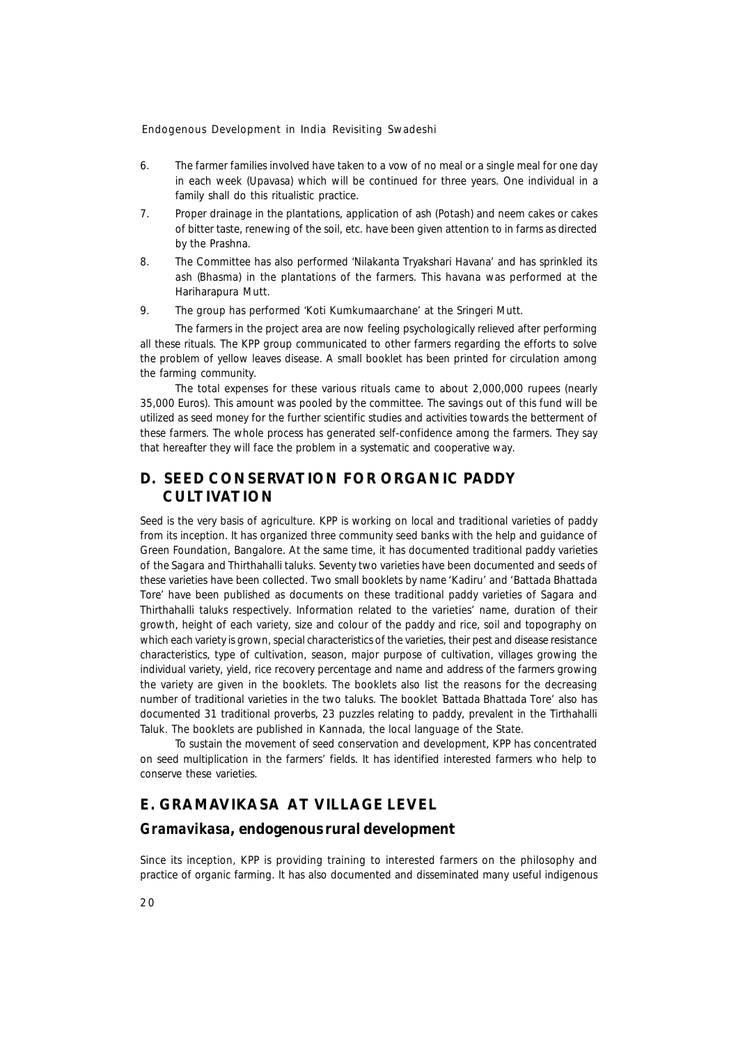6. The farmer families involved have taken to a vow of no meal or a single meal for one day in each week (Upavasa) which will be continued for three years. One individual in a family shall do this ritualistic practice.
7. Proper drainage in the plantations, application of ash (Potash) and neem cakes or cakes of bitter taste, renewing of the soil, etc. have been given attention to in farms as directed by the Prashna.
8. The Committee has also performed 'Nilakanta Tryakshari Havana' and has sprinkled its ash (Bhasma) in the plantations of the farmers. This havana was performed at the Hariharapura Mutt.
9. The group has performed 'Koti Kumkumaarchane' at the Sringeri Mutt.

The farmers in the project area are now feeling psychologically relieved after performing all these rituals. The KPP group communicated to other farmers regarding the efforts to solve the problem of yellow leaves disease. A small booklet has been printed for circulation among the farming community.

The total expenses for these various rituals came to about 2,000,000 rupees (nearly 35,000 Euros). This amount was pooled by the committee. The savings out of this fund will be utilized as seed money for the further scientific studies and activities towards the betterment of these farmers. The whole process has generated self-confidence among the farmers. They say that hereafter they will face the problem in a systematic and cooperative way.

## D. SEED CONSERVATION FOR ORGANIC PADDY CULTIVATION

Seed is the very basis of agriculture. KPP is working on local and traditional varieties of paddy from its inception. It has organized three community seed banks with the help and guidance of Green Foundation, Bangalore. At the same time, it has documented traditional paddy varieties of the Sagara and Thirthahalli taluks. Seventy two varieties have been documented and seeds of these varieties have been collected. Two small booklets by name 'Kadiru' and 'Battada Bhattada Tore' have been published as documents on these traditional paddy varieties of Sagara and Thirthahalli taluks respectively. Information related to the varieties' name, duration of their growth, height of each variety, size and colour of the paddy and rice, soil and topography on which each variety is grown, special characteristics of the varieties, their pest and disease resistance characteristics, type of cultivation, season, major purpose of cultivation, villages growing the individual variety, yield, rice recovery percentage and name and address of the farmers growing the variety are given in the booklets. The booklets also list the reasons for the decreasing number of traditional varieties in the two taluks. The booklet 'Battada Bhattada Tore' also has documented 31 traditional proverbs, 23 puzzles relating to paddy, prevalent in the Tirthahalli Taluk. The booklets are published in Kannada, the local language of the State.

To sustain the movement of seed conservation and development, KPP has concentrated on seed multiplication in the farmers' fields. It has identified interested farmers who help to conserve these varieties.

## E. GRAMAVIKASA AT VILLAGE LEVEL

### Gramavikasa, endogenous rural development

Since its inception, KPP is providing training to interested farmers on the philosophy and practice of organic farming. It has also documented and disseminated many useful indigenous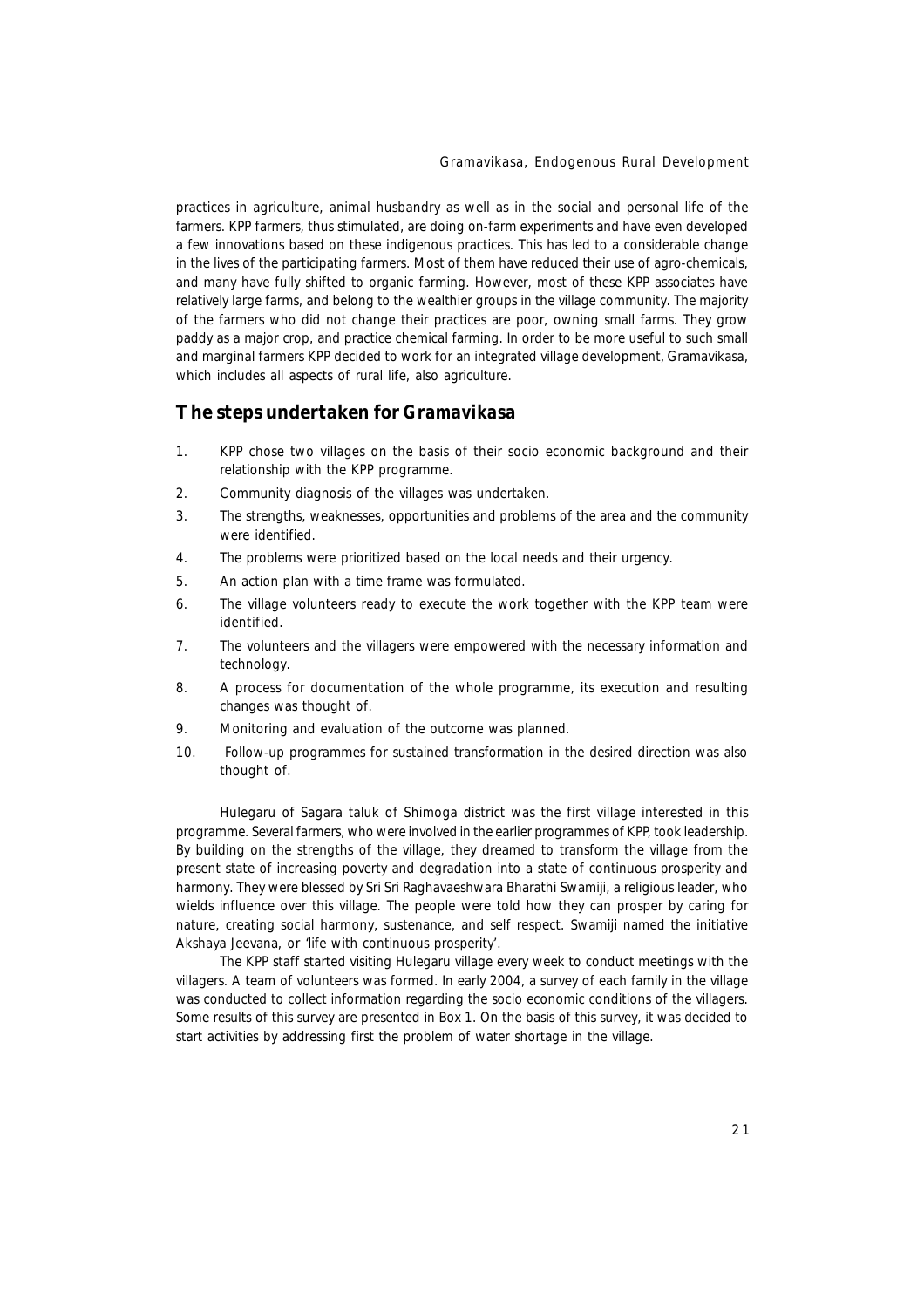practices in agriculture, animal husbandry as well as in the social and personal life of the farmers. KPP farmers, thus stimulated, are doing on-farm experiments and have even developed a few innovations based on these indigenous practices. This has led to a considerable change in the lives of the participating farmers. Most of them have reduced their use of agro-chemicals, and many have fully shifted to organic farming. However, most of these KPP associates have relatively large farms, and belong to the wealthier groups in the village community. The majority of the farmers who did not change their practices are poor, owning small farms. They grow paddy as a major crop, and practice chemical farming. In order to be more useful to such small and marginal farmers KPP decided to work for an integrated village development, Gramavikasa, which includes all aspects of rural life, also agriculture.

## The steps undertaken for Gramavikasa

1. KPP chose two villages on the basis of their socio economic background and their relationship with the KPP programme.
2. Community diagnosis of the villages was undertaken.
3. The strengths, weaknesses, opportunities and problems of the area and the community were identified.
4. The problems were prioritized based on the local needs and their urgency.
5. An action plan with a time frame was formulated.
6. The village volunteers ready to execute the work together with the KPP team were identified.
7. The volunteers and the villagers were empowered with the necessary information and technology.
8. A process for documentation of the whole programme, its execution and resulting changes was thought of.
9. Monitoring and evaluation of the outcome was planned.
10. Follow-up programmes for sustained transformation in the desired direction was also thought of.

Hulegaru of Sagara taluk of Shimoga district was the first village interested in this programme. Several farmers, who were involved in the earlier programmes of KPP, took leadership. By building on the strengths of the village, they dreamed to transform the village from the present state of increasing poverty and degradation into a state of continuous prosperity and harmony. They were blessed by Sri Sri Raghavaeshwara Bharathi Swamiji, a religious leader, who wields influence over this village. The people were told how they can prosper by caring for nature, creating social harmony, sustenance, and self respect. Swamiji named the initiative Akshaya Jeevana, or 'life with continuous prosperity'.

The KPP staff started visiting Hulegaru village every week to conduct meetings with the villagers. A team of volunteers was formed. In early 2004, a survey of each family in the village was conducted to collect information regarding the socio economic conditions of the villagers. Some results of this survey are presented in Box 1. On the basis of this survey, it was decided to start activities by addressing first the problem of water shortage in the village.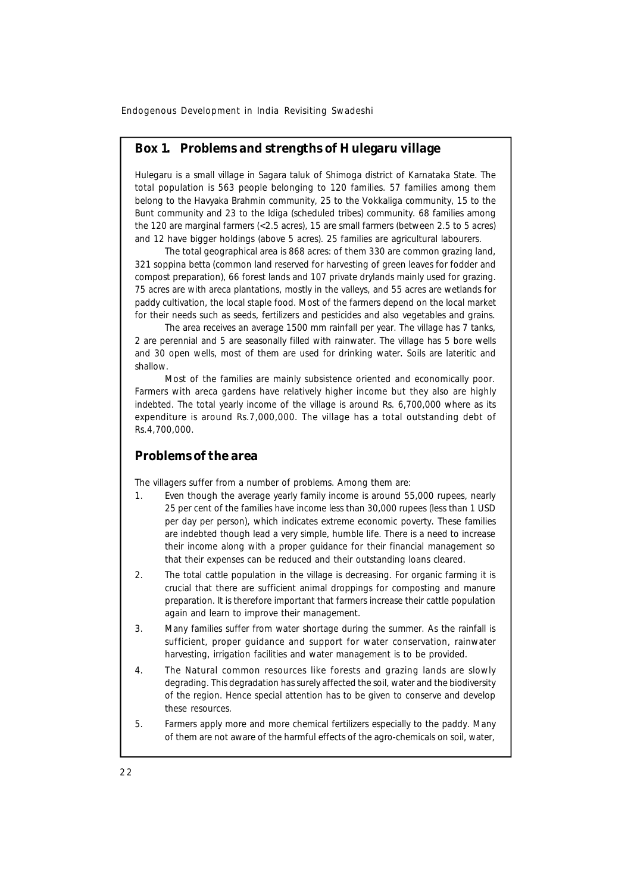## Box 1. Problems and strengths of Hulegaru village

Hulegaru is a small village in Sagara taluk of Shimoga district of Karnataka State. The total population is 563 people belonging to 120 families. 57 families among them belong to the Havyaka Brahmin community, 25 to the Vokkaliga community, 15 to the Bunt community and 23 to the Idiga (scheduled tribes) community. 68 families among the 120 are marginal farmers (<2.5 acres), 15 are small farmers (between 2.5 to 5 acres) and 12 have bigger holdings (above 5 acres). 25 families are agricultural labourers.

The total geographical area is 868 acres: of them 330 are common grazing land, 321 soppina betta (common land reserved for harvesting of green leaves for fodder and compost preparation), 66 forest lands and 107 private drylands mainly used for grazing. 75 acres are with areca plantations, mostly in the valleys, and 55 acres are wetlands for paddy cultivation, the local staple food. Most of the farmers depend on the local market for their needs such as seeds, fertilizers and pesticides and also vegetables and grains.

The area receives an average 1500 mm rainfall per year. The village has 7 tanks, 2 are perennial and 5 are seasonally filled with rainwater. The village has 5 bore wells and 30 open wells, most of them are used for drinking water. Soils are lateritic and shallow.

Most of the families are mainly subsistence oriented and economically poor. Farmers with areca gardens have relatively higher income but they also are highly indebted. The total yearly income of the village is around Rs. 6,700,000 where as its expenditure is around Rs.7,000,000. The village has a total outstanding debt of Rs.4,700,000.

### Problems of the area

The villagers suffer from a number of problems. Among them are:

1. Even though the average yearly family income is around 55,000 rupees, nearly 25 per cent of the families have income less than 30,000 rupees (less than 1 USD per day per person), which indicates extreme economic poverty. These families are indebted though lead a very simple, humble life. There is a need to increase their income along with a proper guidance for their financial management so that their expenses can be reduced and their outstanding loans cleared.
2. The total cattle population in the village is decreasing. For organic farming it is crucial that there are sufficient animal droppings for composting and manure preparation. It is therefore important that farmers increase their cattle population again and learn to improve their management.
3. Many families suffer from water shortage during the summer. As the rainfall is sufficient, proper guidance and support for water conservation, rainwater harvesting, irrigation facilities and water management is to be provided.
4. The Natural common resources like forests and grazing lands are slowly degrading. This degradation has surely affected the soil, water and the biodiversity of the region. Hence special attention has to be given to conserve and develop these resources.
5. Farmers apply more and more chemical fertilizers especially to the paddy. Many of them are not aware of the harmful effects of the agro-chemicals on soil, water,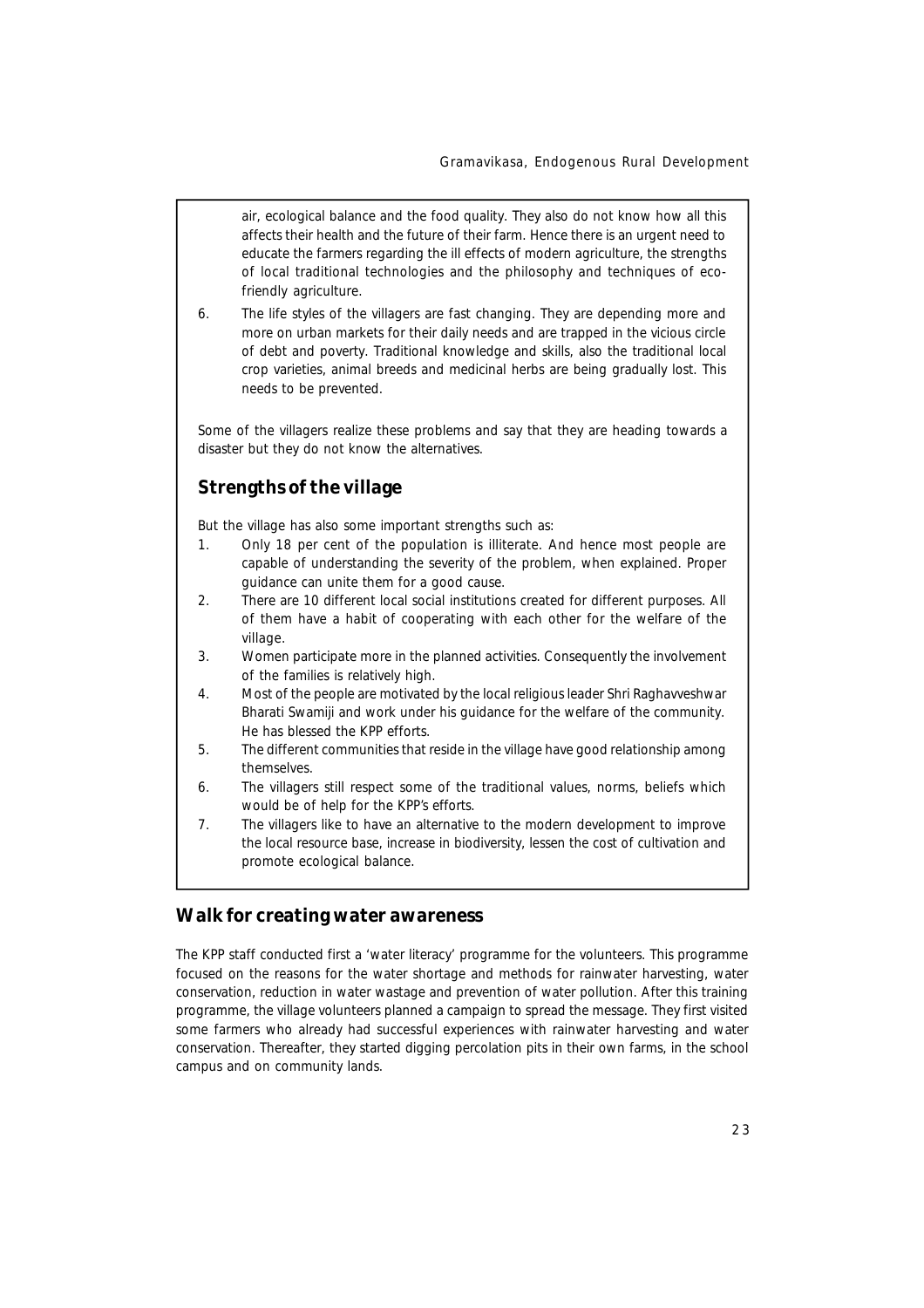air, ecological balance and the food quality. They also do not know how all this affects their health and the future of their farm. Hence there is an urgent need to educate the farmers regarding the ill effects of modern agriculture, the strengths of local traditional technologies and the philosophy and techniques of eco-friendly agriculture.

6. The life styles of the villagers are fast changing. They are depending more and more on urban markets for their daily needs and are trapped in the vicious circle of debt and poverty. Traditional knowledge and skills, also the traditional local crop varieties, animal breeds and medicinal herbs are being gradually lost. This needs to be prevented.

Some of the villagers realize these problems and say that they are heading towards a disaster but they do not know the alternatives.

### Strengths of the village

But the village has also some important strengths such as:

1. Only 18 per cent of the population is illiterate. And hence most people are capable of understanding the severity of the problem, when explained. Proper guidance can unite them for a good cause.
2. There are 10 different local social institutions created for different purposes. All of them have a habit of cooperating with each other for the welfare of the village.
3. Women participate more in the planned activities. Consequently the involvement of the families is relatively high.
4. Most of the people are motivated by the local religious leader Shri Raghavveshwar Bharati Swamiji and work under his guidance for the welfare of the community. He has blessed the KPP efforts.
5. The different communities that reside in the village have good relationship among themselves.
6. The villagers still respect some of the traditional values, norms, beliefs which would be of help for the KPP's efforts.
7. The villagers like to have an alternative to the modern development to improve the local resource base, increase in biodiversity, lessen the cost of cultivation and promote ecological balance.

## Walk for creating water awareness

The KPP staff conducted first a 'water literacy' programme for the volunteers. This programme focused on the reasons for the water shortage and methods for rainwater harvesting, water conservation, reduction in water wastage and prevention of water pollution. After this training programme, the village volunteers planned a campaign to spread the message. They first visited some farmers who already had successful experiences with rainwater harvesting and water conservation. Thereafter, they started digging percolation pits in their own farms, in the school campus and on community lands.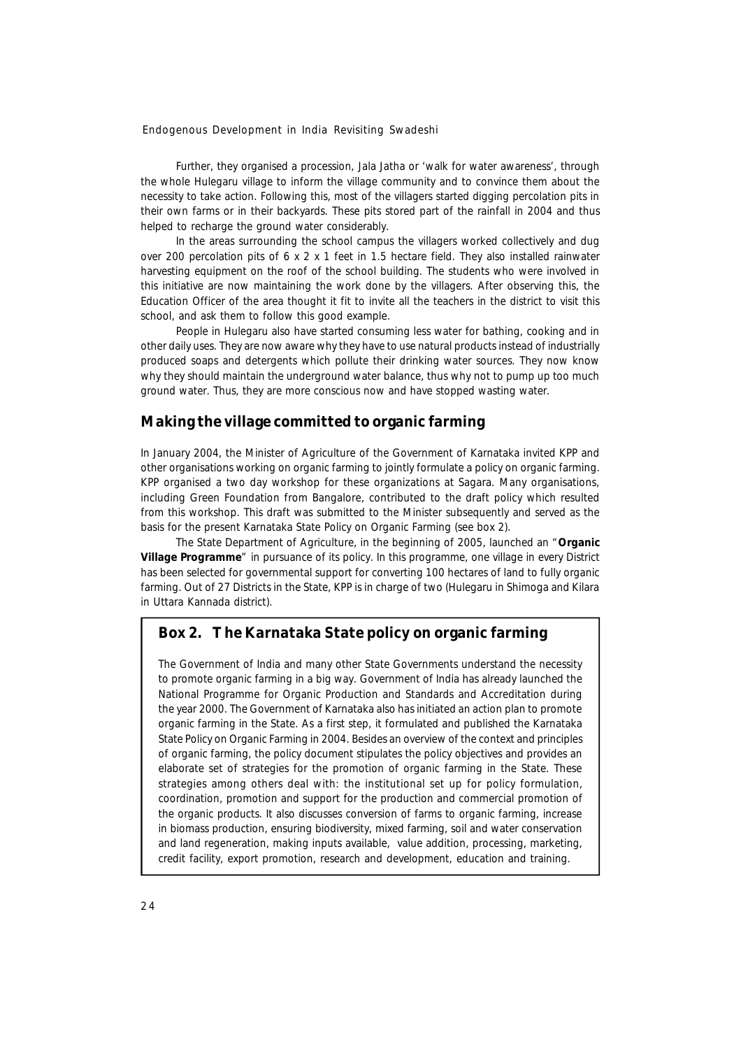Further, they organised a procession, Jala Jatha or 'walk for water awareness', through the whole Hulegaru village to inform the village community and to convince them about the necessity to take action. Following this, most of the villagers started digging percolation pits in their own farms or in their backyards. These pits stored part of the rainfall in 2004 and thus helped to recharge the ground water considerably.

In the areas surrounding the school campus the villagers worked collectively and dug over 200 percolation pits of 6 x 2 x 1 feet in 1.5 hectare field. They also installed rainwater harvesting equipment on the roof of the school building. The students who were involved in this initiative are now maintaining the work done by the villagers. After observing this, the Education Officer of the area thought it fit to invite all the teachers in the district to visit this school, and ask them to follow this good example.

People in Hulegaru also have started consuming less water for bathing, cooking and in other daily uses. They are now aware why they have to use natural products instead of industrially produced soaps and detergents which pollute their drinking water sources. They now know why they should maintain the underground water balance, thus why not to pump up too much ground water. Thus, they are more conscious now and have stopped wasting water.

## Making the village committed to organic farming

In January 2004, the Minister of Agriculture of the Government of Karnataka invited KPP and other organisations working on organic farming to jointly formulate a policy on organic farming. KPP organised a two day workshop for these organizations at Sagara. Many organisations, including Green Foundation from Bangalore, contributed to the draft policy which resulted from this workshop. This draft was submitted to the Minister subsequently and served as the basis for the present Karnataka State Policy on Organic Farming (see box 2).

The State Department of Agriculture, in the beginning of 2005, launched an "**Organic Village Programme**" in pursuance of its policy. In this programme, one village in every District has been selected for governmental support for converting 100 hectares of land to fully organic farming. Out of 27 Districts in the State, KPP is in charge of two (Hulegaru in Shimoga and Kilara in Uttara Kannada district).

### Box 2. The Karnataka State policy on organic farming

The Government of India and many other State Governments understand the necessity to promote organic farming in a big way. Government of India has already launched the National Programme for Organic Production and Standards and Accreditation during the year 2000. The Government of Karnataka also has initiated an action plan to promote organic farming in the State. As a first step, it formulated and published the Karnataka State Policy on Organic Farming in 2004. Besides an overview of the context and principles of organic farming, the policy document stipulates the policy objectives and provides an elaborate set of strategies for the promotion of organic farming in the State. These strategies among others deal with: the institutional set up for policy formulation, coordination, promotion and support for the production and commercial promotion of the organic products. It also discusses conversion of farms to organic farming, increase in biomass production, ensuring biodiversity, mixed farming, soil and water conservation and land regeneration, making inputs available, value addition, processing, marketing, credit facility, export promotion, research and development, education and training.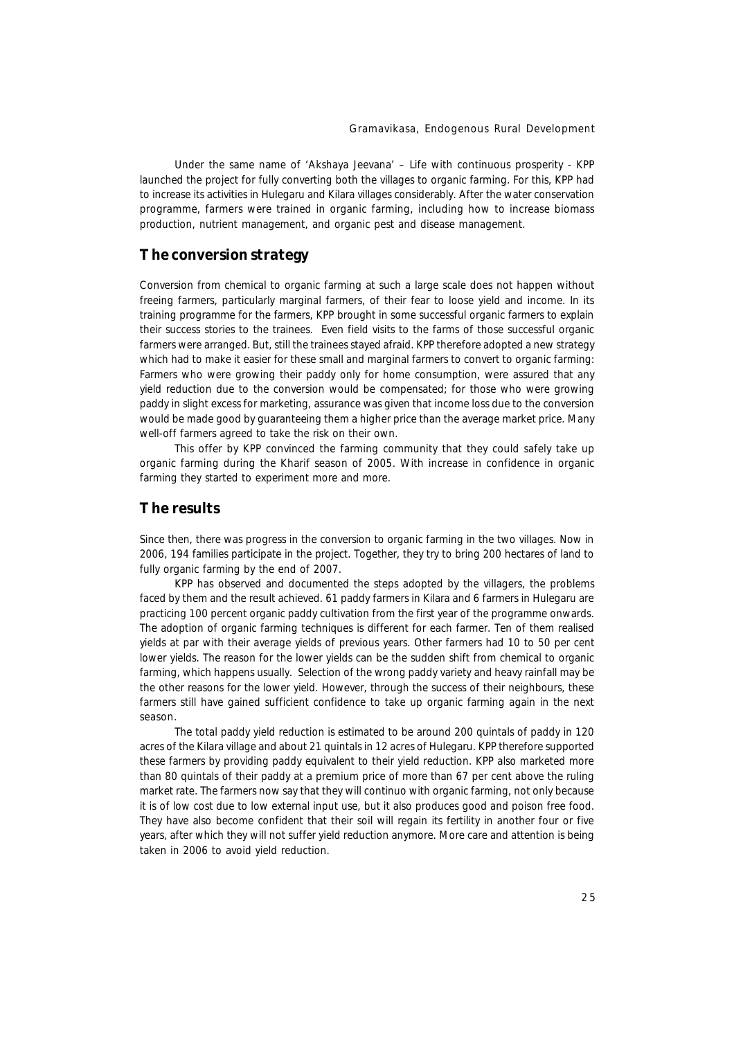Under the same name of 'Akshaya Jeevana' – Life with continuous prosperity - KPP launched the project for fully converting both the villages to organic farming. For this, KPP had to increase its activities in Hulegaru and Kilara villages considerably. After the water conservation programme, farmers were trained in organic farming, including how to increase biomass production, nutrient management, and organic pest and disease management.

## The conversion strategy

Conversion from chemical to organic farming at such a large scale does not happen without freeing farmers, particularly marginal farmers, of their fear to loose yield and income. In its training programme for the farmers, KPP brought in some successful organic farmers to explain their success stories to the trainees. Even field visits to the farms of those successful organic farmers were arranged. But, still the trainees stayed afraid. KPP therefore adopted a new strategy which had to make it easier for these small and marginal farmers to convert to organic farming: Farmers who were growing their paddy only for home consumption, were assured that any yield reduction due to the conversion would be compensated; for those who were growing paddy in slight excess for marketing, assurance was given that income loss due to the conversion would be made good by guaranteeing them a higher price than the average market price. Many well-off farmers agreed to take the risk on their own.

This offer by KPP convinced the farming community that they could safely take up organic farming during the Kharif season of 2005. With increase in confidence in organic farming they started to experiment more and more.

## The results

Since then, there was progress in the conversion to organic farming in the two villages. Now in 2006, 194 families participate in the project. Together, they try to bring 200 hectares of land to fully organic farming by the end of 2007.

KPP has observed and documented the steps adopted by the villagers, the problems faced by them and the result achieved. 61 paddy farmers in Kilara and 6 farmers in Hulegaru are practicing 100 percent organic paddy cultivation from the first year of the programme onwards. The adoption of organic farming techniques is different for each farmer. Ten of them realised yields at par with their average yields of previous years. Other farmers had 10 to 50 per cent lower yields. The reason for the lower yields can be the sudden shift from chemical to organic farming, which happens usually. Selection of the wrong paddy variety and heavy rainfall may be the other reasons for the lower yield. However, through the success of their neighbours, these farmers still have gained sufficient confidence to take up organic farming again in the next season.

The total paddy yield reduction is estimated to be around 200 quintals of paddy in 120 acres of the Kilara village and about 21 quintals in 12 acres of Hulegaru. KPP therefore supported these farmers by providing paddy equivalent to their yield reduction. KPP also marketed more than 80 quintals of their paddy at a premium price of more than 67 per cent above the ruling market rate. The farmers now say that they will continuo with organic farming, not only because it is of low cost due to low external input use, but it also produces good and poison free food. They have also become confident that their soil will regain its fertility in another four or five years, after which they will not suffer yield reduction anymore. More care and attention is being taken in 2006 to avoid yield reduction.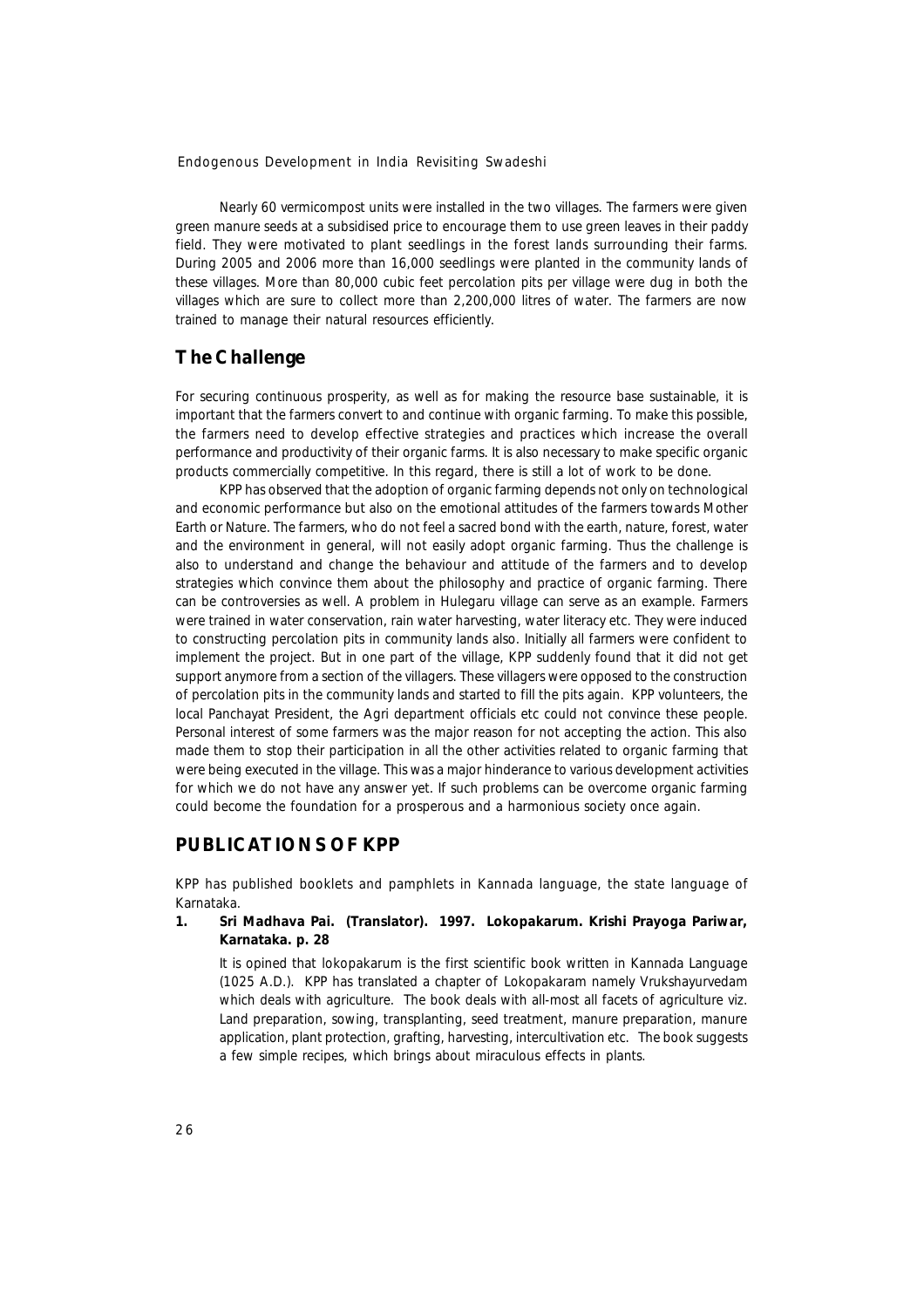Nearly 60 vermicompost units were installed in the two villages. The farmers were given green manure seeds at a subsidised price to encourage them to use green leaves in their paddy field. They were motivated to plant seedlings in the forest lands surrounding their farms. During 2005 and 2006 more than 16,000 seedlings were planted in the community lands of these villages. More than 80,000 cubic feet percolation pits per village were dug in both the villages which are sure to collect more than 2,200,000 litres of water. The farmers are now trained to manage their natural resources efficiently.

## The Challenge

For securing continuous prosperity, as well as for making the resource base sustainable, it is important that the farmers convert to and continue with organic farming. To make this possible, the farmers need to develop effective strategies and practices which increase the overall performance and productivity of their organic farms. It is also necessary to make specific organic products commercially competitive. In this regard, there is still a lot of work to be done.

KPP has observed that the adoption of organic farming depends not only on technological and economic performance but also on the emotional attitudes of the farmers towards Mother Earth or Nature. The farmers, who do not feel a sacred bond with the earth, nature, forest, water and the environment in general, will not easily adopt organic farming. Thus the challenge is also to understand and change the behaviour and attitude of the farmers and to develop strategies which convince them about the philosophy and practice of organic farming. There can be controversies as well. A problem in Hulegaru village can serve as an example. Farmers were trained in water conservation, rain water harvesting, water literacy etc. They were induced to constructing percolation pits in community lands also. Initially all farmers were confident to implement the project. But in one part of the village, KPP suddenly found that it did not get support anymore from a section of the villagers. These villagers were opposed to the construction of percolation pits in the community lands and started to fill the pits again. KPP volunteers, the local Panchayat President, the Agri department officials etc could not convince these people. Personal interest of some farmers was the major reason for not accepting the action. This also made them to stop their participation in all the other activities related to organic farming that were being executed in the village. This was a major hinderance to various development activities for which we do not have any answer yet. If such problems can be overcome organic farming could become the foundation for a prosperous and a harmonious society once again.

## PUBLICATIONS OF KPP

KPP has published booklets and pamphlets in Kannada language, the state language of Karnataka.

1. **Sri Madhava Pai. (Translator). 1997. Lokopakarum. Krishi Prayoga Pariwar, Karnataka. p. 28**

   It is opined that lokopakarum is the first scientific book written in Kannada Language (1025 A.D.). KPP has translated a chapter of Lokopakaram namely Vrukshayurvedam which deals with agriculture. The book deals with all-most all facets of agriculture viz. Land preparation, sowing, transplanting, seed treatment, manure preparation, manure application, plant protection, grafting, harvesting, intercultivation etc. The book suggests a few simple recipes, which brings about miraculous effects in plants.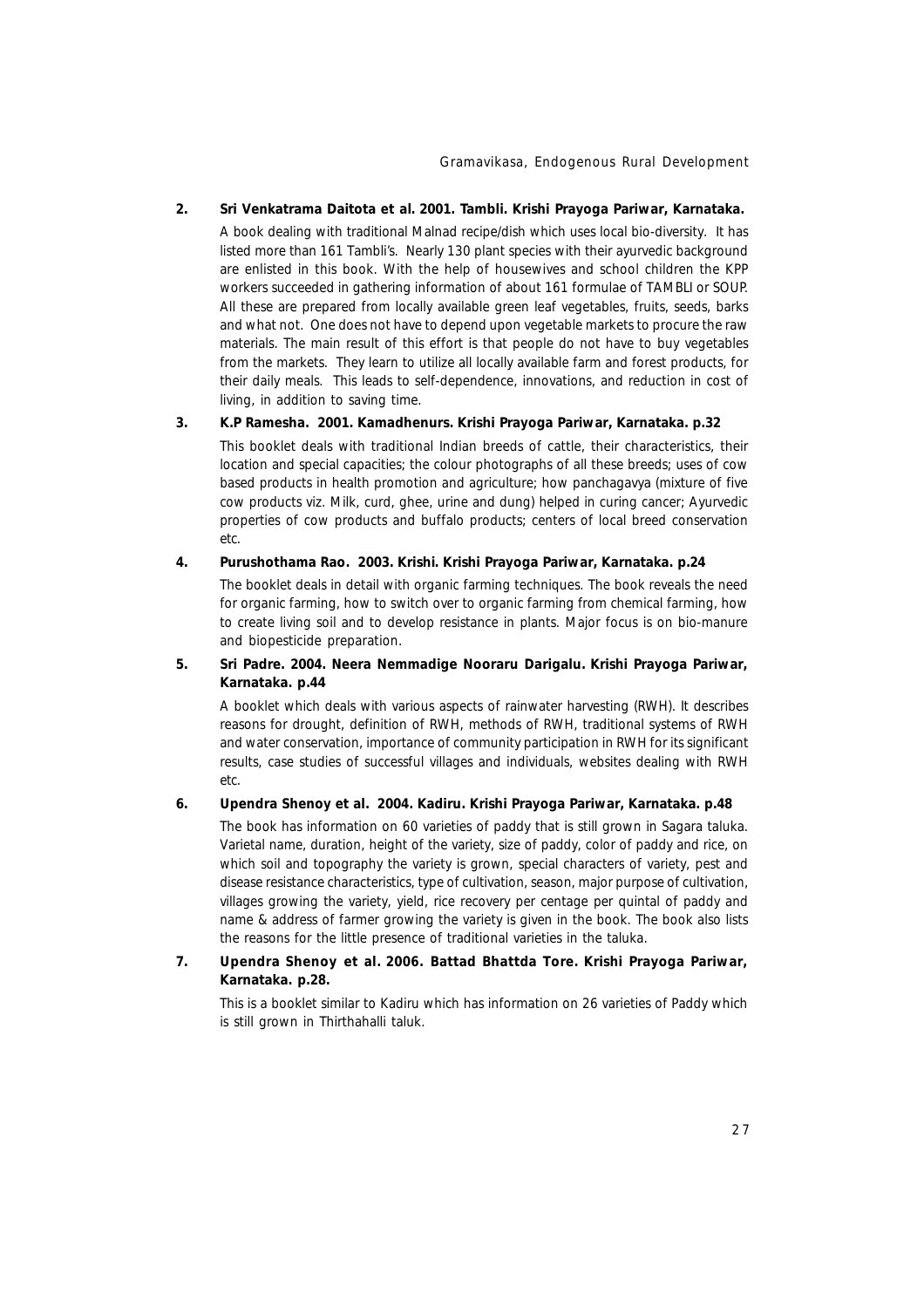2. **Sri Venkatrama Daitota et al. 2001. Tambli. Krishi Prayoga Pariwar, Karnataka.**

   A book dealing with traditional Malnad recipe/dish which uses local bio-diversity. It has listed more than 161 Tambli's. Nearly 130 plant species with their ayurvedic background are enlisted in this book. With the help of housewives and school children the KPP workers succeeded in gathering information of about 161 formulae of TAMBLI or SOUP. All these are prepared from locally available green leaf vegetables, fruits, seeds, barks and what not. One does not have to depend upon vegetable markets to procure the raw materials. The main result of this effort is that people do not have to buy vegetables from the markets. They learn to utilize all locally available farm and forest products, for their daily meals. This leads to self-dependence, innovations, and reduction in cost of living, in addition to saving time.

3. **K.P Ramesha. 2001. Kamadhenurs. Krishi Prayoga Pariwar, Karnataka. p.32**

   This booklet deals with traditional Indian breeds of cattle, their characteristics, their location and special capacities; the colour photographs of all these breeds; uses of cow based products in health promotion and agriculture; how panchagavya (mixture of five cow products viz. Milk, curd, ghee, urine and dung) helped in curing cancer; Ayurvedic properties of cow products and buffalo products; centers of local breed conservation etc.

4. **Purushothama Rao. 2003. Krishi. Krishi Prayoga Pariwar, Karnataka. p.24**

   The booklet deals in detail with organic farming techniques. The book reveals the need for organic farming, how to switch over to organic farming from chemical farming, how to create living soil and to develop resistance in plants. Major focus is on bio-manure and biopesticide preparation.

5. **Sri Padre. 2004. Neera Nemmadige Nooraru Darigalu. Krishi Prayoga Pariwar, Karnataka. p.44**

   A booklet which deals with various aspects of rainwater harvesting (RWH). It describes reasons for drought, definition of RWH, methods of RWH, traditional systems of RWH and water conservation, importance of community participation in RWH for its significant results, case studies of successful villages and individuals, websites dealing with RWH etc.

6. **Upendra Shenoy et al. 2004. Kadiru. Krishi Prayoga Pariwar, Karnataka. p.48**

   The book has information on 60 varieties of paddy that is still grown in Sagara taluka. Varietal name, duration, height of the variety, size of paddy, color of paddy and rice, on which soil and topography the variety is grown, special characters of variety, pest and disease resistance characteristics, type of cultivation, season, major purpose of cultivation, villages growing the variety, yield, rice recovery per centage per quintal of paddy and name & address of farmer growing the variety is given in the book. The book also lists the reasons for the little presence of traditional varieties in the taluka.

7. **Upendra Shenoy et al. 2006. Battad Bhattda Tore. Krishi Prayoga Pariwar, Karnataka. p.28.**

   This is a booklet similar to Kadiru which has information on 26 varieties of Paddy which is still grown in Thirthahalli taluk.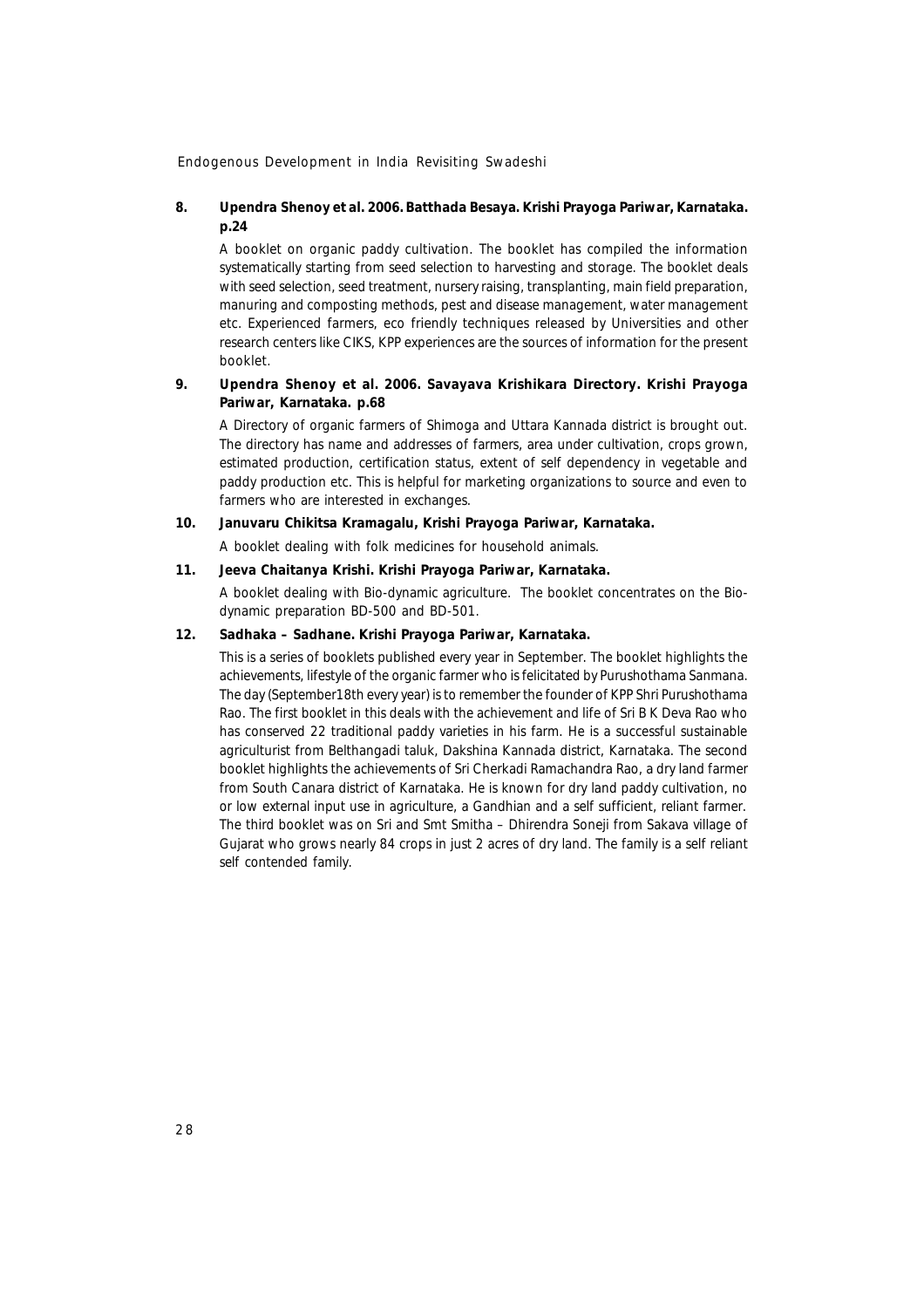**8. Upendra Shenoy et al. 2006. Batthada Besaya. Krishi Prayoga Pariwar, Karnataka. p.24**

A booklet on organic paddy cultivation. The booklet has compiled the information systematically starting from seed selection to harvesting and storage. The booklet deals with seed selection, seed treatment, nursery raising, transplanting, main field preparation, manuring and composting methods, pest and disease management, water management etc. Experienced farmers, eco friendly techniques released by Universities and other research centers like CIKS, KPP experiences are the sources of information for the present booklet.

**9. Upendra Shenoy et al. 2006. Savayava Krishikara Directory. Krishi Prayoga Pariwar, Karnataka. p.68**

A Directory of organic farmers of Shimoga and Uttara Kannada district is brought out. The directory has name and addresses of farmers, area under cultivation, crops grown, estimated production, certification status, extent of self dependency in vegetable and paddy production etc. This is helpful for marketing organizations to source and even to farmers who are interested in exchanges.

**10. Januvaru Chikitsa Kramagalu, Krishi Prayoga Pariwar, Karnataka.**

A booklet dealing with folk medicines for household animals.

**11. Jeeva Chaitanya Krishi. Krishi Prayoga Pariwar, Karnataka.**

A booklet dealing with Bio-dynamic agriculture. The booklet concentrates on the Bio-dynamic preparation BD-500 and BD-501.

**12. Sadhaka – Sadhane. Krishi Prayoga Pariwar, Karnataka.**

This is a series of booklets published every year in September. The booklet highlights the achievements, lifestyle of the organic farmer who is felicitated by Purushothama Sanmana. The day (September18th every year) is to remember the founder of KPP Shri Purushothama Rao. The first booklet in this deals with the achievement and life of Sri B K Deva Rao who has conserved 22 traditional paddy varieties in his farm. He is a successful sustainable agriculturist from Belthangadi taluk, Dakshina Kannada district, Karnataka. The second booklet highlights the achievements of Sri Cherkadi Ramachandra Rao, a dry land farmer from South Canara district of Karnataka. He is known for dry land paddy cultivation, no or low external input use in agriculture, a Gandhian and a self sufficient, reliant farmer. The third booklet was on Sri and Smt Smitha – Dhirendra Soneji from Sakava village of Gujarat who grows nearly 84 crops in just 2 acres of dry land. The family is a self reliant self contended family.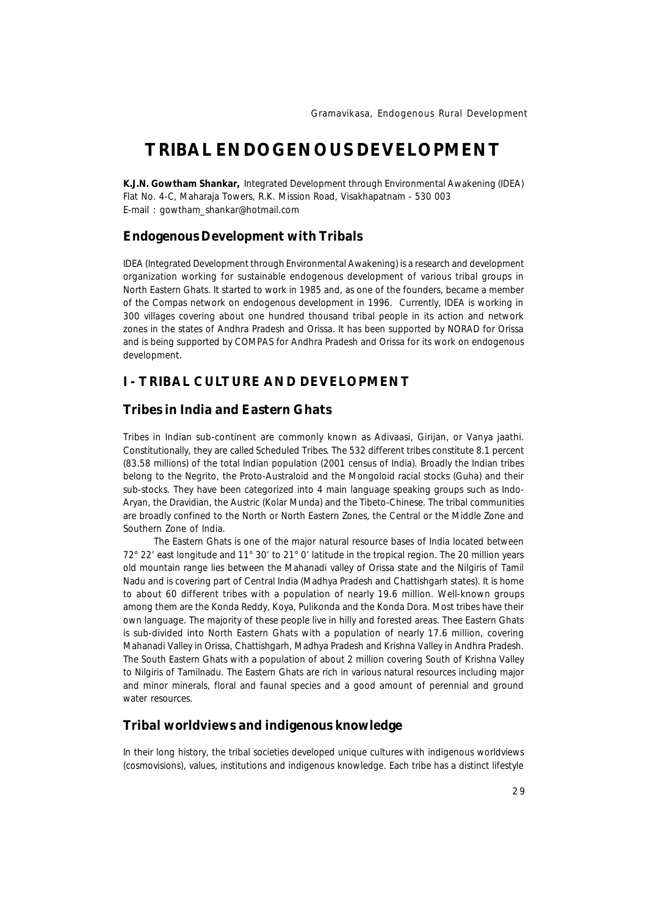# TRIBAL ENDOGENOUS DEVELOPMENT

**K.J.N. Gowtham Shankar,** Integrated Development through Environmental Awakening (IDEA)
Flat No. 4-C, Maharaja Towers, R.K. Mission Road, Visakhapatnam - 530 003
E-mail : gowtham_shankar@hotmail.com

## Endogenous Development with Tribals

IDEA (Integrated Development through Environmental Awakening) is a research and development organization working for sustainable endogenous development of various tribal groups in North Eastern Ghats. It started to work in 1985 and, as one of the founders, became a member of the Compas network on endogenous development in 1996. Currently, IDEA is working in 300 villages covering about one hundred thousand tribal people in its action and network zones in the states of Andhra Pradesh and Orissa. It has been supported by NORAD for Orissa and is being supported by COMPAS for Andhra Pradesh and Orissa for its work on endogenous development.

## I - TRIBAL CULTURE AND DEVELOPMENT

## Tribes in India and Eastern Ghats

Tribes in Indian sub-continent are commonly known as Adivaasi, Girijan, or Vanya jaathi. Constitutionally, they are called Scheduled Tribes. The 532 different tribes constitute 8.1 percent (83.58 millions) of the total Indian population (2001 census of India). Broadly the Indian tribes belong to the Negrito, the Proto-Australoid and the Mongoloid racial stocks (Guha) and their sub-stocks. They have been categorized into 4 main language speaking groups such as Indo-Aryan, the Dravidian, the Austric (Kolar Munda) and the Tibeto-Chinese. The tribal communities are broadly confined to the North or North Eastern Zones, the Central or the Middle Zone and Southern Zone of India.

The Eastern Ghats is one of the major natural resource bases of India located between 72° 22' east longitude and 11° 30' to 21° 0' latitude in the tropical region. The 20 million years old mountain range lies between the Mahanadi valley of Orissa state and the Nilgiris of Tamil Nadu and is covering part of Central India (Madhya Pradesh and Chattishgarh states). It is home to about 60 different tribes with a population of nearly 19.6 million. Well-known groups among them are the Konda Reddy, Koya, Pulikonda and the Konda Dora. Most tribes have their own language. The majority of these people live in hilly and forested areas. Thee Eastern Ghats is sub-divided into North Eastern Ghats with a population of nearly 17.6 million, covering Mahanadi Valley in Orissa, Chattishgarh, Madhya Pradesh and Krishna Valley in Andhra Pradesh. The South Eastern Ghats with a population of about 2 million covering South of Krishna Valley to Nilgiris of Tamilnadu. The Eastern Ghats are rich in various natural resources including major and minor minerals, floral and faunal species and a good amount of perennial and ground water resources.

## Tribal worldviews and indigenous knowledge

In their long history, the tribal societies developed unique cultures with indigenous worldviews (cosmovisions), values, institutions and indigenous knowledge. Each tribe has a distinct lifestyle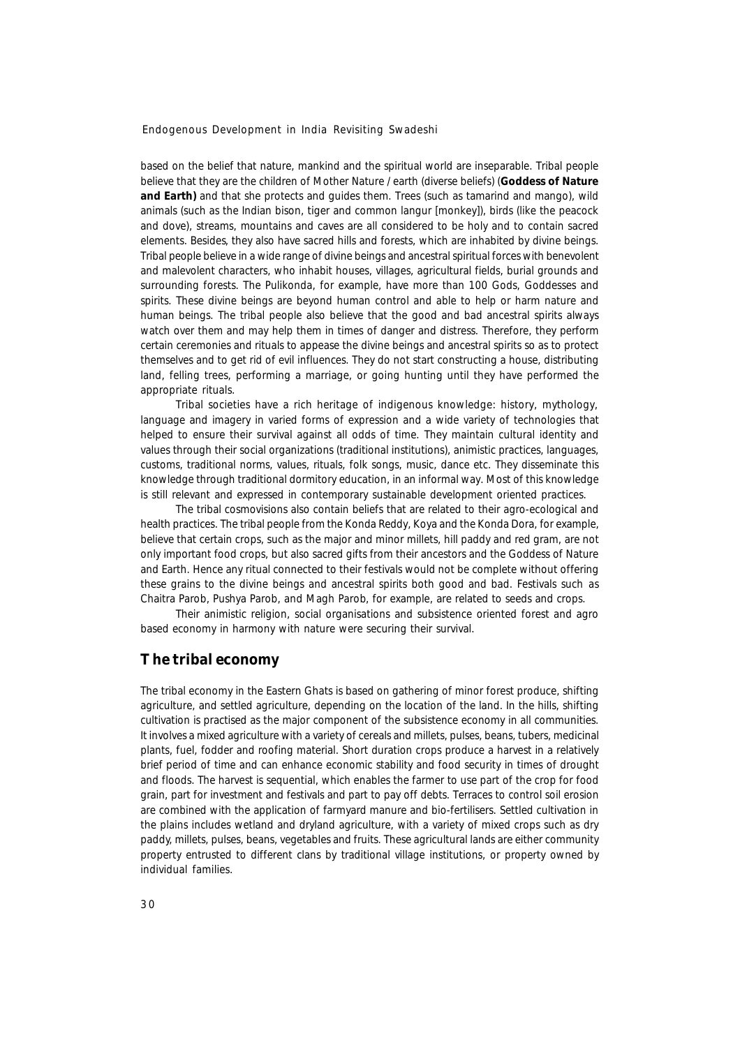based on the belief that nature, mankind and the spiritual world are inseparable. Tribal people believe that they are the children of Mother Nature / earth (diverse beliefs) (**Goddess of Nature and Earth)** and that she protects and guides them. Trees (such as tamarind and mango), wild animals (such as the Indian bison, tiger and common langur [monkey]), birds (like the peacock and dove), streams, mountains and caves are all considered to be holy and to contain sacred elements. Besides, they also have sacred hills and forests, which are inhabited by divine beings. Tribal people believe in a wide range of divine beings and ancestral spiritual forces with benevolent and malevolent characters, who inhabit houses, villages, agricultural fields, burial grounds and surrounding forests. The Pulikonda, for example, have more than 100 Gods, Goddesses and spirits. These divine beings are beyond human control and able to help or harm nature and human beings. The tribal people also believe that the good and bad ancestral spirits always watch over them and may help them in times of danger and distress. Therefore, they perform certain ceremonies and rituals to appease the divine beings and ancestral spirits so as to protect themselves and to get rid of evil influences. They do not start constructing a house, distributing land, felling trees, performing a marriage, or going hunting until they have performed the appropriate rituals.

Tribal societies have a rich heritage of indigenous knowledge: history, mythology, language and imagery in varied forms of expression and a wide variety of technologies that helped to ensure their survival against all odds of time. They maintain cultural identity and values through their social organizations (traditional institutions), animistic practices, languages, customs, traditional norms, values, rituals, folk songs, music, dance etc. They disseminate this knowledge through traditional dormitory education, in an informal way. Most of this knowledge is still relevant and expressed in contemporary sustainable development oriented practices.

The tribal cosmovisions also contain beliefs that are related to their agro-ecological and health practices. The tribal people from the Konda Reddy, Koya and the Konda Dora, for example, believe that certain crops, such as the major and minor millets, hill paddy and red gram, are not only important food crops, but also sacred gifts from their ancestors and the Goddess of Nature and Earth. Hence any ritual connected to their festivals would not be complete without offering these grains to the divine beings and ancestral spirits both good and bad. Festivals such as Chaitra Parob, Pushya Parob, and Magh Parob, for example, are related to seeds and crops.

Their animistic religion, social organisations and subsistence oriented forest and agro based economy in harmony with nature were securing their survival.

## The tribal economy

The tribal economy in the Eastern Ghats is based on gathering of minor forest produce, shifting agriculture, and settled agriculture, depending on the location of the land. In the hills, shifting cultivation is practised as the major component of the subsistence economy in all communities. It involves a mixed agriculture with a variety of cereals and millets, pulses, beans, tubers, medicinal plants, fuel, fodder and roofing material. Short duration crops produce a harvest in a relatively brief period of time and can enhance economic stability and food security in times of drought and floods. The harvest is sequential, which enables the farmer to use part of the crop for food grain, part for investment and festivals and part to pay off debts. Terraces to control soil erosion are combined with the application of farmyard manure and bio-fertilisers. Settled cultivation in the plains includes wetland and dryland agriculture, with a variety of mixed crops such as dry paddy, millets, pulses, beans, vegetables and fruits. These agricultural lands are either community property entrusted to different clans by traditional village institutions, or property owned by individual families.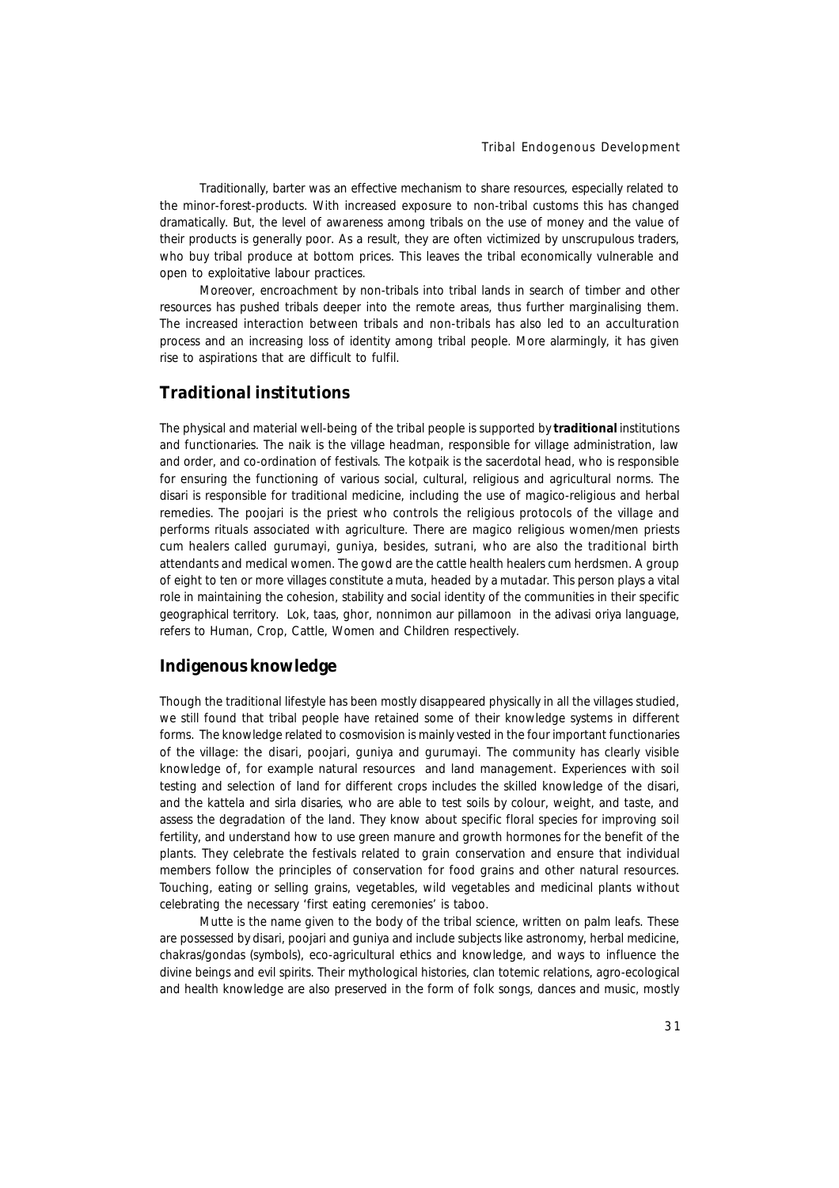Traditionally, barter was an effective mechanism to share resources, especially related to the minor-forest-products. With increased exposure to non-tribal customs this has changed dramatically. But, the level of awareness among tribals on the use of money and the value of their products is generally poor. As a result, they are often victimized by unscrupulous traders, who buy tribal produce at bottom prices. This leaves the tribal economically vulnerable and open to exploitative labour practices.

Moreover, encroachment by non-tribals into tribal lands in search of timber and other resources has pushed tribals deeper into the remote areas, thus further marginalising them. The increased interaction between tribals and non-tribals has also led to an acculturation process and an increasing loss of identity among tribal people. More alarmingly, it has given rise to aspirations that are difficult to fulfil.

## Traditional institutions

The physical and material well-being of the tribal people is supported by **traditional** institutions and functionaries. The naik is the village headman, responsible for village administration, law and order, and co-ordination of festivals. The kotpaik is the sacerdotal head, who is responsible for ensuring the functioning of various social, cultural, religious and agricultural norms. The disari is responsible for traditional medicine, including the use of magico-religious and herbal remedies. The poojari is the priest who controls the religious protocols of the village and performs rituals associated with agriculture. There are magico religious women/men priests cum healers called gurumayi, guniya, besides, sutrani, who are also the traditional birth attendants and medical women. The gowd are the cattle health healers cum herdsmen. A group of eight to ten or more villages constitute a muta, headed by a mutadar. This person plays a vital role in maintaining the cohesion, stability and social identity of the communities in their specific geographical territory. Lok, taas, ghor, nonnimon aur pillamoon in the adivasi oriya language, refers to Human, Crop, Cattle, Women and Children respectively.

## Indigenous knowledge

Though the traditional lifestyle has been mostly disappeared physically in all the villages studied, we still found that tribal people have retained some of their knowledge systems in different forms. The knowledge related to cosmovision is mainly vested in the four important functionaries of the village: the disari, poojari, guniya and gurumayi. The community has clearly visible knowledge of, for example natural resources and land management. Experiences with soil testing and selection of land for different crops includes the skilled knowledge of the disari, and the kattela and sirla disaries, who are able to test soils by colour, weight, and taste, and assess the degradation of the land. They know about specific floral species for improving soil fertility, and understand how to use green manure and growth hormones for the benefit of the plants. They celebrate the festivals related to grain conservation and ensure that individual members follow the principles of conservation for food grains and other natural resources. Touching, eating or selling grains, vegetables, wild vegetables and medicinal plants without celebrating the necessary 'first eating ceremonies' is taboo.

Mutte is the name given to the body of the tribal science, written on palm leafs. These are possessed by disari, poojari and guniya and include subjects like astronomy, herbal medicine, chakras/gondas (symbols), eco-agricultural ethics and knowledge, and ways to influence the divine beings and evil spirits. Their mythological histories, clan totemic relations, agro-ecological and health knowledge are also preserved in the form of folk songs, dances and music, mostly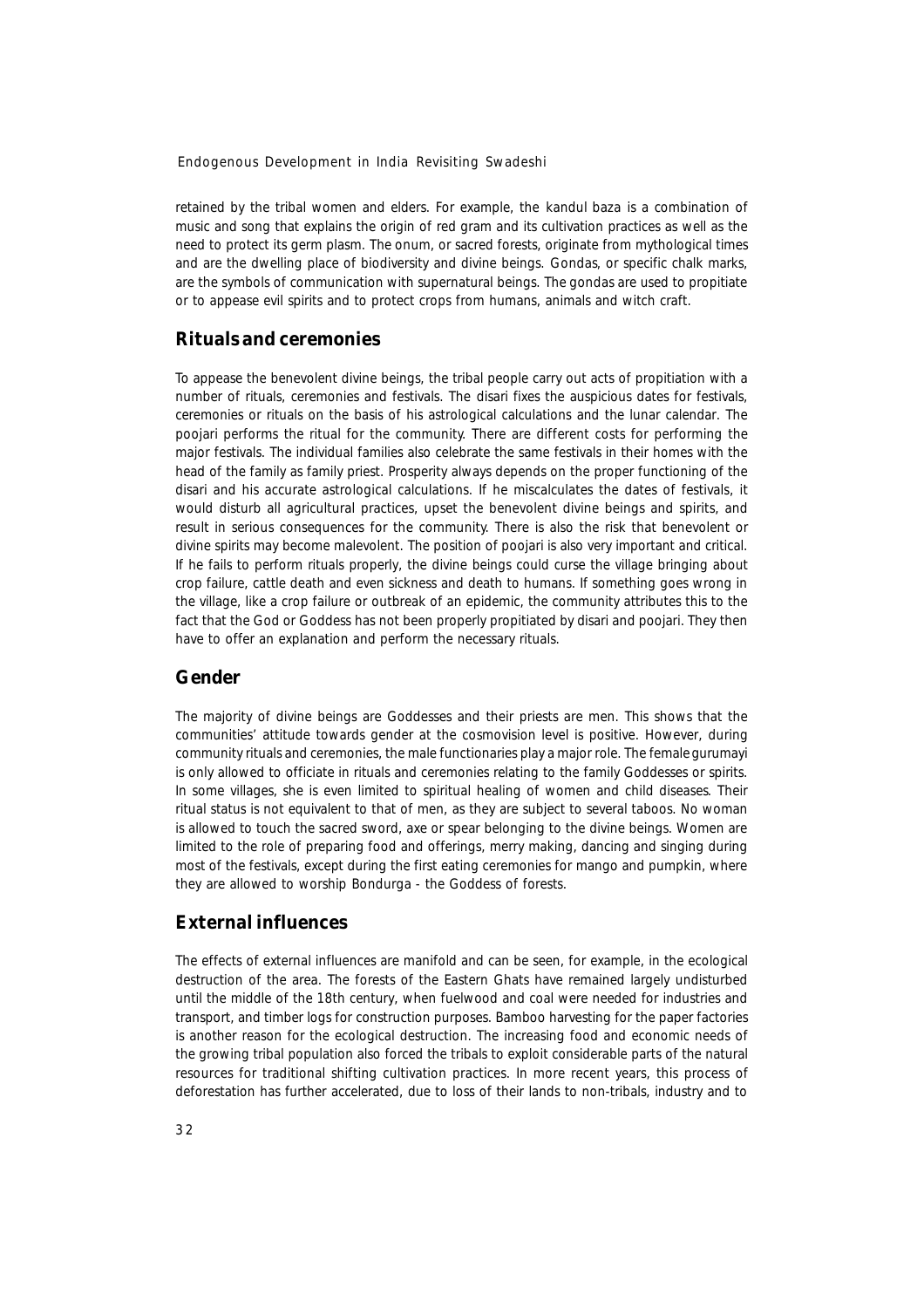retained by the tribal women and elders. For example, the kandul baza is a combination of music and song that explains the origin of red gram and its cultivation practices as well as the need to protect its germ plasm. The onum, or sacred forests, originate from mythological times and are the dwelling place of biodiversity and divine beings. Gondas, or specific chalk marks, are the symbols of communication with supernatural beings. The gondas are used to propitiate or to appease evil spirits and to protect crops from humans, animals and witch craft.

## Rituals and ceremonies

To appease the benevolent divine beings, the tribal people carry out acts of propitiation with a number of rituals, ceremonies and festivals. The disari fixes the auspicious dates for festivals, ceremonies or rituals on the basis of his astrological calculations and the lunar calendar. The poojari performs the ritual for the community. There are different costs for performing the major festivals. The individual families also celebrate the same festivals in their homes with the head of the family as family priest. Prosperity always depends on the proper functioning of the disari and his accurate astrological calculations. If he miscalculates the dates of festivals, it would disturb all agricultural practices, upset the benevolent divine beings and spirits, and result in serious consequences for the community. There is also the risk that benevolent or divine spirits may become malevolent. The position of poojari is also very important and critical. If he fails to perform rituals properly, the divine beings could curse the village bringing about crop failure, cattle death and even sickness and death to humans. If something goes wrong in the village, like a crop failure or outbreak of an epidemic, the community attributes this to the fact that the God or Goddess has not been properly propitiated by disari and poojari. They then have to offer an explanation and perform the necessary rituals.

## Gender

The majority of divine beings are Goddesses and their priests are men. This shows that the communities' attitude towards gender at the cosmovision level is positive. However, during community rituals and ceremonies, the male functionaries play a major role. The female gurumayi is only allowed to officiate in rituals and ceremonies relating to the family Goddesses or spirits. In some villages, she is even limited to spiritual healing of women and child diseases. Their ritual status is not equivalent to that of men, as they are subject to several taboos. No woman is allowed to touch the sacred sword, axe or spear belonging to the divine beings. Women are limited to the role of preparing food and offerings, merry making, dancing and singing during most of the festivals, except during the first eating ceremonies for mango and pumpkin, where they are allowed to worship Bondurga - the Goddess of forests.

## External influences

The effects of external influences are manifold and can be seen, for example, in the ecological destruction of the area. The forests of the Eastern Ghats have remained largely undisturbed until the middle of the 18th century, when fuelwood and coal were needed for industries and transport, and timber logs for construction purposes. Bamboo harvesting for the paper factories is another reason for the ecological destruction. The increasing food and economic needs of the growing tribal population also forced the tribals to exploit considerable parts of the natural resources for traditional shifting cultivation practices. In more recent years, this process of deforestation has further accelerated, due to loss of their lands to non-tribals, industry and to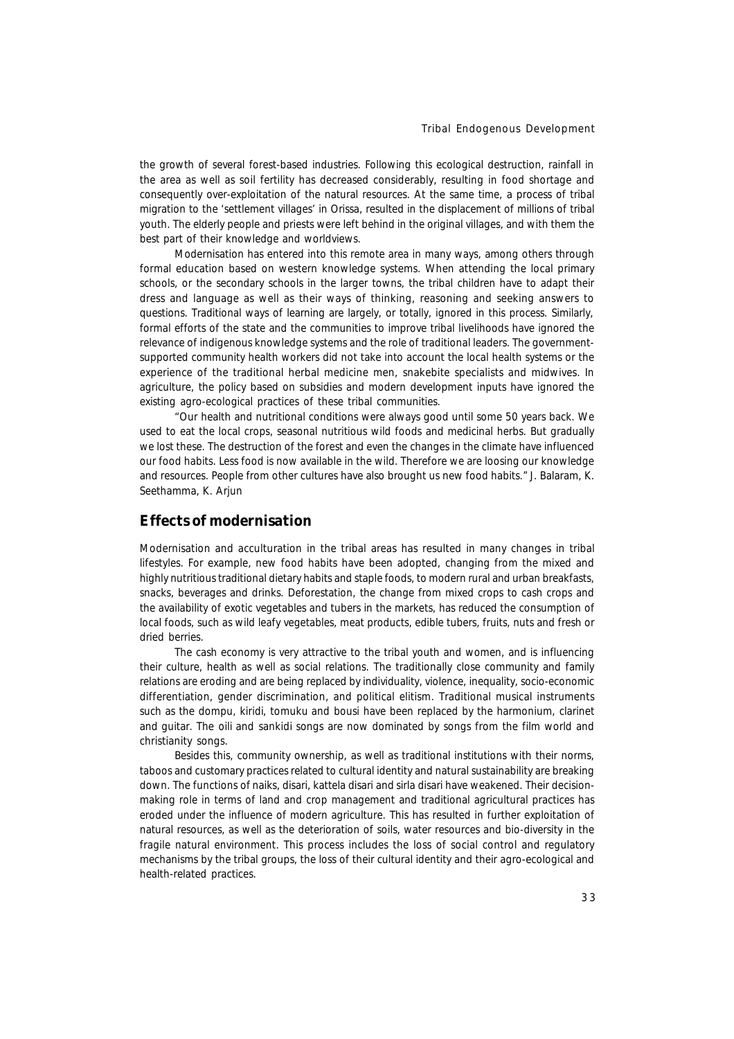the growth of several forest-based industries. Following this ecological destruction, rainfall in the area as well as soil fertility has decreased considerably, resulting in food shortage and consequently over-exploitation of the natural resources. At the same time, a process of tribal migration to the 'settlement villages' in Orissa, resulted in the displacement of millions of tribal youth. The elderly people and priests were left behind in the original villages, and with them the best part of their knowledge and worldviews.

Modernisation has entered into this remote area in many ways, among others through formal education based on western knowledge systems. When attending the local primary schools, or the secondary schools in the larger towns, the tribal children have to adapt their dress and language as well as their ways of thinking, reasoning and seeking answers to questions. Traditional ways of learning are largely, or totally, ignored in this process. Similarly, formal efforts of the state and the communities to improve tribal livelihoods have ignored the relevance of indigenous knowledge systems and the role of traditional leaders. The government-supported community health workers did not take into account the local health systems or the experience of the traditional herbal medicine men, snakebite specialists and midwives. In agriculture, the policy based on subsidies and modern development inputs have ignored the existing agro-ecological practices of these tribal communities.

"Our health and nutritional conditions were always good until some 50 years back. We used to eat the local crops, seasonal nutritious wild foods and medicinal herbs. But gradually we lost these. The destruction of the forest and even the changes in the climate have influenced our food habits. Less food is now available in the wild. Therefore we are loosing our knowledge and resources. People from other cultures have also brought us new food habits." J. Balaram, K. Seethamma, K. Arjun

## Effects of modernisation

Modernisation and acculturation in the tribal areas has resulted in many changes in tribal lifestyles. For example, new food habits have been adopted, changing from the mixed and highly nutritious traditional dietary habits and staple foods, to modern rural and urban breakfasts, snacks, beverages and drinks. Deforestation, the change from mixed crops to cash crops and the availability of exotic vegetables and tubers in the markets, has reduced the consumption of local foods, such as wild leafy vegetables, meat products, edible tubers, fruits, nuts and fresh or dried berries.

The cash economy is very attractive to the tribal youth and women, and is influencing their culture, health as well as social relations. The traditionally close community and family relations are eroding and are being replaced by individuality, violence, inequality, socio-economic differentiation, gender discrimination, and political elitism. Traditional musical instruments such as the dompu, kiridi, tomuku and bousi have been replaced by the harmonium, clarinet and guitar. The oili and sankidi songs are now dominated by songs from the film world and christianity songs.

Besides this, community ownership, as well as traditional institutions with their norms, taboos and customary practices related to cultural identity and natural sustainability are breaking down. The functions of naiks, disari, kattela disari and sirla disari have weakened. Their decision-making role in terms of land and crop management and traditional agricultural practices has eroded under the influence of modern agriculture. This has resulted in further exploitation of natural resources, as well as the deterioration of soils, water resources and bio-diversity in the fragile natural environment. This process includes the loss of social control and regulatory mechanisms by the tribal groups, the loss of their cultural identity and their agro-ecological and health-related practices.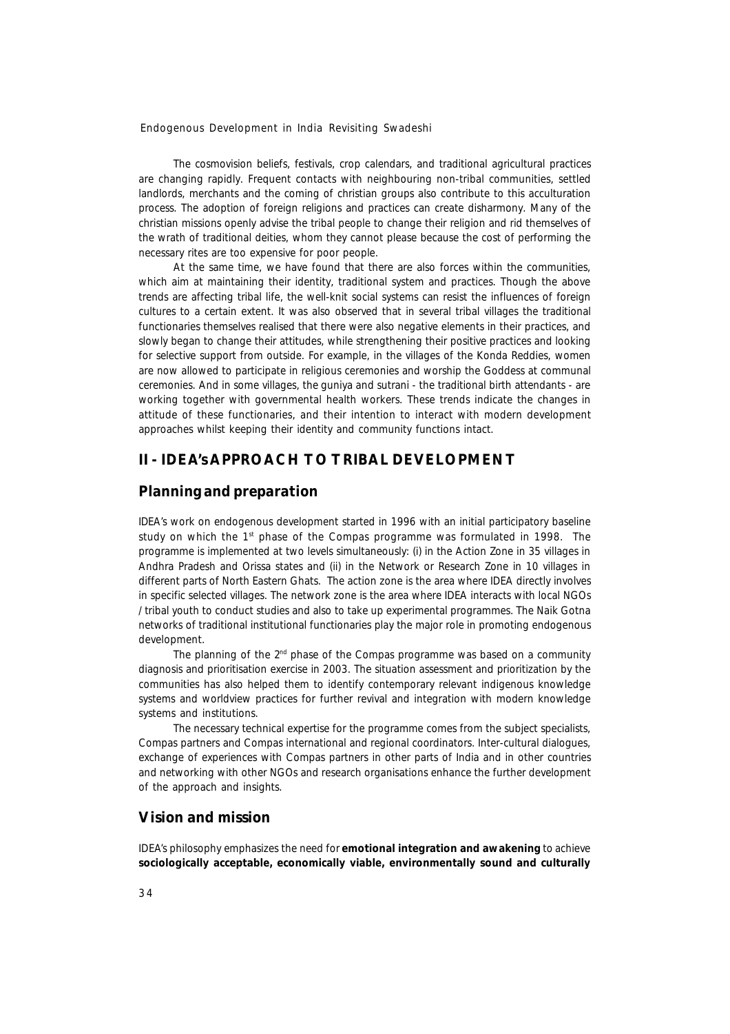The cosmovision beliefs, festivals, crop calendars, and traditional agricultural practices are changing rapidly. Frequent contacts with neighbouring non-tribal communities, settled landlords, merchants and the coming of christian groups also contribute to this acculturation process. The adoption of foreign religions and practices can create disharmony. Many of the christian missions openly advise the tribal people to change their religion and rid themselves of the wrath of traditional deities, whom they cannot please because the cost of performing the necessary rites are too expensive for poor people.

At the same time, we have found that there are also forces within the communities, which aim at maintaining their identity, traditional system and practices. Though the above trends are affecting tribal life, the well-knit social systems can resist the influences of foreign cultures to a certain extent. It was also observed that in several tribal villages the traditional functionaries themselves realised that there were also negative elements in their practices, and slowly began to change their attitudes, while strengthening their positive practices and looking for selective support from outside. For example, in the villages of the Konda Reddies, women are now allowed to participate in religious ceremonies and worship the Goddess at communal ceremonies. And in some villages, the *guniya* and *sutrani* - the traditional birth attendants - are working together with governmental health workers. These trends indicate the changes in attitude of these functionaries, and their intention to interact with modern development approaches whilst keeping their identity and community functions intact.

## II - IDEA's APPROACH TO TRIBAL DEVELOPMENT

### Planning and preparation

IDEA's work on endogenous development started in 1996 with an initial participatory baseline study on which the 1st phase of the Compas programme was formulated in 1998. The programme is implemented at two levels simultaneously: (i) in the Action Zone in 35 villages in Andhra Pradesh and Orissa states and (ii) in the Network or Research Zone in 10 villages in different parts of North Eastern Ghats. The action zone is the area where IDEA directly involves in specific selected villages. The network zone is the area where IDEA interacts with local NGOs / tribal youth to conduct studies and also to take up experimental programmes. The Naik Gotna networks of traditional institutional functionaries play the major role in promoting endogenous development.

The planning of the 2nd phase of the Compas programme was based on a community diagnosis and prioritisation exercise in 2003. The situation assessment and prioritization by the communities has also helped them to identify contemporary relevant indigenous knowledge systems and worldview practices for further revival and integration with modern knowledge systems and institutions.

The necessary technical expertise for the programme comes from the subject specialists, Compas partners and Compas international and regional coordinators. Inter-cultural dialogues, exchange of experiences with Compas partners in other parts of India and in other countries and networking with other NGOs and research organisations enhance the further development of the approach and insights.

### Vision and mission

IDEA's philosophy emphasizes the need for **emotional integration and awakening** to achieve **sociologically acceptable, economically viable, environmentally sound and culturally**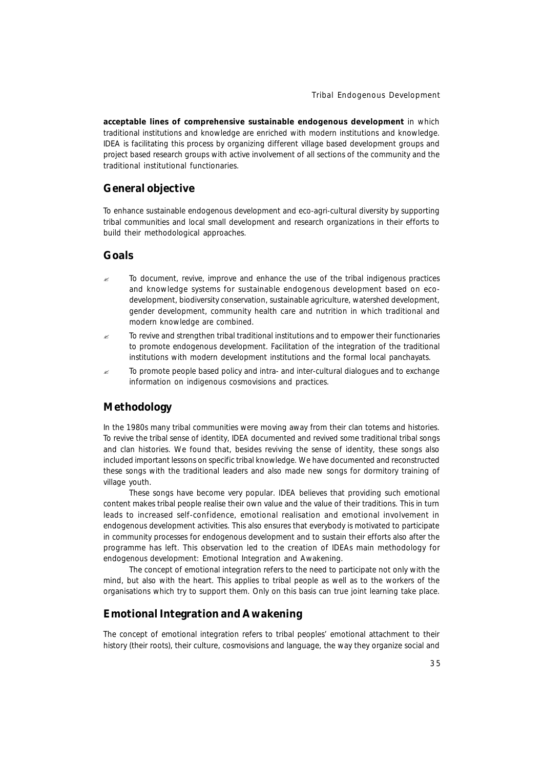**acceptable lines of comprehensive sustainable endogenous development** in which traditional institutions and knowledge are enriched with modern institutions and knowledge. IDEA is facilitating this process by organizing different village based development groups and project based research groups with active involvement of all sections of the community and the traditional institutional functionaries.

## General objective

To enhance sustainable endogenous development and eco-agri-cultural diversity by supporting tribal communities and local small development and research organizations in their efforts to build their methodological approaches.

## Goals

- To document, revive, improve and enhance the use of the tribal indigenous practices and knowledge systems for sustainable endogenous development based on eco-development, biodiversity conservation, sustainable agriculture, watershed development, gender development, community health care and nutrition in which traditional and modern knowledge are combined.
- To revive and strengthen tribal traditional institutions and to empower their functionaries to promote endogenous development. Facilitation of the integration of the traditional institutions with modern development institutions and the formal local panchayats.
- To promote people based policy and intra- and inter-cultural dialogues and to exchange information on indigenous cosmovisions and practices.

## Methodology

In the 1980s many tribal communities were moving away from their clan totems and histories. To revive the tribal sense of identity, IDEA documented and revived some traditional tribal songs and clan histories. We found that, besides reviving the sense of identity, these songs also included important lessons on specific tribal knowledge. We have documented and reconstructed these songs with the traditional leaders and also made new songs for dormitory training of village youth.

These songs have become very popular. IDEA believes that providing such emotional content makes tribal people realise their own value and the value of their traditions. This in turn leads to increased self-confidence, emotional realisation and emotional involvement in endogenous development activities. This also ensures that everybody is motivated to participate in community processes for endogenous development and to sustain their efforts also after the programme has left. This observation led to the creation of IDEAs main methodology for endogenous development: Emotional Integration and Awakening.

The concept of emotional integration refers to the need to participate not only with the mind, but also with the heart. This applies to tribal people as well as to the workers of the organisations which try to support them. Only on this basis can true joint learning take place.

## Emotional Integration and Awakening

The concept of emotional integration refers to tribal peoples' emotional attachment to their history (their roots), their culture, cosmovisions and language, the way they organize social and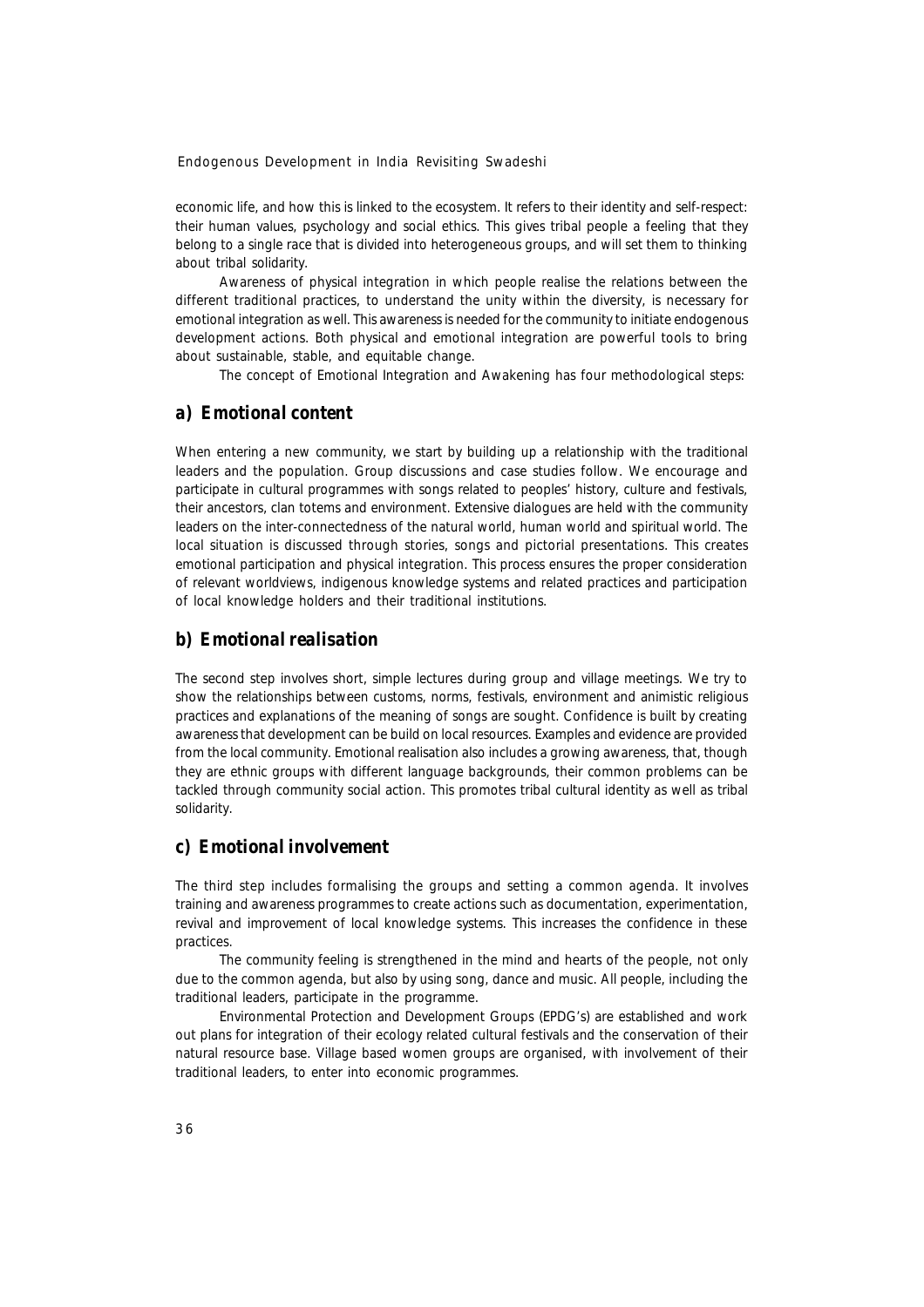economic life, and how this is linked to the ecosystem. It refers to their identity and self-respect: their human values, psychology and social ethics. This gives tribal people a feeling that they belong to a single race that is divided into heterogeneous groups, and will set them to thinking about tribal solidarity.

Awareness of physical integration in which people realise the relations between the different traditional practices, to understand the unity within the diversity, is necessary for emotional integration as well. This awareness is needed for the community to initiate endogenous development actions. Both physical and emotional integration are powerful tools to bring about sustainable, stable, and equitable change.

The concept of Emotional Integration and Awakening has four methodological steps:

## a) Emotional content

When entering a new community, we start by building up a relationship with the traditional leaders and the population. Group discussions and case studies follow. We encourage and participate in cultural programmes with songs related to peoples' history, culture and festivals, their ancestors, clan totems and environment. Extensive dialogues are held with the community leaders on the inter-connectedness of the natural world, human world and spiritual world. The local situation is discussed through stories, songs and pictorial presentations. This creates emotional participation and physical integration. This process ensures the proper consideration of relevant worldviews, indigenous knowledge systems and related practices and participation of local knowledge holders and their traditional institutions.

## b) Emotional realisation

The second step involves short, simple lectures during group and village meetings. We try to show the relationships between customs, norms, festivals, environment and animistic religious practices and explanations of the meaning of songs are sought. Confidence is built by creating awareness that development can be build on local resources. Examples and evidence are provided from the local community. Emotional realisation also includes a growing awareness, that, though they are ethnic groups with different language backgrounds, their common problems can be tackled through community social action. This promotes tribal cultural identity as well as tribal solidarity.

## c) Emotional involvement

The third step includes formalising the groups and setting a common agenda. It involves training and awareness programmes to create actions such as documentation, experimentation, revival and improvement of local knowledge systems. This increases the confidence in these practices.

The community feeling is strengthened in the mind and hearts of the people, not only due to the common agenda, but also by using song, dance and music. All people, including the traditional leaders, participate in the programme.

Environmental Protection and Development Groups (EPDG's) are established and work out plans for integration of their ecology related cultural festivals and the conservation of their natural resource base. Village based women groups are organised, with involvement of their traditional leaders, to enter into economic programmes.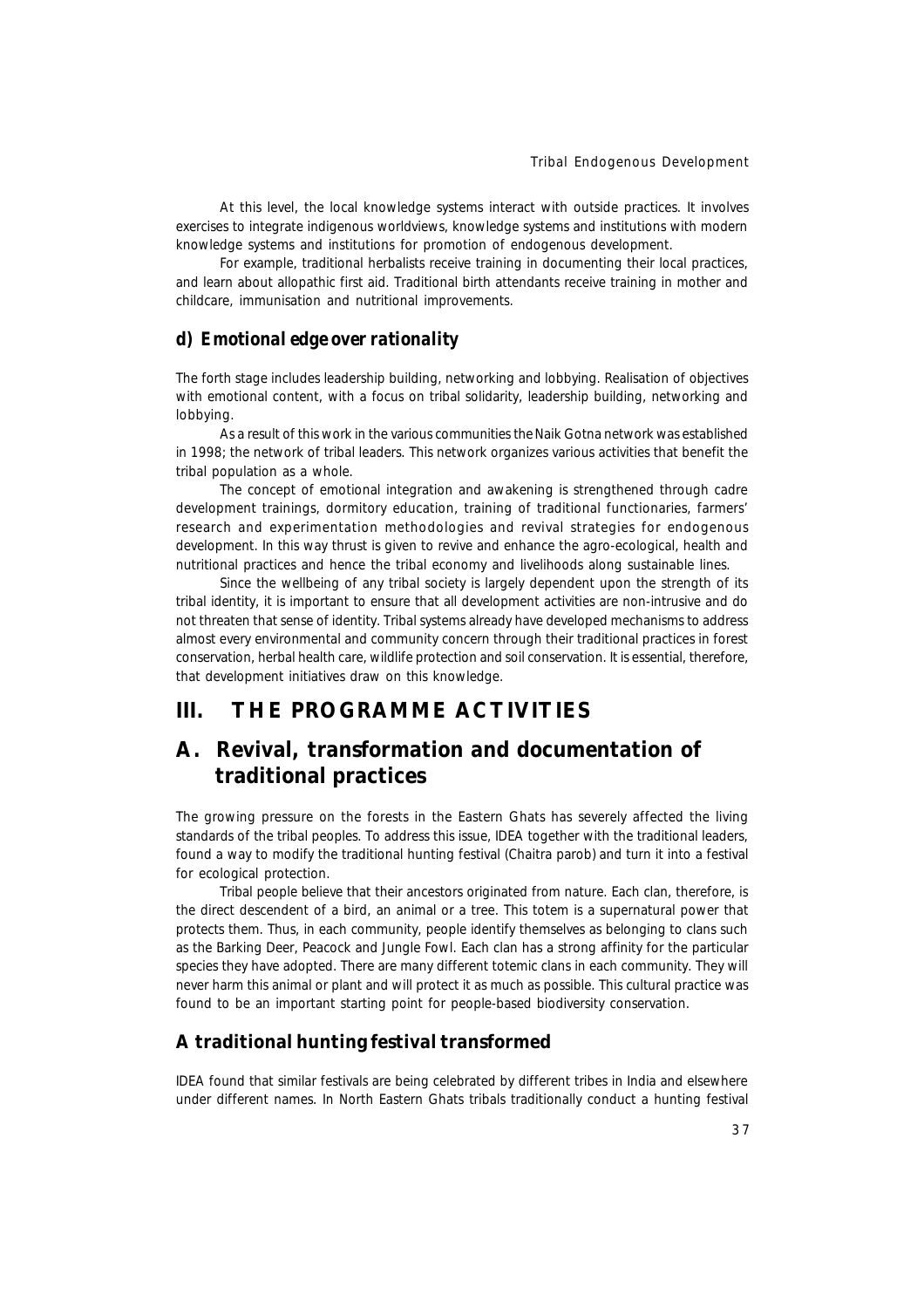At this level, the local knowledge systems interact with outside practices. It involves exercises to integrate indigenous worldviews, knowledge systems and institutions with modern knowledge systems and institutions for promotion of endogenous development.

For example, traditional herbalists receive training in documenting their local practices, and learn about allopathic first aid. Traditional birth attendants receive training in mother and childcare, immunisation and nutritional improvements.

### *d) Emotional edge over rationality*

The forth stage includes leadership building, networking and lobbying. Realisation of objectives with emotional content, with a focus on tribal solidarity, leadership building, networking and lobbying.

As a result of this work in the various communities the Naik Gotna network was established in 1998; the network of tribal leaders. This network organizes various activities that benefit the tribal population as a whole.

The concept of emotional integration and awakening is strengthened through cadre development trainings, dormitory education, training of traditional functionaries, farmers' research and experimentation methodologies and revival strategies for endogenous development. In this way thrust is given to revive and enhance the agro-ecological, health and nutritional practices and hence the tribal economy and livelihoods along sustainable lines.

Since the wellbeing of any tribal society is largely dependent upon the strength of its tribal identity, it is important to ensure that all development activities are non-intrusive and do not threaten that sense of identity. Tribal systems already have developed mechanisms to address almost every environmental and community concern through their traditional practices in forest conservation, herbal health care, wildlife protection and soil conservation. It is essential, therefore, that development initiatives draw on this knowledge.

# III. THE PROGRAMME ACTIVITIES

## A. Revival, transformation and documentation of traditional practices

The growing pressure on the forests in the Eastern Ghats has severely affected the living standards of the tribal peoples. To address this issue, IDEA together with the traditional leaders, found a way to modify the traditional hunting festival (Chaitra parob) and turn it into a festival for ecological protection.

Tribal people believe that their ancestors originated from nature. Each clan, therefore, is the direct descendent of a bird, an animal or a tree. This totem is a supernatural power that protects them. Thus, in each community, people identify themselves as belonging to clans such as the Barking Deer, Peacock and Jungle Fowl. Each clan has a strong affinity for the particular species they have adopted. There are many different totemic clans in each community. They will never harm this animal or plant and will protect it as much as possible. This cultural practice was found to be an important starting point for people-based biodiversity conservation.

### A traditional hunting festival transformed

IDEA found that similar festivals are being celebrated by different tribes in India and elsewhere under different names. In North Eastern Ghats tribals traditionally conduct a hunting festival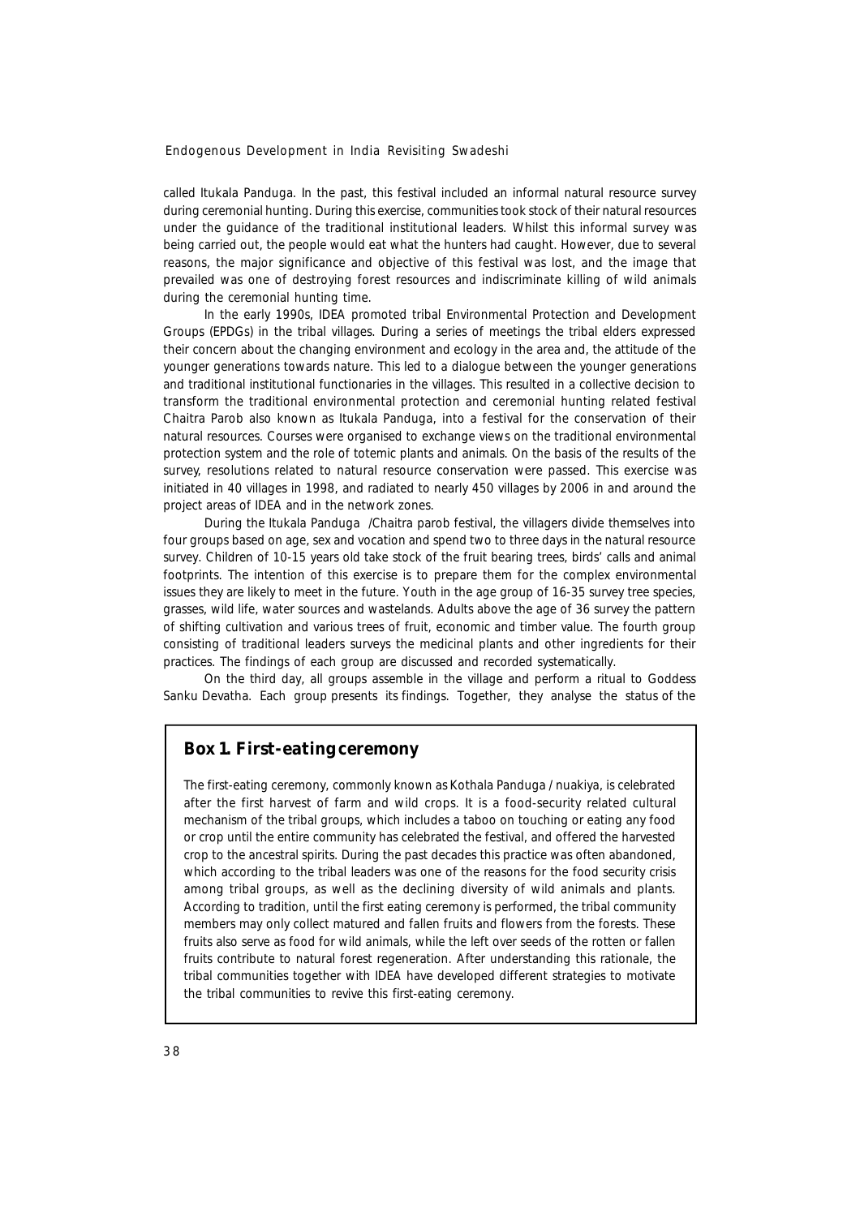called Itukala Panduga. In the past, this festival included an informal natural resource survey during ceremonial hunting. During this exercise, communities took stock of their natural resources under the guidance of the traditional institutional leaders. Whilst this informal survey was being carried out, the people would eat what the hunters had caught. However, due to several reasons, the major significance and objective of this festival was lost, and the image that prevailed was one of destroying forest resources and indiscriminate killing of wild animals during the ceremonial hunting time.

In the early 1990s, IDEA promoted tribal Environmental Protection and Development Groups (EPDGs) in the tribal villages. During a series of meetings the tribal elders expressed their concern about the changing environment and ecology in the area and, the attitude of the younger generations towards nature. This led to a dialogue between the younger generations and traditional institutional functionaries in the villages. This resulted in a collective decision to transform the traditional environmental protection and ceremonial hunting related festival Chaitra Parob also known as Itukala Panduga, into a festival for the conservation of their natural resources. Courses were organised to exchange views on the traditional environmental protection system and the role of totemic plants and animals. On the basis of the results of the survey, resolutions related to natural resource conservation were passed. This exercise was initiated in 40 villages in 1998, and radiated to nearly 450 villages by 2006 in and around the project areas of IDEA and in the network zones.

During the Itukala Panduga /Chaitra parob festival, the villagers divide themselves into four groups based on age, sex and vocation and spend two to three days in the natural resource survey. Children of 10-15 years old take stock of the fruit bearing trees, birds' calls and animal footprints. The intention of this exercise is to prepare them for the complex environmental issues they are likely to meet in the future. Youth in the age group of 16-35 survey tree species, grasses, wild life, water sources and wastelands. Adults above the age of 36 survey the pattern of shifting cultivation and various trees of fruit, economic and timber value. The fourth group consisting of traditional leaders surveys the medicinal plants and other ingredients for their practices. The findings of each group are discussed and recorded systematically.

On the third day, all groups assemble in the village and perform a ritual to Goddess Sanku Devatha. Each group presents its findings. Together, they analyse the status of the

## Box 1. First-eating ceremony

The first-eating ceremony, commonly known as Kothala Panduga / nuakiya, is celebrated after the first harvest of farm and wild crops. It is a food-security related cultural mechanism of the tribal groups, which includes a taboo on touching or eating any food or crop until the entire community has celebrated the festival, and offered the harvested crop to the ancestral spirits. During the past decades this practice was often abandoned, which according to the tribal leaders was one of the reasons for the food security crisis among tribal groups, as well as the declining diversity of wild animals and plants. According to tradition, until the first eating ceremony is performed, the tribal community members may only collect matured and fallen fruits and flowers from the forests. These fruits also serve as food for wild animals, while the left over seeds of the rotten or fallen fruits contribute to natural forest regeneration. After understanding this rationale, the tribal communities together with IDEA have developed different strategies to motivate the tribal communities to revive this first-eating ceremony.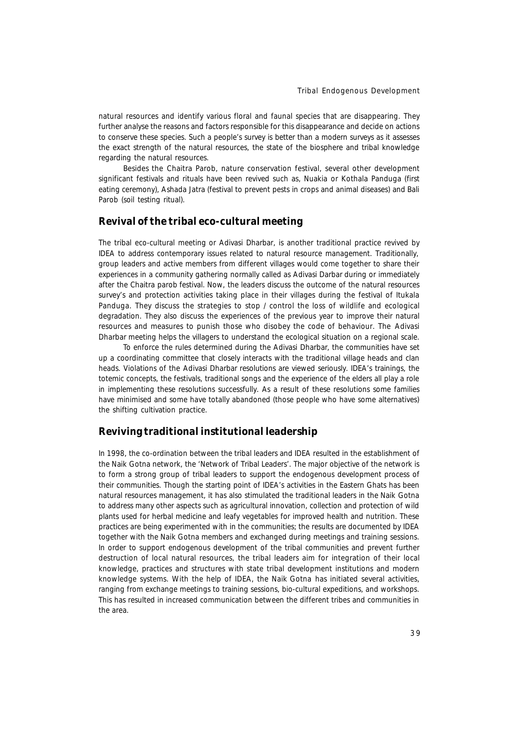natural resources and identify various floral and faunal species that are disappearing. They further analyse the reasons and factors responsible for this disappearance and decide on actions to conserve these species. Such a people's survey is better than a modern surveys as it assesses the exact strength of the natural resources, the state of the biosphere and tribal knowledge regarding the natural resources.

Besides the Chaitra Parob, nature conservation festival, several other development significant festivals and rituals have been revived such as, Nuakia or Kothala Panduga (first eating ceremony), Ashada Jatra (festival to prevent pests in crops and animal diseases) and Bali Parob (soil testing ritual).

## Revival of the tribal eco-cultural meeting

The tribal eco-cultural meeting or Adivasi Dharbar, is another traditional practice revived by IDEA to address contemporary issues related to natural resource management. Traditionally, group leaders and active members from different villages would come together to share their experiences in a community gathering normally called as Adivasi Darbar during or immediately after the Chaitra parob festival. Now, the leaders discuss the outcome of the natural resources survey's and protection activities taking place in their villages during the festival of Itukala Panduga. They discuss the strategies to stop / control the loss of wildlife and ecological degradation. They also discuss the experiences of the previous year to improve their natural resources and measures to punish those who disobey the code of behaviour. The Adivasi Dharbar meeting helps the villagers to understand the ecological situation on a regional scale.

To enforce the rules determined during the Adivasi Dharbar, the communities have set up a coordinating committee that closely interacts with the traditional village heads and clan heads. Violations of the Adivasi Dharbar resolutions are viewed seriously. IDEA's trainings, the totemic concepts, the festivals, traditional songs and the experience of the elders all play a role in implementing these resolutions successfully. As a result of these resolutions some families have minimised and some have totally abandoned (those people who have some alternatives) the shifting cultivation practice.

## Reviving traditional institutional leadership

In 1998, the co-ordination between the tribal leaders and IDEA resulted in the establishment of the Naik Gotna network, the 'Network of Tribal Leaders'. The major objective of the network is to form a strong group of tribal leaders to support the endogenous development process of their communities. Though the starting point of IDEA's activities in the Eastern Ghats has been natural resources management, it has also stimulated the traditional leaders in the Naik Gotna to address many other aspects such as agricultural innovation, collection and protection of wild plants used for herbal medicine and leafy vegetables for improved health and nutrition. These practices are being experimented with in the communities; the results are documented by IDEA together with the Naik Gotna members and exchanged during meetings and training sessions. In order to support endogenous development of the tribal communities and prevent further destruction of local natural resources, the tribal leaders aim for integration of their local knowledge, practices and structures with state tribal development institutions and modern knowledge systems. With the help of IDEA, the Naik Gotna has initiated several activities, ranging from exchange meetings to training sessions, bio-cultural expeditions, and workshops. This has resulted in increased communication between the different tribes and communities in the area.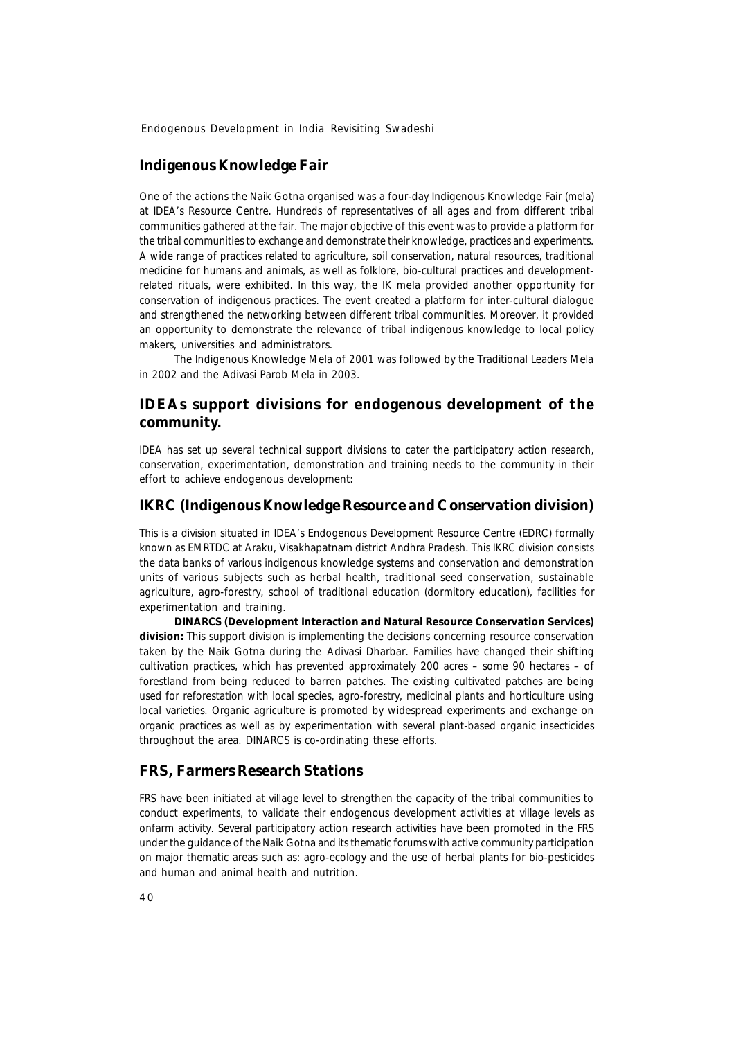## Indigenous Knowledge Fair

One of the actions the Naik Gotna organised was a four-day Indigenous Knowledge Fair (mela) at IDEA's Resource Centre. Hundreds of representatives of all ages and from different tribal communities gathered at the fair. The major objective of this event was to provide a platform for the tribal communities to exchange and demonstrate their knowledge, practices and experiments. A wide range of practices related to agriculture, soil conservation, natural resources, traditional medicine for humans and animals, as well as folklore, bio-cultural practices and development-related rituals, were exhibited. In this way, the IK mela provided another opportunity for conservation of indigenous practices. The event created a platform for inter-cultural dialogue and strengthened the networking between different tribal communities. Moreover, it provided an opportunity to demonstrate the relevance of tribal indigenous knowledge to local policy makers, universities and administrators.

The Indigenous Knowledge Mela of 2001 was followed by the Traditional Leaders Mela in 2002 and the Adivasi Parob Mela in 2003.

## IDEAs support divisions for endogenous development of the community.

IDEA has set up several technical support divisions to cater the participatory action research, conservation, experimentation, demonstration and training needs to the community in their effort to achieve endogenous development:

## IKRC (Indigenous Knowledge Resource and Conservation division)

This is a division situated in IDEA's Endogenous Development Resource Centre (EDRC) formally known as EMRTDC at Araku, Visakhapatnam district Andhra Pradesh. This IKRC division consists the data banks of various indigenous knowledge systems and conservation and demonstration units of various subjects such as herbal health, traditional seed conservation, sustainable agriculture, agro-forestry, school of traditional education (dormitory education), facilities for experimentation and training.

**DINARCS (Development Interaction and Natural Resource Conservation Services) division:** This support division is implementing the decisions concerning resource conservation taken by the Naik Gotna during the Adivasi Dharbar. Families have changed their shifting cultivation practices, which has prevented approximately 200 acres – some 90 hectares – of forestland from being reduced to barren patches. The existing cultivated patches are being used for reforestation with local species, agro-forestry, medicinal plants and horticulture using local varieties. Organic agriculture is promoted by widespread experiments and exchange on organic practices as well as by experimentation with several plant-based organic insecticides throughout the area. DINARCS is co-ordinating these efforts.

## FRS, Farmers Research Stations

FRS have been initiated at village level to strengthen the capacity of the tribal communities to conduct experiments, to validate their endogenous development activities at village levels as onfarm activity. Several participatory action research activities have been promoted in the FRS under the guidance of the Naik Gotna and its thematic forums with active community participation on major thematic areas such as: agro-ecology and the use of herbal plants for bio-pesticides and human and animal health and nutrition.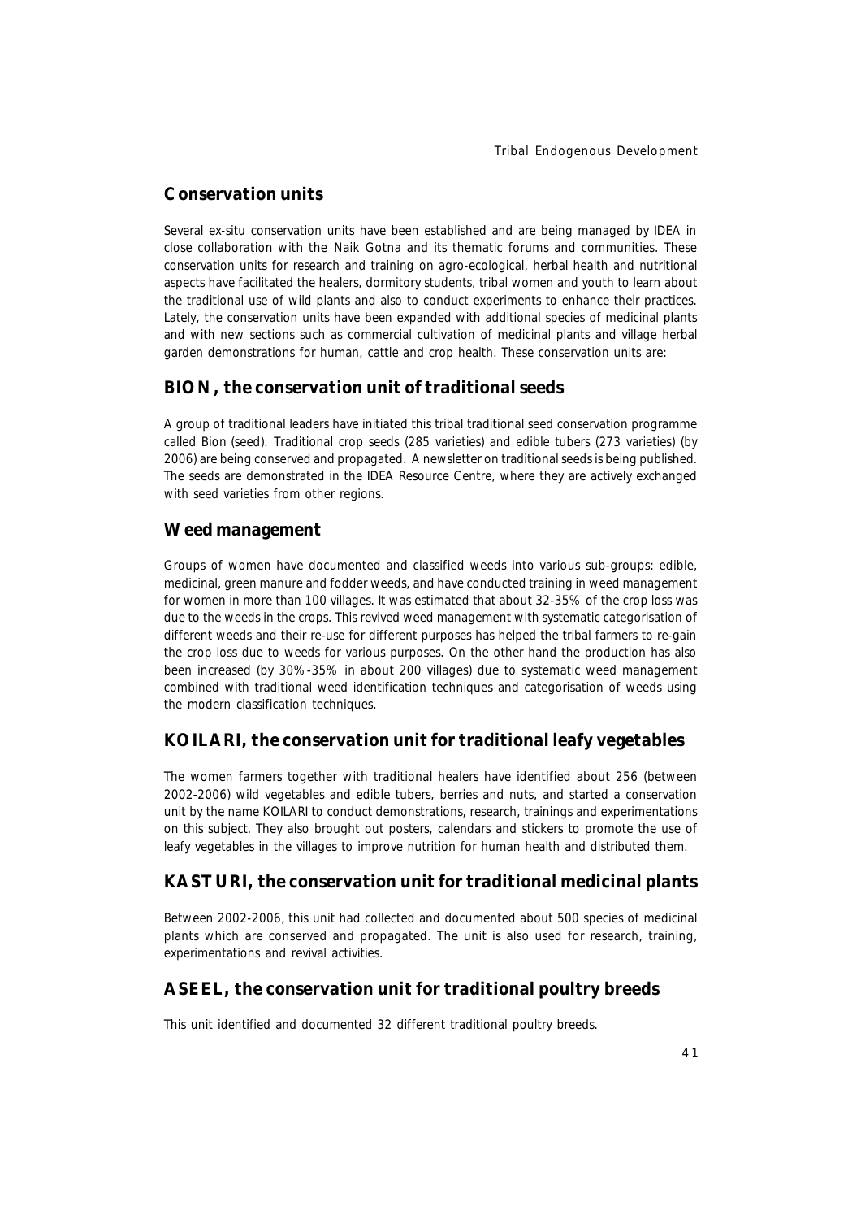## Conservation units

Several ex-situ conservation units have been established and are being managed by IDEA in close collaboration with the Naik Gotna and its thematic forums and communities. These conservation units for research and training on agro-ecological, herbal health and nutritional aspects have facilitated the healers, dormitory students, tribal women and youth to learn about the traditional use of wild plants and also to conduct experiments to enhance their practices. Lately, the conservation units have been expanded with additional species of medicinal plants and with new sections such as commercial cultivation of medicinal plants and village herbal garden demonstrations for human, cattle and crop health. These conservation units are:

## BION, the conservation unit of traditional seeds

A group of traditional leaders have initiated this tribal traditional seed conservation programme called Bion (seed). Traditional crop seeds (285 varieties) and edible tubers (273 varieties) (by 2006) are being conserved and propagated. A newsletter on traditional seeds is being published. The seeds are demonstrated in the IDEA Resource Centre, where they are actively exchanged with seed varieties from other regions.

## Weed management

Groups of women have documented and classified weeds into various sub-groups: edible, medicinal, green manure and fodder weeds, and have conducted training in weed management for women in more than 100 villages. It was estimated that about 32-35% of the crop loss was due to the weeds in the crops. This revived weed management with systematic categorisation of different weeds and their re-use for different purposes has helped the tribal farmers to re-gain the crop loss due to weeds for various purposes. On the other hand the production has also been increased (by 30%-35% in about 200 villages) due to systematic weed management combined with traditional weed identification techniques and categorisation of weeds using the modern classification techniques.

## KOILARI, the conservation unit for traditional leafy vegetables

The women farmers together with traditional healers have identified about 256 (between 2002-2006) wild vegetables and edible tubers, berries and nuts, and started a conservation unit by the name KOILARI to conduct demonstrations, research, trainings and experimentations on this subject. They also brought out posters, calendars and stickers to promote the use of leafy vegetables in the villages to improve nutrition for human health and distributed them.

## KASTURI, the conservation unit for traditional medicinal plants

Between 2002-2006, this unit had collected and documented about 500 species of medicinal plants which are conserved and propagated. The unit is also used for research, training, experimentations and revival activities.

## ASEEL, the conservation unit for traditional poultry breeds

This unit identified and documented 32 different traditional poultry breeds.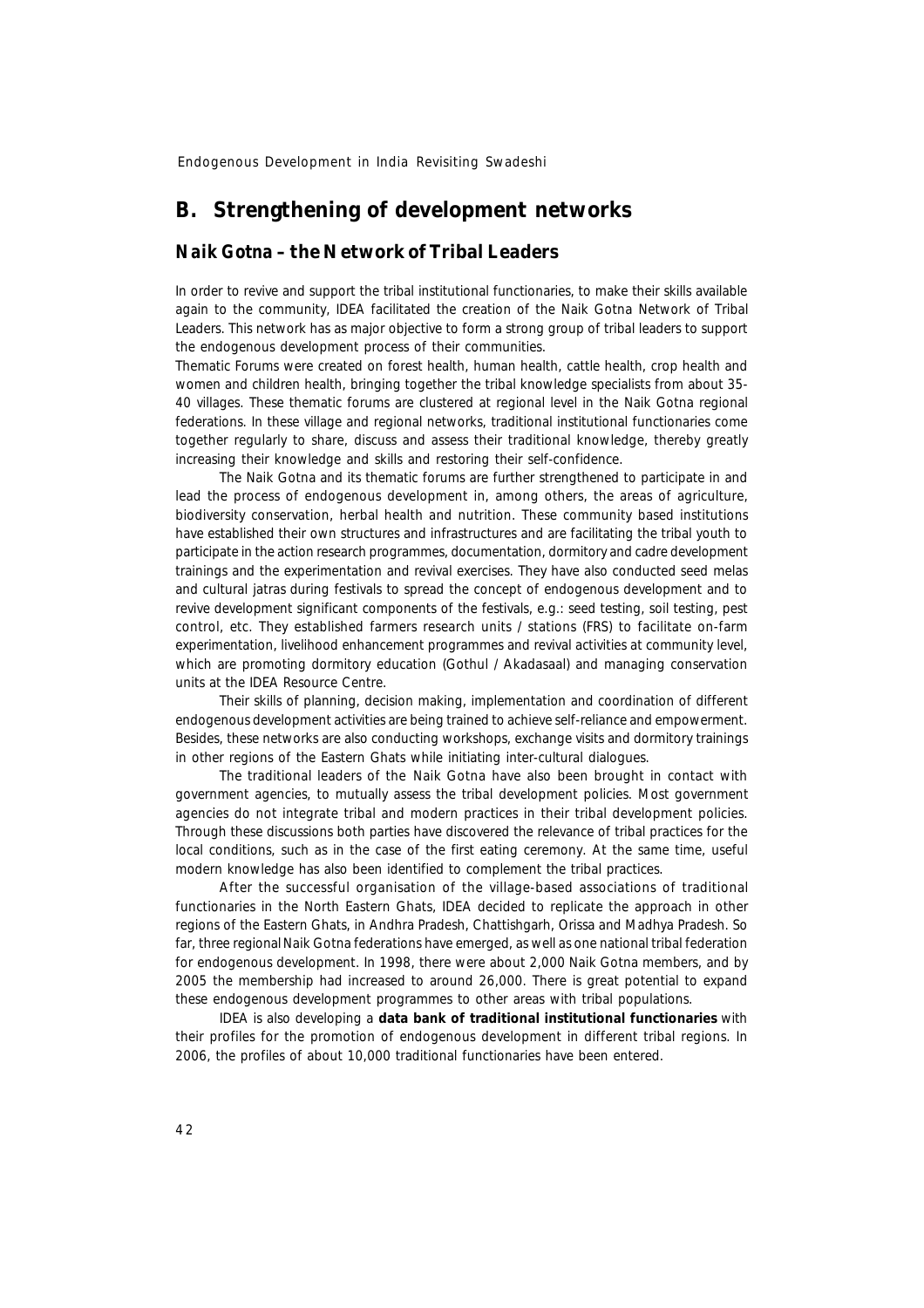## B. Strengthening of development networks

### Naik Gotna – the Network of Tribal Leaders

In order to revive and support the tribal institutional functionaries, to make their skills available again to the community, IDEA facilitated the creation of the Naik Gotna Network of Tribal Leaders. This network has as major objective to form a strong group of tribal leaders to support the endogenous development process of their communities.

Thematic Forums were created on forest health, human health, cattle health, crop health and women and children health, bringing together the tribal knowledge specialists from about 35-40 villages. These thematic forums are clustered at regional level in the Naik Gotna regional federations. In these village and regional networks, traditional institutional functionaries come together regularly to share, discuss and assess their traditional knowledge, thereby greatly increasing their knowledge and skills and restoring their self-confidence.

The Naik Gotna and its thematic forums are further strengthened to participate in and lead the process of endogenous development in, among others, the areas of agriculture, biodiversity conservation, herbal health and nutrition. These community based institutions have established their own structures and infrastructures and are facilitating the tribal youth to participate in the action research programmes, documentation, dormitory and cadre development trainings and the experimentation and revival exercises. They have also conducted seed melas and cultural jatras during festivals to spread the concept of endogenous development and to revive development significant components of the festivals, e.g.: seed testing, soil testing, pest control, etc. They established farmers research units / stations (FRS) to facilitate on-farm experimentation, livelihood enhancement programmes and revival activities at community level, which are promoting dormitory education (Gothul / Akadasaal) and managing conservation units at the IDEA Resource Centre.

Their skills of planning, decision making, implementation and coordination of different endogenous development activities are being trained to achieve self-reliance and empowerment. Besides, these networks are also conducting workshops, exchange visits and dormitory trainings in other regions of the Eastern Ghats while initiating inter-cultural dialogues.

The traditional leaders of the Naik Gotna have also been brought in contact with government agencies, to mutually assess the tribal development policies. Most government agencies do not integrate tribal and modern practices in their tribal development policies. Through these discussions both parties have discovered the relevance of tribal practices for the local conditions, such as in the case of the first eating ceremony. At the same time, useful modern knowledge has also been identified to complement the tribal practices.

After the successful organisation of the village-based associations of traditional functionaries in the North Eastern Ghats, IDEA decided to replicate the approach in other regions of the Eastern Ghats, in Andhra Pradesh, Chattishgarh, Orissa and Madhya Pradesh. So far, three regional Naik Gotna federations have emerged, as well as one national tribal federation for endogenous development. In 1998, there were about 2,000 Naik Gotna members, and by 2005 the membership had increased to around 26,000. There is great potential to expand these endogenous development programmes to other areas with tribal populations.

IDEA is also developing a **data bank of traditional institutional functionaries** with their profiles for the promotion of endogenous development in different tribal regions. In 2006, the profiles of about 10,000 traditional functionaries have been entered.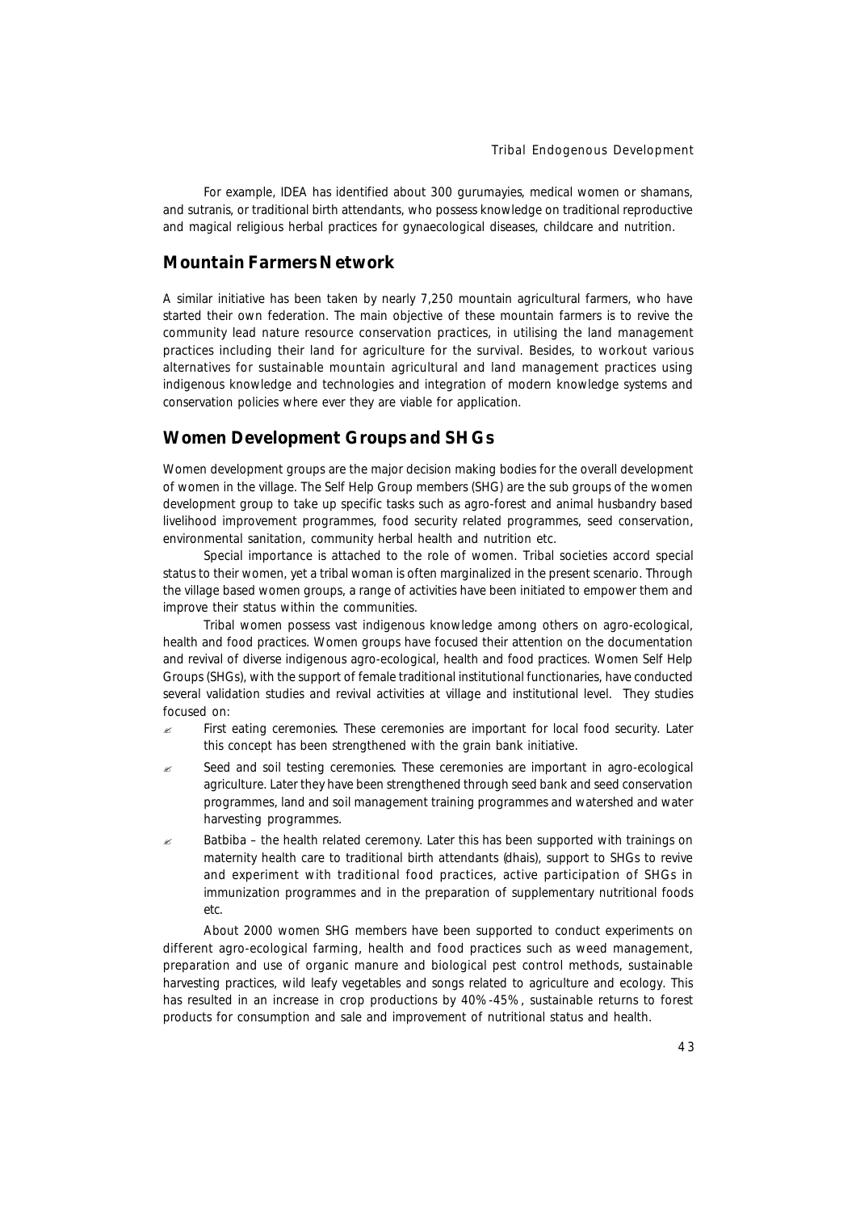For example, IDEA has identified about 300 gurumayies, medical women or shamans, and sutranis, or traditional birth attendants, who possess knowledge on traditional reproductive and magical religious herbal practices for gynaecological diseases, childcare and nutrition.

## Mountain Farmers Network

A similar initiative has been taken by nearly 7,250 mountain agricultural farmers, who have started their own federation. The main objective of these mountain farmers is to revive the community lead nature resource conservation practices, in utilising the land management practices including their land for agriculture for the survival. Besides, to workout various alternatives for sustainable mountain agricultural and land management practices using indigenous knowledge and technologies and integration of modern knowledge systems and conservation policies where ever they are viable for application.

## Women Development Groups and SHGs

Women development groups are the major decision making bodies for the overall development of women in the village. The Self Help Group members (SHG) are the sub groups of the women development group to take up specific tasks such as agro-forest and animal husbandry based livelihood improvement programmes, food security related programmes, seed conservation, environmental sanitation, community herbal health and nutrition etc.

Special importance is attached to the role of women. Tribal societies accord special status to their women, yet a tribal woman is often marginalized in the present scenario. Through the village based women groups, a range of activities have been initiated to empower them and improve their status within the communities.

Tribal women possess vast indigenous knowledge among others on agro-ecological, health and food practices. Women groups have focused their attention on the documentation and revival of diverse indigenous agro-ecological, health and food practices. Women Self Help Groups (SHGs), with the support of female traditional institutional functionaries, have conducted several validation studies and revival activities at village and institutional level. They studies focused on:

- First eating ceremonies. These ceremonies are important for local food security. Later this concept has been strengthened with the grain bank initiative.
- Seed and soil testing ceremonies. These ceremonies are important in agro-ecological agriculture. Later they have been strengthened through seed bank and seed conservation programmes, land and soil management training programmes and watershed and water harvesting programmes.
- Batbiba – the health related ceremony. Later this has been supported with trainings on maternity health care to traditional birth attendants (dhais), support to SHGs to revive and experiment with traditional food practices, active participation of SHGs in immunization programmes and in the preparation of supplementary nutritional foods etc.

About 2000 women SHG members have been supported to conduct experiments on different agro-ecological farming, health and food practices such as weed management, preparation and use of organic manure and biological pest control methods, sustainable harvesting practices, wild leafy vegetables and songs related to agriculture and ecology. This has resulted in an increase in crop productions by 40%-45%, sustainable returns to forest products for consumption and sale and improvement of nutritional status and health.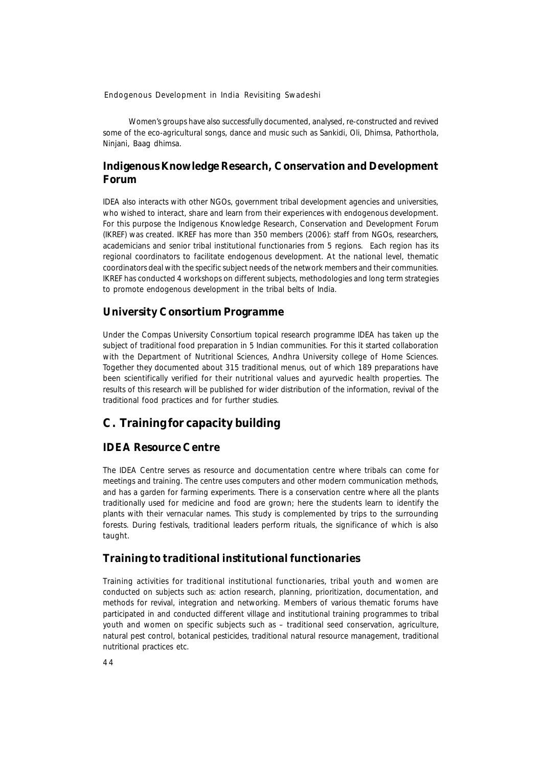Women's groups have also successfully documented, analysed, re-constructed and revived some of the eco-agricultural songs, dance and music such as Sankidi, Oli, Dhimsa, Pathorthola, Ninjani, Baag dhimsa.

## Indigenous Knowledge Research, Conservation and Development Forum

IDEA also interacts with other NGOs, government tribal development agencies and universities, who wished to interact, share and learn from their experiences with endogenous development. For this purpose the Indigenous Knowledge Research, Conservation and Development Forum (IKREF) was created. IKREF has more than 350 members (2006): staff from NGOs, researchers, academicians and senior tribal institutional functionaries from 5 regions. Each region has its regional coordinators to facilitate endogenous development. At the national level, thematic coordinators deal with the specific subject needs of the network members and their communities. IKREF has conducted 4 workshops on different subjects, methodologies and long term strategies to promote endogenous development in the tribal belts of India.

## University Consortium Programme

Under the Compas University Consortium topical research programme IDEA has taken up the subject of traditional food preparation in 5 Indian communities. For this it started collaboration with the Department of Nutritional Sciences, Andhra University college of Home Sciences. Together they documented about 315 traditional menus, out of which 189 preparations have been scientifically verified for their nutritional values and ayurvedic health properties. The results of this research will be published for wider distribution of the information, revival of the traditional food practices and for further studies.

# C. Training for capacity building

## IDEA Resource Centre

The IDEA Centre serves as resource and documentation centre where tribals can come for meetings and training. The centre uses computers and other modern communication methods, and has a garden for farming experiments. There is a conservation centre where all the plants traditionally used for medicine and food are grown; here the students learn to identify the plants with their vernacular names. This study is complemented by trips to the surrounding forests. During festivals, traditional leaders perform rituals, the significance of which is also taught.

## Training to traditional institutional functionaries

Training activities for traditional institutional functionaries, tribal youth and women are conducted on subjects such as: action research, planning, prioritization, documentation, and methods for revival, integration and networking. Members of various thematic forums have participated in and conducted different village and institutional training programmes to tribal youth and women on specific subjects such as – traditional seed conservation, agriculture, natural pest control, botanical pesticides, traditional natural resource management, traditional nutritional practices etc.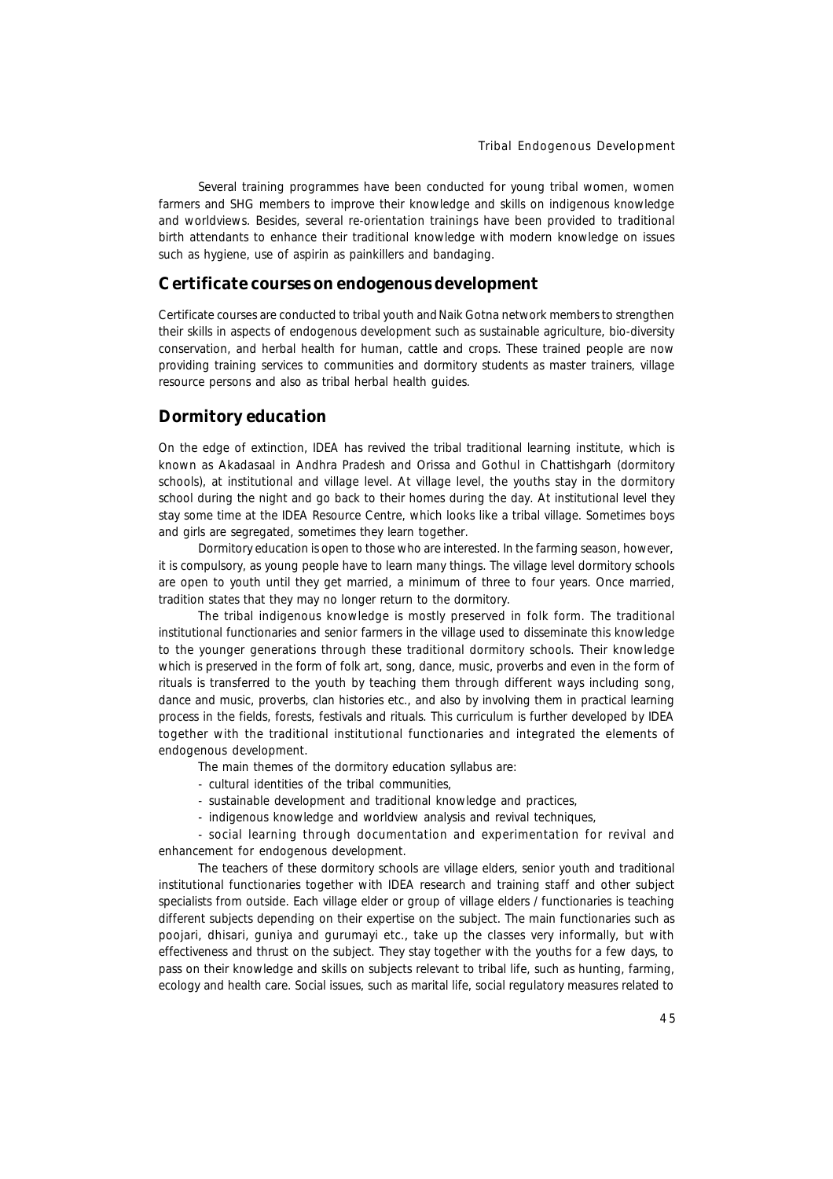Several training programmes have been conducted for young tribal women, women farmers and SHG members to improve their knowledge and skills on indigenous knowledge and worldviews. Besides, several re-orientation trainings have been provided to traditional birth attendants to enhance their traditional knowledge with modern knowledge on issues such as hygiene, use of aspirin as painkillers and bandaging.

## Certificate courses on endogenous development

Certificate courses are conducted to tribal youth and Naik Gotna network members to strengthen their skills in aspects of endogenous development such as sustainable agriculture, bio-diversity conservation, and herbal health for human, cattle and crops. These trained people are now providing training services to communities and dormitory students as master trainers, village resource persons and also as tribal herbal health guides.

## Dormitory education

On the edge of extinction, IDEA has revived the tribal traditional learning institute, which is known as Akadasaal in Andhra Pradesh and Orissa and Gothul in Chattishgarh (dormitory schools), at institutional and village level. At village level, the youths stay in the dormitory school during the night and go back to their homes during the day. At institutional level they stay some time at the IDEA Resource Centre, which looks like a tribal village. Sometimes boys and girls are segregated, sometimes they learn together.

Dormitory education is open to those who are interested. In the farming season, however, it is compulsory, as young people have to learn many things. The village level dormitory schools are open to youth until they get married, a minimum of three to four years. Once married, tradition states that they may no longer return to the dormitory.

The tribal indigenous knowledge is mostly preserved in folk form. The traditional institutional functionaries and senior farmers in the village used to disseminate this knowledge to the younger generations through these traditional dormitory schools. Their knowledge which is preserved in the form of folk art, song, dance, music, proverbs and even in the form of rituals is transferred to the youth by teaching them through different ways including song, dance and music, proverbs, clan histories etc., and also by involving them in practical learning process in the fields, forests, festivals and rituals. This curriculum is further developed by IDEA together with the traditional institutional functionaries and integrated the elements of endogenous development.

The main themes of the dormitory education syllabus are:

- cultural identities of the tribal communities,
- sustainable development and traditional knowledge and practices,
- indigenous knowledge and worldview analysis and revival techniques,
- social learning through documentation and experimentation for revival and enhancement for endogenous development.

The teachers of these dormitory schools are village elders, senior youth and traditional institutional functionaries together with IDEA research and training staff and other subject specialists from outside. Each village elder or group of village elders / functionaries is teaching different subjects depending on their expertise on the subject. The main functionaries such as poojari, dhisari, guniya and gurumayi etc., take up the classes very informally, but with effectiveness and thrust on the subject. They stay together with the youths for a few days, to pass on their knowledge and skills on subjects relevant to tribal life, such as hunting, farming, ecology and health care. Social issues, such as marital life, social regulatory measures related to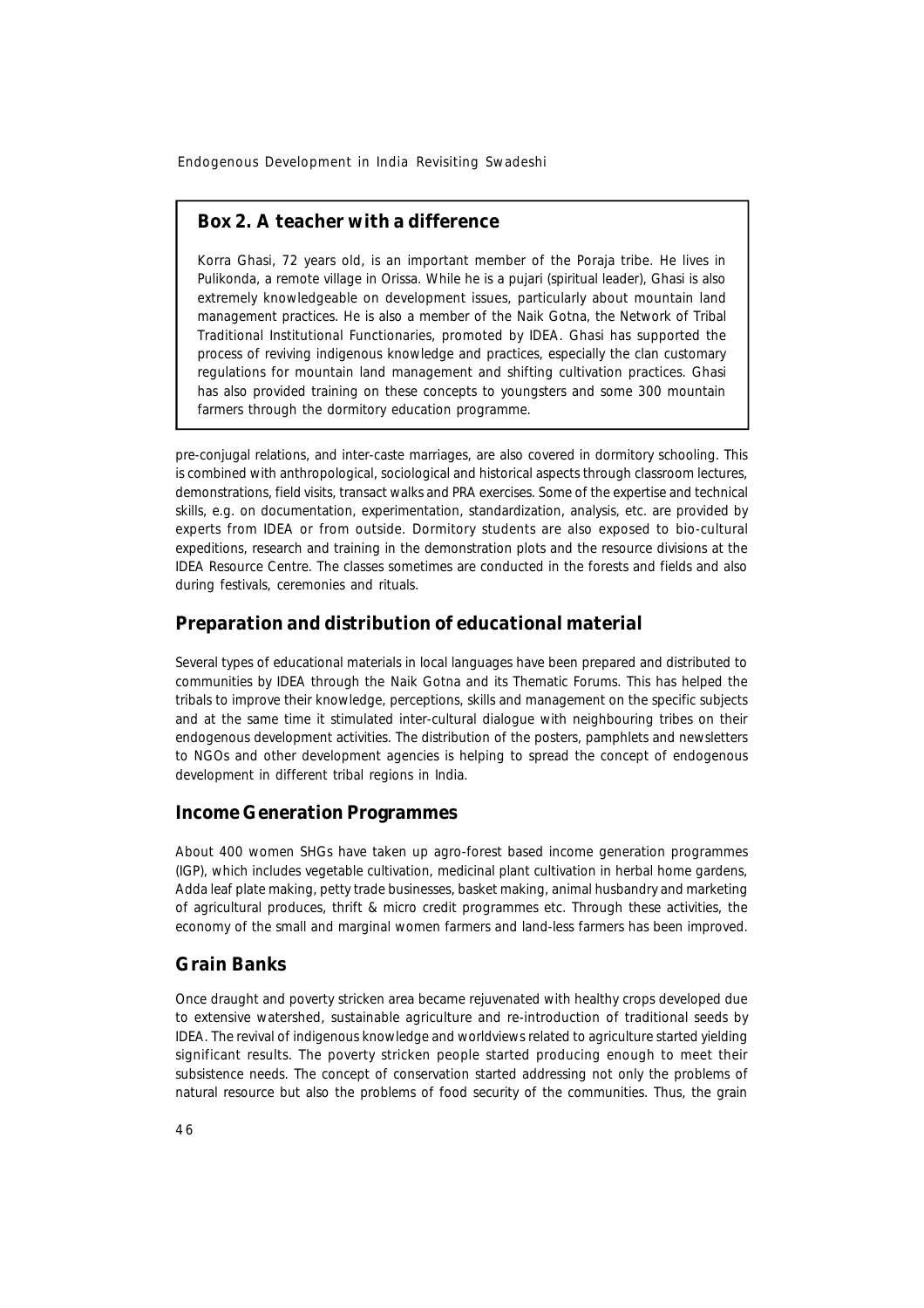### Box 2. A teacher with a difference

Korra Ghasi, 72 years old, is an important member of the Poraja tribe. He lives in Pulikonda, a remote village in Orissa. While he is a pujari (spiritual leader), Ghasi is also extremely knowledgeable on development issues, particularly about mountain land management practices. He is also a member of the Naik Gotna, the Network of Tribal Traditional Institutional Functionaries, promoted by IDEA. Ghasi has supported the process of reviving indigenous knowledge and practices, especially the clan customary regulations for mountain land management and shifting cultivation practices. Ghasi has also provided training on these concepts to youngsters and some 300 mountain farmers through the dormitory education programme.

pre-conjugal relations, and inter-caste marriages, are also covered in dormitory schooling. This is combined with anthropological, sociological and historical aspects through classroom lectures, demonstrations, field visits, transact walks and PRA exercises. Some of the expertise and technical skills, e.g. on documentation, experimentation, standardization, analysis, etc. are provided by experts from IDEA or from outside. Dormitory students are also exposed to bio-cultural expeditions, research and training in the demonstration plots and the resource divisions at the IDEA Resource Centre. The classes sometimes are conducted in the forests and fields and also during festivals, ceremonies and rituals.

## Preparation and distribution of educational material

Several types of educational materials in local languages have been prepared and distributed to communities by IDEA through the Naik Gotna and its Thematic Forums. This has helped the tribals to improve their knowledge, perceptions, skills and management on the specific subjects and at the same time it stimulated inter-cultural dialogue with neighbouring tribes on their endogenous development activities. The distribution of the posters, pamphlets and newsletters to NGOs and other development agencies is helping to spread the concept of endogenous development in different tribal regions in India.

## Income Generation Programmes

About 400 women SHGs have taken up agro-forest based income generation programmes (IGP), which includes vegetable cultivation, medicinal plant cultivation in herbal home gardens, Adda leaf plate making, petty trade businesses, basket making, animal husbandry and marketing of agricultural produces, thrift & micro credit programmes etc. Through these activities, the economy of the small and marginal women farmers and land-less farmers has been improved.

## Grain Banks

Once draught and poverty stricken area became rejuvenated with healthy crops developed due to extensive watershed, sustainable agriculture and re-introduction of traditional seeds by IDEA. The revival of indigenous knowledge and worldviews related to agriculture started yielding significant results. The poverty stricken people started producing enough to meet their subsistence needs. The concept of conservation started addressing not only the problems of natural resource but also the problems of food security of the communities. Thus, the grain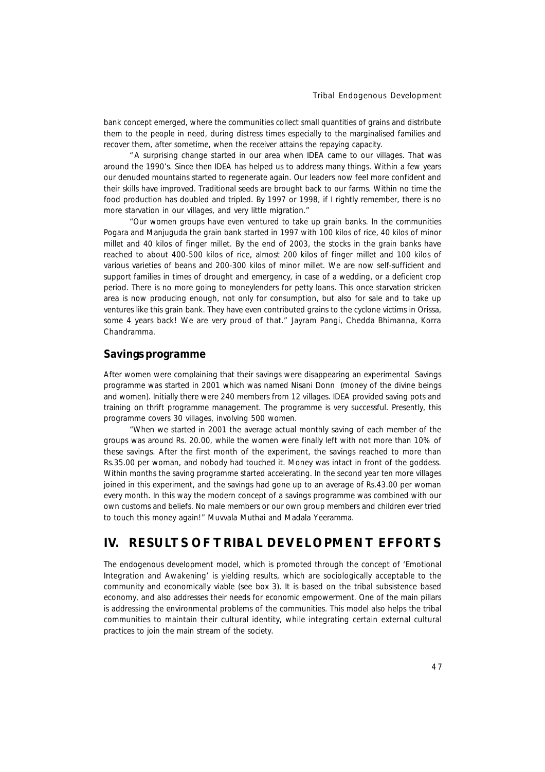bank concept emerged, where the communities collect small quantities of grains and distribute them to the people in need, during distress times especially to the marginalised families and recover them, after sometime, when the receiver attains the repaying capacity.

"A surprising change started in our area when IDEA came to our villages. That was around the 1990's. Since then IDEA has helped us to address many things. Within a few years our denuded mountains started to regenerate again. Our leaders now feel more confident and their skills have improved. Traditional seeds are brought back to our farms. Within no time the food production has doubled and tripled. By 1997 or 1998, if I rightly remember, there is no more starvation in our villages, and very little migration."

"Our women groups have even ventured to take up grain banks. In the communities Pogara and Manjuguda the grain bank started in 1997 with 100 kilos of rice, 40 kilos of minor millet and 40 kilos of finger millet. By the end of 2003, the stocks in the grain banks have reached to about 400-500 kilos of rice, almost 200 kilos of finger millet and 100 kilos of various varieties of beans and 200-300 kilos of minor millet. We are now self-sufficient and support families in times of drought and emergency, in case of a wedding, or a deficient crop period. There is no more going to moneylenders for petty loans. This once starvation stricken area is now producing enough, not only for consumption, but also for sale and to take up ventures like this grain bank. They have even contributed grains to the cyclone victims in Orissa, some 4 years back! We are very proud of that." Jayram Pangi, Chedda Bhimanna, Korra Chandramma.

### Savings programme

After women were complaining that their savings were disappearing an experimental Savings programme was started in 2001 which was named Nisani Donn (money of the divine beings and women). Initially there were 240 members from 12 villages. IDEA provided saving pots and training on thrift programme management. The programme is very successful. Presently, this programme covers 30 villages, involving 500 women.

"When we started in 2001 the average actual monthly saving of each member of the groups was around Rs. 20.00, while the women were finally left with not more than 10% of these savings. After the first month of the experiment, the savings reached to more than Rs.35.00 per woman, and nobody had touched it. Money was intact in front of the goddess. Within months the saving programme started accelerating. In the second year ten more villages joined in this experiment, and the savings had gone up to an average of Rs.43.00 per woman every month. In this way the modern concept of a savings programme was combined with our own customs and beliefs. No male members or our own group members and children ever tried to touch this money again!" Muvvala Muthai and Madala Yeeramma.

## IV. RESULTS OF TRIBAL DEVELOPMENT EFFORTS

The endogenous development model, which is promoted through the concept of 'Emotional Integration and Awakening' is yielding results, which are sociologically acceptable to the community and economically viable (see box 3). It is based on the tribal subsistence based economy, and also addresses their needs for economic empowerment. One of the main pillars is addressing the environmental problems of the communities. This model also helps the tribal communities to maintain their cultural identity, while integrating certain external cultural practices to join the main stream of the society.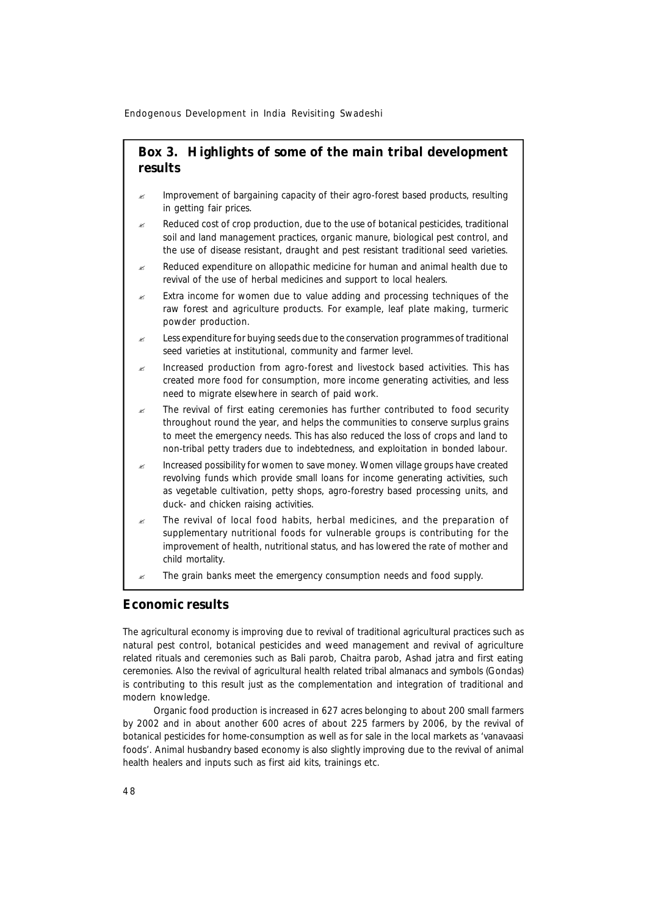## Box 3. Highlights of some of the main tribal development results

- Improvement of bargaining capacity of their agro-forest based products, resulting in getting fair prices.
- Reduced cost of crop production, due to the use of botanical pesticides, traditional soil and land management practices, organic manure, biological pest control, and the use of disease resistant, draught and pest resistant traditional seed varieties.
- Reduced expenditure on allopathic medicine for human and animal health due to revival of the use of herbal medicines and support to local healers.
- Extra income for women due to value adding and processing techniques of the raw forest and agriculture products. For example, leaf plate making, turmeric powder production.
- Less expenditure for buying seeds due to the conservation programmes of traditional seed varieties at institutional, community and farmer level.
- Increased production from agro-forest and livestock based activities. This has created more food for consumption, more income generating activities, and less need to migrate elsewhere in search of paid work.
- The revival of first eating ceremonies has further contributed to food security throughout round the year, and helps the communities to conserve surplus grains to meet the emergency needs. This has also reduced the loss of crops and land to non-tribal petty traders due to indebtedness, and exploitation in bonded labour.
- Increased possibility for women to save money. Women village groups have created revolving funds which provide small loans for income generating activities, such as vegetable cultivation, petty shops, agro-forestry based processing units, and duck- and chicken raising activities.
- The revival of local food habits, herbal medicines, and the preparation of supplementary nutritional foods for vulnerable groups is contributing for the improvement of health, nutritional status, and has lowered the rate of mother and child mortality.
- The grain banks meet the emergency consumption needs and food supply.

## Economic results

The agricultural economy is improving due to revival of traditional agricultural practices such as natural pest control, botanical pesticides and weed management and revival of agriculture related rituals and ceremonies such as Bali parob, Chaitra parob, Ashad jatra and first eating ceremonies. Also the revival of agricultural health related tribal almanacs and symbols (Gondas) is contributing to this result just as the complementation and integration of traditional and modern knowledge.

Organic food production is increased in 627 acres belonging to about 200 small farmers by 2002 and in about another 600 acres of about 225 farmers by 2006, by the revival of botanical pesticides for home-consumption as well as for sale in the local markets as 'vanavaasi foods'. Animal husbandry based economy is also slightly improving due to the revival of animal health healers and inputs such as first aid kits, trainings etc.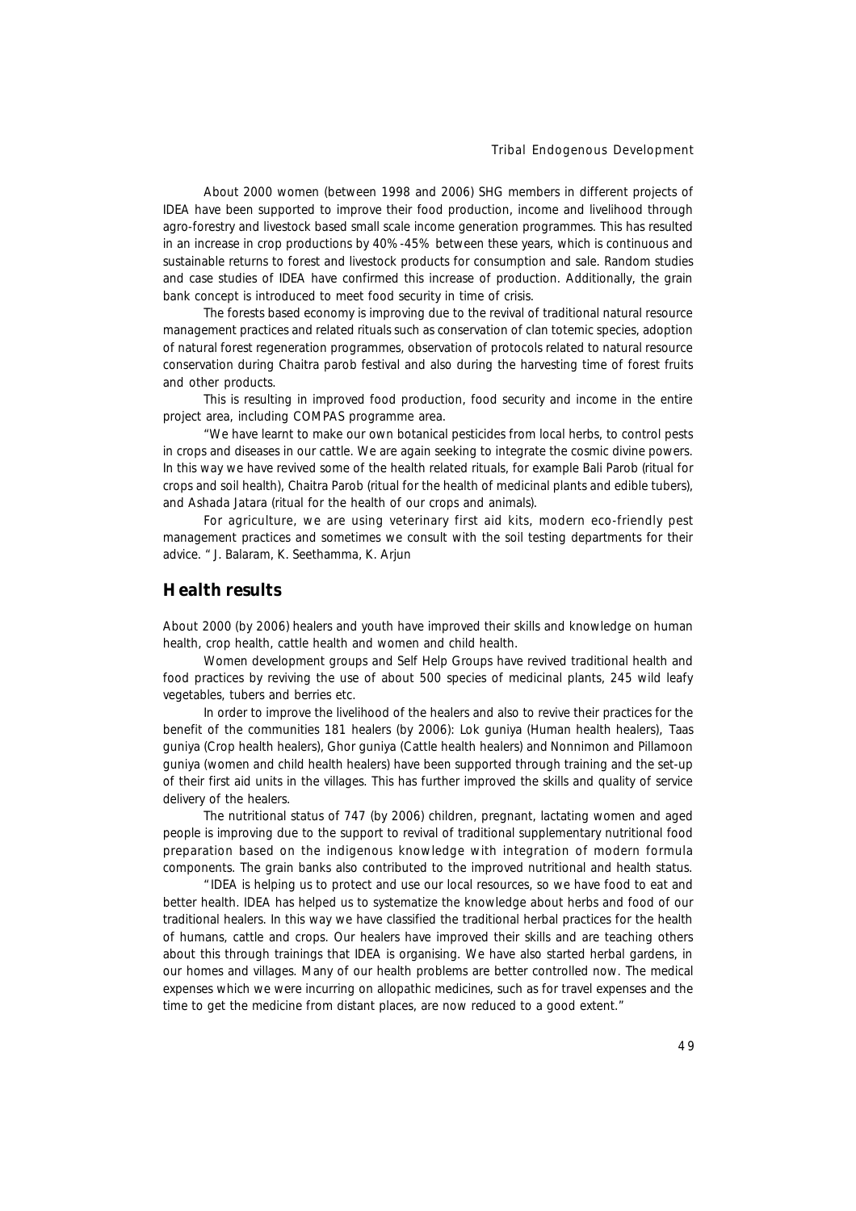About 2000 women (between 1998 and 2006) SHG members in different projects of IDEA have been supported to improve their food production, income and livelihood through agro-forestry and livestock based small scale income generation programmes. This has resulted in an increase in crop productions by 40%-45% between these years, which is continuous and sustainable returns to forest and livestock products for consumption and sale. Random studies and case studies of IDEA have confirmed this increase of production. Additionally, the grain bank concept is introduced to meet food security in time of crisis.

The forests based economy is improving due to the revival of traditional natural resource management practices and related rituals such as conservation of clan totemic species, adoption of natural forest regeneration programmes, observation of protocols related to natural resource conservation during Chaitra parob festival and also during the harvesting time of forest fruits and other products.

This is resulting in improved food production, food security and income in the entire project area, including COMPAS programme area.

"We have learnt to make our own botanical pesticides from local herbs, to control pests in crops and diseases in our cattle. We are again seeking to integrate the cosmic divine powers. In this way we have revived some of the health related rituals, for example Bali Parob (ritual for crops and soil health), Chaitra Parob (ritual for the health of medicinal plants and edible tubers), and Ashada Jatara (ritual for the health of our crops and animals).

For agriculture, we are using veterinary first aid kits, modern eco-friendly pest management practices and sometimes we consult with the soil testing departments for their advice. " J. Balaram, K. Seethamma, K. Arjun

## Health results

About 2000 (by 2006) healers and youth have improved their skills and knowledge on human health, crop health, cattle health and women and child health.

Women development groups and Self Help Groups have revived traditional health and food practices by reviving the use of about 500 species of medicinal plants, 245 wild leafy vegetables, tubers and berries etc.

In order to improve the livelihood of the healers and also to revive their practices for the benefit of the communities 181 healers (by 2006): Lok guniya (Human health healers), Taas guniya (Crop health healers), Ghor guniya (Cattle health healers) and Nonnimon and Pillamoon guniya (women and child health healers) have been supported through training and the set-up of their first aid units in the villages. This has further improved the skills and quality of service delivery of the healers.

The nutritional status of 747 (by 2006) children, pregnant, lactating women and aged people is improving due to the support to revival of traditional supplementary nutritional food preparation based on the indigenous knowledge with integration of modern formula components. The grain banks also contributed to the improved nutritional and health status.

"IDEA is helping us to protect and use our local resources, so we have food to eat and better health. IDEA has helped us to systematize the knowledge about herbs and food of our traditional healers. In this way we have classified the traditional herbal practices for the health of humans, cattle and crops. Our healers have improved their skills and are teaching others about this through trainings that IDEA is organising. We have also started herbal gardens, in our homes and villages. Many of our health problems are better controlled now. The medical expenses which we were incurring on allopathic medicines, such as for travel expenses and the time to get the medicine from distant places, are now reduced to a good extent."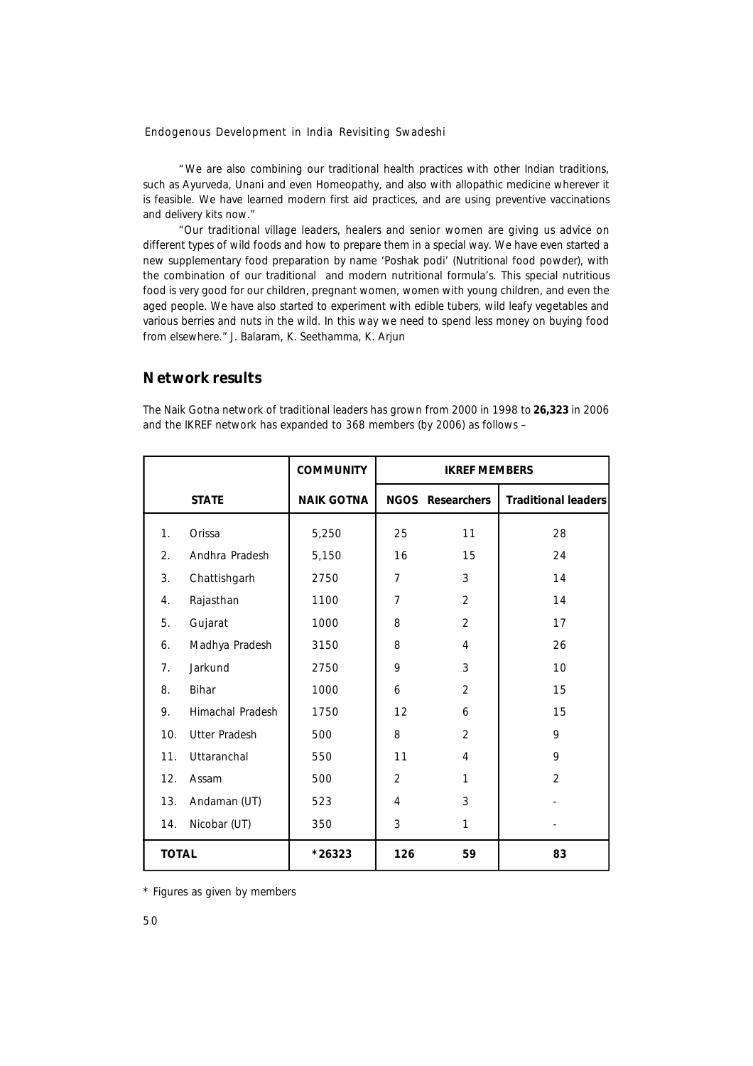"We are also combining our traditional health practices with other Indian traditions, such as Ayurveda, Unani and even Homeopathy, and also with allopathic medicine wherever it is feasible. We have learned modern first aid practices, and are using preventive vaccinations and delivery kits now."

"Our traditional village leaders, healers and senior women are giving us advice on different types of wild foods and how to prepare them in a special way. We have even started a new supplementary food preparation by name 'Poshak podi' (Nutritional food powder), with the combination of our traditional and modern nutritional formula's. This special nutritious food is very good for our children, pregnant women, women with young children, and even the aged people. We have also started to experiment with edible tubers, wild leafy vegetables and various berries and nuts in the wild. In this way we need to spend less money on buying food from elsewhere." J. Balaram, K. Seethamma, K. Arjun

## Network results

The Naik Gotna network of traditional leaders has grown from 2000 in 1998 to **26,323** in 2006 and the IKREF network has expanded to 368 members (by 2006) as follows –

| | COMMUNITY | IKREF MEMBERS | | |
|---|---|---|---|---|
| **STATE** | **NAIK GOTNA** | **NGOS** | **Researchers** | **Traditional leaders** |
| 1. Orissa | 5,250 | 25 | 11 | 28 |
| 2. Andhra Pradesh | 5,150 | 16 | 15 | 24 |
| 3. Chattishgarh | 2750 | 7 | 3 | 14 |
| 4. Rajasthan | 1100 | 7 | 2 | 14 |
| 5. Gujarat | 1000 | 8 | 2 | 17 |
| 6. Madhya Pradesh | 3150 | 8 | 4 | 26 |
| 7. Jarkund | 2750 | 9 | 3 | 10 |
| 8. Bihar | 1000 | 6 | 2 | 15 |
| 9. Himachal Pradesh | 1750 | 12 | 6 | 15 |
| 10. Utter Pradesh | 500 | 8 | 2 | 9 |
| 11. Uttaranchal | 550 | 11 | 4 | 9 |
| 12. Assam | 500 | 2 | 1 | 2 |
| 13. Andaman (UT) | 523 | 4 | 3 | - |
| 14. Nicobar (UT) | 350 | 3 | 1 | - |
| **TOTAL** | **\*26323** | **126** | **59** | **83** |

\* Figures as given by members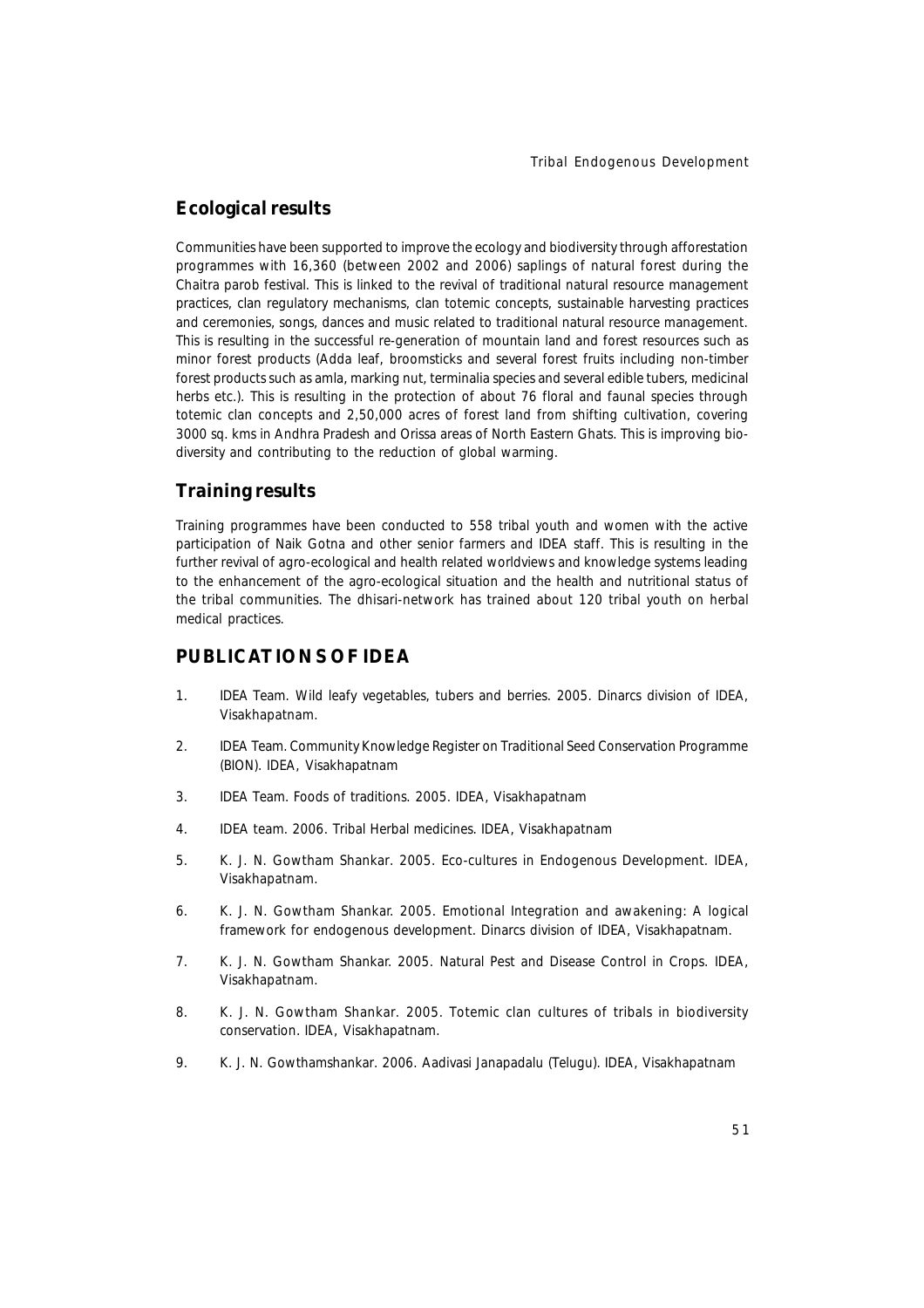## Ecological results

Communities have been supported to improve the ecology and biodiversity through afforestation programmes with 16,360 (between 2002 and 2006) saplings of natural forest during the Chaitra parob festival. This is linked to the revival of traditional natural resource management practices, clan regulatory mechanisms, clan totemic concepts, sustainable harvesting practices and ceremonies, songs, dances and music related to traditional natural resource management. This is resulting in the successful re-generation of mountain land and forest resources such as minor forest products (Adda leaf, broomsticks and several forest fruits including non-timber forest products such as amla, marking nut, terminalia species and several edible tubers, medicinal herbs etc.). This is resulting in the protection of about 76 floral and faunal species through totemic clan concepts and 2,50,000 acres of forest land from shifting cultivation, covering 3000 sq. kms in Andhra Pradesh and Orissa areas of North Eastern Ghats. This is improving bio-diversity and contributing to the reduction of global warming.

## Training results

Training programmes have been conducted to 558 tribal youth and women with the active participation of Naik Gotna and other senior farmers and IDEA staff. This is resulting in the further revival of agro-ecological and health related worldviews and knowledge systems leading to the enhancement of the agro-ecological situation and the health and nutritional status of the tribal communities. The dhisari-network has trained about 120 tribal youth on herbal medical practices.

## PUBLICATIONS OF IDEA

1. IDEA Team. Wild leafy vegetables, tubers and berries. 2005. Dinarcs division of IDEA, Visakhapatnam.
2. IDEA Team. Community Knowledge Register on Traditional Seed Conservation Programme (BION). IDEA, Visakhapatnam
3. IDEA Team. Foods of traditions. 2005. IDEA, Visakhapatnam
4. IDEA team. 2006. Tribal Herbal medicines. IDEA, Visakhapatnam
5. K. J. N. Gowtham Shankar. 2005. Eco-cultures in Endogenous Development. IDEA, Visakhapatnam.
6. K. J. N. Gowtham Shankar. 2005. Emotional Integration and awakening: A logical framework for endogenous development. Dinarcs division of IDEA, Visakhapatnam.
7. K. J. N. Gowtham Shankar. 2005. Natural Pest and Disease Control in Crops. IDEA, Visakhapatnam.
8. K. J. N. Gowtham Shankar. 2005. Totemic clan cultures of tribals in biodiversity conservation. IDEA, Visakhapatnam.
9. K. J. N. Gowthamshankar. 2006. Aadivasi Janapadalu (Telugu). IDEA, Visakhapatnam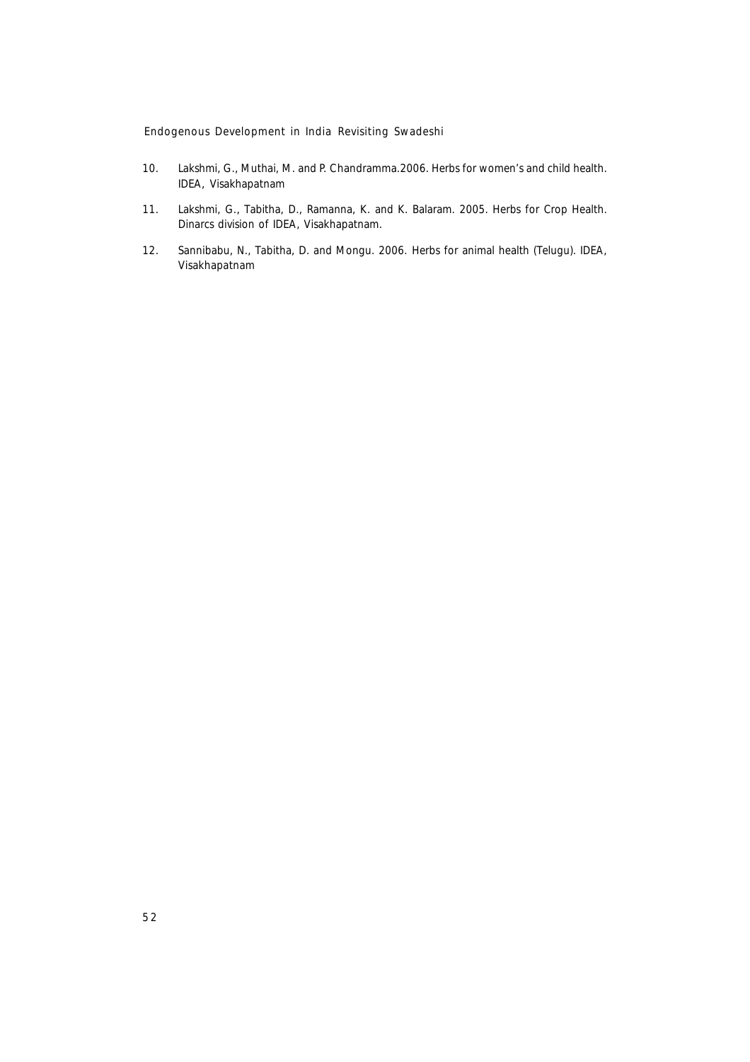10. Lakshmi, G., Muthai, M. and P. Chandramma.2006. Herbs for women's and child health. IDEA, Visakhapatnam

11. Lakshmi, G., Tabitha, D., Ramanna, K. and K. Balaram. 2005. Herbs for Crop Health. Dinarcs division of IDEA, Visakhapatnam.

12. Sannibabu, N., Tabitha, D. and Mongu. 2006. Herbs for animal health (Telugu). IDEA, Visakhapatnam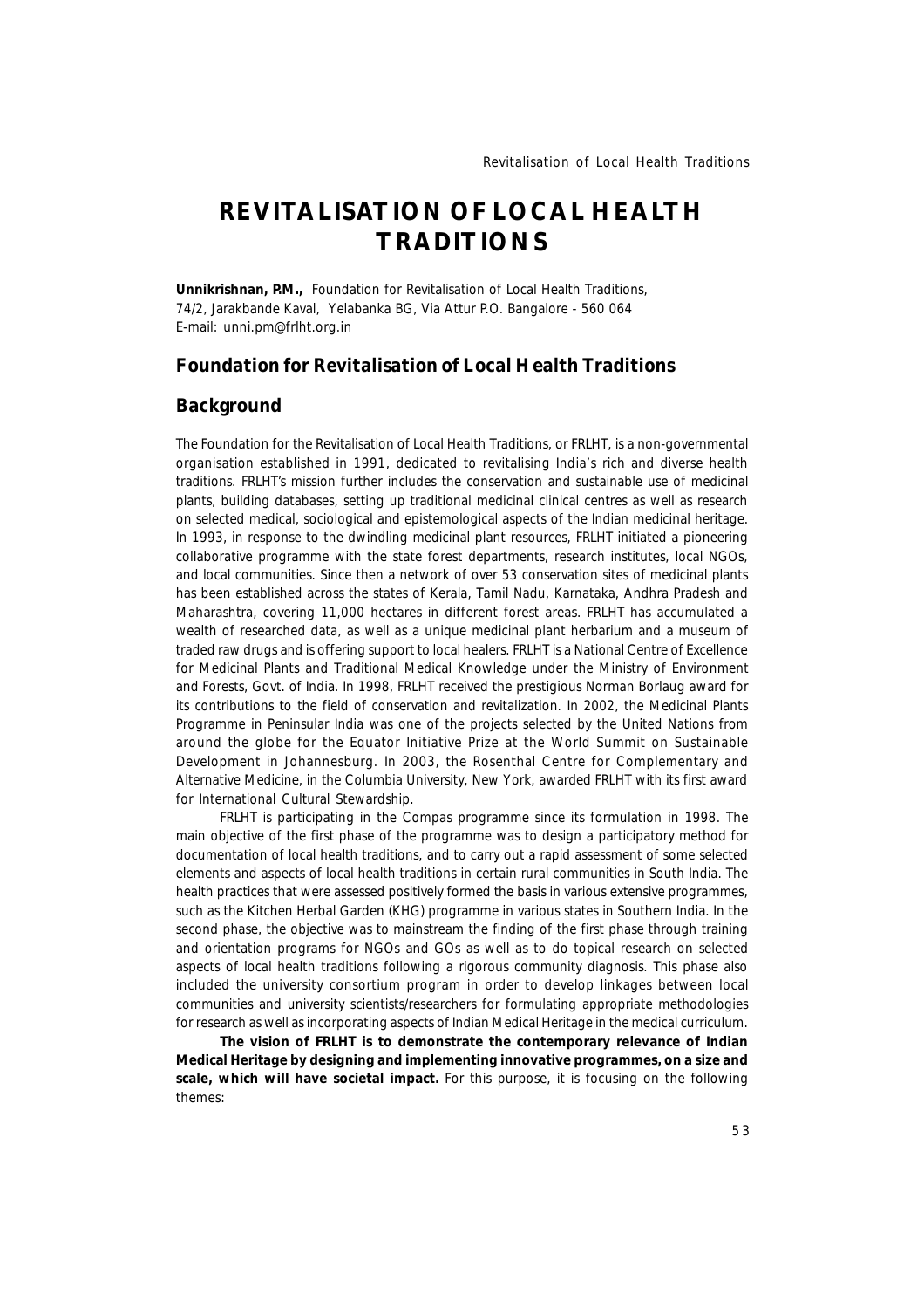# REVITALISATION OF LOCAL HEALTH TRADITIONS

**Unnikrishnan, P.M.,** Foundation for Revitalisation of Local Health Traditions, 74/2, Jarakbande Kaval, Yelabanka BG, Via Attur P.O. Bangalore - 560 064
E-mail: unni.pm@frlht.org.in

## Foundation for Revitalisation of Local Health Traditions

## Background

The Foundation for the Revitalisation of Local Health Traditions, or FRLHT, is a non-governmental organisation established in 1991, dedicated to revitalising India's rich and diverse health traditions. FRLHT's mission further includes the conservation and sustainable use of medicinal plants, building databases, setting up traditional medicinal clinical centres as well as research on selected medical, sociological and epistemological aspects of the Indian medicinal heritage. In 1993, in response to the dwindling medicinal plant resources, FRLHT initiated a pioneering collaborative programme with the state forest departments, research institutes, local NGOs, and local communities. Since then a network of over 53 conservation sites of medicinal plants has been established across the states of Kerala, Tamil Nadu, Karnataka, Andhra Pradesh and Maharashtra, covering 11,000 hectares in different forest areas. FRLHT has accumulated a wealth of researched data, as well as a unique medicinal plant herbarium and a museum of traded raw drugs and is offering support to local healers. FRLHT is a National Centre of Excellence for Medicinal Plants and Traditional Medical Knowledge under the Ministry of Environment and Forests, Govt. of India. In 1998, FRLHT received the prestigious Norman Borlaug award for its contributions to the field of conservation and revitalization. In 2002, the Medicinal Plants Programme in Peninsular India was one of the projects selected by the United Nations from around the globe for the Equator Initiative Prize at the World Summit on Sustainable Development in Johannesburg. In 2003, the Rosenthal Centre for Complementary and Alternative Medicine, in the Columbia University, New York, awarded FRLHT with its first award for International Cultural Stewardship.

FRLHT is participating in the Compas programme since its formulation in 1998. The main objective of the first phase of the programme was to design a participatory method for documentation of local health traditions, and to carry out a rapid assessment of some selected elements and aspects of local health traditions in certain rural communities in South India. The health practices that were assessed positively formed the basis in various extensive programmes, such as the Kitchen Herbal Garden (KHG) programme in various states in Southern India. In the second phase, the objective was to mainstream the finding of the first phase through training and orientation programs for NGOs and GOs as well as to do topical research on selected aspects of local health traditions following a rigorous community diagnosis. This phase also included the university consortium program in order to develop linkages between local communities and university scientists/researchers for formulating appropriate methodologies for research as well as incorporating aspects of Indian Medical Heritage in the medical curriculum.

**The vision of FRLHT is to demonstrate the contemporary relevance of Indian Medical Heritage by designing and implementing innovative programmes, on a size and scale, which will have societal impact.** For this purpose, it is focusing on the following themes: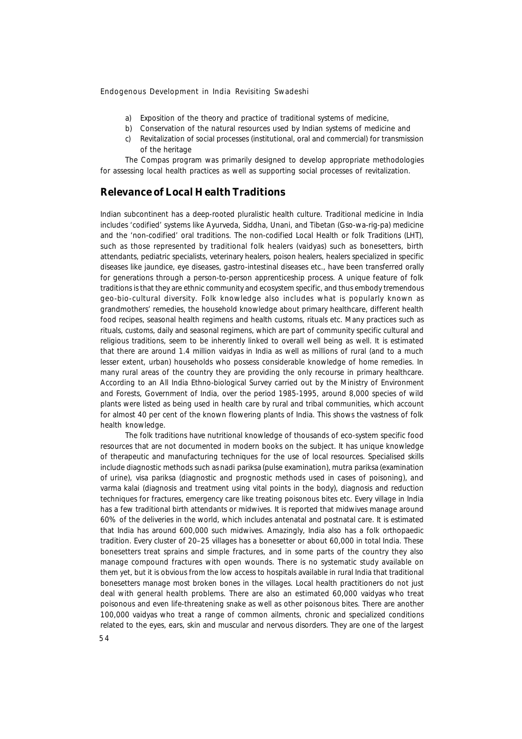a) Exposition of the theory and practice of traditional systems of medicine,
b) Conservation of the natural resources used by Indian systems of medicine and
c) Revitalization of social processes (institutional, oral and commercial) for transmission of the heritage

The Compas program was primarily designed to develop appropriate methodologies for assessing local health practices as well as supporting social processes of revitalization.

## Relevance of Local Health Traditions

Indian subcontinent has a deep-rooted pluralistic health culture. Traditional medicine in India includes 'codified' systems like Ayurveda, Siddha, Unani, and Tibetan (Gso-wa-rig-pa) medicine and the 'non-codified' oral traditions. The non-codified Local Health or folk Traditions (LHT), such as those represented by traditional folk healers (vaidyas) such as bonesetters, birth attendants, pediatric specialists, veterinary healers, poison healers, healers specialized in specific diseases like jaundice, eye diseases, gastro-intestinal diseases etc., have been transferred orally for generations through a person-to-person apprenticeship process. A unique feature of folk traditions is that they are ethnic community and ecosystem specific, and thus embody tremendous geo-bio-cultural diversity. Folk knowledge also includes what is popularly known as grandmothers' remedies, the household knowledge about primary healthcare, different health food recipes, seasonal health regimens and health customs, rituals etc. Many practices such as rituals, customs, daily and seasonal regimens, which are part of community specific cultural and religious traditions, seem to be inherently linked to overall well being as well. It is estimated that there are around 1.4 million vaidyas in India as well as millions of rural (and to a much lesser extent, urban) households who possess considerable knowledge of home remedies. In many rural areas of the country they are providing the only recourse in primary healthcare. According to an All India Ethno-biological Survey carried out by the Ministry of Environment and Forests, Government of India, over the period 1985-1995, around 8,000 species of wild plants were listed as being used in health care by rural and tribal communities, which account for almost 40 per cent of the known flowering plants of India. This shows the vastness of folk health knowledge.

The folk traditions have nutritional knowledge of thousands of eco-system specific food resources that are not documented in modern books on the subject. It has unique knowledge of therapeutic and manufacturing techniques for the use of local resources. Specialised skills include diagnostic methods such as nadi pariksa (pulse examination), mutra pariksa (examination of urine), visa pariksa (diagnostic and prognostic methods used in cases of poisoning), and varma kalai (diagnosis and treatment using vital points in the body), diagnosis and reduction techniques for fractures, emergency care like treating poisonous bites etc. Every village in India has a few traditional birth attendants or midwives. It is reported that midwives manage around 60% of the deliveries in the world, which includes antenatal and postnatal care. It is estimated that India has around 600,000 such midwives. Amazingly, India also has a folk orthopaedic tradition. Every cluster of 20–25 villages has a bonesetter or about 60,000 in total India. These bonesetters treat sprains and simple fractures, and in some parts of the country they also manage compound fractures with open wounds. There is no systematic study available on them yet, but it is obvious from the low access to hospitals available in rural India that traditional bonesetters manage most broken bones in the villages. Local health practitioners do not just deal with general health problems. There are also an estimated 60,000 vaidyas who treat poisonous and even life-threatening snake as well as other poisonous bites. There are another 100,000 vaidyas who treat a range of common ailments, chronic and specialized conditions related to the eyes, ears, skin and muscular and nervous disorders. They are one of the largest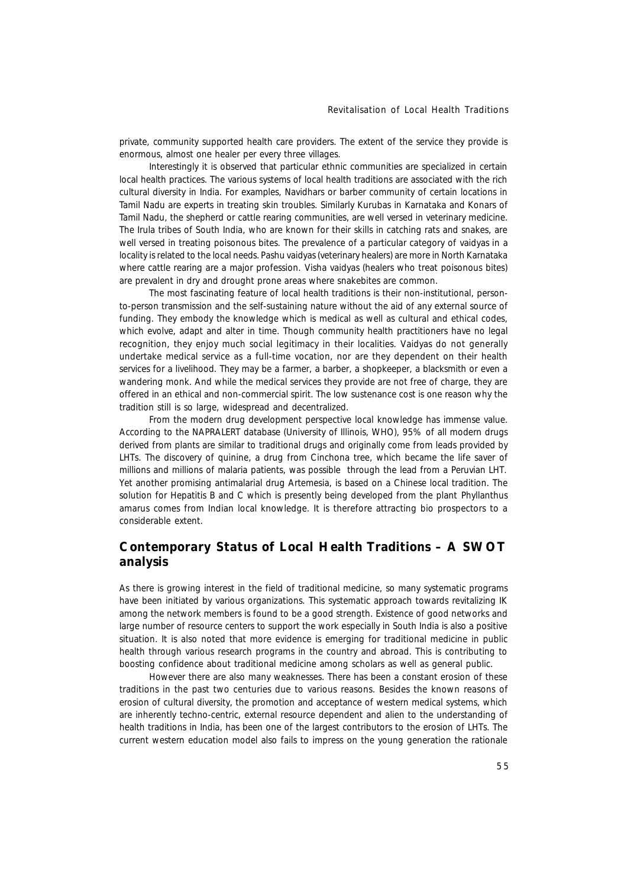private, community supported health care providers. The extent of the service they provide is enormous, almost one healer per every three villages.

Interestingly it is observed that particular ethnic communities are specialized in certain local health practices. The various systems of local health traditions are associated with the rich cultural diversity in India. For examples, Navidhars or barber community of certain locations in Tamil Nadu are experts in treating skin troubles. Similarly Kurubas in Karnataka and Konars of Tamil Nadu, the shepherd or cattle rearing communities, are well versed in veterinary medicine. The Irula tribes of South India, who are known for their skills in catching rats and snakes, are well versed in treating poisonous bites. The prevalence of a particular category of vaidyas in a locality is related to the local needs. Pashu vaidyas (veterinary healers) are more in North Karnataka where cattle rearing are a major profession. Visha vaidyas (healers who treat poisonous bites) are prevalent in dry and drought prone areas where snakebites are common.

The most fascinating feature of local health traditions is their non-institutional, person-to-person transmission and the self-sustaining nature without the aid of any external source of funding. They embody the knowledge which is medical as well as cultural and ethical codes, which evolve, adapt and alter in time. Though community health practitioners have no legal recognition, they enjoy much social legitimacy in their localities. Vaidyas do not generally undertake medical service as a full-time vocation, nor are they dependent on their health services for a livelihood. They may be a farmer, a barber, a shopkeeper, a blacksmith or even a wandering monk. And while the medical services they provide are not free of charge, they are offered in an ethical and non-commercial spirit. The low sustenance cost is one reason why the tradition still is so large, widespread and decentralized.

From the modern drug development perspective local knowledge has immense value. According to the NAPRALERT database (University of Illinois, WHO), 95% of all modern drugs derived from plants are similar to traditional drugs and originally come from leads provided by LHTs. The discovery of quinine, a drug from Cinchona tree, which became the life saver of millions and millions of malaria patients, was possible through the lead from a Peruvian LHT. Yet another promising antimalarial drug Artemesia, is based on a Chinese local tradition. The solution for Hepatitis B and C which is presently being developed from the plant Phyllanthus amarus comes from Indian local knowledge. It is therefore attracting bio prospectors to a considerable extent.

## Contemporary Status of Local Health Traditions – A SWOT analysis

As there is growing interest in the field of traditional medicine, so many systematic programs have been initiated by various organizations. This systematic approach towards revitalizing IK among the network members is found to be a good strength. Existence of good networks and large number of resource centers to support the work especially in South India is also a positive situation. It is also noted that more evidence is emerging for traditional medicine in public health through various research programs in the country and abroad. This is contributing to boosting confidence about traditional medicine among scholars as well as general public.

However there are also many weaknesses. There has been a constant erosion of these traditions in the past two centuries due to various reasons. Besides the known reasons of erosion of cultural diversity, the promotion and acceptance of western medical systems, which are inherently techno-centric, external resource dependent and alien to the understanding of health traditions in India, has been one of the largest contributors to the erosion of LHTs. The current western education model also fails to impress on the young generation the rationale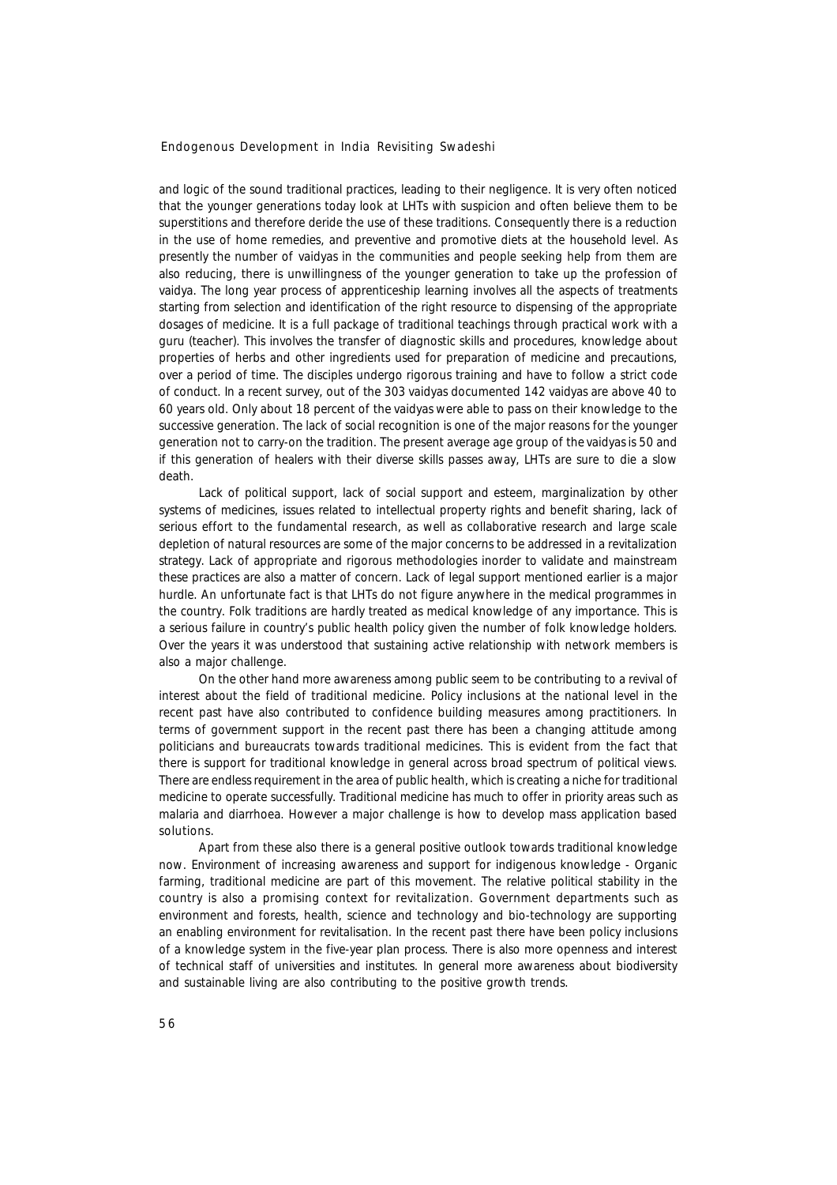and logic of the sound traditional practices, leading to their negligence. It is very often noticed that the younger generations today look at LHTs with suspicion and often believe them to be superstitions and therefore deride the use of these traditions. Consequently there is a reduction in the use of home remedies, and preventive and promotive diets at the household level. As presently the number of vaidyas in the communities and people seeking help from them are also reducing, there is unwillingness of the younger generation to take up the profession of vaidya. The long year process of apprenticeship learning involves all the aspects of treatments starting from selection and identification of the right resource to dispensing of the appropriate dosages of medicine. It is a full package of traditional teachings through practical work with a guru (teacher). This involves the transfer of diagnostic skills and procedures, knowledge about properties of herbs and other ingredients used for preparation of medicine and precautions, over a period of time. The disciples undergo rigorous training and have to follow a strict code of conduct. In a recent survey, out of the 303 vaidyas documented 142 vaidyas are above 40 to 60 years old. Only about 18 percent of the vaidyas were able to pass on their knowledge to the successive generation. The lack of social recognition is one of the major reasons for the younger generation not to carry-on the tradition. The present average age group of the vaidyas is 50 and if this generation of healers with their diverse skills passes away, LHTs are sure to die a slow death.

Lack of political support, lack of social support and esteem, marginalization by other systems of medicines, issues related to intellectual property rights and benefit sharing, lack of serious effort to the fundamental research, as well as collaborative research and large scale depletion of natural resources are some of the major concerns to be addressed in a revitalization strategy. Lack of appropriate and rigorous methodologies inorder to validate and mainstream these practices are also a matter of concern. Lack of legal support mentioned earlier is a major hurdle. An unfortunate fact is that LHTs do not figure anywhere in the medical programmes in the country. Folk traditions are hardly treated as medical knowledge of any importance. This is a serious failure in country's public health policy given the number of folk knowledge holders. Over the years it was understood that sustaining active relationship with network members is also a major challenge.

On the other hand more awareness among public seem to be contributing to a revival of interest about the field of traditional medicine. Policy inclusions at the national level in the recent past have also contributed to confidence building measures among practitioners. In terms of government support in the recent past there has been a changing attitude among politicians and bureaucrats towards traditional medicines. This is evident from the fact that there is support for traditional knowledge in general across broad spectrum of political views. There are endless requirement in the area of public health, which is creating a niche for traditional medicine to operate successfully. Traditional medicine has much to offer in priority areas such as malaria and diarrhoea. However a major challenge is how to develop mass application based solutions.

Apart from these also there is a general positive outlook towards traditional knowledge now. Environment of increasing awareness and support for indigenous knowledge - Organic farming, traditional medicine are part of this movement. The relative political stability in the country is also a promising context for revitalization. Government departments such as environment and forests, health, science and technology and bio-technology are supporting an enabling environment for revitalisation. In the recent past there have been policy inclusions of a knowledge system in the five-year plan process. There is also more openness and interest of technical staff of universities and institutes. In general more awareness about biodiversity and sustainable living are also contributing to the positive growth trends.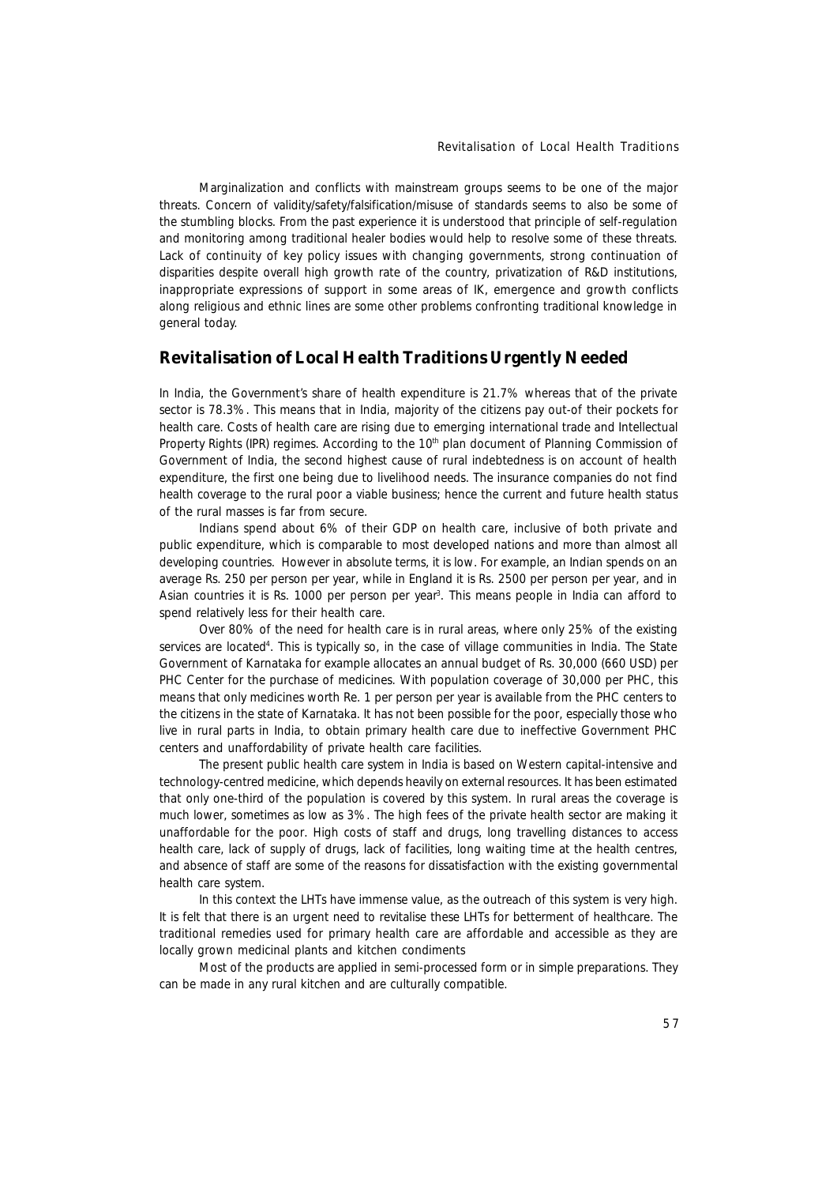Marginalization and conflicts with mainstream groups seems to be one of the major threats. Concern of validity/safety/falsification/misuse of standards seems to also be some of the stumbling blocks. From the past experience it is understood that principle of self-regulation and monitoring among traditional healer bodies would help to resolve some of these threats. Lack of continuity of key policy issues with changing governments, strong continuation of disparities despite overall high growth rate of the country, privatization of R&D institutions, inappropriate expressions of support in some areas of IK, emergence and growth conflicts along religious and ethnic lines are some other problems confronting traditional knowledge in general today.

## Revitalisation of Local Health Traditions Urgently Needed

In India, the Government's share of health expenditure is 21.7% whereas that of the private sector is 78.3%. This means that in India, majority of the citizens pay out-of their pockets for health care. Costs of health care are rising due to emerging international trade and Intellectual Property Rights (IPR) regimes. According to the 10th plan document of Planning Commission of Government of India, the second highest cause of rural indebtedness is on account of health expenditure, the first one being due to livelihood needs. The insurance companies do not find health coverage to the rural poor a viable business; hence the current and future health status of the rural masses is far from secure.

Indians spend about 6% of their GDP on health care, inclusive of both private and public expenditure, which is comparable to most developed nations and more than almost all developing countries. However in absolute terms, it is low. For example, an Indian spends on an average Rs. 250 per person per year, while in England it is Rs. 2500 per person per year, and in Asian countries it is Rs. 1000 per person per year[3]. This means people in India can afford to spend relatively less for their health care.

Over 80% of the need for health care is in rural areas, where only 25% of the existing services are located[4]. This is typically so, in the case of village communities in India. The State Government of Karnataka for example allocates an annual budget of Rs. 30,000 (660 USD) per PHC Center for the purchase of medicines. With population coverage of 30,000 per PHC, this means that only medicines worth Re. 1 per person per year is available from the PHC centers to the citizens in the state of Karnataka. It has not been possible for the poor, especially those who live in rural parts in India, to obtain primary health care due to ineffective Government PHC centers and unaffordability of private health care facilities.

The present public health care system in India is based on Western capital-intensive and technology-centred medicine, which depends heavily on external resources. It has been estimated that only one-third of the population is covered by this system. In rural areas the coverage is much lower, sometimes as low as 3%. The high fees of the private health sector are making it unaffordable for the poor. High costs of staff and drugs, long travelling distances to access health care, lack of supply of drugs, lack of facilities, long waiting time at the health centres, and absence of staff are some of the reasons for dissatisfaction with the existing governmental health care system.

In this context the LHTs have immense value, as the outreach of this system is very high. It is felt that there is an urgent need to revitalise these LHTs for betterment of healthcare. The traditional remedies used for primary health care are affordable and accessible as they are locally grown medicinal plants and kitchen condiments

Most of the products are applied in semi-processed form or in simple preparations. They can be made in any rural kitchen and are culturally compatible.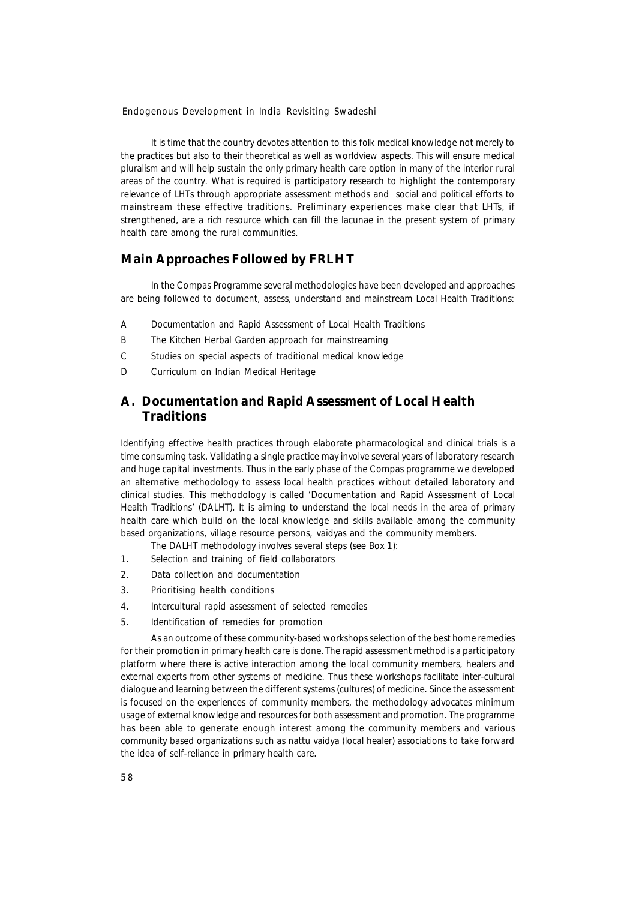It is time that the country devotes attention to this folk medical knowledge not merely to the practices but also to their theoretical as well as worldview aspects. This will ensure medical pluralism and will help sustain the only primary health care option in many of the interior rural areas of the country. What is required is participatory research to highlight the contemporary relevance of LHTs through appropriate assessment methods and social and political efforts to mainstream these effective traditions. Preliminary experiences make clear that LHTs, if strengthened, are a rich resource which can fill the lacunae in the present system of primary health care among the rural communities.

## Main Approaches Followed by FRLHT

In the Compas Programme several methodologies have been developed and approaches are being followed to document, assess, understand and mainstream Local Health Traditions:

A Documentation and Rapid Assessment of Local Health Traditions

B The Kitchen Herbal Garden approach for mainstreaming

C Studies on special aspects of traditional medical knowledge

D Curriculum on Indian Medical Heritage

## A. Documentation and Rapid Assessment of Local Health Traditions

Identifying effective health practices through elaborate pharmacological and clinical trials is a time consuming task. Validating a single practice may involve several years of laboratory research and huge capital investments. Thus in the early phase of the Compas programme we developed an alternative methodology to assess local health practices without detailed laboratory and clinical studies. This methodology is called 'Documentation and Rapid Assessment of Local Health Traditions' (DALHT). It is aiming to understand the local needs in the area of primary health care which build on the local knowledge and skills available among the community based organizations, village resource persons, vaidyas and the community members.

The DALHT methodology involves several steps (see Box 1):

1. Selection and training of field collaborators
2. Data collection and documentation
3. Prioritising health conditions
4. Intercultural rapid assessment of selected remedies
5. Identification of remedies for promotion

As an outcome of these community-based workshops selection of the best home remedies for their promotion in primary health care is done. The rapid assessment method is a participatory platform where there is active interaction among the local community members, healers and external experts from other systems of medicine. Thus these workshops facilitate inter-cultural dialogue and learning between the different systems (cultures) of medicine. Since the assessment is focused on the experiences of community members, the methodology advocates minimum usage of external knowledge and resources for both assessment and promotion. The programme has been able to generate enough interest among the community members and various community based organizations such as nattu vaidya (local healer) associations to take forward the idea of self-reliance in primary health care.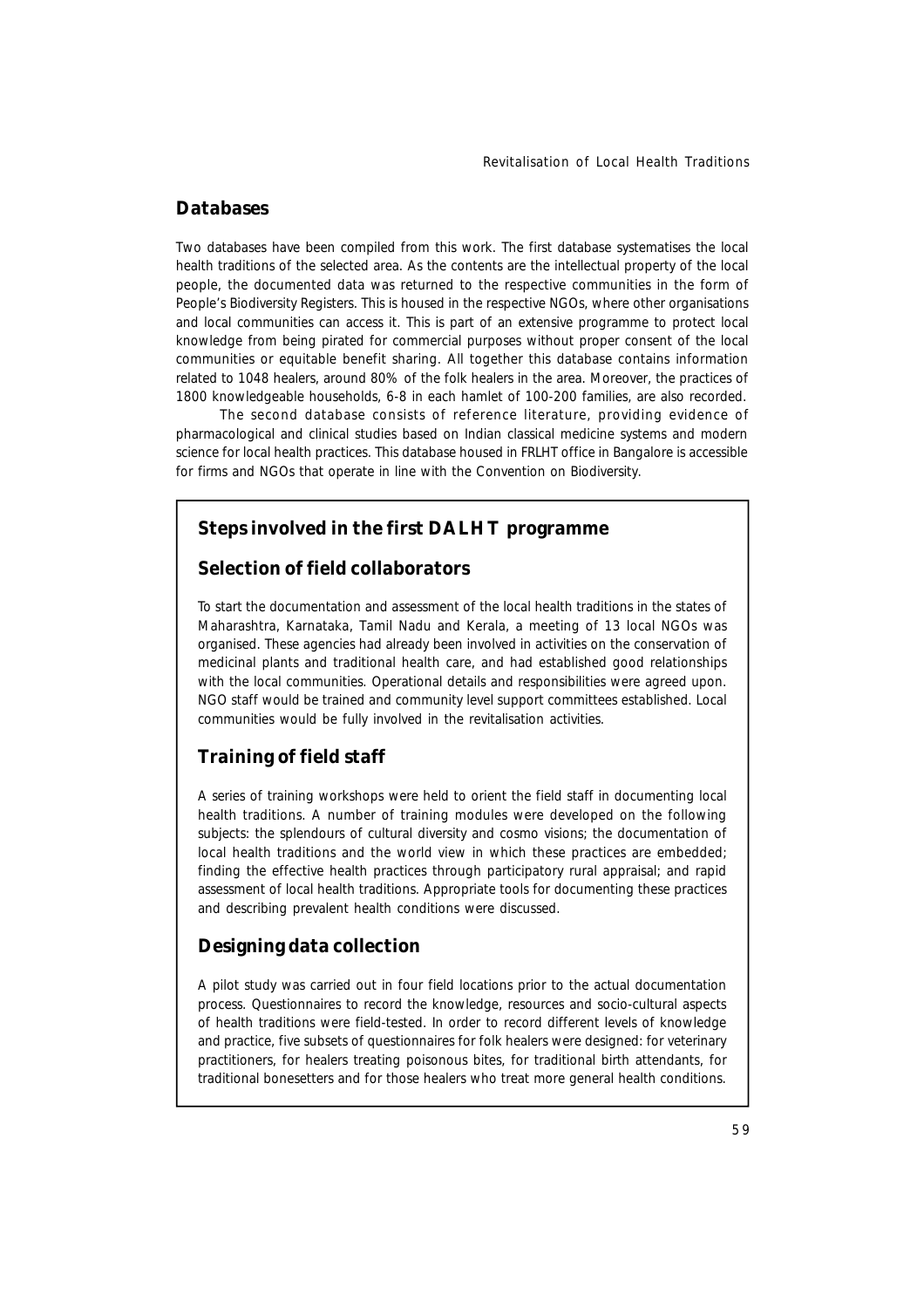## Databases

Two databases have been compiled from this work. The first database systematises the local health traditions of the selected area. As the contents are the intellectual property of the local people, the documented data was returned to the respective communities in the form of People's Biodiversity Registers. This is housed in the respective NGOs, where other organisations and local communities can access it. This is part of an extensive programme to protect local knowledge from being pirated for commercial purposes without proper consent of the local communities or equitable benefit sharing. All together this database contains information related to 1048 healers, around 80% of the folk healers in the area. Moreover, the practices of 1800 knowledgeable households, 6-8 in each hamlet of 100-200 families, are also recorded.

The second database consists of reference literature, providing evidence of pharmacological and clinical studies based on Indian classical medicine systems and modern science for local health practices. This database housed in FRLHT office in Bangalore is accessible for firms and NGOs that operate in line with the Convention on Biodiversity.

### Steps involved in the first DALHT programme

#### Selection of field collaborators

To start the documentation and assessment of the local health traditions in the states of Maharashtra, Karnataka, Tamil Nadu and Kerala, a meeting of 13 local NGOs was organised. These agencies had already been involved in activities on the conservation of medicinal plants and traditional health care, and had established good relationships with the local communities. Operational details and responsibilities were agreed upon. NGO staff would be trained and community level support committees established. Local communities would be fully involved in the revitalisation activities.

#### Training of field staff

A series of training workshops were held to orient the field staff in documenting local health traditions. A number of training modules were developed on the following subjects: the splendours of cultural diversity and cosmo visions; the documentation of local health traditions and the world view in which these practices are embedded; finding the effective health practices through participatory rural appraisal; and rapid assessment of local health traditions. Appropriate tools for documenting these practices and describing prevalent health conditions were discussed.

#### Designing data collection

A pilot study was carried out in four field locations prior to the actual documentation process. Questionnaires to record the knowledge, resources and socio-cultural aspects of health traditions were field-tested. In order to record different levels of knowledge and practice, five subsets of questionnaires for folk healers were designed: for veterinary practitioners, for healers treating poisonous bites, for traditional birth attendants, for traditional bonesetters and for those healers who treat more general health conditions.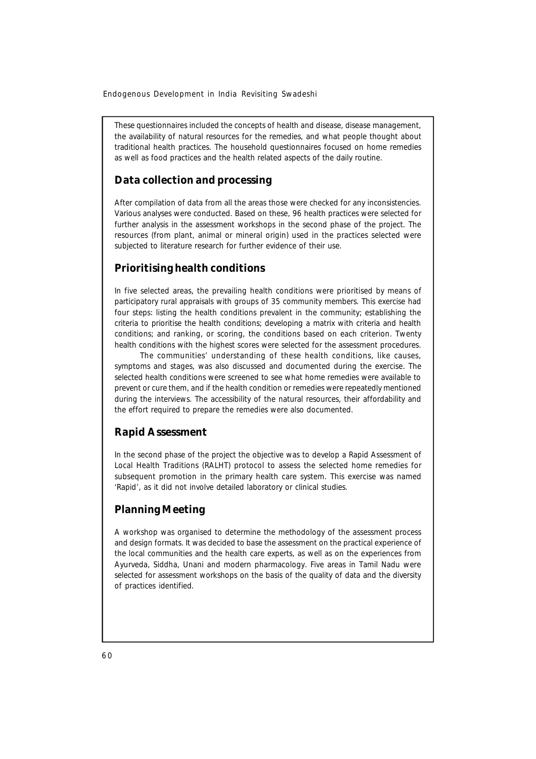These questionnaires included the concepts of health and disease, disease management, the availability of natural resources for the remedies, and what people thought about traditional health practices. The household questionnaires focused on home remedies as well as food practices and the health related aspects of the daily routine.

## Data collection and processing

After compilation of data from all the areas those were checked for any inconsistencies. Various analyses were conducted. Based on these, 96 health practices were selected for further analysis in the assessment workshops in the second phase of the project. The resources (from plant, animal or mineral origin) used in the practices selected were subjected to literature research for further evidence of their use.

## Prioritising health conditions

In five selected areas, the prevailing health conditions were prioritised by means of participatory rural appraisals with groups of 35 community members. This exercise had four steps: listing the health conditions prevalent in the community; establishing the criteria to prioritise the health conditions; developing a matrix with criteria and health conditions; and ranking, or scoring, the conditions based on each criterion. Twenty health conditions with the highest scores were selected for the assessment procedures.

The communities' understanding of these health conditions, like causes, symptoms and stages, was also discussed and documented during the exercise. The selected health conditions were screened to see what home remedies were available to prevent or cure them, and if the health condition or remedies were repeatedly mentioned during the interviews. The accessibility of the natural resources, their affordability and the effort required to prepare the remedies were also documented.

## Rapid Assessment

In the second phase of the project the objective was to develop a Rapid Assessment of Local Health Traditions (RALHT) protocol to assess the selected home remedies for subsequent promotion in the primary health care system. This exercise was named 'Rapid', as it did not involve detailed laboratory or clinical studies.

## Planning Meeting

A workshop was organised to determine the methodology of the assessment process and design formats. It was decided to base the assessment on the practical experience of the local communities and the health care experts, as well as on the experiences from Ayurveda, Siddha, Unani and modern pharmacology. Five areas in Tamil Nadu were selected for assessment workshops on the basis of the quality of data and the diversity of practices identified.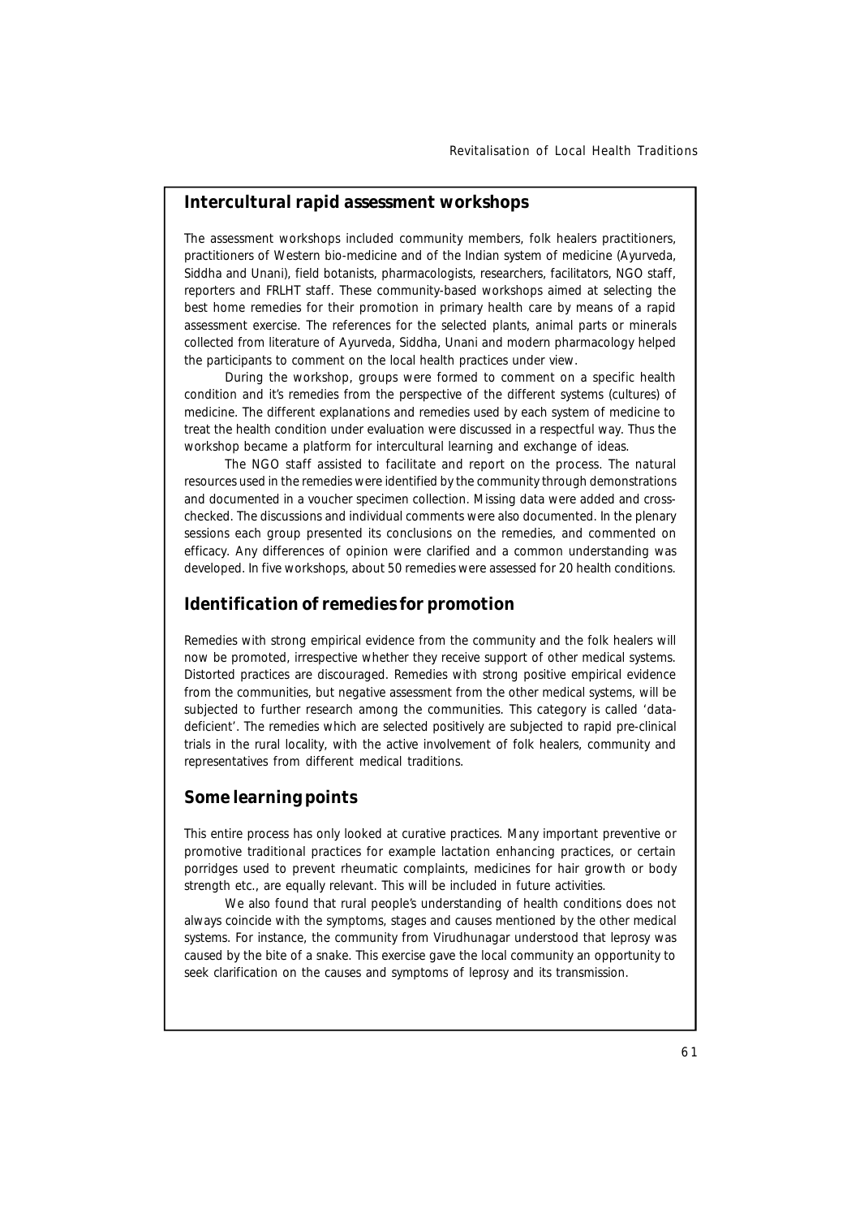## Intercultural rapid assessment workshops

The assessment workshops included community members, folk healers practitioners, practitioners of Western bio-medicine and of the Indian system of medicine (Ayurveda, Siddha and Unani), field botanists, pharmacologists, researchers, facilitators, NGO staff, reporters and FRLHT staff. These community-based workshops aimed at selecting the best home remedies for their promotion in primary health care by means of a rapid assessment exercise. The references for the selected plants, animal parts or minerals collected from literature of Ayurveda, Siddha, Unani and modern pharmacology helped the participants to comment on the local health practices under view.

During the workshop, groups were formed to comment on a specific health condition and it's remedies from the perspective of the different systems (cultures) of medicine. The different explanations and remedies used by each system of medicine to treat the health condition under evaluation were discussed in a respectful way. Thus the workshop became a platform for intercultural learning and exchange of ideas.

The NGO staff assisted to facilitate and report on the process. The natural resources used in the remedies were identified by the community through demonstrations and documented in a voucher specimen collection. Missing data were added and cross-checked. The discussions and individual comments were also documented. In the plenary sessions each group presented its conclusions on the remedies, and commented on efficacy. Any differences of opinion were clarified and a common understanding was developed. In five workshops, about 50 remedies were assessed for 20 health conditions.

## Identification of remedies for promotion

Remedies with strong empirical evidence from the community and the folk healers will now be promoted, irrespective whether they receive support of other medical systems. Distorted practices are discouraged. Remedies with strong positive empirical evidence from the communities, but negative assessment from the other medical systems, will be subjected to further research among the communities. This category is called 'data-deficient'. The remedies which are selected positively are subjected to rapid pre-clinical trials in the rural locality, with the active involvement of folk healers, community and representatives from different medical traditions.

## Some learning points

This entire process has only looked at curative practices. Many important preventive or promotive traditional practices for example lactation enhancing practices, or certain porridges used to prevent rheumatic complaints, medicines for hair growth or body strength etc., are equally relevant. This will be included in future activities.

We also found that rural people's understanding of health conditions does not always coincide with the symptoms, stages and causes mentioned by the other medical systems. For instance, the community from Virudhunagar understood that leprosy was caused by the bite of a snake. This exercise gave the local community an opportunity to seek clarification on the causes and symptoms of leprosy and its transmission.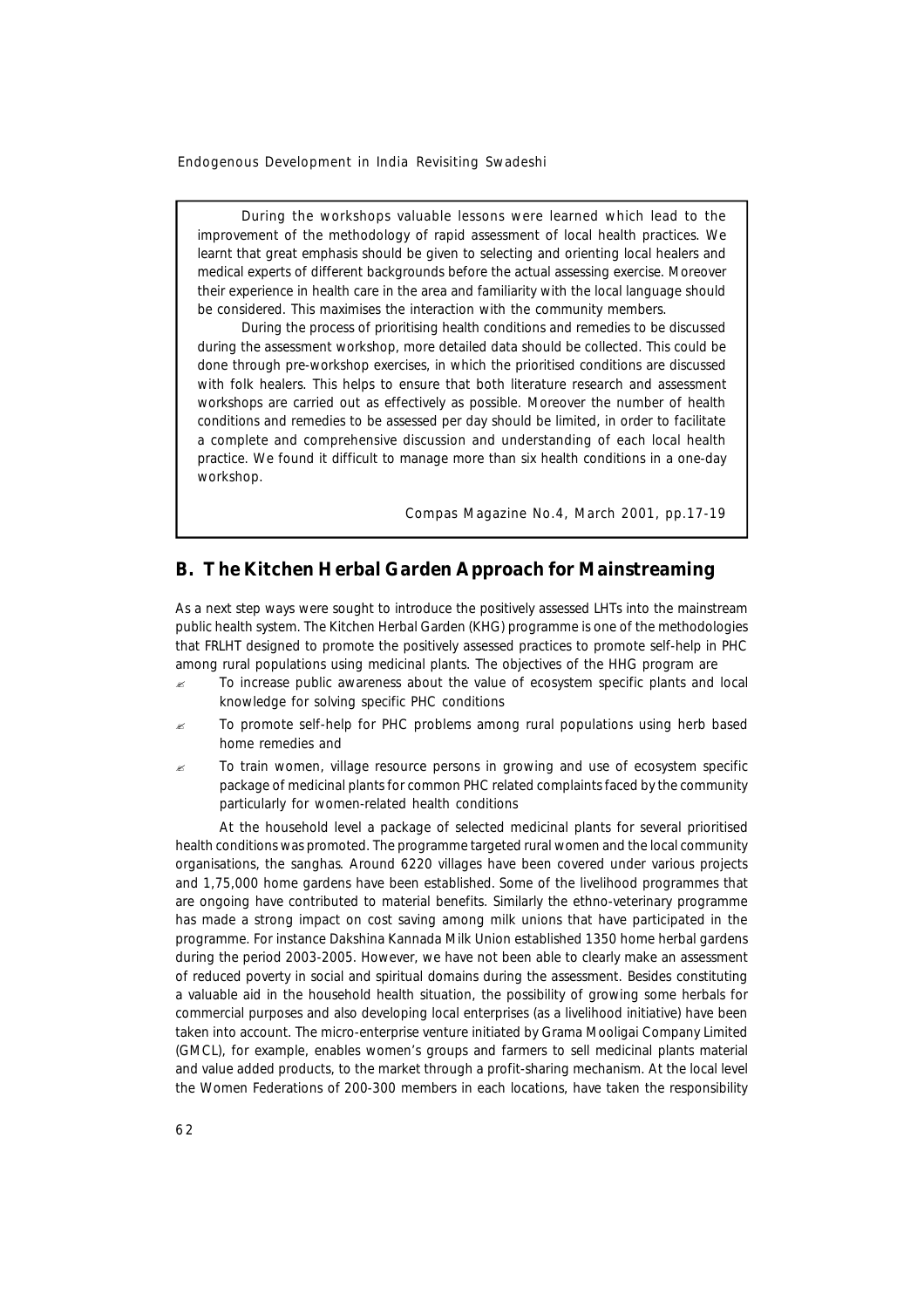During the workshops valuable lessons were learned which lead to the improvement of the methodology of rapid assessment of local health practices. We learnt that great emphasis should be given to selecting and orienting local healers and medical experts of different backgrounds before the actual assessing exercise. Moreover their experience in health care in the area and familiarity with the local language should be considered. This maximises the interaction with the community members.

During the process of prioritising health conditions and remedies to be discussed during the assessment workshop, more detailed data should be collected. This could be done through pre-workshop exercises, in which the prioritised conditions are discussed with folk healers. This helps to ensure that both literature research and assessment workshops are carried out as effectively as possible. Moreover the number of health conditions and remedies to be assessed per day should be limited, in order to facilitate a complete and comprehensive discussion and understanding of each local health practice. We found it difficult to manage more than six health conditions in a one-day workshop.

Compas Magazine No.4, March 2001, pp.17-19

## B. The Kitchen Herbal Garden Approach for Mainstreaming

As a next step ways were sought to introduce the positively assessed LHTs into the mainstream public health system. The Kitchen Herbal Garden (KHG) programme is one of the methodologies that FRLHT designed to promote the positively assessed practices to promote self-help in PHC among rural populations using medicinal plants. The objectives of the HHG program are

- To increase public awareness about the value of ecosystem specific plants and local knowledge for solving specific PHC conditions
- To promote self-help for PHC problems among rural populations using herb based home remedies and
- To train women, village resource persons in growing and use of ecosystem specific package of medicinal plants for common PHC related complaints faced by the community particularly for women-related health conditions

At the household level a package of selected medicinal plants for several prioritised health conditions was promoted. The programme targeted rural women and the local community organisations, the sanghas. Around 6220 villages have been covered under various projects and 1,75,000 home gardens have been established. Some of the livelihood programmes that are ongoing have contributed to material benefits. Similarly the ethno-veterinary programme has made a strong impact on cost saving among milk unions that have participated in the programme. For instance Dakshina Kannada Milk Union established 1350 home herbal gardens during the period 2003-2005. However, we have not been able to clearly make an assessment of reduced poverty in social and spiritual domains during the assessment. Besides constituting a valuable aid in the household health situation, the possibility of growing some herbals for commercial purposes and also developing local enterprises (as a livelihood initiative) have been taken into account. The micro-enterprise venture initiated by Grama Mooligai Company Limited (GMCL), for example, enables women's groups and farmers to sell medicinal plants material and value added products, to the market through a profit-sharing mechanism. At the local level the Women Federations of 200-300 members in each locations, have taken the responsibility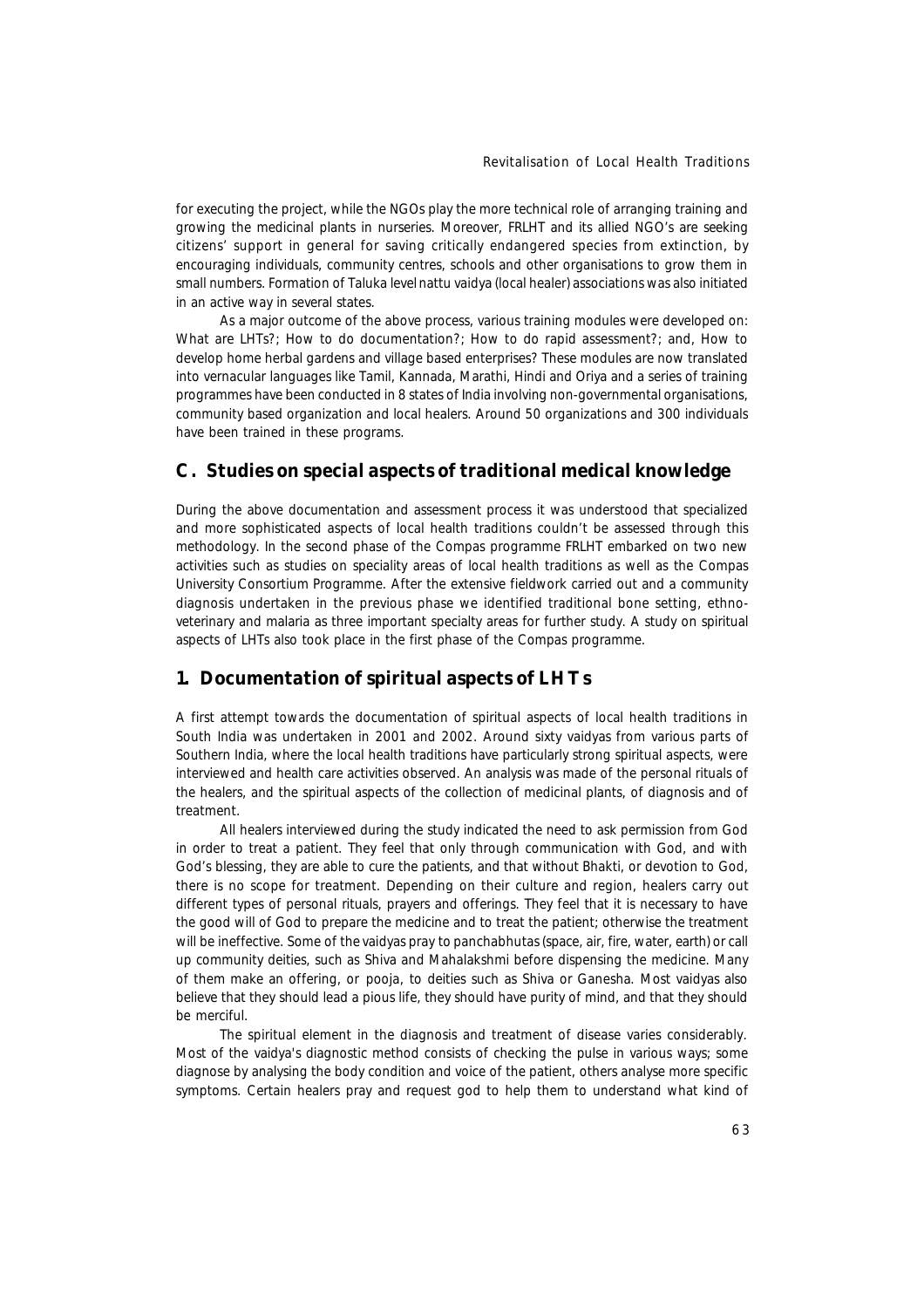for executing the project, while the NGOs play the more technical role of arranging training and growing the medicinal plants in nurseries. Moreover, FRLHT and its allied NGO's are seeking citizens' support in general for saving critically endangered species from extinction, by encouraging individuals, community centres, schools and other organisations to grow them in small numbers. Formation of Taluka level nattu vaidya (local healer) associations was also initiated in an active way in several states.

As a major outcome of the above process, various training modules were developed on: What are LHTs?; How to do documentation?; How to do rapid assessment?; and, How to develop home herbal gardens and village based enterprises? These modules are now translated into vernacular languages like Tamil, Kannada, Marathi, Hindi and Oriya and a series of training programmes have been conducted in 8 states of India involving non-governmental organisations, community based organization and local healers. Around 50 organizations and 300 individuals have been trained in these programs.

## C. Studies on special aspects of traditional medical knowledge

During the above documentation and assessment process it was understood that specialized and more sophisticated aspects of local health traditions couldn't be assessed through this methodology. In the second phase of the Compas programme FRLHT embarked on two new activities such as studies on speciality areas of local health traditions as well as the Compas University Consortium Programme. After the extensive fieldwork carried out and a community diagnosis undertaken in the previous phase we identified traditional bone setting, ethno-veterinary and malaria as three important specialty areas for further study. A study on spiritual aspects of LHTs also took place in the first phase of the Compas programme.

## 1. Documentation of spiritual aspects of LHTs

A first attempt towards the documentation of spiritual aspects of local health traditions in South India was undertaken in 2001 and 2002. Around sixty vaidyas from various parts of Southern India, where the local health traditions have particularly strong spiritual aspects, were interviewed and health care activities observed. An analysis was made of the personal rituals of the healers, and the spiritual aspects of the collection of medicinal plants, of diagnosis and of treatment.

All healers interviewed during the study indicated the need to ask permission from God in order to treat a patient. They feel that only through communication with God, and with God's blessing, they are able to cure the patients, and that without Bhakti, or devotion to God, there is no scope for treatment. Depending on their culture and region, healers carry out different types of personal rituals, prayers and offerings. They feel that it is necessary to have the good will of God to prepare the medicine and to treat the patient; otherwise the treatment will be ineffective. Some of the vaidyas pray to panchabhutas (space, air, fire, water, earth) or call up community deities, such as Shiva and Mahalakshmi before dispensing the medicine. Many of them make an offering, or pooja, to deities such as Shiva or Ganesha. Most vaidyas also believe that they should lead a pious life, they should have purity of mind, and that they should be merciful.

The spiritual element in the diagnosis and treatment of disease varies considerably. Most of the vaidya's diagnostic method consists of checking the pulse in various ways; some diagnose by analysing the body condition and voice of the patient, others analyse more specific symptoms. Certain healers pray and request god to help them to understand what kind of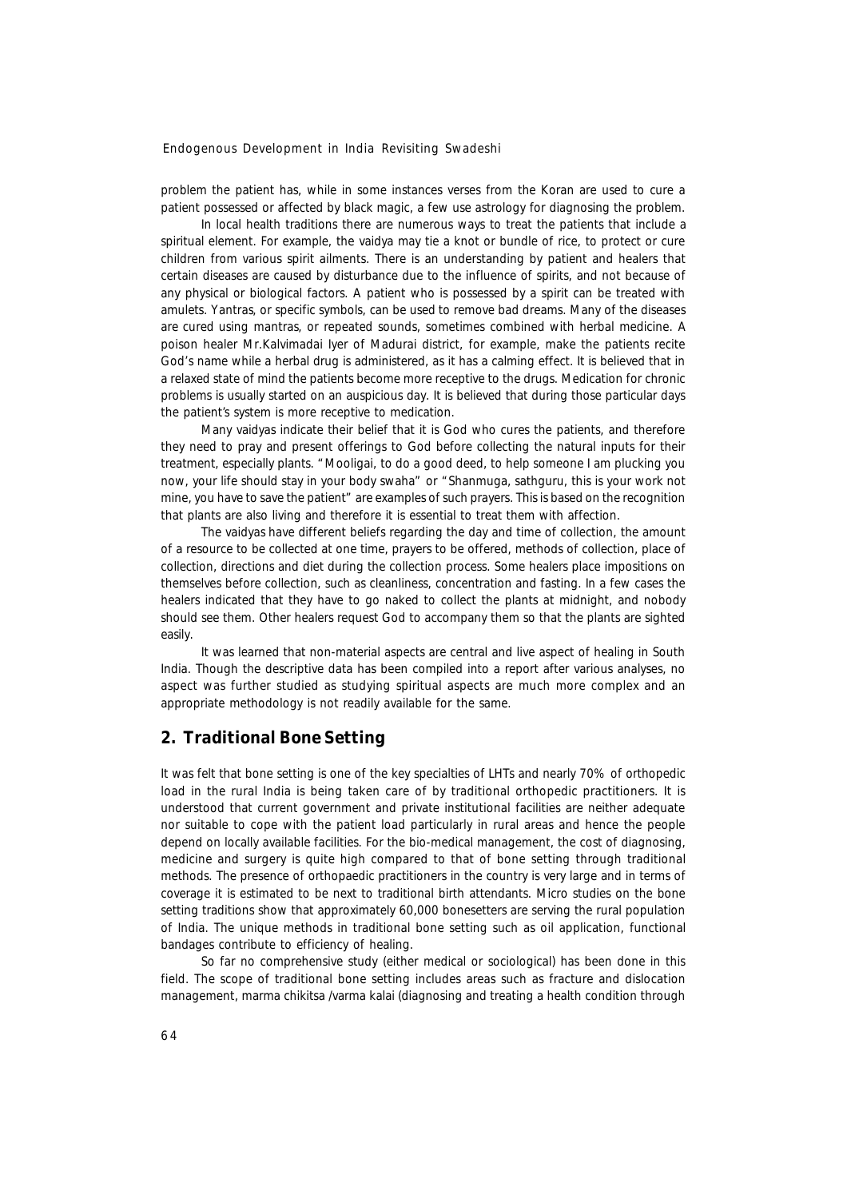problem the patient has, while in some instances verses from the Koran are used to cure a patient possessed or affected by black magic, a few use astrology for diagnosing the problem.

In local health traditions there are numerous ways to treat the patients that include a spiritual element. For example, the vaidya may tie a knot or bundle of rice, to protect or cure children from various spirit ailments. There is an understanding by patient and healers that certain diseases are caused by disturbance due to the influence of spirits, and not because of any physical or biological factors. A patient who is possessed by a spirit can be treated with amulets. Yantras, or specific symbols, can be used to remove bad dreams. Many of the diseases are cured using mantras, or repeated sounds, sometimes combined with herbal medicine. A poison healer Mr.Kalvimadai Iyer of Madurai district, for example, make the patients recite God's name while a herbal drug is administered, as it has a calming effect. It is believed that in a relaxed state of mind the patients become more receptive to the drugs. Medication for chronic problems is usually started on an auspicious day. It is believed that during those particular days the patient's system is more receptive to medication.

Many vaidyas indicate their belief that it is God who cures the patients, and therefore they need to pray and present offerings to God before collecting the natural inputs for their treatment, especially plants. "Mooligai, to do a good deed, to help someone I am plucking you now, your life should stay in your body swaha" or "Shanmuga, sathguru, this is your work not mine, you have to save the patient" are examples of such prayers. This is based on the recognition that plants are also living and therefore it is essential to treat them with affection.

The vaidyas have different beliefs regarding the day and time of collection, the amount of a resource to be collected at one time, prayers to be offered, methods of collection, place of collection, directions and diet during the collection process. Some healers place impositions on themselves before collection, such as cleanliness, concentration and fasting. In a few cases the healers indicated that they have to go naked to collect the plants at midnight, and nobody should see them. Other healers request God to accompany them so that the plants are sighted easily.

It was learned that non-material aspects are central and live aspect of healing in South India. Though the descriptive data has been compiled into a report after various analyses, no aspect was further studied as studying spiritual aspects are much more complex and an appropriate methodology is not readily available for the same.

## 2. Traditional Bone Setting

It was felt that bone setting is one of the key specialties of LHTs and nearly 70% of orthopedic load in the rural India is being taken care of by traditional orthopedic practitioners. It is understood that current government and private institutional facilities are neither adequate nor suitable to cope with the patient load particularly in rural areas and hence the people depend on locally available facilities. For the bio-medical management, the cost of diagnosing, medicine and surgery is quite high compared to that of bone setting through traditional methods. The presence of orthopaedic practitioners in the country is very large and in terms of coverage it is estimated to be next to traditional birth attendants. Micro studies on the bone setting traditions show that approximately 60,000 bonesetters are serving the rural population of India. The unique methods in traditional bone setting such as oil application, functional bandages contribute to efficiency of healing.

So far no comprehensive study (either medical or sociological) has been done in this field. The scope of traditional bone setting includes areas such as fracture and dislocation management, marma chikitsa /varma kalai (diagnosing and treating a health condition through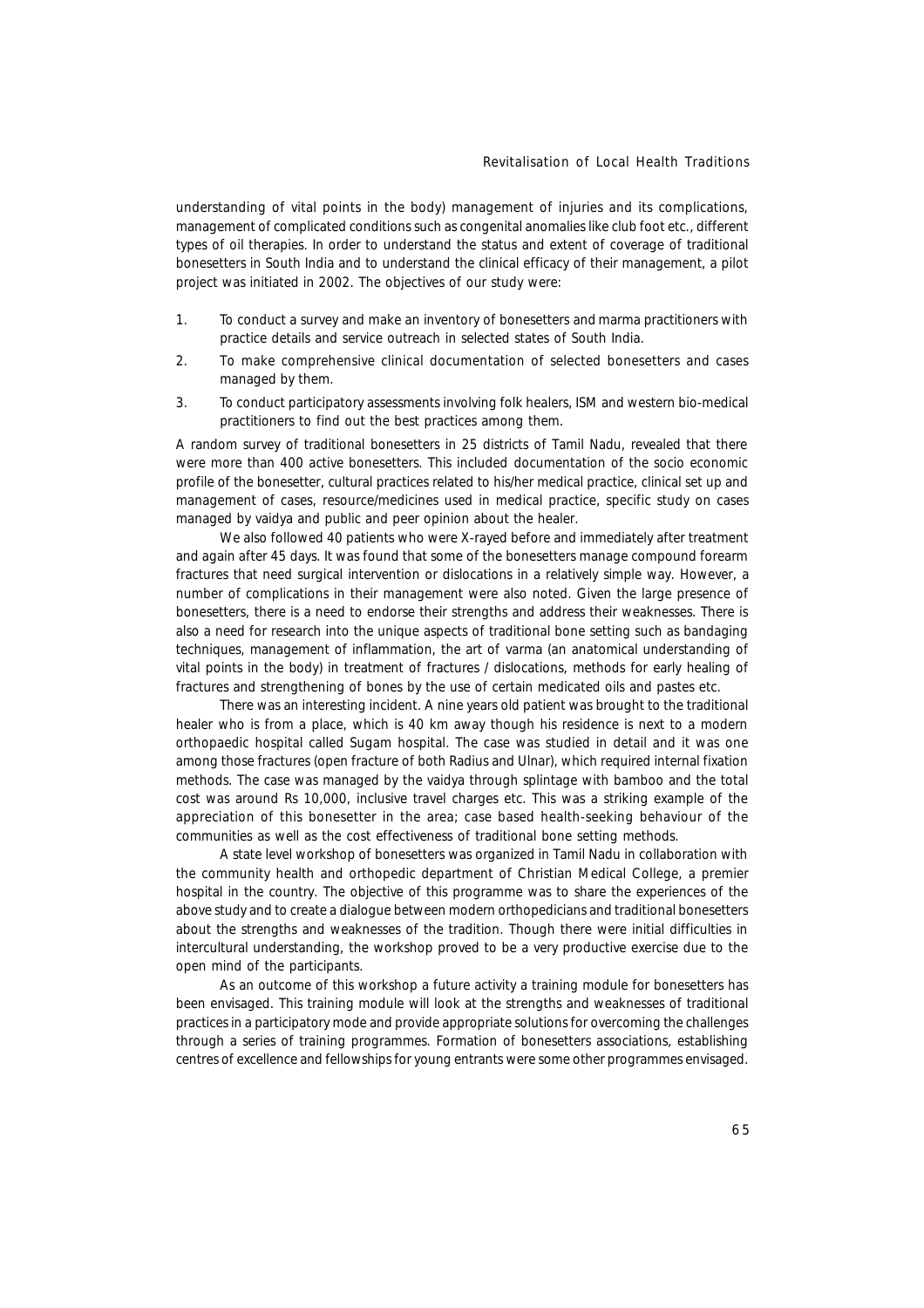understanding of vital points in the body) management of injuries and its complications, management of complicated conditions such as congenital anomalies like club foot etc., different types of oil therapies. In order to understand the status and extent of coverage of traditional bonesetters in South India and to understand the clinical efficacy of their management, a pilot project was initiated in 2002. The objectives of our study were:

1. To conduct a survey and make an inventory of bonesetters and marma practitioners with practice details and service outreach in selected states of South India.
2. To make comprehensive clinical documentation of selected bonesetters and cases managed by them.
3. To conduct participatory assessments involving folk healers, ISM and western bio-medical practitioners to find out the best practices among them.

A random survey of traditional bonesetters in 25 districts of Tamil Nadu, revealed that there were more than 400 active bonesetters. This included documentation of the socio economic profile of the bonesetter, cultural practices related to his/her medical practice, clinical set up and management of cases, resource/medicines used in medical practice, specific study on cases managed by vaidya and public and peer opinion about the healer.

We also followed 40 patients who were X-rayed before and immediately after treatment and again after 45 days. It was found that some of the bonesetters manage compound forearm fractures that need surgical intervention or dislocations in a relatively simple way. However, a number of complications in their management were also noted. Given the large presence of bonesetters, there is a need to endorse their strengths and address their weaknesses. There is also a need for research into the unique aspects of traditional bone setting such as bandaging techniques, management of inflammation, the art of varma (an anatomical understanding of vital points in the body) in treatment of fractures / dislocations, methods for early healing of fractures and strengthening of bones by the use of certain medicated oils and pastes etc.

There was an interesting incident. A nine years old patient was brought to the traditional healer who is from a place, which is 40 km away though his residence is next to a modern orthopaedic hospital called Sugam hospital. The case was studied in detail and it was one among those fractures (open fracture of both Radius and Ulnar), which required internal fixation methods. The case was managed by the vaidya through splintage with bamboo and the total cost was around Rs 10,000, inclusive travel charges etc. This was a striking example of the appreciation of this bonesetter in the area; case based health-seeking behaviour of the communities as well as the cost effectiveness of traditional bone setting methods.

A state level workshop of bonesetters was organized in Tamil Nadu in collaboration with the community health and orthopedic department of Christian Medical College, a premier hospital in the country. The objective of this programme was to share the experiences of the above study and to create a dialogue between modern orthopedicians and traditional bonesetters about the strengths and weaknesses of the tradition. Though there were initial difficulties in intercultural understanding, the workshop proved to be a very productive exercise due to the open mind of the participants.

As an outcome of this workshop a future activity a training module for bonesetters has been envisaged. This training module will look at the strengths and weaknesses of traditional practices in a participatory mode and provide appropriate solutions for overcoming the challenges through a series of training programmes. Formation of bonesetters associations, establishing centres of excellence and fellowships for young entrants were some other programmes envisaged.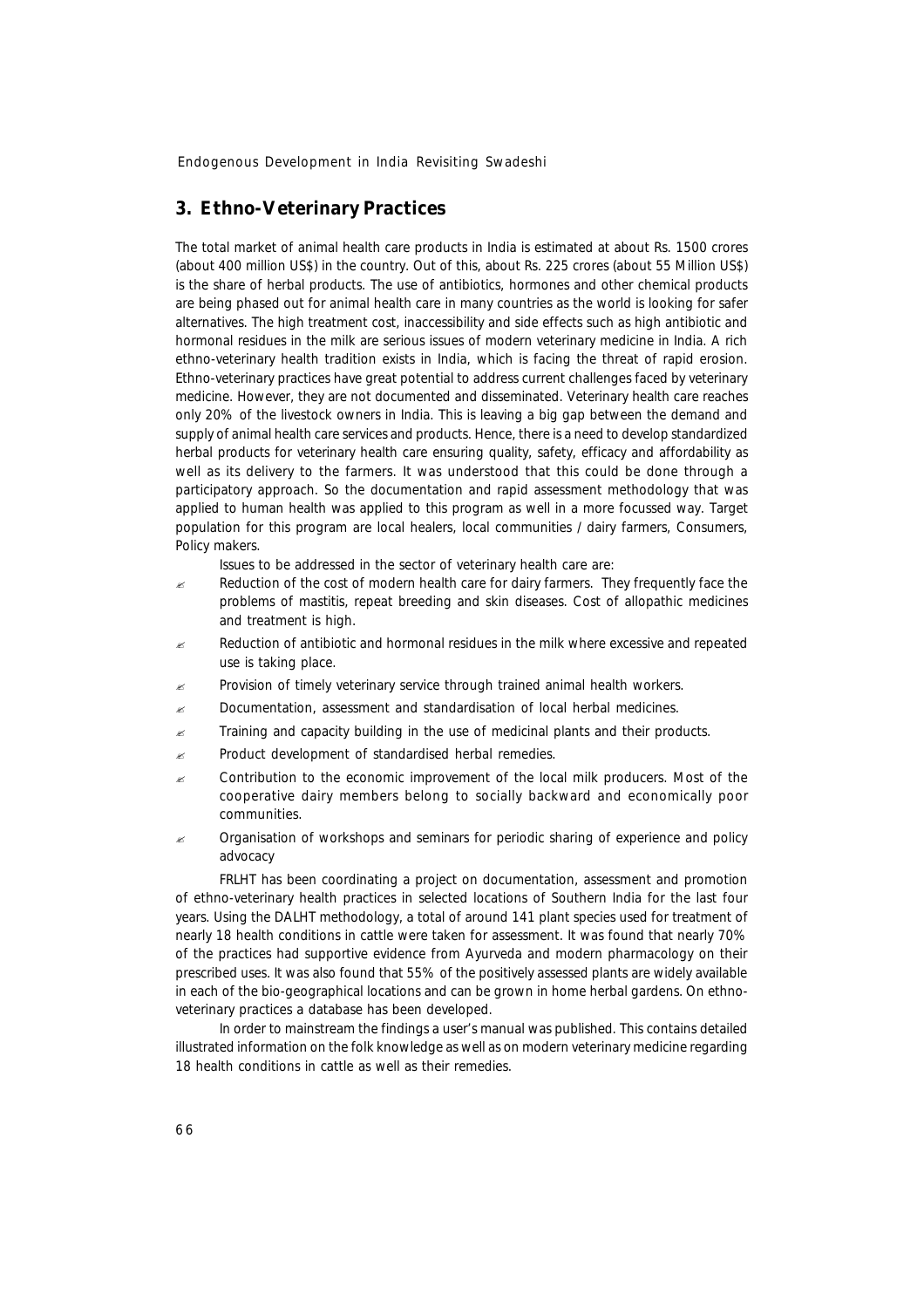## 3. Ethno-Veterinary Practices

The total market of animal health care products in India is estimated at about Rs. 1500 crores (about 400 million US$) in the country. Out of this, about Rs. 225 crores (about 55 Million US$) is the share of herbal products. The use of antibiotics, hormones and other chemical products are being phased out for animal health care in many countries as the world is looking for safer alternatives. The high treatment cost, inaccessibility and side effects such as high antibiotic and hormonal residues in the milk are serious issues of modern veterinary medicine in India. A rich ethno-veterinary health tradition exists in India, which is facing the threat of rapid erosion. Ethno-veterinary practices have great potential to address current challenges faced by veterinary medicine. However, they are not documented and disseminated. Veterinary health care reaches only 20% of the livestock owners in India. This is leaving a big gap between the demand and supply of animal health care services and products. Hence, there is a need to develop standardized herbal products for veterinary health care ensuring quality, safety, efficacy and affordability as well as its delivery to the farmers. It was understood that this could be done through a participatory approach. So the documentation and rapid assessment methodology that was applied to human health was applied to this program as well in a more focussed way. Target population for this program are local healers, local communities / dairy farmers, Consumers, Policy makers.

Issues to be addressed in the sector of veterinary health care are:

- Reduction of the cost of modern health care for dairy farmers. They frequently face the problems of mastitis, repeat breeding and skin diseases. Cost of allopathic medicines and treatment is high.
- Reduction of antibiotic and hormonal residues in the milk where excessive and repeated use is taking place.
- Provision of timely veterinary service through trained animal health workers.
- Documentation, assessment and standardisation of local herbal medicines.
- Training and capacity building in the use of medicinal plants and their products.
- Product development of standardised herbal remedies.
- Contribution to the economic improvement of the local milk producers. Most of the cooperative dairy members belong to socially backward and economically poor communities.
- Organisation of workshops and seminars for periodic sharing of experience and policy advocacy

FRLHT has been coordinating a project on documentation, assessment and promotion of ethno-veterinary health practices in selected locations of Southern India for the last four years. Using the DALHT methodology, a total of around 141 plant species used for treatment of nearly 18 health conditions in cattle were taken for assessment. It was found that nearly 70% of the practices had supportive evidence from Ayurveda and modern pharmacology on their prescribed uses. It was also found that 55% of the positively assessed plants are widely available in each of the bio-geographical locations and can be grown in home herbal gardens. On ethno-veterinary practices a database has been developed.

In order to mainstream the findings a user's manual was published. This contains detailed illustrated information on the folk knowledge as well as on modern veterinary medicine regarding 18 health conditions in cattle as well as their remedies.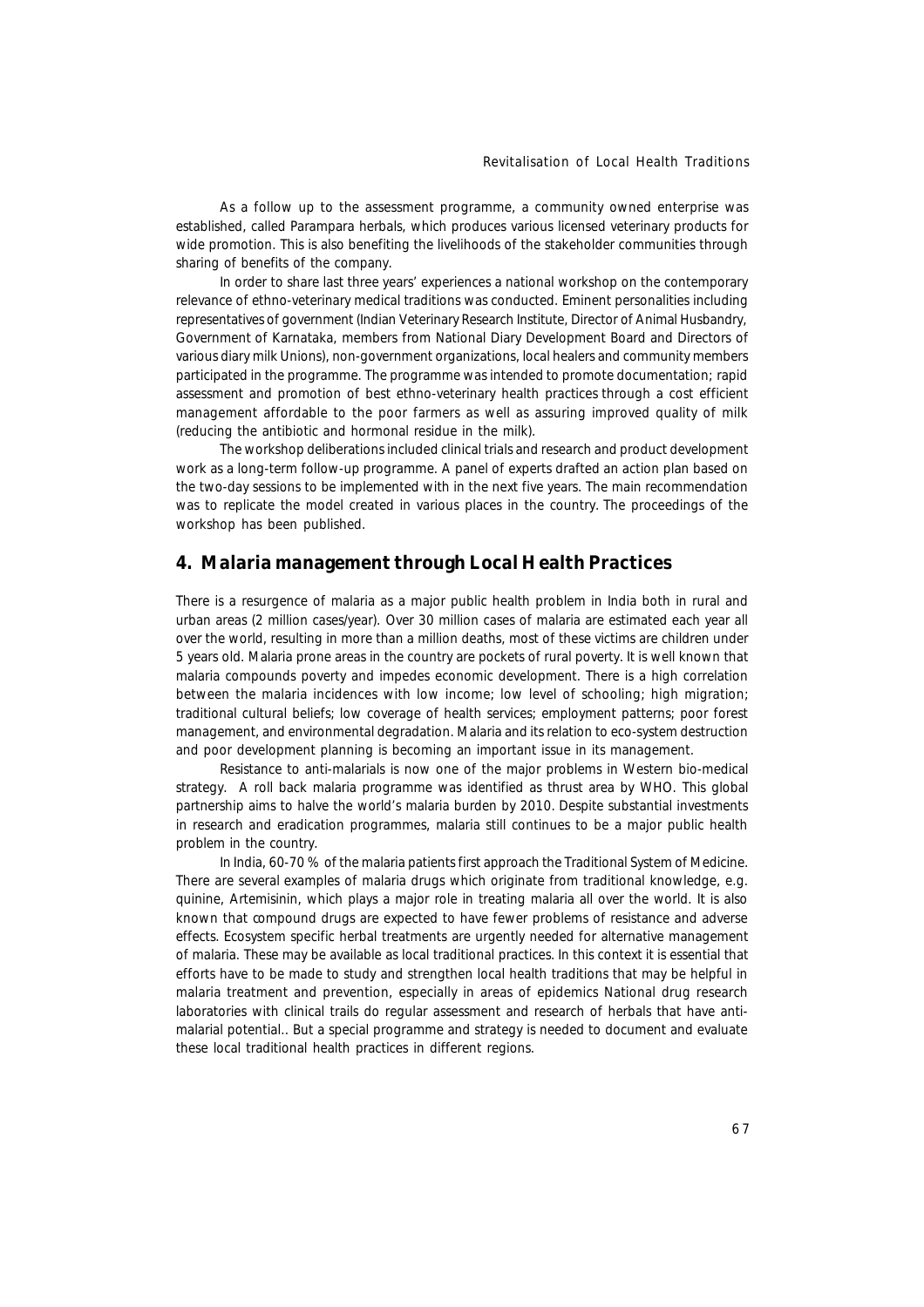As a follow up to the assessment programme, a community owned enterprise was established, called Parampara herbals, which produces various licensed veterinary products for wide promotion. This is also benefiting the livelihoods of the stakeholder communities through sharing of benefits of the company.

In order to share last three years' experiences a national workshop on the contemporary relevance of ethno-veterinary medical traditions was conducted. Eminent personalities including representatives of government (Indian Veterinary Research Institute, Director of Animal Husbandry, Government of Karnataka, members from National Diary Development Board and Directors of various diary milk Unions), non-government organizations, local healers and community members participated in the programme. The programme was intended to promote documentation; rapid assessment and promotion of best ethno-veterinary health practices through a cost efficient management affordable to the poor farmers as well as assuring improved quality of milk (reducing the antibiotic and hormonal residue in the milk).

The workshop deliberations included clinical trials and research and product development work as a long-term follow-up programme. A panel of experts drafted an action plan based on the two-day sessions to be implemented with in the next five years. The main recommendation was to replicate the model created in various places in the country. The proceedings of the workshop has been published.

## 4. Malaria management through Local Health Practices

There is a resurgence of malaria as a major public health problem in India both in rural and urban areas (2 million cases/year). Over 30 million cases of malaria are estimated each year all over the world, resulting in more than a million deaths, most of these victims are children under 5 years old. Malaria prone areas in the country are pockets of rural poverty. It is well known that malaria compounds poverty and impedes economic development. There is a high correlation between the malaria incidences with low income; low level of schooling; high migration; traditional cultural beliefs; low coverage of health services; employment patterns; poor forest management, and environmental degradation. Malaria and its relation to eco-system destruction and poor development planning is becoming an important issue in its management.

Resistance to anti-malarials is now one of the major problems in Western bio-medical strategy. A roll back malaria programme was identified as thrust area by WHO. This global partnership aims to halve the world's malaria burden by 2010. Despite substantial investments in research and eradication programmes, malaria still continues to be a major public health problem in the country.

In India, 60-70 % of the malaria patients first approach the Traditional System of Medicine. There are several examples of malaria drugs which originate from traditional knowledge, e.g. quinine, Artemisinin, which plays a major role in treating malaria all over the world. It is also known that compound drugs are expected to have fewer problems of resistance and adverse effects. Ecosystem specific herbal treatments are urgently needed for alternative management of malaria. These may be available as local traditional practices. In this context it is essential that efforts have to be made to study and strengthen local health traditions that may be helpful in malaria treatment and prevention, especially in areas of epidemics National drug research laboratories with clinical trails do regular assessment and research of herbals that have anti-malarial potential.. But a special programme and strategy is needed to document and evaluate these local traditional health practices in different regions.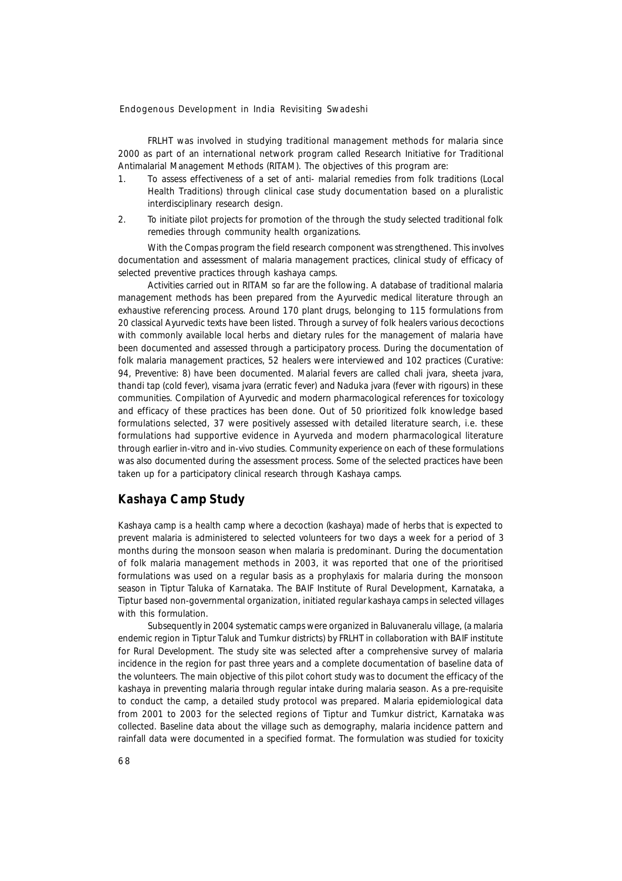FRLHT was involved in studying traditional management methods for malaria since 2000 as part of an international network program called Research Initiative for Traditional Antimalarial Management Methods (RITAM). The objectives of this program are:

1. To assess effectiveness of a set of anti- malarial remedies from folk traditions (Local Health Traditions) through clinical case study documentation based on a pluralistic interdisciplinary research design.
2. To initiate pilot projects for promotion of the through the study selected traditional folk remedies through community health organizations.

With the Compas program the field research component was strengthened. This involves documentation and assessment of malaria management practices, clinical study of efficacy of selected preventive practices through kashaya camps.

Activities carried out in RITAM so far are the following. A database of traditional malaria management methods has been prepared from the Ayurvedic medical literature through an exhaustive referencing process. Around 170 plant drugs, belonging to 115 formulations from 20 classical Ayurvedic texts have been listed. Through a survey of folk healers various decoctions with commonly available local herbs and dietary rules for the management of malaria have been documented and assessed through a participatory process. During the documentation of folk malaria management practices, 52 healers were interviewed and 102 practices (Curative: 94, Preventive: 8) have been documented. Malarial fevers are called chali jvara, sheeta jvara, thandi tap (cold fever), visama jvara (erratic fever) and Naduka jvara (fever with rigours) in these communities. Compilation of Ayurvedic and modern pharmacological references for toxicology and efficacy of these practices has been done. Out of 50 prioritized folk knowledge based formulations selected, 37 were positively assessed with detailed literature search, i.e. these formulations had supportive evidence in Ayurveda and modern pharmacological literature through earlier in-vitro and in-vivo studies. Community experience on each of these formulations was also documented during the assessment process. Some of the selected practices have been taken up for a participatory clinical research through Kashaya camps.

## Kashaya Camp Study

Kashaya camp is a health camp where a decoction (kashaya) made of herbs that is expected to prevent malaria is administered to selected volunteers for two days a week for a period of 3 months during the monsoon season when malaria is predominant. During the documentation of folk malaria management methods in 2003, it was reported that one of the prioritised formulations was used on a regular basis as a prophylaxis for malaria during the monsoon season in Tiptur Taluka of Karnataka. The BAIF Institute of Rural Development, Karnataka, a Tiptur based non-governmental organization, initiated regular kashaya camps in selected villages with this formulation.

Subsequently in 2004 systematic camps were organized in Baluvaneralu village, (a malaria endemic region in Tiptur Taluk and Tumkur districts) by FRLHT in collaboration with BAIF institute for Rural Development. The study site was selected after a comprehensive survey of malaria incidence in the region for past three years and a complete documentation of baseline data of the volunteers. The main objective of this pilot cohort study was to document the efficacy of the kashaya in preventing malaria through regular intake during malaria season. As a pre-requisite to conduct the camp, a detailed study protocol was prepared. Malaria epidemiological data from 2001 to 2003 for the selected regions of Tiptur and Tumkur district, Karnataka was collected. Baseline data about the village such as demography, malaria incidence pattern and rainfall data were documented in a specified format. The formulation was studied for toxicity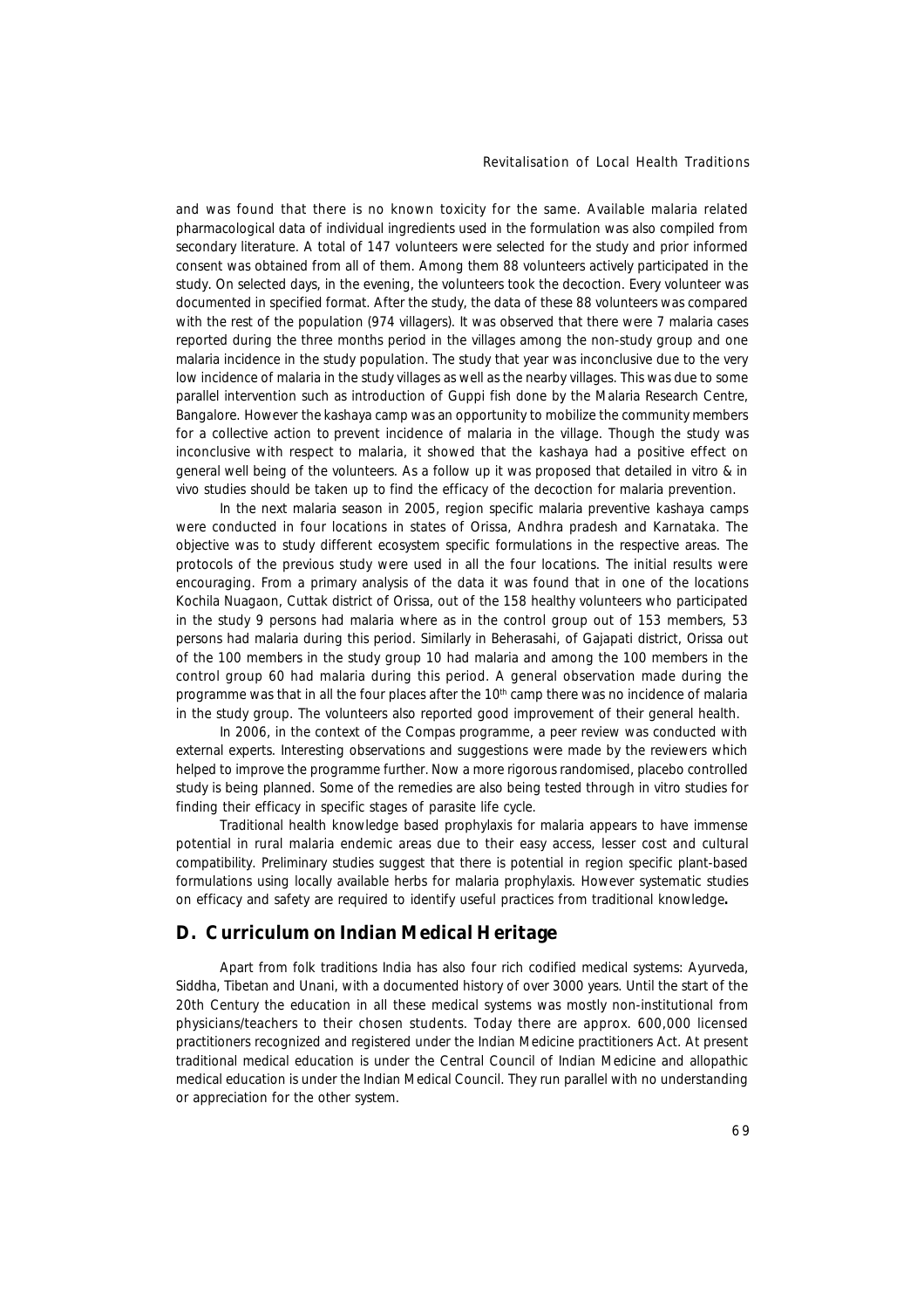and was found that there is no known toxicity for the same. Available malaria related pharmacological data of individual ingredients used in the formulation was also compiled from secondary literature. A total of 147 volunteers were selected for the study and prior informed consent was obtained from all of them. Among them 88 volunteers actively participated in the study. On selected days, in the evening, the volunteers took the decoction. Every volunteer was documented in specified format. After the study, the data of these 88 volunteers was compared with the rest of the population (974 villagers). It was observed that there were 7 malaria cases reported during the three months period in the villages among the non-study group and one malaria incidence in the study population. The study that year was inconclusive due to the very low incidence of malaria in the study villages as well as the nearby villages. This was due to some parallel intervention such as introduction of Guppi fish done by the Malaria Research Centre, Bangalore. However the kashaya camp was an opportunity to mobilize the community members for a collective action to prevent incidence of malaria in the village. Though the study was inconclusive with respect to malaria, it showed that the kashaya had a positive effect on general well being of the volunteers. As a follow up it was proposed that detailed in vitro & in vivo studies should be taken up to find the efficacy of the decoction for malaria prevention.

In the next malaria season in 2005, region specific malaria preventive kashaya camps were conducted in four locations in states of Orissa, Andhra pradesh and Karnataka. The objective was to study different ecosystem specific formulations in the respective areas. The protocols of the previous study were used in all the four locations. The initial results were encouraging. From a primary analysis of the data it was found that in one of the locations Kochila Nuagaon, Cuttak district of Orissa, out of the 158 healthy volunteers who participated in the study 9 persons had malaria where as in the control group out of 153 members, 53 persons had malaria during this period. Similarly in Beherasahi, of Gajapati district, Orissa out of the 100 members in the study group 10 had malaria and among the 100 members in the control group 60 had malaria during this period. A general observation made during the programme was that in all the four places after the 10th camp there was no incidence of malaria in the study group. The volunteers also reported good improvement of their general health.

In 2006, in the context of the Compas programme, a peer review was conducted with external experts. Interesting observations and suggestions were made by the reviewers which helped to improve the programme further. Now a more rigorous randomised, placebo controlled study is being planned. Some of the remedies are also being tested through in vitro studies for finding their efficacy in specific stages of parasite life cycle.

Traditional health knowledge based prophylaxis for malaria appears to have immense potential in rural malaria endemic areas due to their easy access, lesser cost and cultural compatibility. Preliminary studies suggest that there is potential in region specific plant-based formulations using locally available herbs for malaria prophylaxis. However systematic studies on efficacy and safety are required to identify useful practices from traditional knowledge**.**

## D. Curriculum on Indian Medical Heritage

Apart from folk traditions India has also four rich codified medical systems: Ayurveda, Siddha, Tibetan and Unani, with a documented history of over 3000 years. Until the start of the 20th Century the education in all these medical systems was mostly non-institutional from physicians/teachers to their chosen students. Today there are approx. 600,000 licensed practitioners recognized and registered under the Indian Medicine practitioners Act. At present traditional medical education is under the Central Council of Indian Medicine and allopathic medical education is under the Indian Medical Council. They run parallel with no understanding or appreciation for the other system.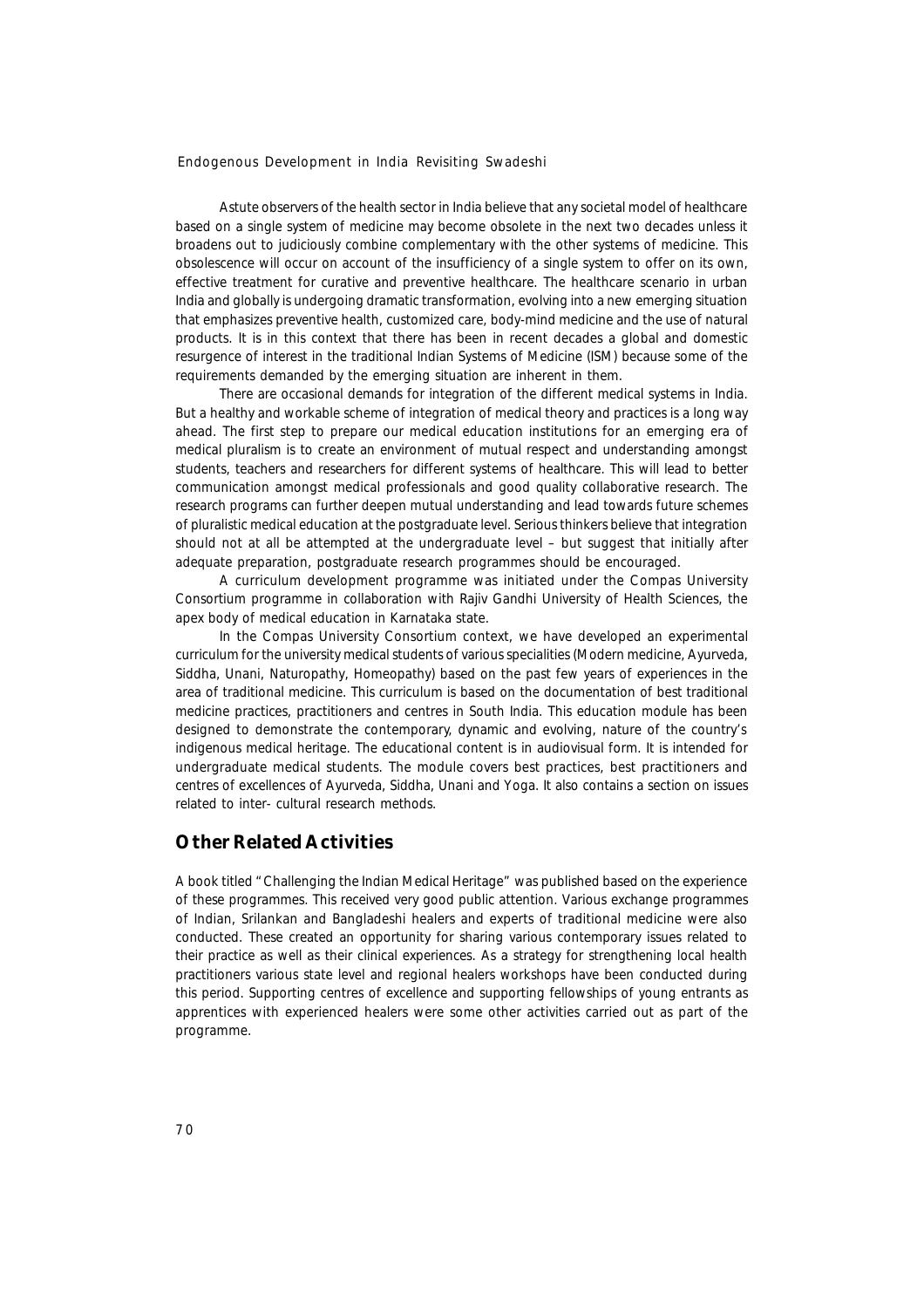Astute observers of the health sector in India believe that any societal model of healthcare based on a single system of medicine may become obsolete in the next two decades unless it broadens out to judiciously combine complementary with the other systems of medicine. This obsolescence will occur on account of the insufficiency of a single system to offer on its own, effective treatment for curative and preventive healthcare. The healthcare scenario in urban India and globally is undergoing dramatic transformation, evolving into a new emerging situation that emphasizes preventive health, customized care, body-mind medicine and the use of natural products. It is in this context that there has been in recent decades a global and domestic resurgence of interest in the traditional Indian Systems of Medicine (ISM) because some of the requirements demanded by the emerging situation are inherent in them.

There are occasional demands for integration of the different medical systems in India. But a healthy and workable scheme of integration of medical theory and practices is a long way ahead. The first step to prepare our medical education institutions for an emerging era of medical pluralism is to create an environment of mutual respect and understanding amongst students, teachers and researchers for different systems of healthcare. This will lead to better communication amongst medical professionals and good quality collaborative research. The research programs can further deepen mutual understanding and lead towards future schemes of pluralistic medical education at the postgraduate level. Serious thinkers believe that integration should not at all be attempted at the undergraduate level – but suggest that initially after adequate preparation, postgraduate research programmes should be encouraged.

A curriculum development programme was initiated under the Compas University Consortium programme in collaboration with Rajiv Gandhi University of Health Sciences, the apex body of medical education in Karnataka state.

In the Compas University Consortium context, we have developed an experimental curriculum for the university medical students of various specialities (Modern medicine, Ayurveda, Siddha, Unani, Naturopathy, Homeopathy) based on the past few years of experiences in the area of traditional medicine. This curriculum is based on the documentation of best traditional medicine practices, practitioners and centres in South India. This education module has been designed to demonstrate the contemporary, dynamic and evolving, nature of the country's indigenous medical heritage. The educational content is in audiovisual form. It is intended for undergraduate medical students. The module covers best practices, best practitioners and centres of excellences of Ayurveda, Siddha, Unani and Yoga. It also contains a section on issues related to inter- cultural research methods.

## Other Related Activities

A book titled "Challenging the Indian Medical Heritage" was published based on the experience of these programmes. This received very good public attention. Various exchange programmes of Indian, Srilankan and Bangladeshi healers and experts of traditional medicine were also conducted. These created an opportunity for sharing various contemporary issues related to their practice as well as their clinical experiences. As a strategy for strengthening local health practitioners various state level and regional healers workshops have been conducted during this period. Supporting centres of excellence and supporting fellowships of young entrants as apprentices with experienced healers were some other activities carried out as part of the programme.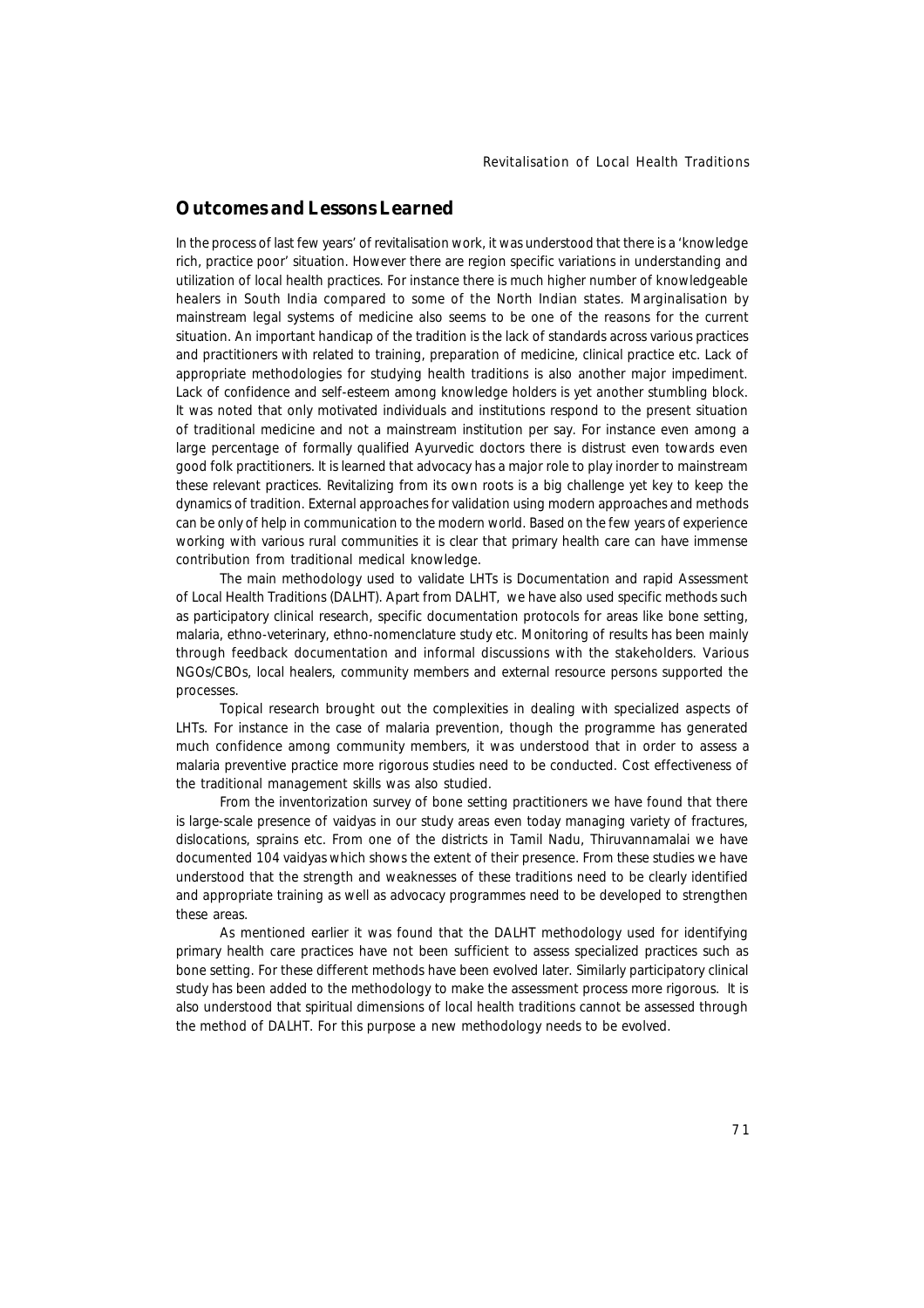## Outcomes and Lessons Learned

In the process of last few years' of revitalisation work, it was understood that there is a 'knowledge rich, practice poor' situation. However there are region specific variations in understanding and utilization of local health practices. For instance there is much higher number of knowledgeable healers in South India compared to some of the North Indian states. Marginalisation by mainstream legal systems of medicine also seems to be one of the reasons for the current situation. An important handicap of the tradition is the lack of standards across various practices and practitioners with related to training, preparation of medicine, clinical practice etc. Lack of appropriate methodologies for studying health traditions is also another major impediment. Lack of confidence and self-esteem among knowledge holders is yet another stumbling block. It was noted that only motivated individuals and institutions respond to the present situation of traditional medicine and not a mainstream institution per say. For instance even among a large percentage of formally qualified Ayurvedic doctors there is distrust even towards even good folk practitioners. It is learned that advocacy has a major role to play inorder to mainstream these relevant practices. Revitalizing from its own roots is a big challenge yet key to keep the dynamics of tradition. External approaches for validation using modern approaches and methods can be only of help in communication to the modern world. Based on the few years of experience working with various rural communities it is clear that primary health care can have immense contribution from traditional medical knowledge.

The main methodology used to validate LHTs is Documentation and rapid Assessment of Local Health Traditions (DALHT). Apart from DALHT, we have also used specific methods such as participatory clinical research, specific documentation protocols for areas like bone setting, malaria, ethno-veterinary, ethno-nomenclature study etc. Monitoring of results has been mainly through feedback documentation and informal discussions with the stakeholders. Various NGOs/CBOs, local healers, community members and external resource persons supported the processes.

Topical research brought out the complexities in dealing with specialized aspects of LHTs. For instance in the case of malaria prevention, though the programme has generated much confidence among community members, it was understood that in order to assess a malaria preventive practice more rigorous studies need to be conducted. Cost effectiveness of the traditional management skills was also studied.

From the inventorization survey of bone setting practitioners we have found that there is large-scale presence of vaidyas in our study areas even today managing variety of fractures, dislocations, sprains etc. From one of the districts in Tamil Nadu, Thiruvannamalai we have documented 104 vaidyas which shows the extent of their presence. From these studies we have understood that the strength and weaknesses of these traditions need to be clearly identified and appropriate training as well as advocacy programmes need to be developed to strengthen these areas.

As mentioned earlier it was found that the DALHT methodology used for identifying primary health care practices have not been sufficient to assess specialized practices such as bone setting. For these different methods have been evolved later. Similarly participatory clinical study has been added to the methodology to make the assessment process more rigorous. It is also understood that spiritual dimensions of local health traditions cannot be assessed through the method of DALHT. For this purpose a new methodology needs to be evolved.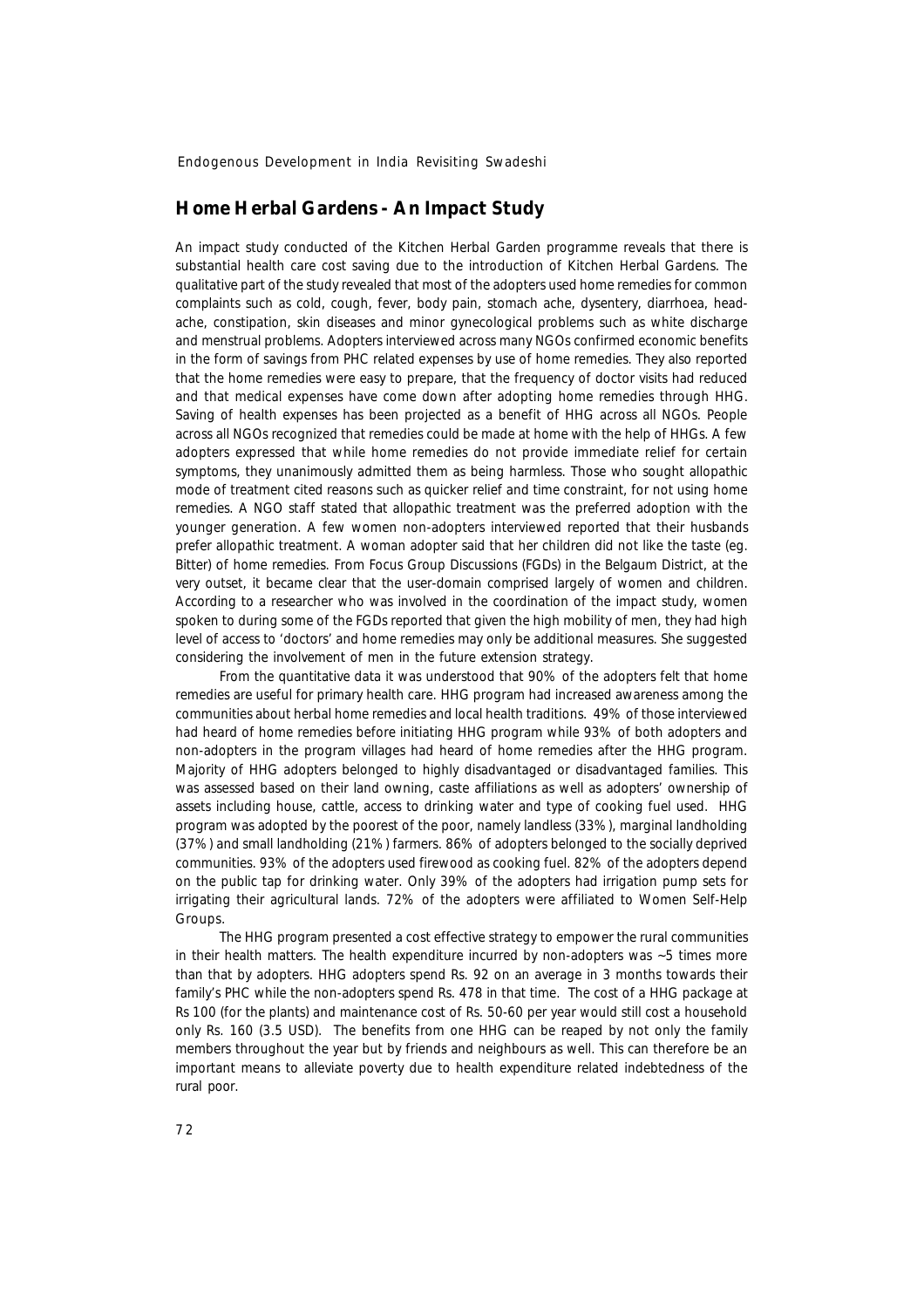## Home Herbal Gardens - An Impact Study

An impact study conducted of the Kitchen Herbal Garden programme reveals that there is substantial health care cost saving due to the introduction of Kitchen Herbal Gardens. The qualitative part of the study revealed that most of the adopters used home remedies for common complaints such as cold, cough, fever, body pain, stomach ache, dysentery, diarrhoea, head-ache, constipation, skin diseases and minor gynecological problems such as white discharge and menstrual problems. Adopters interviewed across many NGOs confirmed economic benefits in the form of savings from PHC related expenses by use of home remedies. They also reported that the home remedies were easy to prepare, that the frequency of doctor visits had reduced and that medical expenses have come down after adopting home remedies through HHG. Saving of health expenses has been projected as a benefit of HHG across all NGOs. People across all NGOs recognized that remedies could be made at home with the help of HHGs. A few adopters expressed that while home remedies do not provide immediate relief for certain symptoms, they unanimously admitted them as being harmless. Those who sought allopathic mode of treatment cited reasons such as quicker relief and time constraint, for not using home remedies. A NGO staff stated that allopathic treatment was the preferred adoption with the younger generation. A few women non-adopters interviewed reported that their husbands prefer allopathic treatment. A woman adopter said that her children did not like the taste (eg. Bitter) of home remedies. From Focus Group Discussions (FGDs) in the Belgaum District, at the very outset, it became clear that the user-domain comprised largely of women and children. According to a researcher who was involved in the coordination of the impact study, women spoken to during some of the FGDs reported that given the high mobility of men, they had high level of access to 'doctors' and home remedies may only be additional measures. She suggested considering the involvement of men in the future extension strategy.

From the quantitative data it was understood that 90% of the adopters felt that home remedies are useful for primary health care. HHG program had increased awareness among the communities about herbal home remedies and local health traditions. 49% of those interviewed had heard of home remedies before initiating HHG program while 93% of both adopters and non-adopters in the program villages had heard of home remedies after the HHG program. Majority of HHG adopters belonged to highly disadvantaged or disadvantaged families. This was assessed based on their land owning, caste affiliations as well as adopters' ownership of assets including house, cattle, access to drinking water and type of cooking fuel used. HHG program was adopted by the poorest of the poor, namely landless (33%), marginal landholding (37%) and small landholding (21%) farmers. 86% of adopters belonged to the socially deprived communities. 93% of the adopters used firewood as cooking fuel. 82% of the adopters depend on the public tap for drinking water. Only 39% of the adopters had irrigation pump sets for irrigating their agricultural lands. 72% of the adopters were affiliated to Women Self-Help Groups.

The HHG program presented a cost effective strategy to empower the rural communities in their health matters. The health expenditure incurred by non-adopters was ~5 times more than that by adopters. HHG adopters spend Rs. 92 on an average in 3 months towards their family's PHC while the non-adopters spend Rs. 478 in that time. The cost of a HHG package at Rs 100 (for the plants) and maintenance cost of Rs. 50-60 per year would still cost a household only Rs. 160 (3.5 USD). The benefits from one HHG can be reaped by not only the family members throughout the year but by friends and neighbours as well. This can therefore be an important means to alleviate poverty due to health expenditure related indebtedness of the rural poor.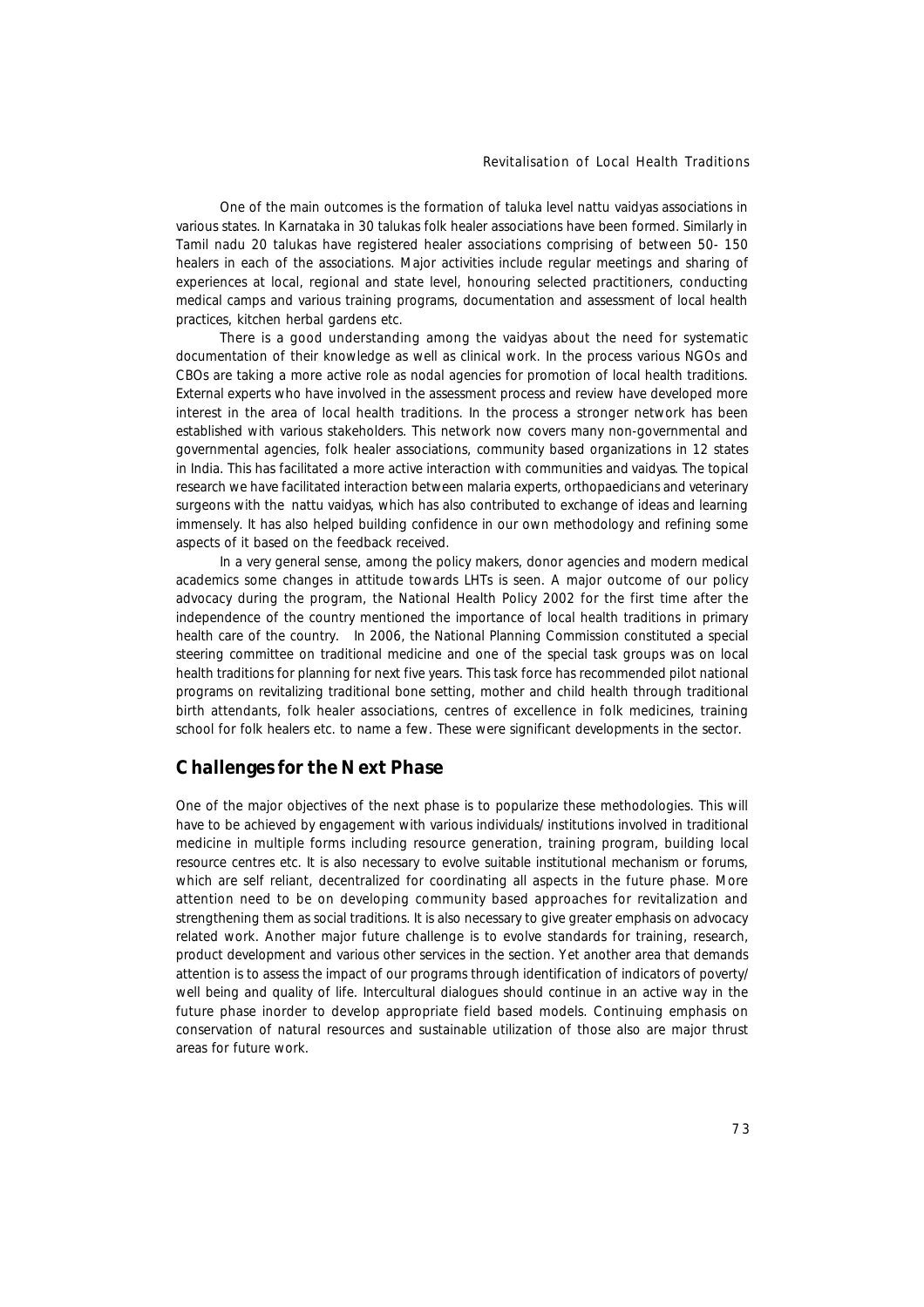One of the main outcomes is the formation of taluka level nattu vaidyas associations in various states. In Karnataka in 30 talukas folk healer associations have been formed. Similarly in Tamil nadu 20 talukas have registered healer associations comprising of between 50- 150 healers in each of the associations. Major activities include regular meetings and sharing of experiences at local, regional and state level, honouring selected practitioners, conducting medical camps and various training programs, documentation and assessment of local health practices, kitchen herbal gardens etc.

There is a good understanding among the vaidyas about the need for systematic documentation of their knowledge as well as clinical work. In the process various NGOs and CBOs are taking a more active role as nodal agencies for promotion of local health traditions. External experts who have involved in the assessment process and review have developed more interest in the area of local health traditions. In the process a stronger network has been established with various stakeholders. This network now covers many non-governmental and governmental agencies, folk healer associations, community based organizations in 12 states in India. This has facilitated a more active interaction with communities and vaidyas. The topical research we have facilitated interaction between malaria experts, orthopaedicians and veterinary surgeons with the nattu vaidyas, which has also contributed to exchange of ideas and learning immensely. It has also helped building confidence in our own methodology and refining some aspects of it based on the feedback received.

In a very general sense, among the policy makers, donor agencies and modern medical academics some changes in attitude towards LHTs is seen. A major outcome of our policy advocacy during the program, the National Health Policy 2002 for the first time after the independence of the country mentioned the importance of local health traditions in primary health care of the country. In 2006, the National Planning Commission constituted a special steering committee on traditional medicine and one of the special task groups was on local health traditions for planning for next five years. This task force has recommended pilot national programs on revitalizing traditional bone setting, mother and child health through traditional birth attendants, folk healer associations, centres of excellence in folk medicines, training school for folk healers etc. to name a few. These were significant developments in the sector.

## Challenges for the Next Phase

One of the major objectives of the next phase is to popularize these methodologies. This will have to be achieved by engagement with various individuals/ institutions involved in traditional medicine in multiple forms including resource generation, training program, building local resource centres etc. It is also necessary to evolve suitable institutional mechanism or forums, which are self reliant, decentralized for coordinating all aspects in the future phase. More attention need to be on developing community based approaches for revitalization and strengthening them as social traditions. It is also necessary to give greater emphasis on advocacy related work. Another major future challenge is to evolve standards for training, research, product development and various other services in the section. Yet another area that demands attention is to assess the impact of our programs through identification of indicators of poverty/ well being and quality of life. Intercultural dialogues should continue in an active way in the future phase inorder to develop appropriate field based models. Continuing emphasis on conservation of natural resources and sustainable utilization of those also are major thrust areas for future work.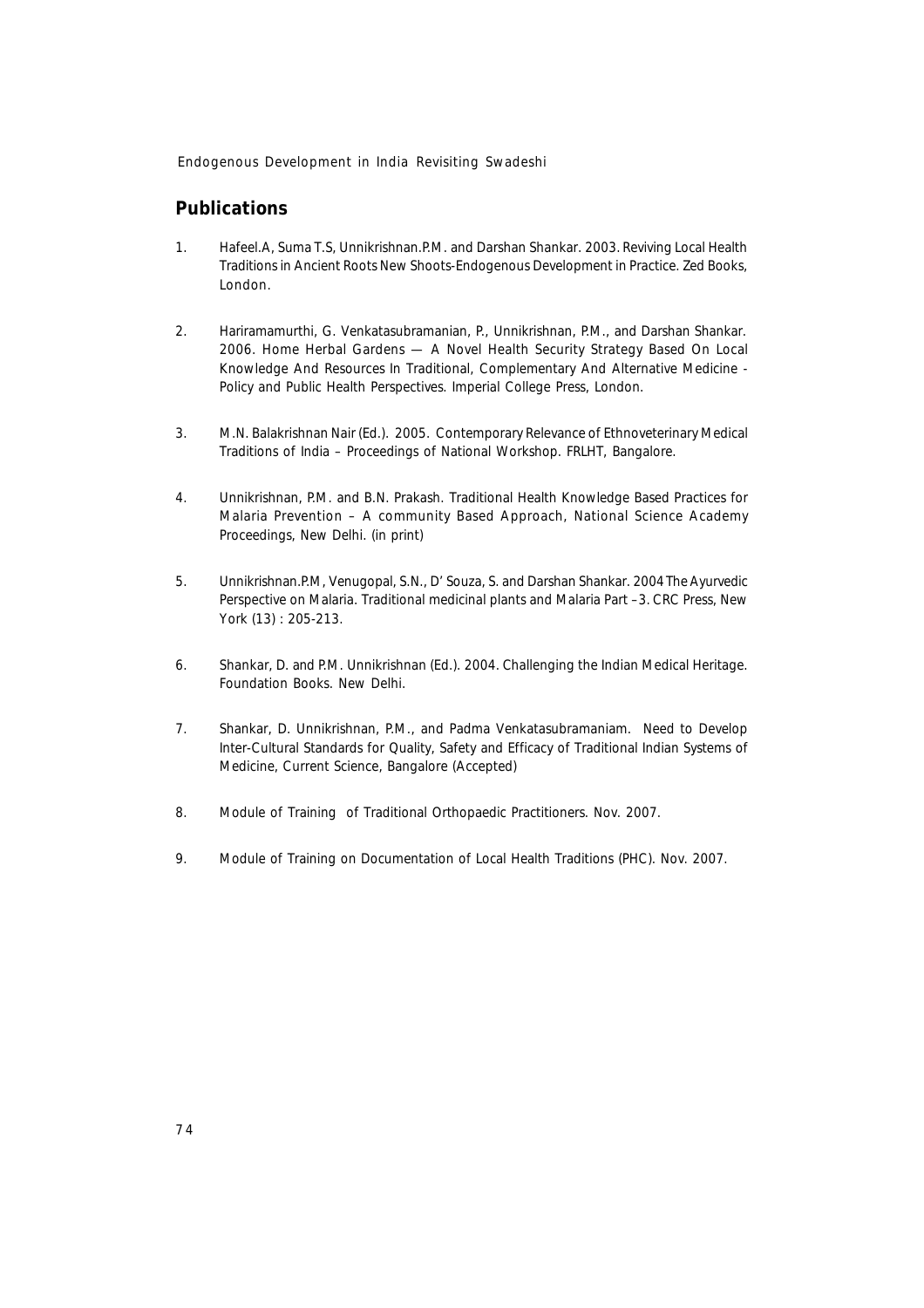## Publications

1. Hafeel.A, Suma T.S, Unnikrishnan.P.M. and Darshan Shankar. 2003. Reviving Local Health Traditions in Ancient Roots New Shoots-Endogenous Development in Practice. Zed Books, London.

2. Hariramamurthi, G. Venkatasubramanian, P., Unnikrishnan, P.M., and Darshan Shankar. 2006. Home Herbal Gardens — A Novel Health Security Strategy Based On Local Knowledge And Resources In Traditional, Complementary And Alternative Medicine - Policy and Public Health Perspectives. Imperial College Press, London.

3. M.N. Balakrishnan Nair (Ed.). 2005. Contemporary Relevance of Ethnoveterinary Medical Traditions of India – Proceedings of National Workshop. FRLHT, Bangalore.

4. Unnikrishnan, P.M. and B.N. Prakash. Traditional Health Knowledge Based Practices for Malaria Prevention – A community Based Approach, National Science Academy Proceedings, New Delhi. (in print)

5. Unnikrishnan.P.M, Venugopal, S.N., D' Souza, S. and Darshan Shankar. 2004 The Ayurvedic Perspective on Malaria. Traditional medicinal plants and Malaria Part –3. CRC Press, New York (13) : 205-213.

6. Shankar, D. and P.M. Unnikrishnan (Ed.). 2004. Challenging the Indian Medical Heritage. Foundation Books. New Delhi.

7. Shankar, D. Unnikrishnan, P.M., and Padma Venkatasubramaniam. Need to Develop Inter-Cultural Standards for Quality, Safety and Efficacy of Traditional Indian Systems of Medicine, Current Science, Bangalore (Accepted)

8. Module of Training of Traditional Orthopaedic Practitioners. Nov. 2007.

9. Module of Training on Documentation of Local Health Traditions (PHC). Nov. 2007.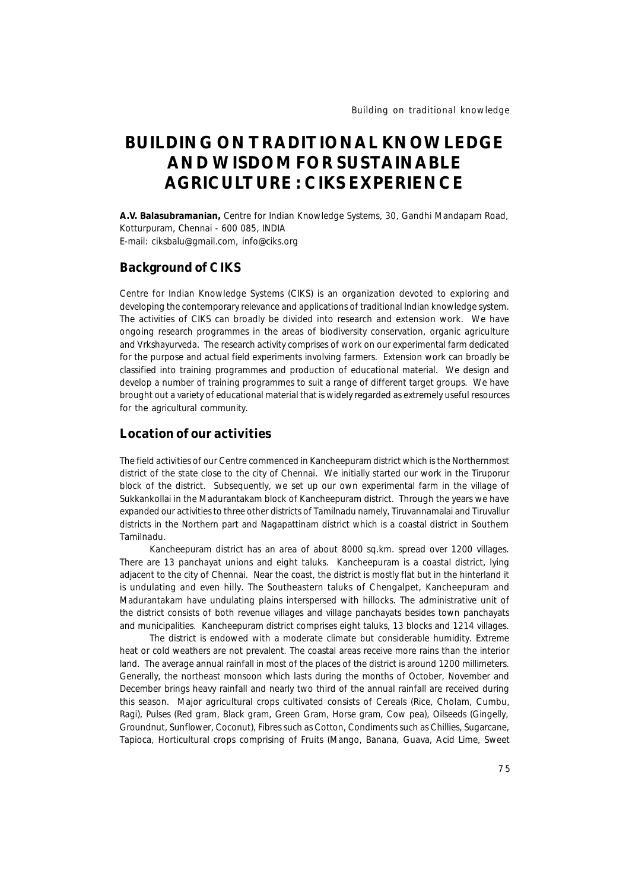// MARKDOWN:
# BUILDING ON TRADITIONAL KNOWLEDGE AND WISDOM FOR SUSTAINABLE AGRICULTURE : CIKS EXPERIENCE

**A.V. Balasubramanian,** Centre for Indian Knowledge Systems, 30, Gandhi Mandapam Road, Kotturpuram, Chennai - 600 085, INDIA
E-mail: ciksbalu@gmail.com, info@ciks.org

## Background of CIKS

Centre for Indian Knowledge Systems (CIKS) is an organization devoted to exploring and developing the contemporary relevance and applications of traditional Indian knowledge system. The activities of CIKS can broadly be divided into research and extension work. We have ongoing research programmes in the areas of biodiversity conservation, organic agriculture and Vrkshayurveda. The research activity comprises of work on our experimental farm dedicated for the purpose and actual field experiments involving farmers. Extension work can broadly be classified into training programmes and production of educational material. We design and develop a number of training programmes to suit a range of different target groups. We have brought out a variety of educational material that is widely regarded as extremely useful resources for the agricultural community.

## Location of our activities

The field activities of our Centre commenced in Kancheepuram district which is the Northernmost district of the state close to the city of Chennai. We initially started our work in the Tiruporur block of the district. Subsequently, we set up our own experimental farm in the village of Sukkankollai in the Madurantakam block of Kancheepuram district. Through the years we have expanded our activities to three other districts of Tamilnadu namely, Tiruvannamalai and Tiruvallur districts in the Northern part and Nagapattinam district which is a coastal district in Southern Tamilnadu.

Kancheepuram district has an area of about 8000 sq.km. spread over 1200 villages. There are 13 panchayat unions and eight taluks. Kancheepuram is a coastal district, lying adjacent to the city of Chennai. Near the coast, the district is mostly flat but in the hinterland it is undulating and even hilly. The Southeastern taluks of Chengalpet, Kancheepuram and Madurantakam have undulating plains interspersed with hillocks. The administrative unit of the district consists of both revenue villages and village panchayats besides town panchayats and municipalities. Kancheepuram district comprises eight taluks, 13 blocks and 1214 villages.

The district is endowed with a moderate climate but considerable humidity. Extreme heat or cold weathers are not prevalent. The coastal areas receive more rains than the interior land. The average annual rainfall in most of the places of the district is around 1200 millimeters. Generally, the northeast monsoon which lasts during the months of October, November and December brings heavy rainfall and nearly two third of the annual rainfall are received during this season. Major agricultural crops cultivated consists of Cereals (Rice, Cholam, Cumbu, Ragi), Pulses (Red gram, Black gram, Green Gram, Horse gram, Cow pea), Oilseeds (Gingelly, Groundnut, Sunflower, Coconut), Fibres such as Cotton, Condiments such as Chillies, Sugarcane, Tapioca, Horticultural crops comprising of Fruits (Mango, Banana, Guava, Acid Lime, Sweet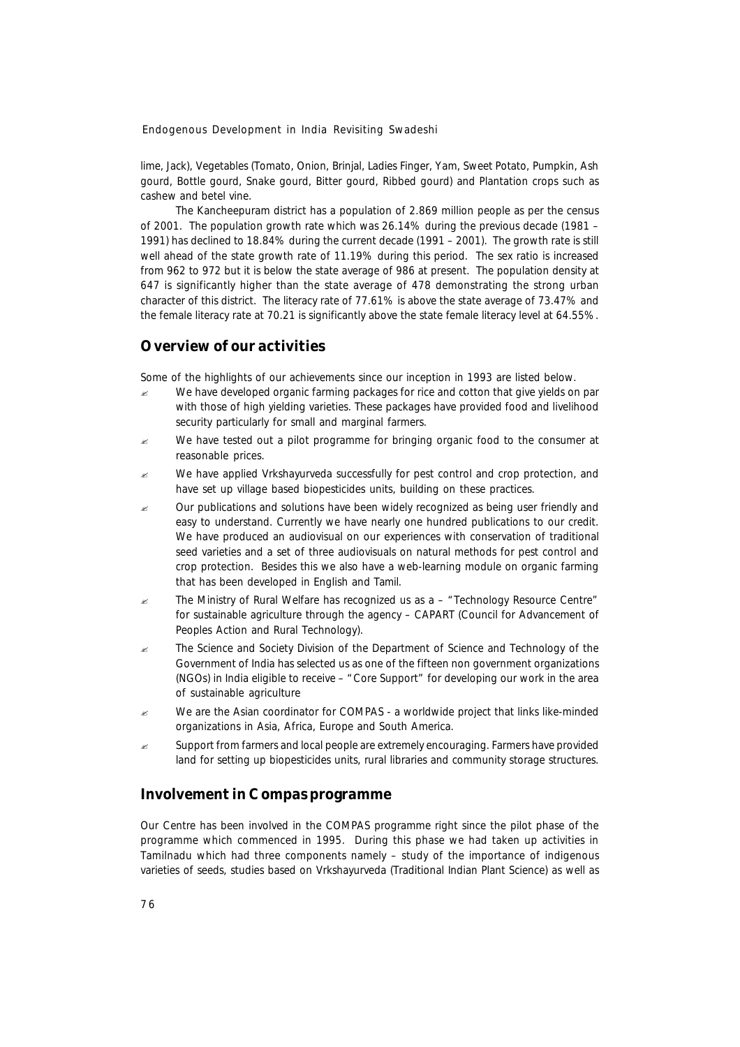lime, Jack), Vegetables (Tomato, Onion, Brinjal, Ladies Finger, Yam, Sweet Potato, Pumpkin, Ash gourd, Bottle gourd, Snake gourd, Bitter gourd, Ribbed gourd) and Plantation crops such as cashew and betel vine.

The Kancheepuram district has a population of 2.869 million people as per the census of 2001. The population growth rate which was 26.14% during the previous decade (1981 – 1991) has declined to 18.84% during the current decade (1991 – 2001). The growth rate is still well ahead of the state growth rate of 11.19% during this period. The sex ratio is increased from 962 to 972 but it is below the state average of 986 at present. The population density at 647 is significantly higher than the state average of 478 demonstrating the strong urban character of this district. The literacy rate of 77.61% is above the state average of 73.47% and the female literacy rate at 70.21 is significantly above the state female literacy level at 64.55%.

## Overview of our activities

Some of the highlights of our achievements since our inception in 1993 are listed below.

- We have developed organic farming packages for rice and cotton that give yields on par with those of high yielding varieties. These packages have provided food and livelihood security particularly for small and marginal farmers.
- We have tested out a pilot programme for bringing organic food to the consumer at reasonable prices.
- We have applied Vrkshayurveda successfully for pest control and crop protection, and have set up village based biopesticides units, building on these practices.
- Our publications and solutions have been widely recognized as being user friendly and easy to understand. Currently we have nearly one hundred publications to our credit. We have produced an audiovisual on our experiences with conservation of traditional seed varieties and a set of three audiovisuals on natural methods for pest control and crop protection. Besides this we also have a web-learning module on organic farming that has been developed in English and Tamil.
- The Ministry of Rural Welfare has recognized us as a – "Technology Resource Centre" for sustainable agriculture through the agency – CAPART (Council for Advancement of Peoples Action and Rural Technology).
- The Science and Society Division of the Department of Science and Technology of the Government of India has selected us as one of the fifteen non government organizations (NGOs) in India eligible to receive – "Core Support" for developing our work in the area of sustainable agriculture
- We are the Asian coordinator for COMPAS - a worldwide project that links like-minded organizations in Asia, Africa, Europe and South America.
- Support from farmers and local people are extremely encouraging. Farmers have provided land for setting up biopesticides units, rural libraries and community storage structures.

## Involvement in Compas programme

Our Centre has been involved in the COMPAS programme right since the pilot phase of the programme which commenced in 1995. During this phase we had taken up activities in Tamilnadu which had three components namely – study of the importance of indigenous varieties of seeds, studies based on Vrkshayurveda (Traditional Indian Plant Science) as well as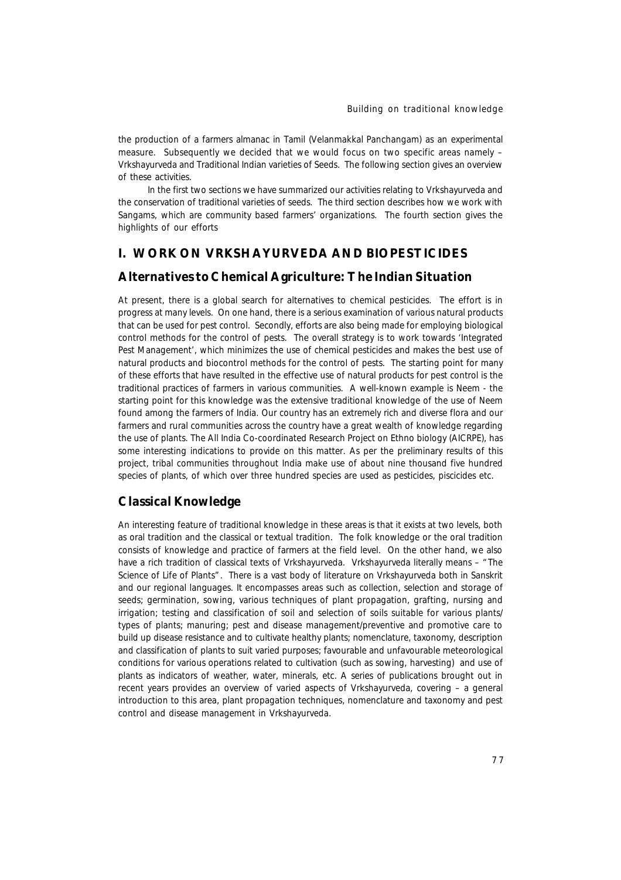the production of a farmers almanac in Tamil (Velanmakkal Panchangam) as an experimental measure. Subsequently we decided that we would focus on two specific areas namely – Vrkshayurveda and Traditional Indian varieties of Seeds. The following section gives an overview of these activities.

In the first two sections we have summarized our activities relating to Vrkshayurveda and the conservation of traditional varieties of seeds. The third section describes how we work with Sangams, which are community based farmers' organizations. The fourth section gives the highlights of our efforts

## I. WORK ON VRKSHAYURVEDA AND BIOPESTICIDES

### Alternatives to Chemical Agriculture: The Indian Situation

At present, there is a global search for alternatives to chemical pesticides. The effort is in progress at many levels. On one hand, there is a serious examination of various natural products that can be used for pest control. Secondly, efforts are also being made for employing biological control methods for the control of pests. The overall strategy is to work towards 'Integrated Pest Management', which minimizes the use of chemical pesticides and makes the best use of natural products and biocontrol methods for the control of pests. The starting point for many of these efforts that have resulted in the effective use of natural products for pest control is the traditional practices of farmers in various communities. A well-known example is Neem - the starting point for this knowledge was the extensive traditional knowledge of the use of Neem found among the farmers of India. Our country has an extremely rich and diverse flora and our farmers and rural communities across the country have a great wealth of knowledge regarding the use of plants. The All India Co-coordinated Research Project on Ethno biology (AICRPE), has some interesting indications to provide on this matter. As per the preliminary results of this project, tribal communities throughout India make use of about nine thousand five hundred species of plants, of which over three hundred species are used as pesticides, piscicides etc.

### Classical Knowledge

An interesting feature of traditional knowledge in these areas is that it exists at two levels, both as oral tradition and the classical or textual tradition. The folk knowledge or the oral tradition consists of knowledge and practice of farmers at the field level. On the other hand, we also have a rich tradition of classical texts of Vrkshayurveda. Vrkshayurveda literally means – "The Science of Life of Plants". There is a vast body of literature on Vrkshayurveda both in Sanskrit and our regional languages. It encompasses areas such as collection, selection and storage of seeds; germination, sowing, various techniques of plant propagation, grafting, nursing and irrigation; testing and classification of soil and selection of soils suitable for various plants/ types of plants; manuring; pest and disease management/preventive and promotive care to build up disease resistance and to cultivate healthy plants; nomenclature, taxonomy, description and classification of plants to suit varied purposes; favourable and unfavourable meteorological conditions for various operations related to cultivation (such as sowing, harvesting) and use of plants as indicators of weather, water, minerals, etc. A series of publications brought out in recent years provides an overview of varied aspects of Vrkshayurveda, covering – a general introduction to this area, plant propagation techniques, nomenclature and taxonomy and pest control and disease management in Vrkshayurveda.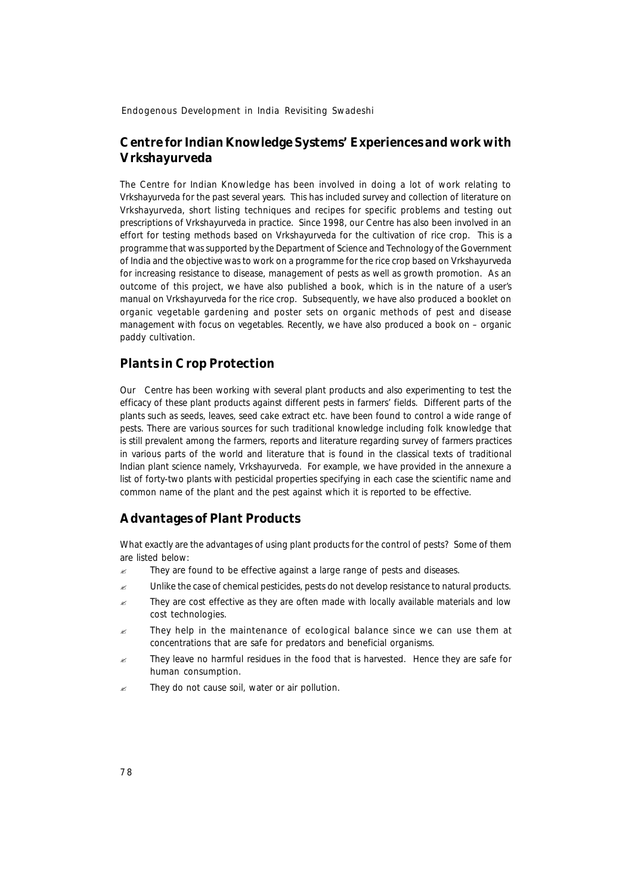## Centre for Indian Knowledge Systems' Experiences and work with Vrkshayurveda

The Centre for Indian Knowledge has been involved in doing a lot of work relating to Vrkshayurveda for the past several years. This has included survey and collection of literature on Vrkshayurveda, short listing techniques and recipes for specific problems and testing out prescriptions of Vrkshayurveda in practice. Since 1998, our Centre has also been involved in an effort for testing methods based on Vrkshayurveda for the cultivation of rice crop. This is a programme that was supported by the Department of Science and Technology of the Government of India and the objective was to work on a programme for the rice crop based on Vrkshayurveda for increasing resistance to disease, management of pests as well as growth promotion. As an outcome of this project, we have also published a book, which is in the nature of a user's manual on Vrkshayurveda for the rice crop. Subsequently, we have also produced a booklet on organic vegetable gardening and poster sets on organic methods of pest and disease management with focus on vegetables. Recently, we have also produced a book on – organic paddy cultivation.

## Plants in Crop Protection

Our Centre has been working with several plant products and also experimenting to test the efficacy of these plant products against different pests in farmers' fields. Different parts of the plants such as seeds, leaves, seed cake extract etc. have been found to control a wide range of pests. There are various sources for such traditional knowledge including folk knowledge that is still prevalent among the farmers, reports and literature regarding survey of farmers practices in various parts of the world and literature that is found in the classical texts of traditional Indian plant science namely, Vrkshayurveda. For example, we have provided in the annexure a list of forty-two plants with pesticidal properties specifying in each case the scientific name and common name of the plant and the pest against which it is reported to be effective.

## Advantages of Plant Products

What exactly are the advantages of using plant products for the control of pests? Some of them are listed below:

- They are found to be effective against a large range of pests and diseases.
- Unlike the case of chemical pesticides, pests do not develop resistance to natural products.
- They are cost effective as they are often made with locally available materials and low cost technologies.
- They help in the maintenance of ecological balance since we can use them at concentrations that are safe for predators and beneficial organisms.
- They leave no harmful residues in the food that is harvested. Hence they are safe for human consumption.
- They do not cause soil, water or air pollution.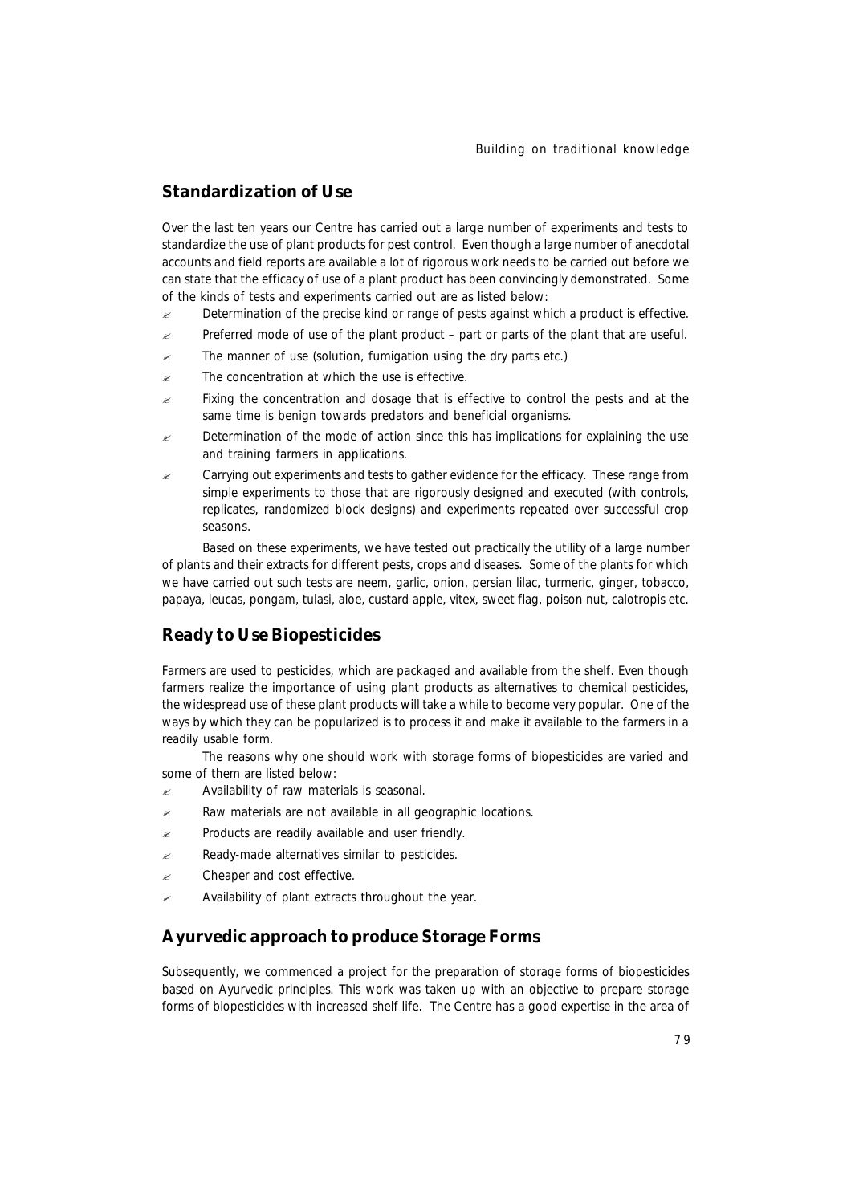## Standardization of Use

Over the last ten years our Centre has carried out a large number of experiments and tests to standardize the use of plant products for pest control. Even though a large number of anecdotal accounts and field reports are available a lot of rigorous work needs to be carried out before we can state that the efficacy of use of a plant product has been convincingly demonstrated. Some of the kinds of tests and experiments carried out are as listed below:

- Determination of the precise kind or range of pests against which a product is effective.
- Preferred mode of use of the plant product – part or parts of the plant that are useful.
- The manner of use (solution, fumigation using the dry parts etc.)
- The concentration at which the use is effective.
- Fixing the concentration and dosage that is effective to control the pests and at the same time is benign towards predators and beneficial organisms.
- Determination of the mode of action since this has implications for explaining the use and training farmers in applications.
- Carrying out experiments and tests to gather evidence for the efficacy. These range from simple experiments to those that are rigorously designed and executed (with controls, replicates, randomized block designs) and experiments repeated over successful crop seasons.

Based on these experiments, we have tested out practically the utility of a large number of plants and their extracts for different pests, crops and diseases. Some of the plants for which we have carried out such tests are neem, garlic, onion, persian lilac, turmeric, ginger, tobacco, papaya, leucas, pongam, tulasi, aloe, custard apple, vitex, sweet flag, poison nut, calotropis etc.

## Ready to Use Biopesticides

Farmers are used to pesticides, which are packaged and available from the shelf. Even though farmers realize the importance of using plant products as alternatives to chemical pesticides, the widespread use of these plant products will take a while to become very popular. One of the ways by which they can be popularized is to process it and make it available to the farmers in a readily usable form.

The reasons why one should work with storage forms of biopesticides are varied and some of them are listed below:

- Availability of raw materials is seasonal.
- Raw materials are not available in all geographic locations.
- Products are readily available and user friendly.
- Ready-made alternatives similar to pesticides.
- Cheaper and cost effective.
- Availability of plant extracts throughout the year.

## Ayurvedic approach to produce Storage Forms

Subsequently, we commenced a project for the preparation of storage forms of biopesticides based on Ayurvedic principles. This work was taken up with an objective to prepare storage forms of biopesticides with increased shelf life. The Centre has a good expertise in the area of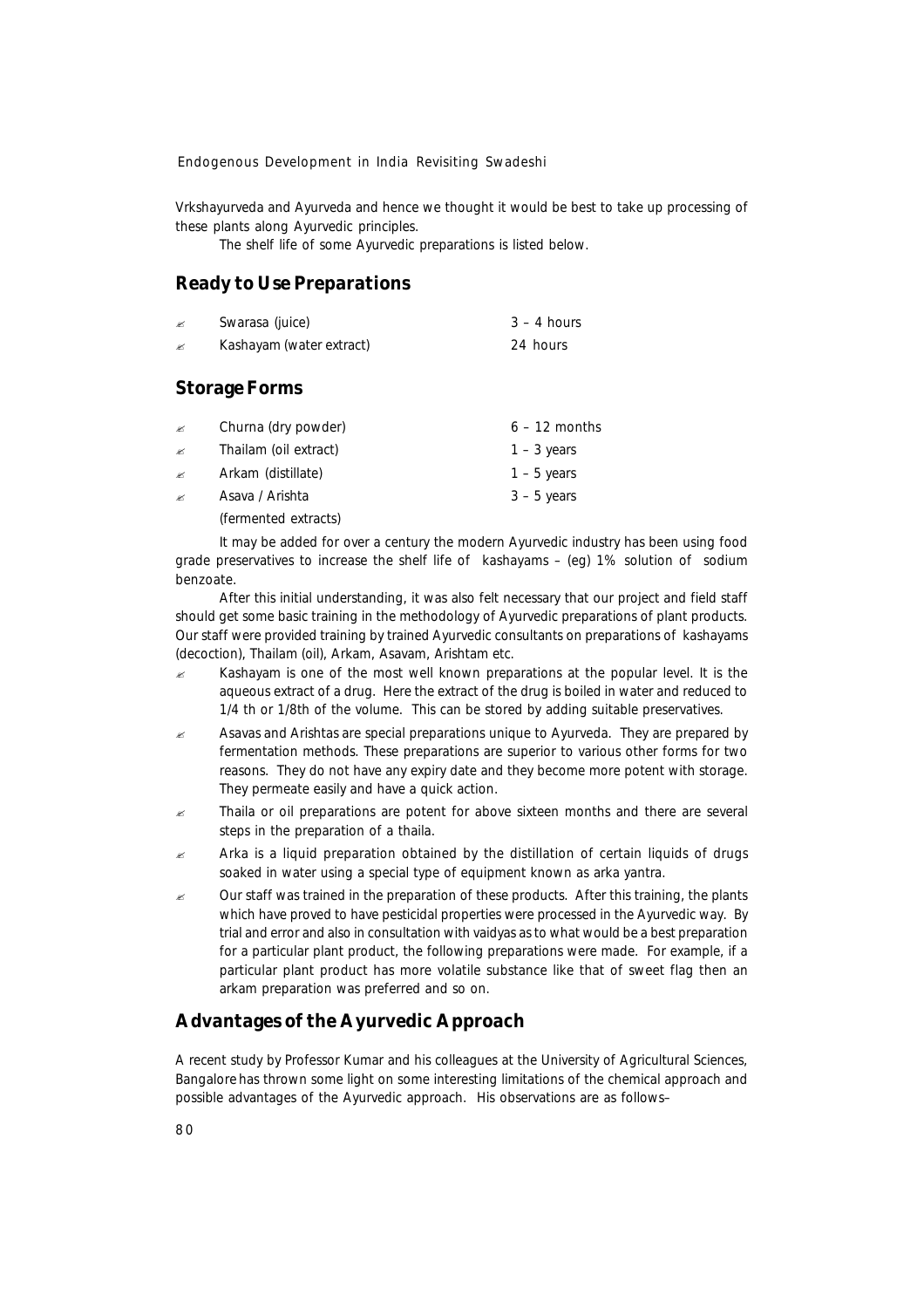Vrkshayurveda and Ayurveda and hence we thought it would be best to take up processing of these plants along Ayurvedic principles.

The shelf life of some Ayurvedic preparations is listed below.

## Ready to Use Preparations

- Swarasa (juice) — 3 – 4 hours
- Kashayam (water extract) — 24 hours

## Storage Forms

- Churna (dry powder) — 6 – 12 months
- Thailam (oil extract) — 1 – 3 years
- Arkam (distillate) — 1 – 5 years
- Asava / Arishta (fermented extracts) — 3 – 5 years

It may be added for over a century the modern Ayurvedic industry has been using food grade preservatives to increase the shelf life of kashayams – (eg) 1% solution of sodium benzoate.

After this initial understanding, it was also felt necessary that our project and field staff should get some basic training in the methodology of Ayurvedic preparations of plant products. Our staff were provided training by trained Ayurvedic consultants on preparations of kashayams (decoction), Thailam (oil), Arkam, Asavam, Arishtam etc.

- Kashayam is one of the most well known preparations at the popular level. It is the aqueous extract of a drug. Here the extract of the drug is boiled in water and reduced to 1/4 th or 1/8th of the volume. This can be stored by adding suitable preservatives.
- Asavas and Arishtas are special preparations unique to Ayurveda. They are prepared by fermentation methods. These preparations are superior to various other forms for two reasons. They do not have any expiry date and they become more potent with storage. They permeate easily and have a quick action.
- Thaila or oil preparations are potent for above sixteen months and there are several steps in the preparation of a thaila.
- Arka is a liquid preparation obtained by the distillation of certain liquids of drugs soaked in water using a special type of equipment known as arka yantra.
- Our staff was trained in the preparation of these products. After this training, the plants which have proved to have pesticidal properties were processed in the Ayurvedic way. By trial and error and also in consultation with vaidyas as to what would be a best preparation for a particular plant product, the following preparations were made. For example, if a particular plant product has more volatile substance like that of sweet flag then an arkam preparation was preferred and so on.

## Advantages of the Ayurvedic Approach

A recent study by Professor Kumar and his colleagues at the University of Agricultural Sciences, Bangalore has thrown some light on some interesting limitations of the chemical approach and possible advantages of the Ayurvedic approach. His observations are as follows–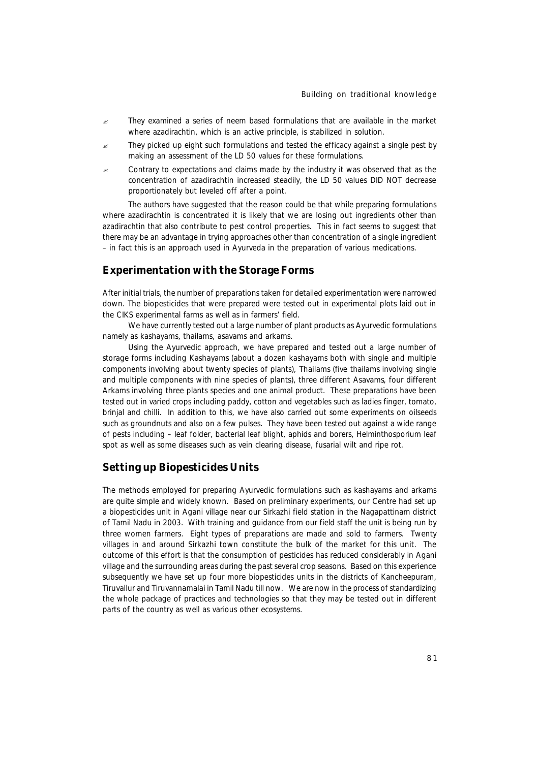- They examined a series of neem based formulations that are available in the market where azadirachtin, which is an active principle, is stabilized in solution.
- They picked up eight such formulations and tested the efficacy against a single pest by making an assessment of the LD 50 values for these formulations.
- Contrary to expectations and claims made by the industry it was observed that as the concentration of azadirachtin increased steadily, the LD 50 values DID NOT decrease proportionately but leveled off after a point.

The authors have suggested that the reason could be that while preparing formulations where azadirachtin is concentrated it is likely that we are losing out ingredients other than azadirachtin that also contribute to pest control properties. This in fact seems to suggest that there may be an advantage in trying approaches other than concentration of a single ingredient – in fact this is an approach used in Ayurveda in the preparation of various medications.

## Experimentation with the Storage Forms

After initial trials, the number of preparations taken for detailed experimentation were narrowed down. The biopesticides that were prepared were tested out in experimental plots laid out in the CIKS experimental farms as well as in farmers' field.

We have currently tested out a large number of plant products as Ayurvedic formulations namely as kashayams, thailams, asavams and arkams.

Using the Ayurvedic approach, we have prepared and tested out a large number of storage forms including Kashayams (about a dozen kashayams both with single and multiple components involving about twenty species of plants), Thailams (five thailams involving single and multiple components with nine species of plants), three different Asavams, four different Arkams involving three plants species and one animal product. These preparations have been tested out in varied crops including paddy, cotton and vegetables such as ladies finger, tomato, brinjal and chilli. In addition to this, we have also carried out some experiments on oilseeds such as groundnuts and also on a few pulses. They have been tested out against a wide range of pests including – leaf folder, bacterial leaf blight, aphids and borers, Helminthosporium leaf spot as well as some diseases such as vein clearing disease, fusarial wilt and ripe rot.

## Setting up Biopesticides Units

The methods employed for preparing Ayurvedic formulations such as kashayams and arkams are quite simple and widely known. Based on preliminary experiments, our Centre had set up a biopesticides unit in Agani village near our Sirkazhi field station in the Nagapattinam district of Tamil Nadu in 2003. With training and guidance from our field staff the unit is being run by three women farmers. Eight types of preparations are made and sold to farmers. Twenty villages in and around Sirkazhi town constitute the bulk of the market for this unit. The outcome of this effort is that the consumption of pesticides has reduced considerably in Agani village and the surrounding areas during the past several crop seasons. Based on this experience subsequently we have set up four more biopesticides units in the districts of Kancheepuram, Tiruvallur and Tiruvannamalai in Tamil Nadu till now. We are now in the process of standardizing the whole package of practices and technologies so that they may be tested out in different parts of the country as well as various other ecosystems.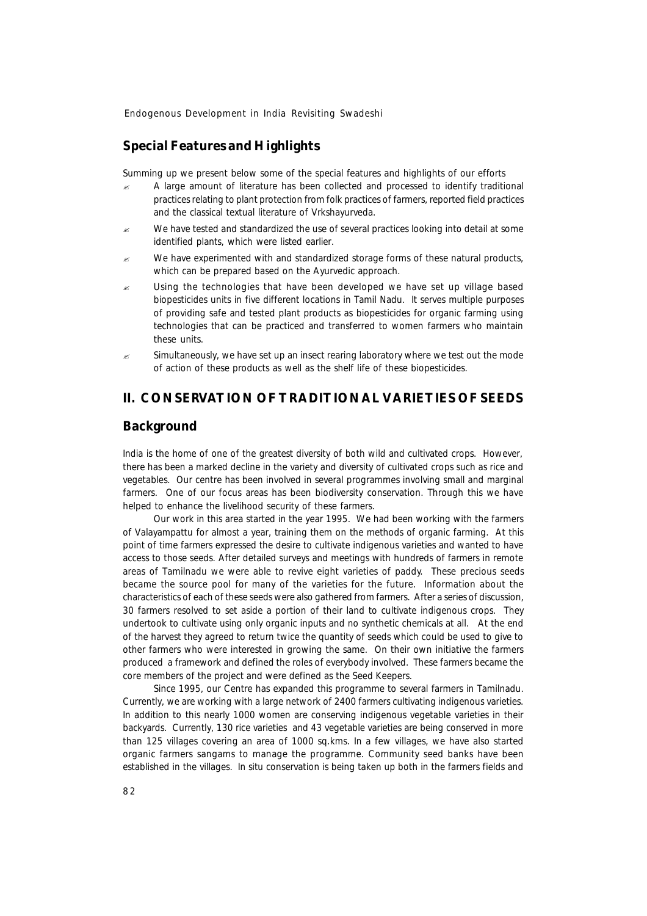## Special Features and Highlights

Summing up we present below some of the special features and highlights of our efforts

- A large amount of literature has been collected and processed to identify traditional practices relating to plant protection from folk practices of farmers, reported field practices and the classical textual literature of Vrkshayurveda.
- We have tested and standardized the use of several practices looking into detail at some identified plants, which were listed earlier.
- We have experimented with and standardized storage forms of these natural products, which can be prepared based on the Ayurvedic approach.
- Using the technologies that have been developed we have set up village based biopesticides units in five different locations in Tamil Nadu. It serves multiple purposes of providing safe and tested plant products as biopesticides for organic farming using technologies that can be practiced and transferred to women farmers who maintain these units.
- Simultaneously, we have set up an insect rearing laboratory where we test out the mode of action of these products as well as the shelf life of these biopesticides.

# II. CONSERVATION OF TRADITIONAL VARIETIES OF SEEDS

## Background

India is the home of one of the greatest diversity of both wild and cultivated crops. However, there has been a marked decline in the variety and diversity of cultivated crops such as rice and vegetables. Our centre has been involved in several programmes involving small and marginal farmers. One of our focus areas has been biodiversity conservation. Through this we have helped to enhance the livelihood security of these farmers.

Our work in this area started in the year 1995. We had been working with the farmers of Valayampattu for almost a year, training them on the methods of organic farming. At this point of time farmers expressed the desire to cultivate indigenous varieties and wanted to have access to those seeds. After detailed surveys and meetings with hundreds of farmers in remote areas of Tamilnadu we were able to revive eight varieties of paddy. These precious seeds became the source pool for many of the varieties for the future. Information about the characteristics of each of these seeds were also gathered from farmers. After a series of discussion, 30 farmers resolved to set aside a portion of their land to cultivate indigenous crops. They undertook to cultivate using only organic inputs and no synthetic chemicals at all. At the end of the harvest they agreed to return twice the quantity of seeds which could be used to give to other farmers who were interested in growing the same. On their own initiative the farmers produced a framework and defined the roles of everybody involved. These farmers became the core members of the project and were defined as the Seed Keepers.

Since 1995, our Centre has expanded this programme to several farmers in Tamilnadu. Currently, we are working with a large network of 2400 farmers cultivating indigenous varieties. In addition to this nearly 1000 women are conserving indigenous vegetable varieties in their backyards. Currently, 130 rice varieties and 43 vegetable varieties are being conserved in more than 125 villages covering an area of 1000 sq.kms. In a few villages, we have also started organic farmers sangams to manage the programme. Community seed banks have been established in the villages. In situ conservation is being taken up both in the farmers fields and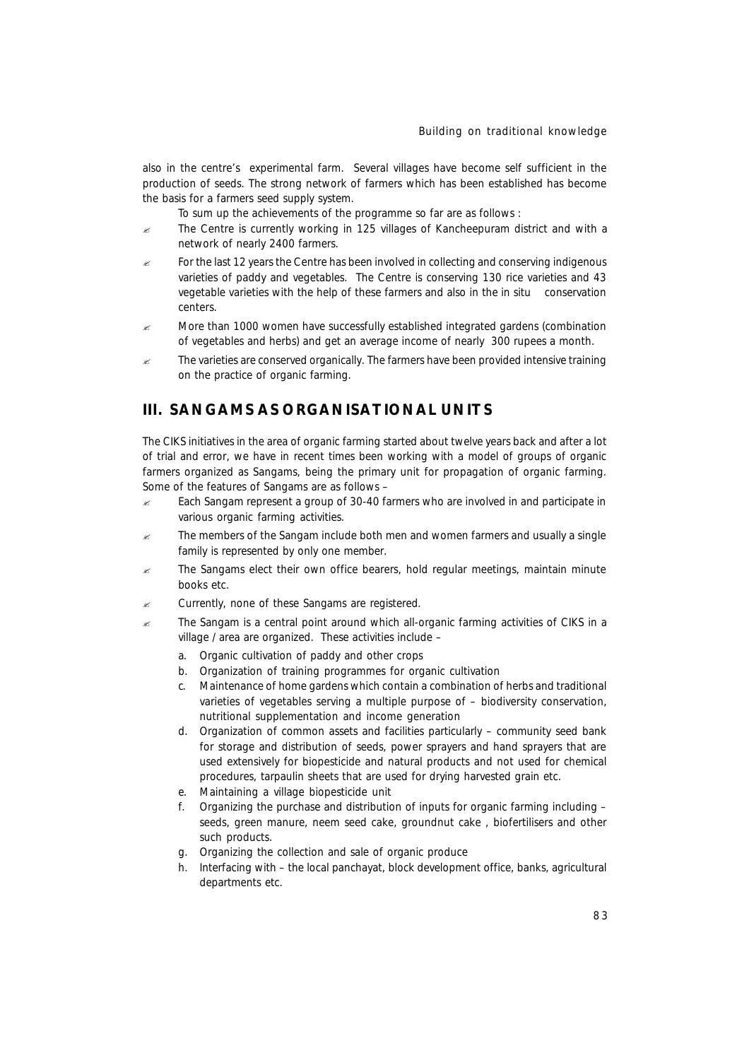also in the centre's experimental farm. Several villages have become self sufficient in the production of seeds. The strong network of farmers which has been established has become the basis for a farmers seed supply system.

To sum up the achievements of the programme so far are as follows :

- The Centre is currently working in 125 villages of Kancheepuram district and with a network of nearly 2400 farmers.
- For the last 12 years the Centre has been involved in collecting and conserving indigenous varieties of paddy and vegetables. The Centre is conserving 130 rice varieties and 43 vegetable varieties with the help of these farmers and also in the in situ conservation centers.
- More than 1000 women have successfully established integrated gardens (combination of vegetables and herbs) and get an average income of nearly 300 rupees a month.
- The varieties are conserved organically. The farmers have been provided intensive training on the practice of organic farming.

## III. SANGAMS AS ORGANISATIONAL UNITS

The CIKS initiatives in the area of organic farming started about twelve years back and after a lot of trial and error, we have in recent times been working with a model of groups of organic farmers organized as Sangams, being the primary unit for propagation of organic farming. Some of the features of Sangams are as follows –

- Each Sangam represent a group of 30-40 farmers who are involved in and participate in various organic farming activities.
- The members of the Sangam include both men and women farmers and usually a single family is represented by only one member.
- The Sangams elect their own office bearers, hold regular meetings, maintain minute books etc.
- Currently, none of these Sangams are registered.
- The Sangam is a central point around which all-organic farming activities of CIKS in a village / area are organized. These activities include –
  a. Organic cultivation of paddy and other crops
  b. Organization of training programmes for organic cultivation
  c. Maintenance of home gardens which contain a combination of herbs and traditional varieties of vegetables serving a multiple purpose of – biodiversity conservation, nutritional supplementation and income generation
  d. Organization of common assets and facilities particularly – community seed bank for storage and distribution of seeds, power sprayers and hand sprayers that are used extensively for biopesticide and natural products and not used for chemical procedures, tarpaulin sheets that are used for drying harvested grain etc.
  e. Maintaining a village biopesticide unit
  f. Organizing the purchase and distribution of inputs for organic farming including – seeds, green manure, neem seed cake, groundnut cake , biofertilisers and other such products.
  g. Organizing the collection and sale of organic produce
  h. Interfacing with – the local panchayat, block development office, banks, agricultural departments etc.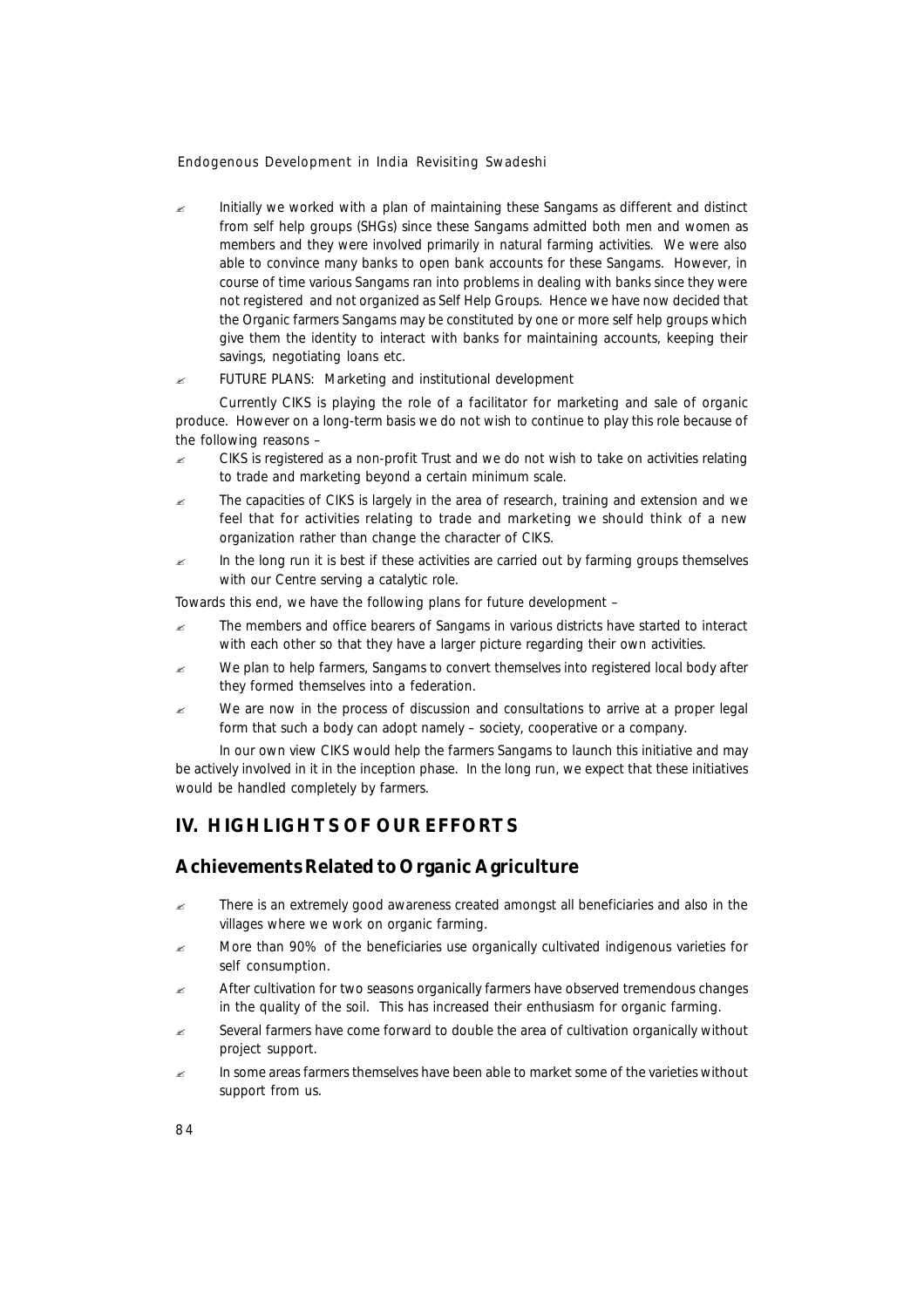- Initially we worked with a plan of maintaining these Sangams as different and distinct from self help groups (SHGs) since these Sangams admitted both men and women as members and they were involved primarily in natural farming activities. We were also able to convince many banks to open bank accounts for these Sangams. However, in course of time various Sangams ran into problems in dealing with banks since they were not registered and not organized as Self Help Groups. Hence we have now decided that the Organic farmers Sangams may be constituted by one or more self help groups which give them the identity to interact with banks for maintaining accounts, keeping their savings, negotiating loans etc.
- FUTURE PLANS: Marketing and institutional development

Currently CIKS is playing the role of a facilitator for marketing and sale of organic produce. However on a long-term basis we do not wish to continue to play this role because of the following reasons –

- CIKS is registered as a non-profit Trust and we do not wish to take on activities relating to trade and marketing beyond a certain minimum scale.
- The capacities of CIKS is largely in the area of research, training and extension and we feel that for activities relating to trade and marketing we should think of a new organization rather than change the character of CIKS.
- In the long run it is best if these activities are carried out by farming groups themselves with our Centre serving a catalytic role.

Towards this end, we have the following plans for future development –

- The members and office bearers of Sangams in various districts have started to interact with each other so that they have a larger picture regarding their own activities.
- We plan to help farmers, Sangams to convert themselves into registered local body after they formed themselves into a federation.
- We are now in the process of discussion and consultations to arrive at a proper legal form that such a body can adopt namely – society, cooperative or a company.

In our own view CIKS would help the farmers Sangams to launch this initiative and may be actively involved in it in the inception phase. In the long run, we expect that these initiatives would be handled completely by farmers.

## IV. HIGHLIGHTS OF OUR EFFORTS

### Achievements Related to Organic Agriculture

- There is an extremely good awareness created amongst all beneficiaries and also in the villages where we work on organic farming.
- More than 90% of the beneficiaries use organically cultivated indigenous varieties for self consumption.
- After cultivation for two seasons organically farmers have observed tremendous changes in the quality of the soil. This has increased their enthusiasm for organic farming.
- Several farmers have come forward to double the area of cultivation organically without project support.
- In some areas farmers themselves have been able to market some of the varieties without support from us.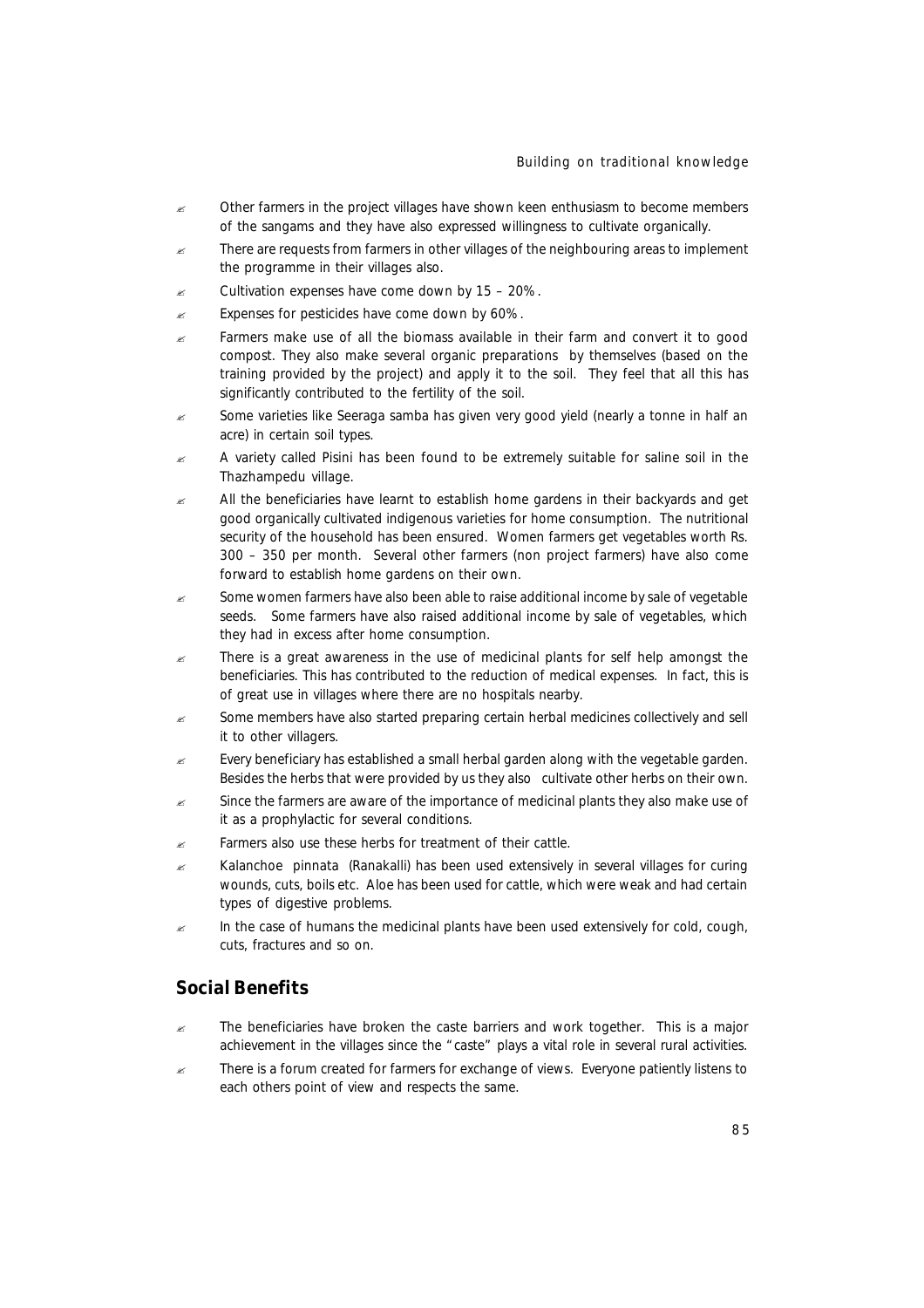- Other farmers in the project villages have shown keen enthusiasm to become members of the sangams and they have also expressed willingness to cultivate organically.
- There are requests from farmers in other villages of the neighbouring areas to implement the programme in their villages also.
- Cultivation expenses have come down by 15 – 20%.
- Expenses for pesticides have come down by 60%.
- Farmers make use of all the biomass available in their farm and convert it to good compost. They also make several organic preparations by themselves (based on the training provided by the project) and apply it to the soil. They feel that all this has significantly contributed to the fertility of the soil.
- Some varieties like Seeraga samba has given very good yield (nearly a tonne in half an acre) in certain soil types.
- A variety called Pisini has been found to be extremely suitable for saline soil in the Thazhampedu village.
- All the beneficiaries have learnt to establish home gardens in their backyards and get good organically cultivated indigenous varieties for home consumption. The nutritional security of the household has been ensured. Women farmers get vegetables worth Rs. 300 – 350 per month. Several other farmers (non project farmers) have also come forward to establish home gardens on their own.
- Some women farmers have also been able to raise additional income by sale of vegetable seeds. Some farmers have also raised additional income by sale of vegetables, which they had in excess after home consumption.
- There is a great awareness in the use of medicinal plants for self help amongst the beneficiaries. This has contributed to the reduction of medical expenses. In fact, this is of great use in villages where there are no hospitals nearby.
- Some members have also started preparing certain herbal medicines collectively and sell it to other villagers.
- Every beneficiary has established a small herbal garden along with the vegetable garden. Besides the herbs that were provided by us they also cultivate other herbs on their own.
- Since the farmers are aware of the importance of medicinal plants they also make use of it as a prophylactic for several conditions.
- Farmers also use these herbs for treatment of their cattle.
- *Kalanchoe pinnata* (Ranakalli) has been used extensively in several villages for curing wounds, cuts, boils etc. Aloe has been used for cattle, which were weak and had certain types of digestive problems.
- In the case of humans the medicinal plants have been used extensively for cold, cough, cuts, fractures and so on.

## Social Benefits

- The beneficiaries have broken the caste barriers and work together. This is a major achievement in the villages since the "caste" plays a vital role in several rural activities.
- There is a forum created for farmers for exchange of views. Everyone patiently listens to each others point of view and respects the same.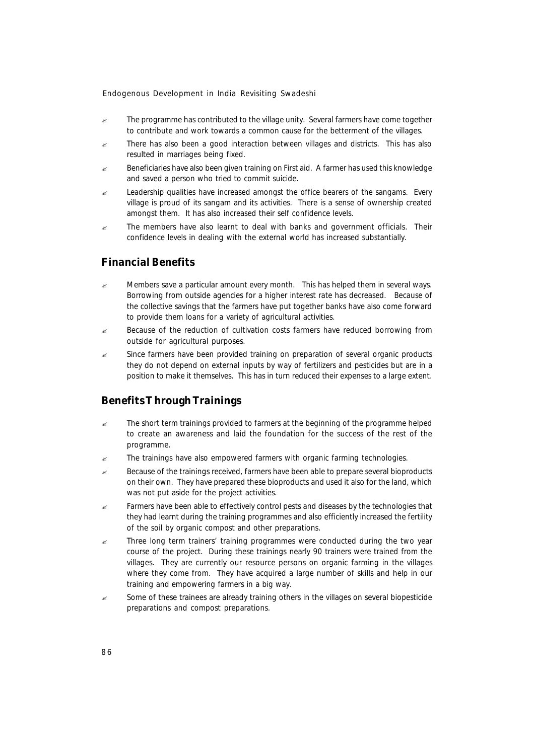- The programme has contributed to the village unity. Several farmers have come together to contribute and work towards a common cause for the betterment of the villages.
- There has also been a good interaction between villages and districts. This has also resulted in marriages being fixed.
- Beneficiaries have also been given training on First aid. A farmer has used this knowledge and saved a person who tried to commit suicide.
- Leadership qualities have increased amongst the office bearers of the sangams. Every village is proud of its sangam and its activities. There is a sense of ownership created amongst them. It has also increased their self confidence levels.
- The members have also learnt to deal with banks and government officials. Their confidence levels in dealing with the external world has increased substantially.

## Financial Benefits

- Members save a particular amount every month. This has helped them in several ways. Borrowing from outside agencies for a higher interest rate has decreased. Because of the collective savings that the farmers have put together banks have also come forward to provide them loans for a variety of agricultural activities.
- Because of the reduction of cultivation costs farmers have reduced borrowing from outside for agricultural purposes.
- Since farmers have been provided training on preparation of several organic products they do not depend on external inputs by way of fertilizers and pesticides but are in a position to make it themselves. This has in turn reduced their expenses to a large extent.

## Benefits Through Trainings

- The short term trainings provided to farmers at the beginning of the programme helped to create an awareness and laid the foundation for the success of the rest of the programme.
- The trainings have also empowered farmers with organic farming technologies.
- Because of the trainings received, farmers have been able to prepare several bioproducts on their own. They have prepared these bioproducts and used it also for the land, which was not put aside for the project activities.
- Farmers have been able to effectively control pests and diseases by the technologies that they had learnt during the training programmes and also efficiently increased the fertility of the soil by organic compost and other preparations.
- Three long term trainers' training programmes were conducted during the two year course of the project. During these trainings nearly 90 trainers were trained from the villages. They are currently our resource persons on organic farming in the villages where they come from. They have acquired a large number of skills and help in our training and empowering farmers in a big way.
- Some of these trainees are already training others in the villages on several biopesticide preparations and compost preparations.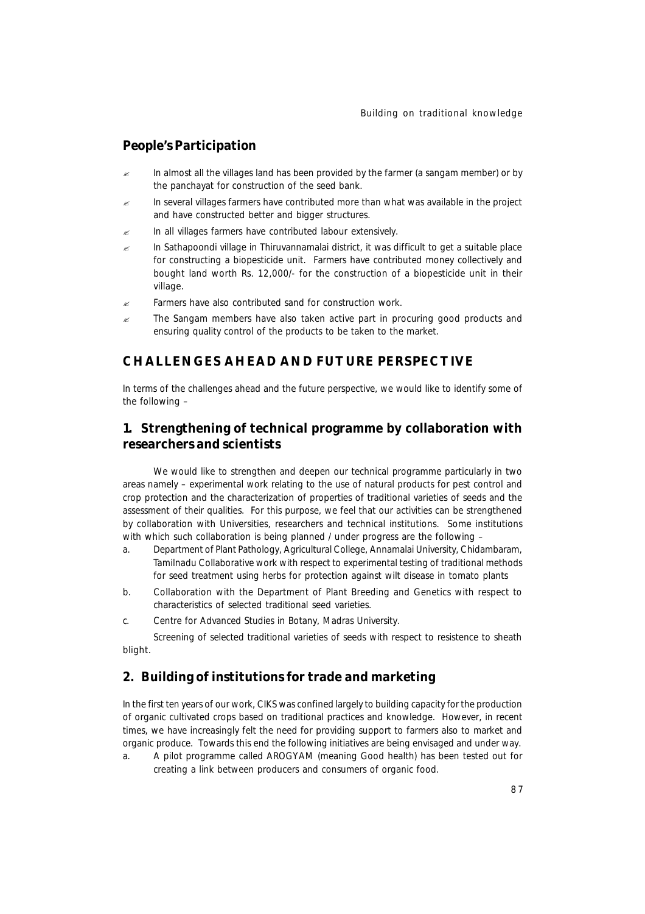## People's Participation

- In almost all the villages land has been provided by the farmer (a sangam member) or by the panchayat for construction of the seed bank.
- In several villages farmers have contributed more than what was available in the project and have constructed better and bigger structures.
- In all villages farmers have contributed labour extensively.
- In Sathapoondi village in Thiruvannamalai district, it was difficult to get a suitable place for constructing a biopesticide unit. Farmers have contributed money collectively and bought land worth Rs. 12,000/- for the construction of a biopesticide unit in their village.
- Farmers have also contributed sand for construction work.
- The Sangam members have also taken active part in procuring good products and ensuring quality control of the products to be taken to the market.

# CHALLENGES AHEAD AND FUTURE PERSPECTIVE

In terms of the challenges ahead and the future perspective, we would like to identify some of the following –

## 1. Strengthening of technical programme by collaboration with researchers and scientists

We would like to strengthen and deepen our technical programme particularly in two areas namely – experimental work relating to the use of natural products for pest control and crop protection and the characterization of properties of traditional varieties of seeds and the assessment of their qualities. For this purpose, we feel that our activities can be strengthened by collaboration with Universities, researchers and technical institutions. Some institutions with which such collaboration is being planned / under progress are the following –

a. Department of Plant Pathology, Agricultural College, Annamalai University, Chidambaram, Tamilnadu Collaborative work with respect to experimental testing of traditional methods for seed treatment using herbs for protection against wilt disease in tomato plants

b. Collaboration with the Department of Plant Breeding and Genetics with respect to characteristics of selected traditional seed varieties.

c. Centre for Advanced Studies in Botany, Madras University.

Screening of selected traditional varieties of seeds with respect to resistence to sheath blight.

## 2. Building of institutions for trade and marketing

In the first ten years of our work, CIKS was confined largely to building capacity for the production of organic cultivated crops based on traditional practices and knowledge. However, in recent times, we have increasingly felt the need for providing support to farmers also to market and organic produce. Towards this end the following initiatives are being envisaged and under way.

a. A pilot programme called AROGYAM (meaning Good health) has been tested out for creating a link between producers and consumers of organic food.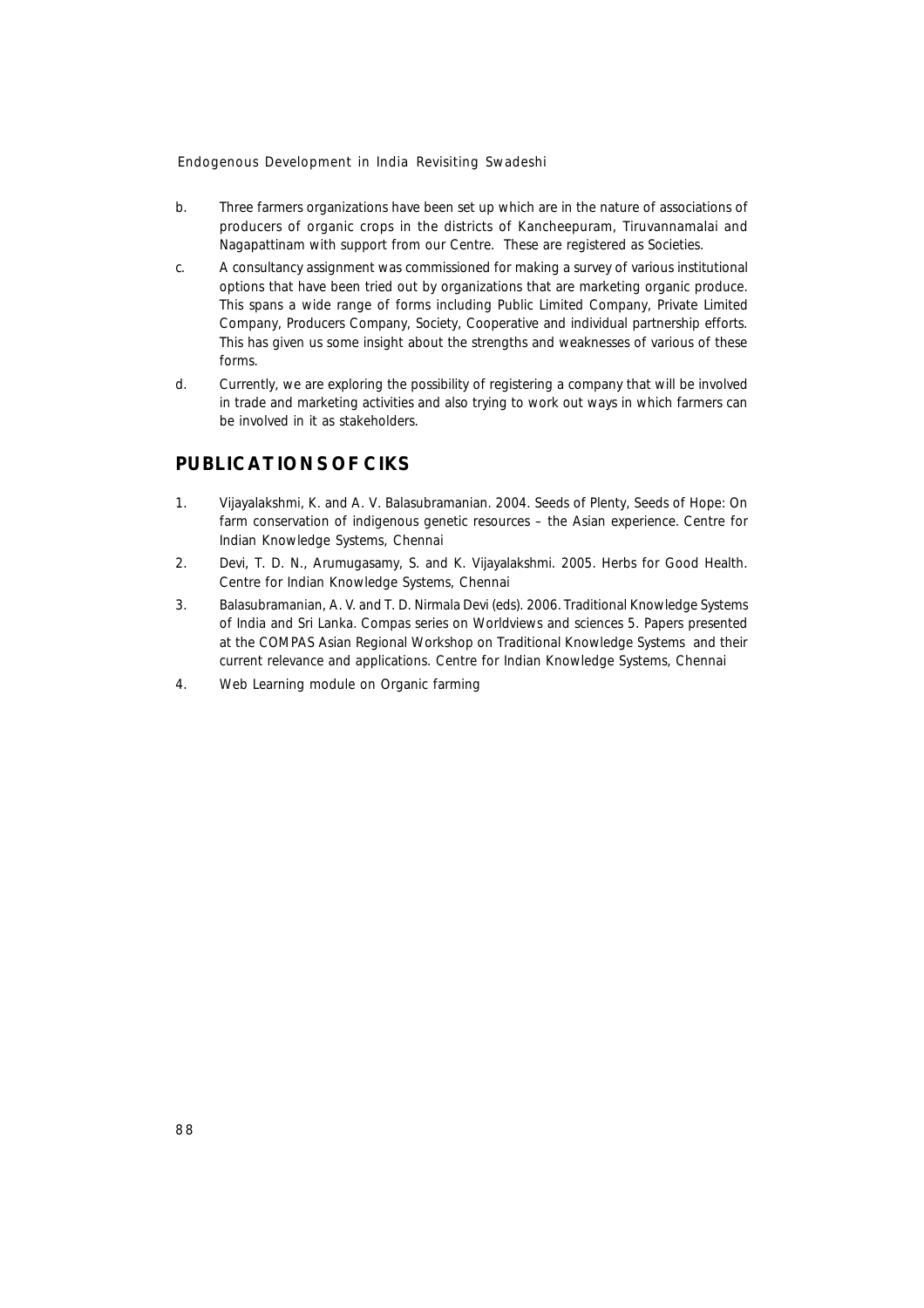b. Three farmers organizations have been set up which are in the nature of associations of producers of organic crops in the districts of Kancheepuram, Tiruvannamalai and Nagapattinam with support from our Centre. These are registered as Societies.

c. A consultancy assignment was commissioned for making a survey of various institutional options that have been tried out by organizations that are marketing organic produce. This spans a wide range of forms including Public Limited Company, Private Limited Company, Producers Company, Society, Cooperative and individual partnership efforts. This has given us some insight about the strengths and weaknesses of various of these forms.

d. Currently, we are exploring the possibility of registering a company that will be involved in trade and marketing activities and also trying to work out ways in which farmers can be involved in it as stakeholders.

## PUBLICATIONS OF CIKS

1. Vijayalakshmi, K. and A. V. Balasubramanian. 2004. Seeds of Plenty, Seeds of Hope: On farm conservation of indigenous genetic resources – the Asian experience. Centre for Indian Knowledge Systems, Chennai

2. Devi, T. D. N., Arumugasamy, S. and K. Vijayalakshmi. 2005. Herbs for Good Health. Centre for Indian Knowledge Systems, Chennai

3. Balasubramanian, A. V. and T. D. Nirmala Devi (eds). 2006. Traditional Knowledge Systems of India and Sri Lanka. Compas series on Worldviews and sciences 5. Papers presented at the COMPAS Asian Regional Workshop on Traditional Knowledge Systems and their current relevance and applications. Centre for Indian Knowledge Systems, Chennai

4. Web Learning module on Organic farming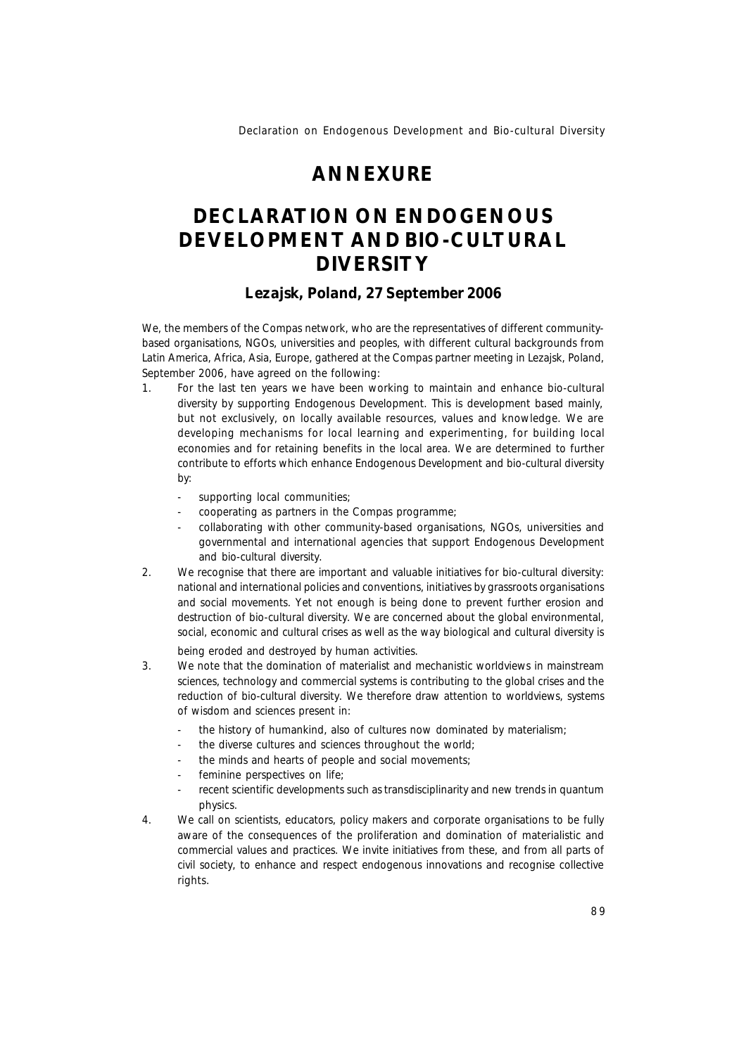# ANNEXURE

# DECLARATION ON ENDOGENOUS DEVELOPMENT AND BIO-CULTURAL DIVERSITY

### Lezajsk, Poland, 27 September 2006

We, the members of the Compas network, who are the representatives of different community-based organisations, NGOs, universities and peoples, with different cultural backgrounds from Latin America, Africa, Asia, Europe, gathered at the Compas partner meeting in Lezajsk, Poland, September 2006, have agreed on the following:

1. For the last ten years we have been working to maintain and enhance bio-cultural diversity by supporting Endogenous Development. This is development based mainly, but not exclusively, on locally available resources, values and knowledge. We are developing mechanisms for local learning and experimenting, for building local economies and for retaining benefits in the local area. We are determined to further contribute to efforts which enhance Endogenous Development and bio-cultural diversity by:
   - supporting local communities;
   - cooperating as partners in the Compas programme;
   - collaborating with other community-based organisations, NGOs, universities and governmental and international agencies that support Endogenous Development and bio-cultural diversity.
2. We recognise that there are important and valuable initiatives for bio-cultural diversity: national and international policies and conventions, initiatives by grassroots organisations and social movements. Yet not enough is being done to prevent further erosion and destruction of bio-cultural diversity. We are concerned about the global environmental, social, economic and cultural crises as well as the way biological and cultural diversity is being eroded and destroyed by human activities.
3. We note that the domination of materialist and mechanistic worldviews in mainstream sciences, technology and commercial systems is contributing to the global crises and the reduction of bio-cultural diversity. We therefore draw attention to worldviews, systems of wisdom and sciences present in:
   - the history of humankind, also of cultures now dominated by materialism;
   - the diverse cultures and sciences throughout the world;
   - the minds and hearts of people and social movements;
   - feminine perspectives on life;
   - recent scientific developments such as transdisciplinarity and new trends in quantum physics.
4. We call on scientists, educators, policy makers and corporate organisations to be fully aware of the consequences of the proliferation and domination of materialistic and commercial values and practices. We invite initiatives from these, and from all parts of civil society, to enhance and respect endogenous innovations and recognise collective rights.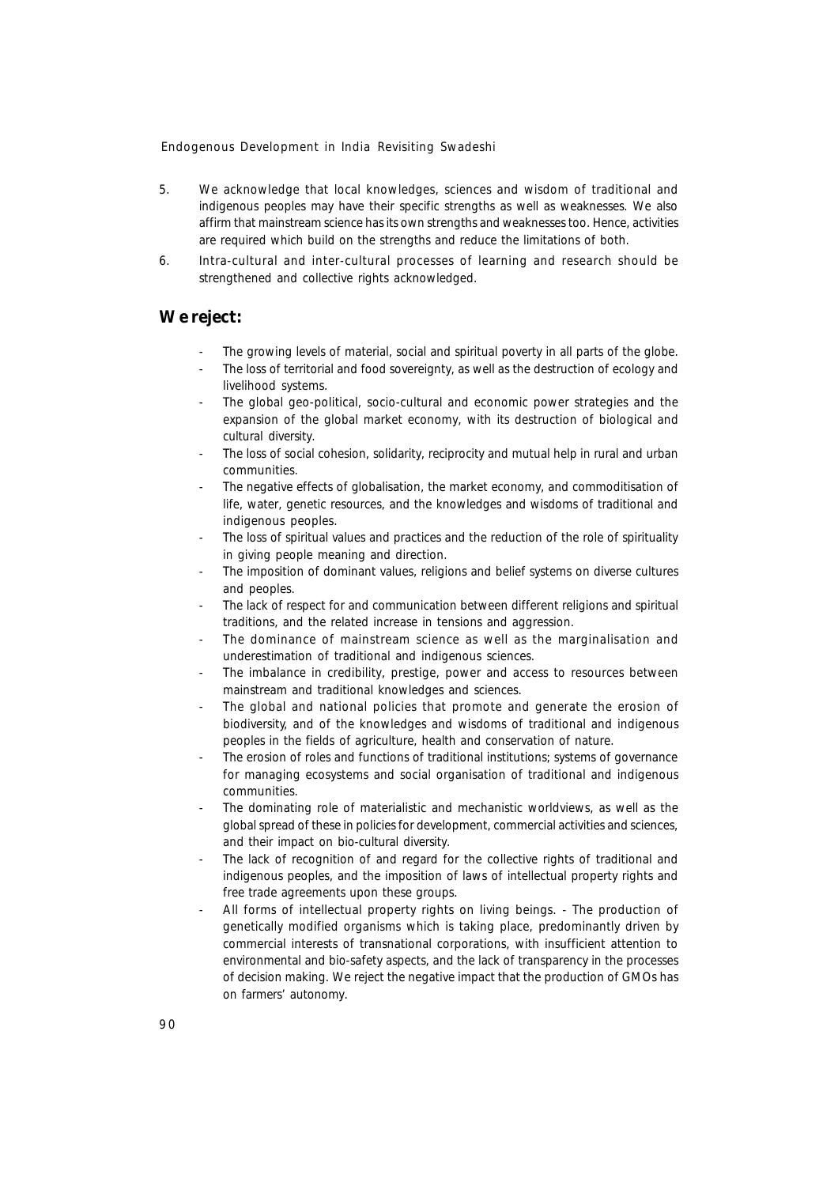5. We acknowledge that local knowledges, sciences and wisdom of traditional and indigenous peoples may have their specific strengths as well as weaknesses. We also affirm that mainstream science has its own strengths and weaknesses too. Hence, activities are required which build on the strengths and reduce the limitations of both.
6. Intra-cultural and inter-cultural processes of learning and research should be strengthened and collective rights acknowledged.

## We reject:

- The growing levels of material, social and spiritual poverty in all parts of the globe.
- The loss of territorial and food sovereignty, as well as the destruction of ecology and livelihood systems.
- The global geo-political, socio-cultural and economic power strategies and the expansion of the global market economy, with its destruction of biological and cultural diversity.
- The loss of social cohesion, solidarity, reciprocity and mutual help in rural and urban communities.
- The negative effects of globalisation, the market economy, and commoditisation of life, water, genetic resources, and the knowledges and wisdoms of traditional and indigenous peoples.
- The loss of spiritual values and practices and the reduction of the role of spirituality in giving people meaning and direction.
- The imposition of dominant values, religions and belief systems on diverse cultures and peoples.
- The lack of respect for and communication between different religions and spiritual traditions, and the related increase in tensions and aggression.
- The dominance of mainstream science as well as the marginalisation and underestimation of traditional and indigenous sciences.
- The imbalance in credibility, prestige, power and access to resources between mainstream and traditional knowledges and sciences.
- The global and national policies that promote and generate the erosion of biodiversity, and of the knowledges and wisdoms of traditional and indigenous peoples in the fields of agriculture, health and conservation of nature.
- The erosion of roles and functions of traditional institutions; systems of governance for managing ecosystems and social organisation of traditional and indigenous communities.
- The dominating role of materialistic and mechanistic worldviews, as well as the global spread of these in policies for development, commercial activities and sciences, and their impact on bio-cultural diversity.
- The lack of recognition of and regard for the collective rights of traditional and indigenous peoples, and the imposition of laws of intellectual property rights and free trade agreements upon these groups.
- All forms of intellectual property rights on living beings. - The production of genetically modified organisms which is taking place, predominantly driven by commercial interests of transnational corporations, with insufficient attention to environmental and bio-safety aspects, and the lack of transparency in the processes of decision making. We reject the negative impact that the production of GMOs has on farmers' autonomy.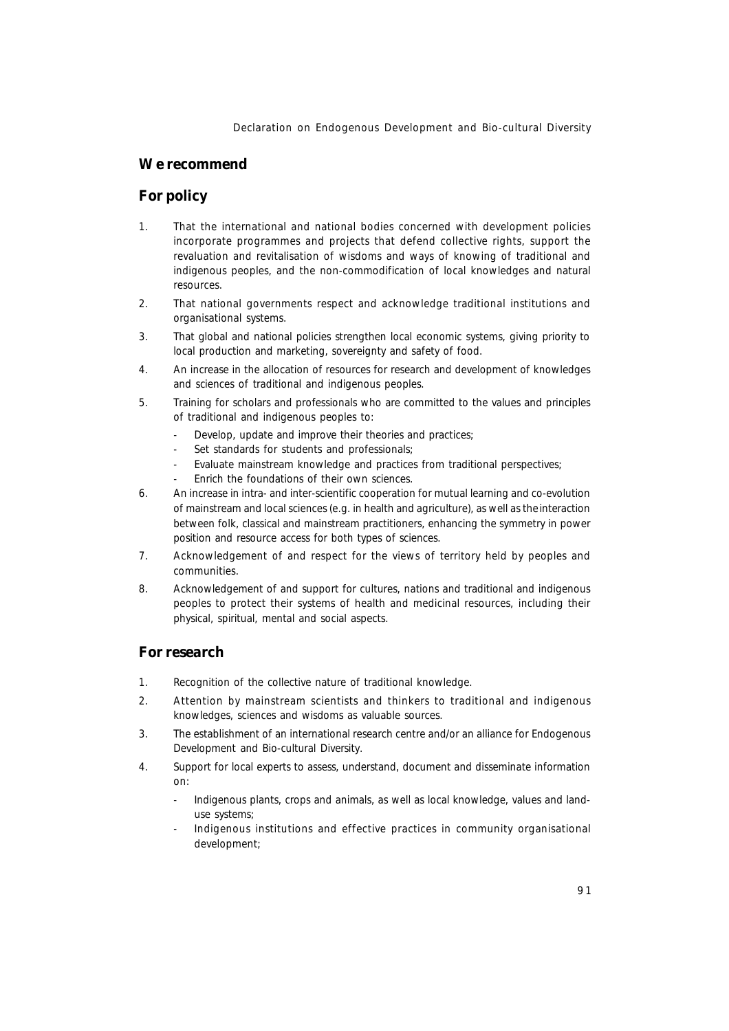## We recommend

### For policy

1. That the international and national bodies concerned with development policies incorporate programmes and projects that defend collective rights, support the revaluation and revitalisation of wisdoms and ways of knowing of traditional and indigenous peoples, and the non-commodification of local knowledges and natural resources.
2. That national governments respect and acknowledge traditional institutions and organisational systems.
3. That global and national policies strengthen local economic systems, giving priority to local production and marketing, sovereignty and safety of food.
4. An increase in the allocation of resources for research and development of knowledges and sciences of traditional and indigenous peoples.
5. Training for scholars and professionals who are committed to the values and principles of traditional and indigenous peoples to:
   - Develop, update and improve their theories and practices;
   - Set standards for students and professionals;
   - Evaluate mainstream knowledge and practices from traditional perspectives;
   - Enrich the foundations of their own sciences.
6. An increase in intra- and inter-scientific cooperation for mutual learning and co-evolution of mainstream and local sciences (e.g. in health and agriculture), as well as the interaction between folk, classical and mainstream practitioners, enhancing the symmetry in power position and resource access for both types of sciences.
7. Acknowledgement of and respect for the views of territory held by peoples and communities.
8. Acknowledgement of and support for cultures, nations and traditional and indigenous peoples to protect their systems of health and medicinal resources, including their physical, spiritual, mental and social aspects.

### For research

1. Recognition of the collective nature of traditional knowledge.
2. Attention by mainstream scientists and thinkers to traditional and indigenous knowledges, sciences and wisdoms as valuable sources.
3. The establishment of an international research centre and/or an alliance for Endogenous Development and Bio-cultural Diversity.
4. Support for local experts to assess, understand, document and disseminate information on:
   - Indigenous plants, crops and animals, as well as local knowledge, values and land-use systems;
   - Indigenous institutions and effective practices in community organisational development;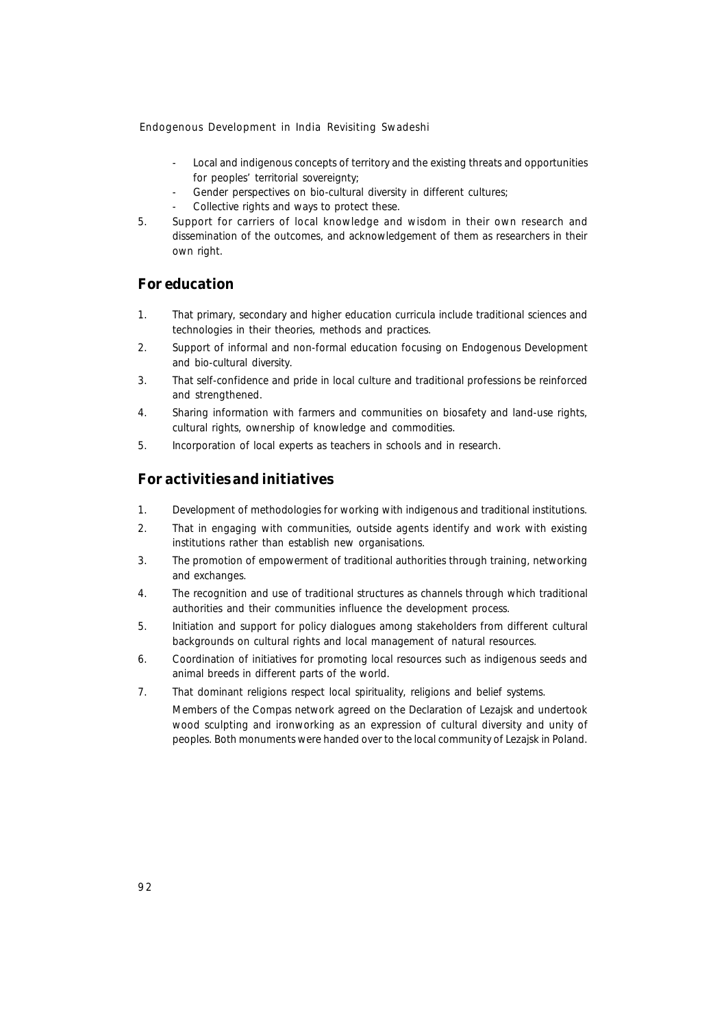- Local and indigenous concepts of territory and the existing threats and opportunities for peoples' territorial sovereignty;
- Gender perspectives on bio-cultural diversity in different cultures;
- Collective rights and ways to protect these.

5. Support for carriers of local knowledge and wisdom in their own research and dissemination of the outcomes, and acknowledgement of them as researchers in their own right.

## For education

1. That primary, secondary and higher education curricula include traditional sciences and technologies in their theories, methods and practices.
2. Support of informal and non-formal education focusing on Endogenous Development and bio-cultural diversity.
3. That self-confidence and pride in local culture and traditional professions be reinforced and strengthened.
4. Sharing information with farmers and communities on biosafety and land-use rights, cultural rights, ownership of knowledge and commodities.
5. Incorporation of local experts as teachers in schools and in research.

## For activities and initiatives

1. Development of methodologies for working with indigenous and traditional institutions.
2. That in engaging with communities, outside agents identify and work with existing institutions rather than establish new organisations.
3. The promotion of empowerment of traditional authorities through training, networking and exchanges.
4. The recognition and use of traditional structures as channels through which traditional authorities and their communities influence the development process.
5. Initiation and support for policy dialogues among stakeholders from different cultural backgrounds on cultural rights and local management of natural resources.
6. Coordination of initiatives for promoting local resources such as indigenous seeds and animal breeds in different parts of the world.
7. That dominant religions respect local spirituality, religions and belief systems.

Members of the Compas network agreed on the Declaration of Lezajsk and undertook wood sculpting and ironworking as an expression of cultural diversity and unity of peoples. Both monuments were handed over to the local community of Lezajsk in Poland.